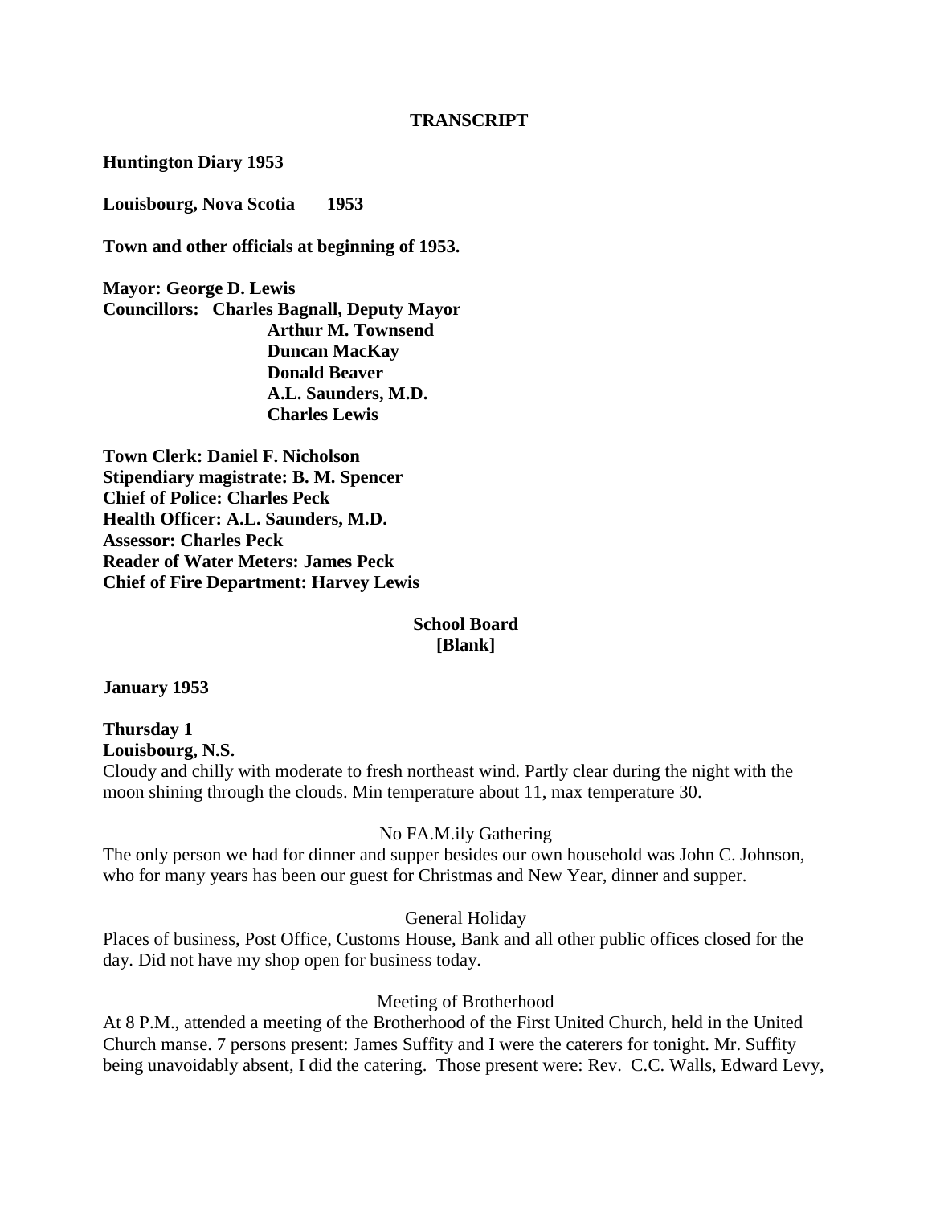**TRANSCRIPT**

**Huntington Diary 1953**

**Louisbourg, Nova Scotia 1953**

**Town and other officials at beginning of 1953.**

**Mayor: George D. Lewis**
**Councillors: Charles Bagnall, Deputy Mayor**
**Arthur M. Townsend**
**Duncan MacKay**
**Donald Beaver**
**A.L. Saunders, M.D.**
**Charles Lewis**

**Town Clerk: Daniel F. Nicholson**
**Stipendiary magistrate: B. M. Spencer**
**Chief of Police: Charles Peck**
**Health Officer: A.L. Saunders, M.D.**
**Assessor: Charles Peck**
**Reader of Water Meters: James Peck**
**Chief of Fire Department: Harvey Lewis**

**School Board**
**[Blank]**

**January 1953**

**Thursday 1**
**Louisbourg, N.S.**
Cloudy and chilly with moderate to fresh northeast wind. Partly clear during the night with the moon shining through the clouds. Min temperature about 11, max temperature 30.

No FA.M.ily Gathering

The only person we had for dinner and supper besides our own household was John C. Johnson, who for many years has been our guest for Christmas and New Year, dinner and supper.

General Holiday

Places of business, Post Office, Customs House, Bank and all other public offices closed for the day. Did not have my shop open for business today.

Meeting of Brotherhood

At 8 P.M., attended a meeting of the Brotherhood of the First United Church, held in the United Church manse. 7 persons present: James Suffity and I were the caterers for tonight. Mr. Suffity being unavoidably absent, I did the catering. Those present were: Rev. C.C. Walls, Edward Levy,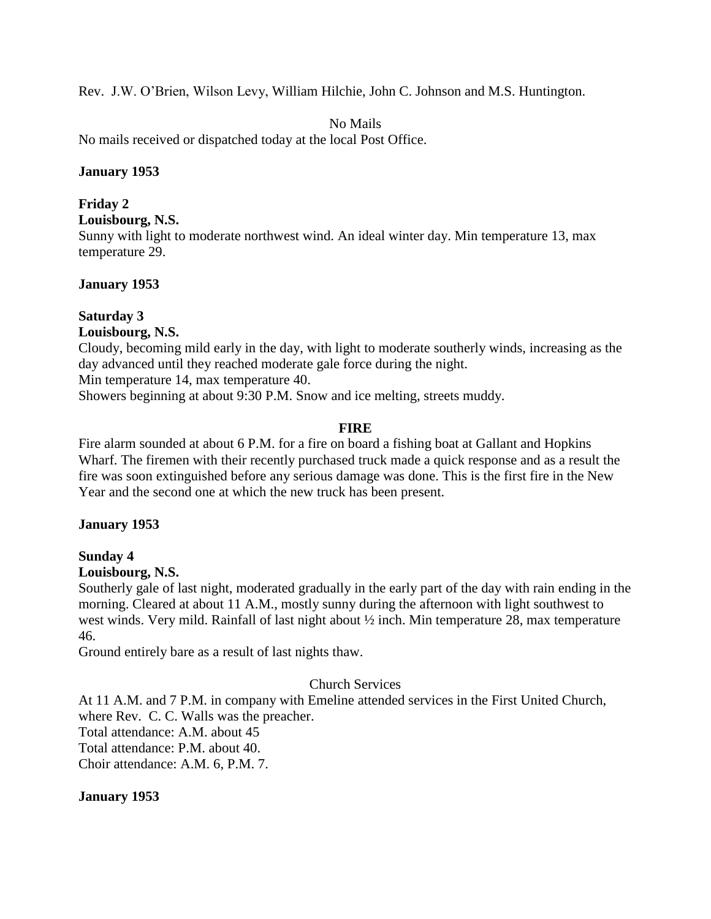Rev. J.W. O'Brien, Wilson Levy, William Hilchie, John C. Johnson and M.S. Huntington.

No Mails

No mails received or dispatched today at the local Post Office.

**January 1953**

**Friday 2**

**Louisbourg, N.S.**

Sunny with light to moderate northwest wind. An ideal winter day. Min temperature 13, max temperature 29.

**January 1953**

**Saturday 3**

**Louisbourg, N.S.**

Cloudy, becoming mild early in the day, with light to moderate southerly winds, increasing as the day advanced until they reached moderate gale force during the night.

Min temperature 14, max temperature 40.

Showers beginning at about 9:30 P.M. Snow and ice melting, streets muddy.

**FIRE**

Fire alarm sounded at about 6 P.M. for a fire on board a fishing boat at Gallant and Hopkins Wharf. The firemen with their recently purchased truck made a quick response and as a result the fire was soon extinguished before any serious damage was done. This is the first fire in the New Year and the second one at which the new truck has been present.

**January 1953**

**Sunday 4**

**Louisbourg, N.S.**

Southerly gale of last night, moderated gradually in the early part of the day with rain ending in the morning. Cleared at about 11 A.M., mostly sunny during the afternoon with light southwest to west winds. Very mild. Rainfall of last night about ½ inch. Min temperature 28, max temperature 46.

Ground entirely bare as a result of last nights thaw.

Church Services

At 11 A.M. and 7 P.M. in company with Emeline attended services in the First United Church, where Rev. C. C. Walls was the preacher.

Total attendance: A.M. about 45

Total attendance: P.M. about 40.

Choir attendance: A.M. 6, P.M. 7.

**January 1953**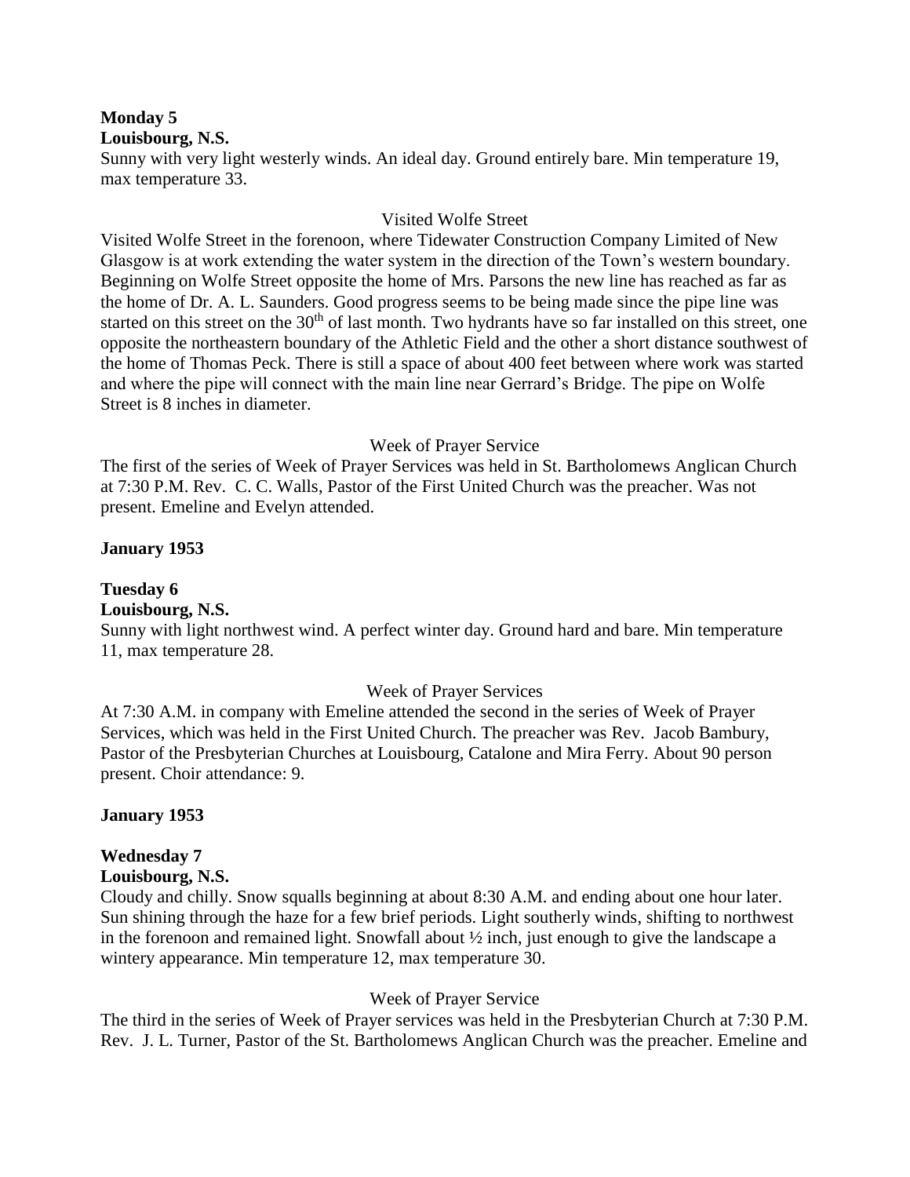**Monday 5**
**Louisbourg, N.S.**
Sunny with very light westerly winds. An ideal day. Ground entirely bare. Min temperature 19, max temperature 33.

Visited Wolfe Street

Visited Wolfe Street in the forenoon, where Tidewater Construction Company Limited of New Glasgow is at work extending the water system in the direction of the Town's western boundary. Beginning on Wolfe Street opposite the home of Mrs. Parsons the new line has reached as far as the home of Dr. A. L. Saunders. Good progress seems to be being made since the pipe line was started on this street on the 30th of last month. Two hydrants have so far installed on this street, one opposite the northeastern boundary of the Athletic Field and the other a short distance southwest of the home of Thomas Peck. There is still a space of about 400 feet between where work was started and where the pipe will connect with the main line near Gerrard's Bridge. The pipe on Wolfe Street is 8 inches in diameter.

Week of Prayer Service

The first of the series of Week of Prayer Services was held in St. Bartholomews Anglican Church at 7:30 P.M. Rev. C. C. Walls, Pastor of the First United Church was the preacher. Was not present. Emeline and Evelyn attended.

**January 1953**

**Tuesday 6**
**Louisbourg, N.S.**
Sunny with light northwest wind. A perfect winter day. Ground hard and bare. Min temperature 11, max temperature 28.

Week of Prayer Services

At 7:30 A.M. in company with Emeline attended the second in the series of Week of Prayer Services, which was held in the First United Church. The preacher was Rev. Jacob Bambury, Pastor of the Presbyterian Churches at Louisbourg, Catalone and Mira Ferry. About 90 person present. Choir attendance: 9.

**January 1953**

**Wednesday 7**
**Louisbourg, N.S.**
Cloudy and chilly. Snow squalls beginning at about 8:30 A.M. and ending about one hour later. Sun shining through the haze for a few brief periods. Light southerly winds, shifting to northwest in the forenoon and remained light. Snowfall about ½ inch, just enough to give the landscape a wintery appearance. Min temperature 12, max temperature 30.

Week of Prayer Service

The third in the series of Week of Prayer services was held in the Presbyterian Church at 7:30 P.M. Rev. J. L. Turner, Pastor of the St. Bartholomews Anglican Church was the preacher. Emeline and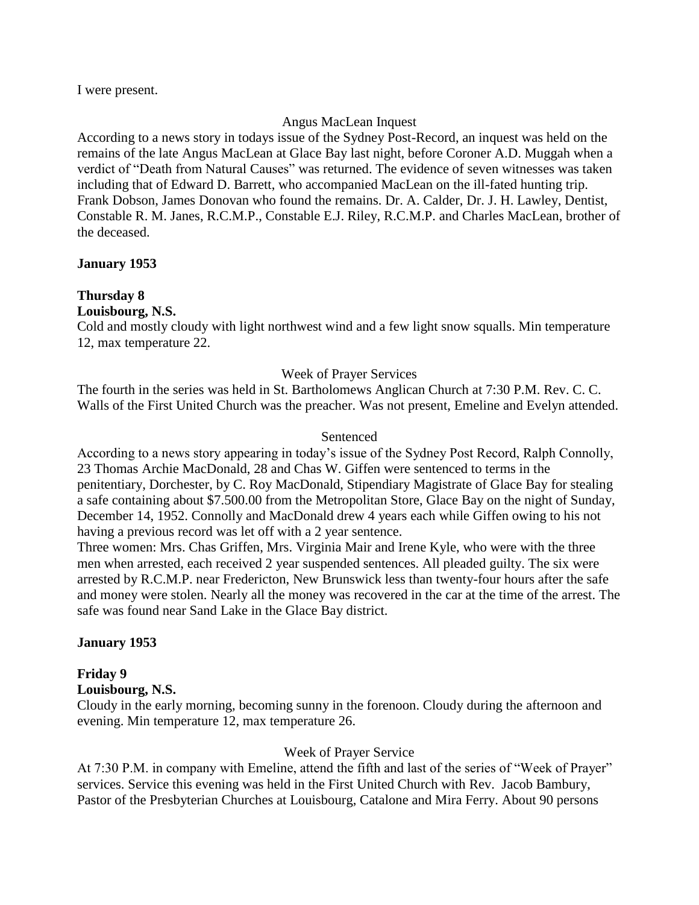I were present.

Angus MacLean Inquest

According to a news story in todays issue of the Sydney Post-Record, an inquest was held on the remains of the late Angus MacLean at Glace Bay last night, before Coroner A.D. Muggah when a verdict of "Death from Natural Causes" was returned. The evidence of seven witnesses was taken including that of Edward D. Barrett, who accompanied MacLean on the ill-fated hunting trip. Frank Dobson, James Donovan who found the remains. Dr. A. Calder, Dr. J. H. Lawley, Dentist, Constable R. M. Janes, R.C.M.P., Constable E.J. Riley, R.C.M.P. and Charles MacLean, brother of the deceased.

**January 1953**

**Thursday 8**
**Louisbourg, N.S.**

Cold and mostly cloudy with light northwest wind and a few light snow squalls. Min temperature 12, max temperature 22.

Week of Prayer Services

The fourth in the series was held in St. Bartholomews Anglican Church at 7:30 P.M. Rev. C. C. Walls of the First United Church was the preacher. Was not present, Emeline and Evelyn attended.

Sentenced

According to a news story appearing in today's issue of the Sydney Post Record, Ralph Connolly, 23 Thomas Archie MacDonald, 28 and Chas W. Giffen were sentenced to terms in the penitentiary, Dorchester, by C. Roy MacDonald, Stipendiary Magistrate of Glace Bay for stealing a safe containing about $7.500.00 from the Metropolitan Store, Glace Bay on the night of Sunday, December 14, 1952. Connolly and MacDonald drew 4 years each while Giffen owing to his not having a previous record was let off with a 2 year sentence.

Three women: Mrs. Chas Griffen, Mrs. Virginia Mair and Irene Kyle, who were with the three men when arrested, each received 2 year suspended sentences. All pleaded guilty. The six were arrested by R.C.M.P. near Fredericton, New Brunswick less than twenty-four hours after the safe and money were stolen. Nearly all the money was recovered in the car at the time of the arrest. The safe was found near Sand Lake in the Glace Bay district.

**January 1953**

**Friday 9**
**Louisbourg, N.S.**

Cloudy in the early morning, becoming sunny in the forenoon. Cloudy during the afternoon and evening. Min temperature 12, max temperature 26.

Week of Prayer Service

At 7:30 P.M. in company with Emeline, attend the fifth and last of the series of "Week of Prayer" services. Service this evening was held in the First United Church with Rev. Jacob Bambury, Pastor of the Presbyterian Churches at Louisbourg, Catalone and Mira Ferry. About 90 persons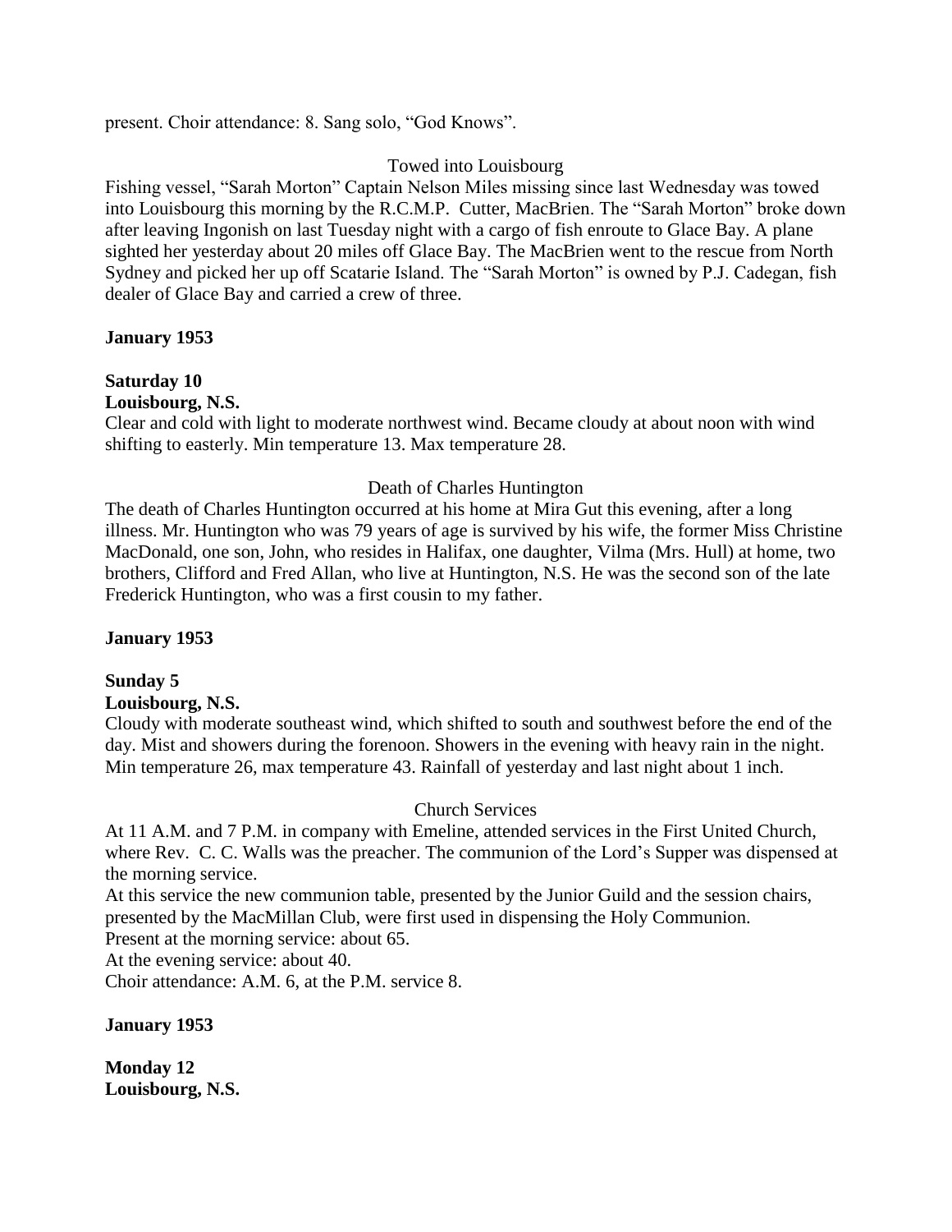present. Choir attendance: 8. Sang solo, "God Knows".

Towed into Louisbourg

Fishing vessel, "Sarah Morton" Captain Nelson Miles missing since last Wednesday was towed into Louisbourg this morning by the R.C.M.P. Cutter, MacBrien. The "Sarah Morton" broke down after leaving Ingonish on last Tuesday night with a cargo of fish enroute to Glace Bay. A plane sighted her yesterday about 20 miles off Glace Bay. The MacBrien went to the rescue from North Sydney and picked her up off Scatarie Island. The "Sarah Morton" is owned by P.J. Cadegan, fish dealer of Glace Bay and carried a crew of three.

**January 1953**

**Saturday 10**
**Louisbourg, N.S.**

Clear and cold with light to moderate northwest wind. Became cloudy at about noon with wind shifting to easterly. Min temperature 13. Max temperature 28.

Death of Charles Huntington

The death of Charles Huntington occurred at his home at Mira Gut this evening, after a long illness. Mr. Huntington who was 79 years of age is survived by his wife, the former Miss Christine MacDonald, one son, John, who resides in Halifax, one daughter, Vilma (Mrs. Hull) at home, two brothers, Clifford and Fred Allan, who live at Huntington, N.S. He was the second son of the late Frederick Huntington, who was a first cousin to my father.

**January 1953**

**Sunday 5**
**Louisbourg, N.S.**

Cloudy with moderate southeast wind, which shifted to south and southwest before the end of the day. Mist and showers during the forenoon. Showers in the evening with heavy rain in the night. Min temperature 26, max temperature 43. Rainfall of yesterday and last night about 1 inch.

Church Services

At 11 A.M. and 7 P.M. in company with Emeline, attended services in the First United Church, where Rev. C. C. Walls was the preacher. The communion of the Lord's Supper was dispensed at the morning service.

At this service the new communion table, presented by the Junior Guild and the session chairs, presented by the MacMillan Club, were first used in dispensing the Holy Communion.

Present at the morning service: about 65.

At the evening service: about 40.

Choir attendance: A.M. 6, at the P.M. service 8.

**January 1953**

**Monday 12**
**Louisbourg, N.S.**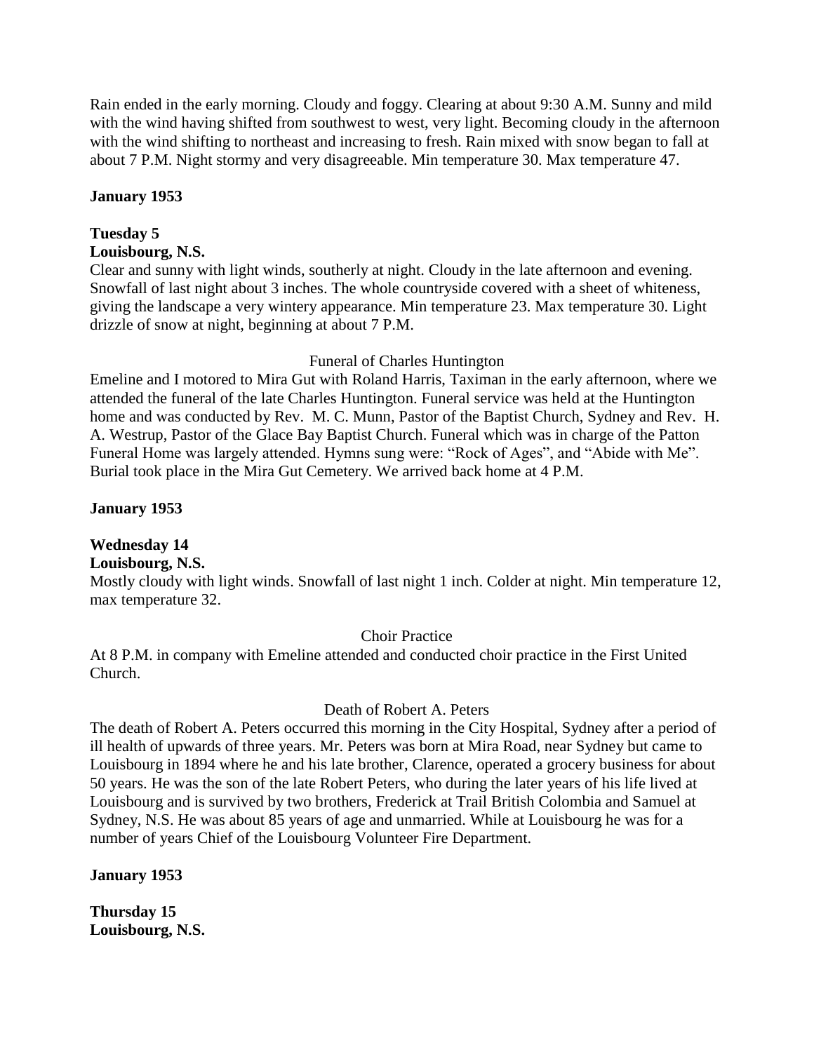Rain ended in the early morning. Cloudy and foggy. Clearing at about 9:30 A.M. Sunny and mild with the wind having shifted from southwest to west, very light. Becoming cloudy in the afternoon with the wind shifting to northeast and increasing to fresh. Rain mixed with snow began to fall at about 7 P.M. Night stormy and very disagreeable. Min temperature 30. Max temperature 47.

**January 1953**

**Tuesday 5**
**Louisbourg, N.S.**

Clear and sunny with light winds, southerly at night. Cloudy in the late afternoon and evening. Snowfall of last night about 3 inches. The whole countryside covered with a sheet of whiteness, giving the landscape a very wintery appearance. Min temperature 23. Max temperature 30. Light drizzle of snow at night, beginning at about 7 P.M.

Funeral of Charles Huntington

Emeline and I motored to Mira Gut with Roland Harris, Taximan in the early afternoon, where we attended the funeral of the late Charles Huntington. Funeral service was held at the Huntington home and was conducted by Rev. M. C. Munn, Pastor of the Baptist Church, Sydney and Rev. H. A. Westrup, Pastor of the Glace Bay Baptist Church. Funeral which was in charge of the Patton Funeral Home was largely attended. Hymns sung were: "Rock of Ages", and "Abide with Me". Burial took place in the Mira Gut Cemetery. We arrived back home at 4 P.M.

**January 1953**

**Wednesday 14**
**Louisbourg, N.S.**

Mostly cloudy with light winds. Snowfall of last night 1 inch. Colder at night. Min temperature 12, max temperature 32.

Choir Practice

At 8 P.M. in company with Emeline attended and conducted choir practice in the First United Church.

Death of Robert A. Peters

The death of Robert A. Peters occurred this morning in the City Hospital, Sydney after a period of ill health of upwards of three years. Mr. Peters was born at Mira Road, near Sydney but came to Louisbourg in 1894 where he and his late brother, Clarence, operated a grocery business for about 50 years. He was the son of the late Robert Peters, who during the later years of his life lived at Louisbourg and is survived by two brothers, Frederick at Trail British Colombia and Samuel at Sydney, N.S. He was about 85 years of age and unmarried. While at Louisbourg he was for a number of years Chief of the Louisbourg Volunteer Fire Department.

**January 1953**

**Thursday 15**
**Louisbourg, N.S.**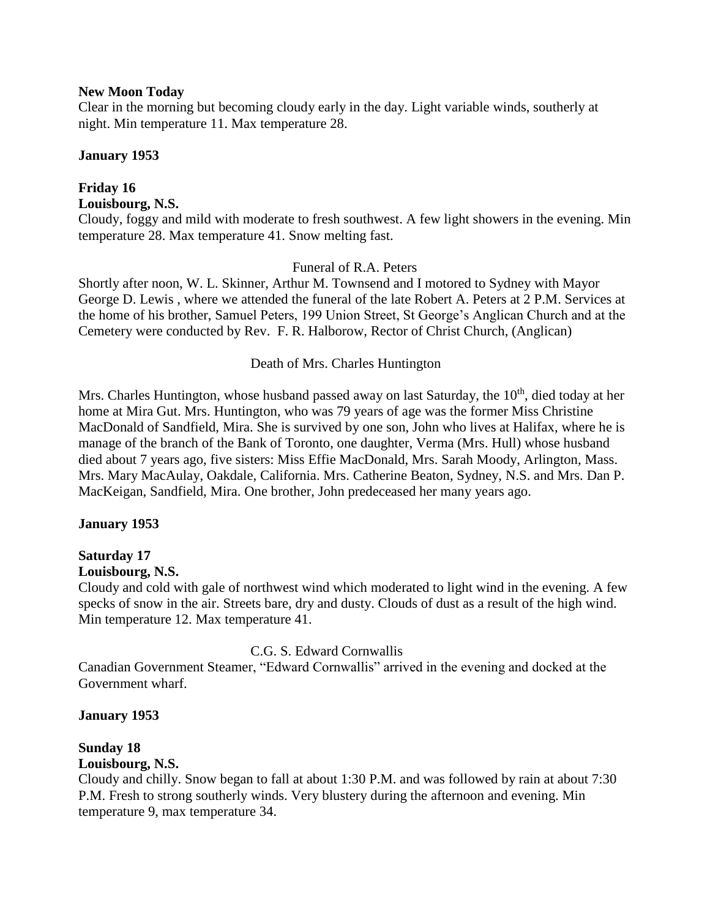**New Moon Today**

Clear in the morning but becoming cloudy early in the day. Light variable winds, southerly at night. Min temperature 11. Max temperature 28.

**January 1953**

**Friday 16**

**Louisbourg, N.S.**

Cloudy, foggy and mild with moderate to fresh southwest. A few light showers in the evening. Min temperature 28. Max temperature 41. Snow melting fast.

Funeral of R.A. Peters

Shortly after noon, W. L. Skinner, Arthur M. Townsend and I motored to Sydney with Mayor George D. Lewis , where we attended the funeral of the late Robert A. Peters at 2 P.M. Services at the home of his brother, Samuel Peters, 199 Union Street, St George's Anglican Church and at the Cemetery were conducted by Rev. F. R. Halborow, Rector of Christ Church, (Anglican)

Death of Mrs. Charles Huntington

Mrs. Charles Huntington, whose husband passed away on last Saturday, the 10th, died today at her home at Mira Gut. Mrs. Huntington, who was 79 years of age was the former Miss Christine MacDonald of Sandfield, Mira. She is survived by one son, John who lives at Halifax, where he is manage of the branch of the Bank of Toronto, one daughter, Verma (Mrs. Hull) whose husband died about 7 years ago, five sisters: Miss Effie MacDonald, Mrs. Sarah Moody, Arlington, Mass. Mrs. Mary MacAulay, Oakdale, California. Mrs. Catherine Beaton, Sydney, N.S. and Mrs. Dan P. MacKeigan, Sandfield, Mira. One brother, John predeceased her many years ago.

**January 1953**

**Saturday 17**

**Louisbourg, N.S.**

Cloudy and cold with gale of northwest wind which moderated to light wind in the evening. A few specks of snow in the air. Streets bare, dry and dusty. Clouds of dust as a result of the high wind. Min temperature 12. Max temperature 41.

C.G. S. Edward Cornwallis

Canadian Government Steamer, "Edward Cornwallis" arrived in the evening and docked at the Government wharf.

**January 1953**

**Sunday 18**

**Louisbourg, N.S.**

Cloudy and chilly. Snow began to fall at about 1:30 P.M. and was followed by rain at about 7:30 P.M. Fresh to strong southerly winds. Very blustery during the afternoon and evening. Min temperature 9, max temperature 34.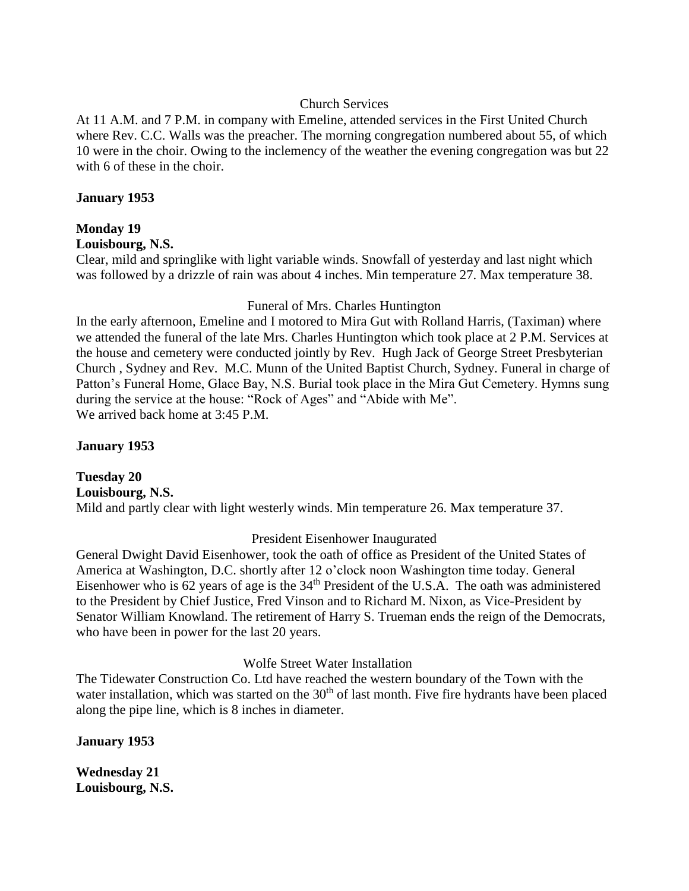Church Services

At 11 A.M. and 7 P.M. in company with Emeline, attended services in the First United Church where Rev. C.C. Walls was the preacher. The morning congregation numbered about 55, of which 10 were in the choir. Owing to the inclemency of the weather the evening congregation was but 22 with 6 of these in the choir.

**January 1953**

**Monday 19**
**Louisbourg, N.S.**

Clear, mild and springlike with light variable winds. Snowfall of yesterday and last night which was followed by a drizzle of rain was about 4 inches. Min temperature 27. Max temperature 38.

Funeral of Mrs. Charles Huntington

In the early afternoon, Emeline and I motored to Mira Gut with Rolland Harris, (Taximan) where we attended the funeral of the late Mrs. Charles Huntington which took place at 2 P.M. Services at the house and cemetery were conducted jointly by Rev. Hugh Jack of George Street Presbyterian Church , Sydney and Rev. M.C. Munn of the United Baptist Church, Sydney. Funeral in charge of Patton's Funeral Home, Glace Bay, N.S. Burial took place in the Mira Gut Cemetery. Hymns sung during the service at the house: "Rock of Ages" and "Abide with Me".
We arrived back home at 3:45 P.M.

**January 1953**

**Tuesday 20**
**Louisbourg, N.S.**

Mild and partly clear with light westerly winds. Min temperature 26. Max temperature 37.

President Eisenhower Inaugurated

General Dwight David Eisenhower, took the oath of office as President of the United States of America at Washington, D.C. shortly after 12 o'clock noon Washington time today. General Eisenhower who is 62 years of age is the 34th President of the U.S.A. The oath was administered to the President by Chief Justice, Fred Vinson and to Richard M. Nixon, as Vice-President by Senator William Knowland. The retirement of Harry S. Trueman ends the reign of the Democrats, who have been in power for the last 20 years.

Wolfe Street Water Installation

The Tidewater Construction Co. Ltd have reached the western boundary of the Town with the water installation, which was started on the 30th of last month. Five fire hydrants have been placed along the pipe line, which is 8 inches in diameter.

**January 1953**

**Wednesday 21**
**Louisbourg, N.S.**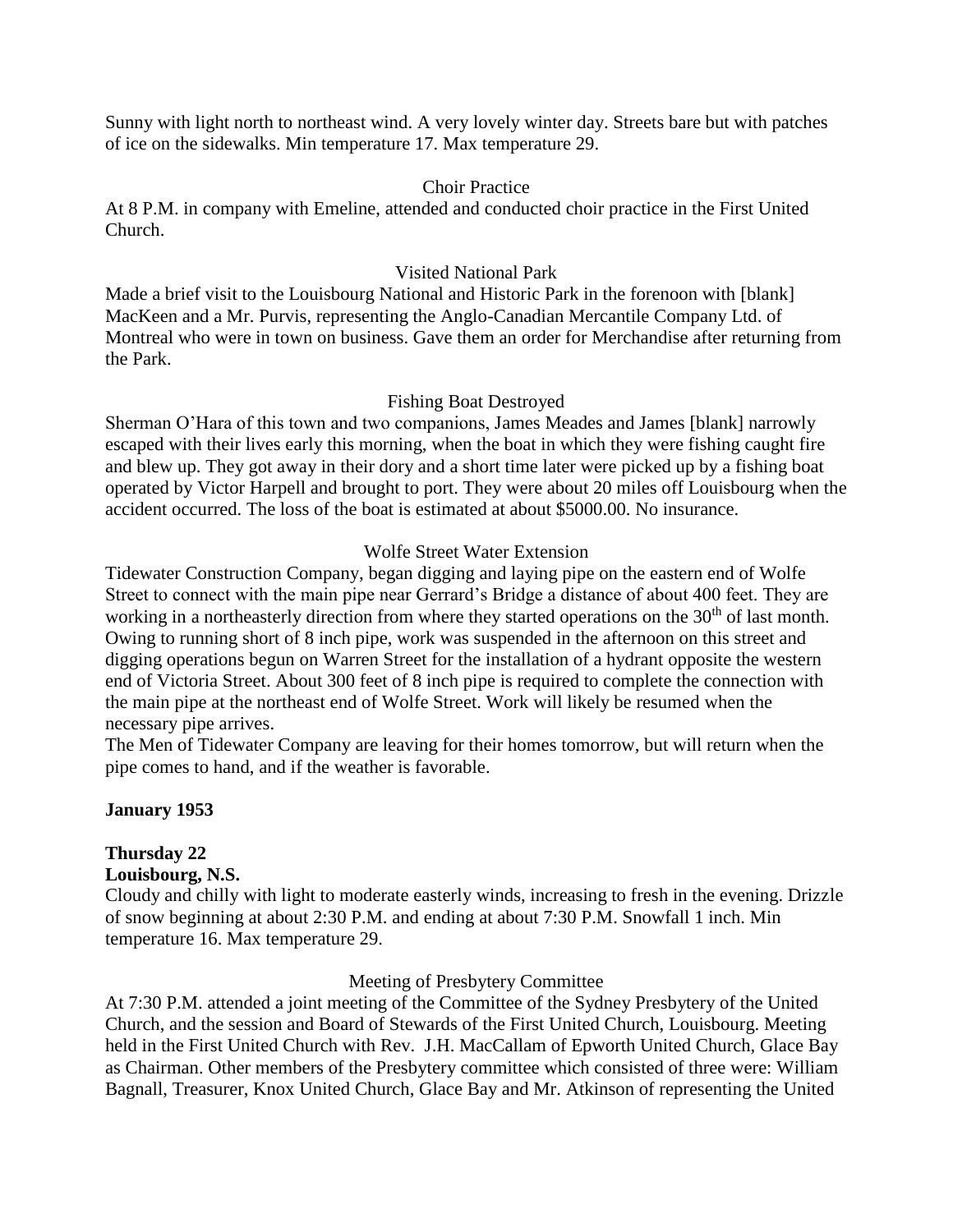Sunny with light north to northeast wind. A very lovely winter day. Streets bare but with patches of ice on the sidewalks. Min temperature 17. Max temperature 29.

Choir Practice

At 8 P.M. in company with Emeline, attended and conducted choir practice in the First United Church.

Visited National Park

Made a brief visit to the Louisbourg National and Historic Park in the forenoon with [blank] MacKeen and a Mr. Purvis, representing the Anglo-Canadian Mercantile Company Ltd. of Montreal who were in town on business. Gave them an order for Merchandise after returning from the Park.

Fishing Boat Destroyed

Sherman O'Hara of this town and two companions, James Meades and James [blank] narrowly escaped with their lives early this morning, when the boat in which they were fishing caught fire and blew up. They got away in their dory and a short time later were picked up by a fishing boat operated by Victor Harpell and brought to port. They were about 20 miles off Louisbourg when the accident occurred. The loss of the boat is estimated at about $5000.00. No insurance.

Wolfe Street Water Extension

Tidewater Construction Company, began digging and laying pipe on the eastern end of Wolfe Street to connect with the main pipe near Gerrard's Bridge a distance of about 400 feet. They are working in a northeasterly direction from where they started operations on the 30th of last month. Owing to running short of 8 inch pipe, work was suspended in the afternoon on this street and digging operations begun on Warren Street for the installation of a hydrant opposite the western end of Victoria Street. About 300 feet of 8 inch pipe is required to complete the connection with the main pipe at the northeast end of Wolfe Street. Work will likely be resumed when the necessary pipe arrives.

The Men of Tidewater Company are leaving for their homes tomorrow, but will return when the pipe comes to hand, and if the weather is favorable.

**January 1953**

**Thursday 22**

**Louisbourg, N.S.**

Cloudy and chilly with light to moderate easterly winds, increasing to fresh in the evening. Drizzle of snow beginning at about 2:30 P.M. and ending at about 7:30 P.M. Snowfall 1 inch. Min temperature 16. Max temperature 29.

Meeting of Presbytery Committee

At 7:30 P.M. attended a joint meeting of the Committee of the Sydney Presbytery of the United Church, and the session and Board of Stewards of the First United Church, Louisbourg. Meeting held in the First United Church with Rev. J.H. MacCallam of Epworth United Church, Glace Bay as Chairman. Other members of the Presbytery committee which consisted of three were: William Bagnall, Treasurer, Knox United Church, Glace Bay and Mr. Atkinson of representing the United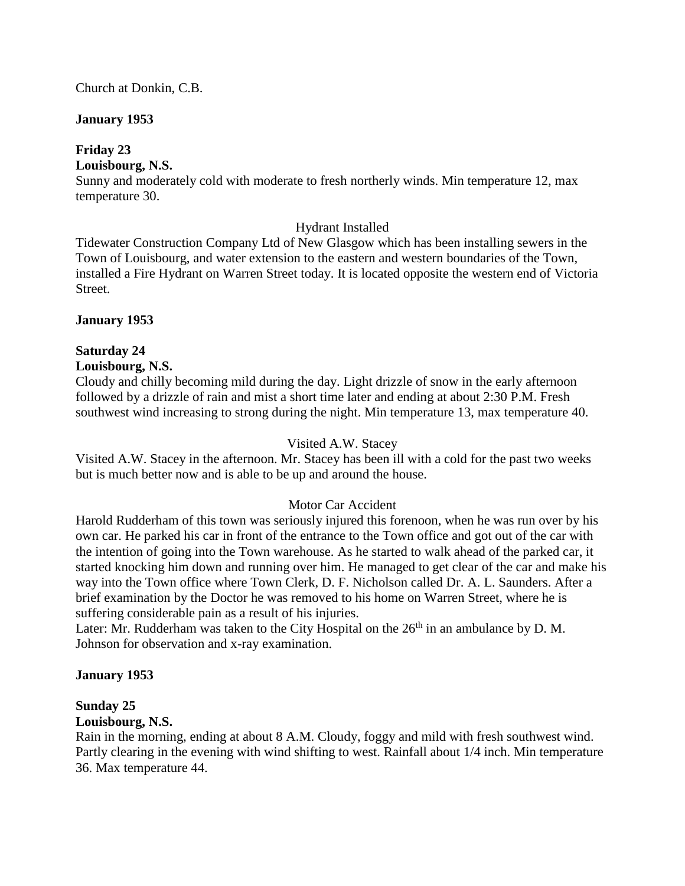Church at Donkin, C.B.

**January 1953**

**Friday 23**
**Louisbourg, N.S.**
Sunny and moderately cold with moderate to fresh northerly winds. Min temperature 12, max temperature 30.

Hydrant Installed

Tidewater Construction Company Ltd of New Glasgow which has been installing sewers in the Town of Louisbourg, and water extension to the eastern and western boundaries of the Town, installed a Fire Hydrant on Warren Street today. It is located opposite the western end of Victoria Street.

**January 1953**

**Saturday 24**
**Louisbourg, N.S.**
Cloudy and chilly becoming mild during the day. Light drizzle of snow in the early afternoon followed by a drizzle of rain and mist a short time later and ending at about 2:30 P.M. Fresh southwest wind increasing to strong during the night. Min temperature 13, max temperature 40.

Visited A.W. Stacey

Visited A.W. Stacey in the afternoon. Mr. Stacey has been ill with a cold for the past two weeks but is much better now and is able to be up and around the house.

Motor Car Accident

Harold Rudderham of this town was seriously injured this forenoon, when he was run over by his own car. He parked his car in front of the entrance to the Town office and got out of the car with the intention of going into the Town warehouse. As he started to walk ahead of the parked car, it started knocking him down and running over him. He managed to get clear of the car and make his way into the Town office where Town Clerk, D. F. Nicholson called Dr. A. L. Saunders. After a brief examination by the Doctor he was removed to his home on Warren Street, where he is suffering considerable pain as a result of his injuries.
Later: Mr. Rudderham was taken to the City Hospital on the 26th in an ambulance by D. M. Johnson for observation and x-ray examination.

**January 1953**

**Sunday 25**
**Louisbourg, N.S.**
Rain in the morning, ending at about 8 A.M. Cloudy, foggy and mild with fresh southwest wind. Partly clearing in the evening with wind shifting to west. Rainfall about 1/4 inch. Min temperature 36. Max temperature 44.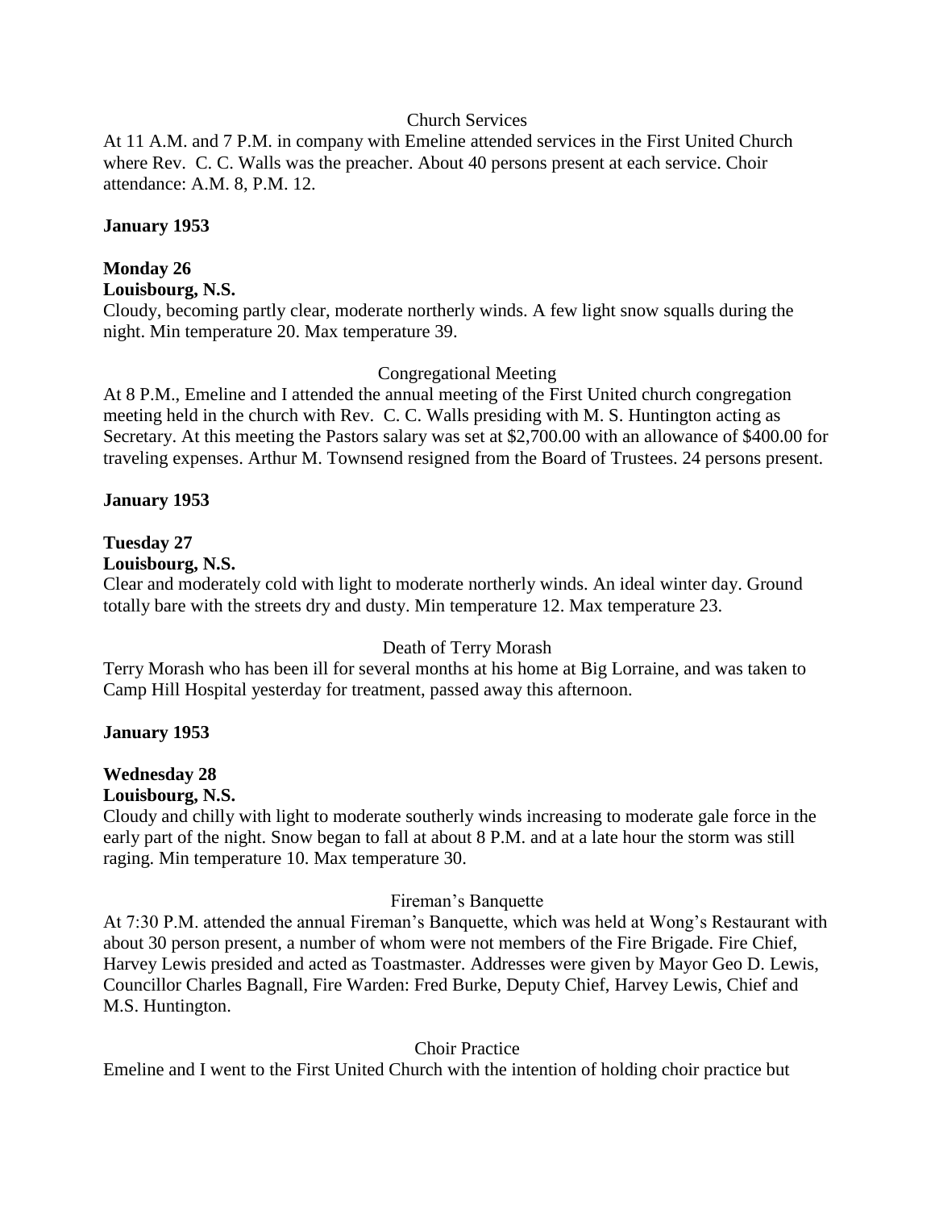Church Services

At 11 A.M. and 7 P.M. in company with Emeline attended services in the First United Church where Rev. C. C. Walls was the preacher. About 40 persons present at each service. Choir attendance: A.M. 8, P.M. 12.

**January 1953**

**Monday 26**
**Louisbourg, N.S.**

Cloudy, becoming partly clear, moderate northerly winds. A few light snow squalls during the night. Min temperature 20. Max temperature 39.

Congregational Meeting

At 8 P.M., Emeline and I attended the annual meeting of the First United church congregation meeting held in the church with Rev. C. C. Walls presiding with M. S. Huntington acting as Secretary. At this meeting the Pastors salary was set at $2,700.00 with an allowance of $400.00 for traveling expenses. Arthur M. Townsend resigned from the Board of Trustees. 24 persons present.

**January 1953**

**Tuesday 27**
**Louisbourg, N.S.**

Clear and moderately cold with light to moderate northerly winds. An ideal winter day. Ground totally bare with the streets dry and dusty. Min temperature 12. Max temperature 23.

Death of Terry Morash

Terry Morash who has been ill for several months at his home at Big Lorraine, and was taken to Camp Hill Hospital yesterday for treatment, passed away this afternoon.

**January 1953**

**Wednesday 28**
**Louisbourg, N.S.**

Cloudy and chilly with light to moderate southerly winds increasing to moderate gale force in the early part of the night. Snow began to fall at about 8 P.M. and at a late hour the storm was still raging. Min temperature 10. Max temperature 30.

Fireman's Banquette

At 7:30 P.M. attended the annual Fireman's Banquette, which was held at Wong's Restaurant with about 30 person present, a number of whom were not members of the Fire Brigade. Fire Chief, Harvey Lewis presided and acted as Toastmaster. Addresses were given by Mayor Geo D. Lewis, Councillor Charles Bagnall, Fire Warden: Fred Burke, Deputy Chief, Harvey Lewis, Chief and M.S. Huntington.

Choir Practice

Emeline and I went to the First United Church with the intention of holding choir practice but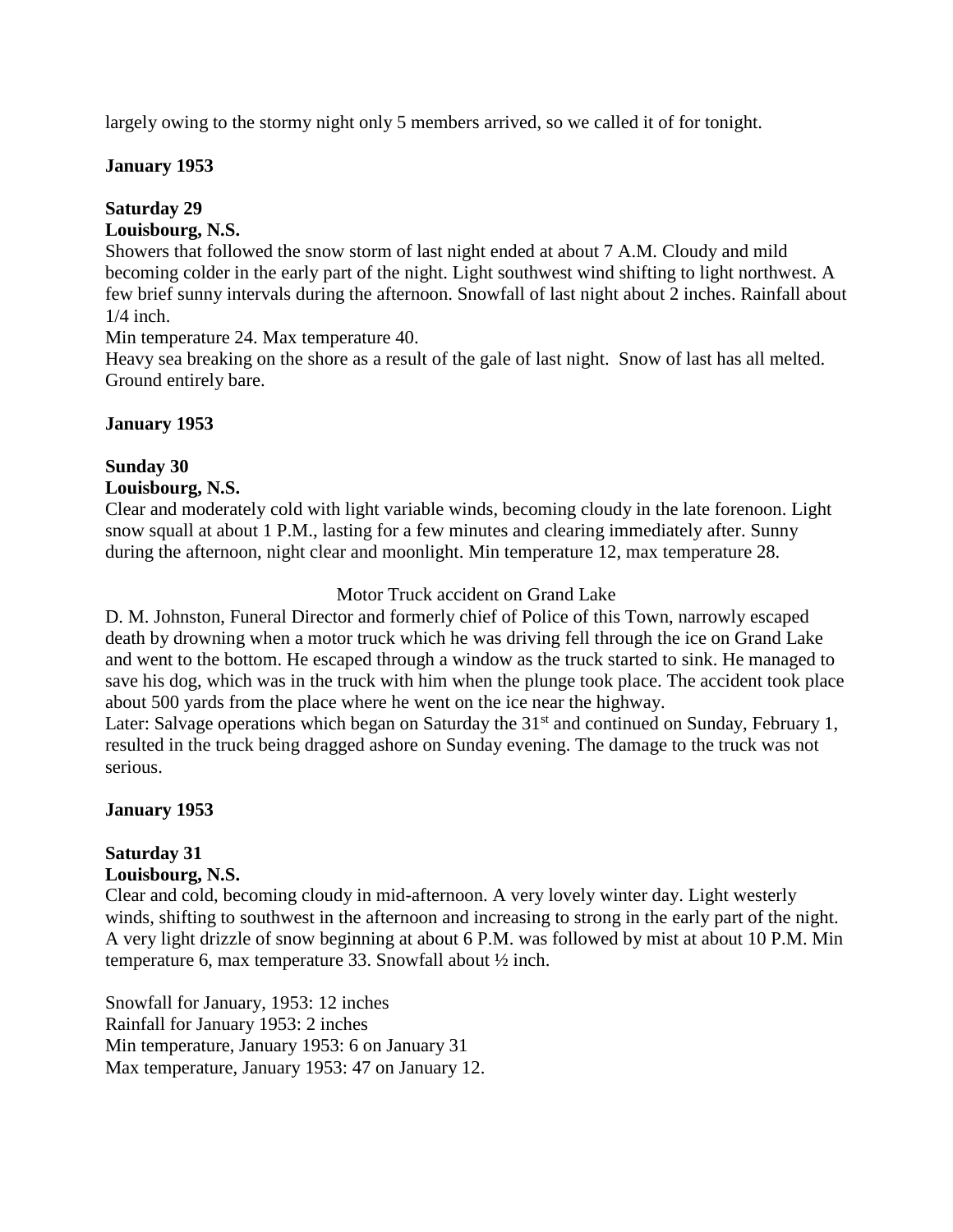largely owing to the stormy night only 5 members arrived, so we called it of for tonight.

**January 1953**

**Saturday 29**
**Louisbourg, N.S.**
Showers that followed the snow storm of last night ended at about 7 A.M. Cloudy and mild becoming colder in the early part of the night. Light southwest wind shifting to light northwest. A few brief sunny intervals during the afternoon. Snowfall of last night about 2 inches. Rainfall about 1/4 inch.
Min temperature 24. Max temperature 40.
Heavy sea breaking on the shore as a result of the gale of last night. Snow of last has all melted. Ground entirely bare.

**January 1953**

**Sunday 30**
**Louisbourg, N.S.**
Clear and moderately cold with light variable winds, becoming cloudy in the late forenoon. Light snow squall at about 1 P.M., lasting for a few minutes and clearing immediately after. Sunny during the afternoon, night clear and moonlight. Min temperature 12, max temperature 28.

Motor Truck accident on Grand Lake

D. M. Johnston, Funeral Director and formerly chief of Police of this Town, narrowly escaped death by drowning when a motor truck which he was driving fell through the ice on Grand Lake and went to the bottom. He escaped through a window as the truck started to sink. He managed to save his dog, which was in the truck with him when the plunge took place. The accident took place about 500 yards from the place where he went on the ice near the highway.
Later: Salvage operations which began on Saturday the 31st and continued on Sunday, February 1, resulted in the truck being dragged ashore on Sunday evening. The damage to the truck was not serious.

**January 1953**

**Saturday 31**
**Louisbourg, N.S.**
Clear and cold, becoming cloudy in mid-afternoon. A very lovely winter day. Light westerly winds, shifting to southwest in the afternoon and increasing to strong in the early part of the night. A very light drizzle of snow beginning at about 6 P.M. was followed by mist at about 10 P.M. Min temperature 6, max temperature 33. Snowfall about ½ inch.

Snowfall for January, 1953: 12 inches
Rainfall for January 1953: 2 inches
Min temperature, January 1953: 6 on January 31
Max temperature, January 1953: 47 on January 12.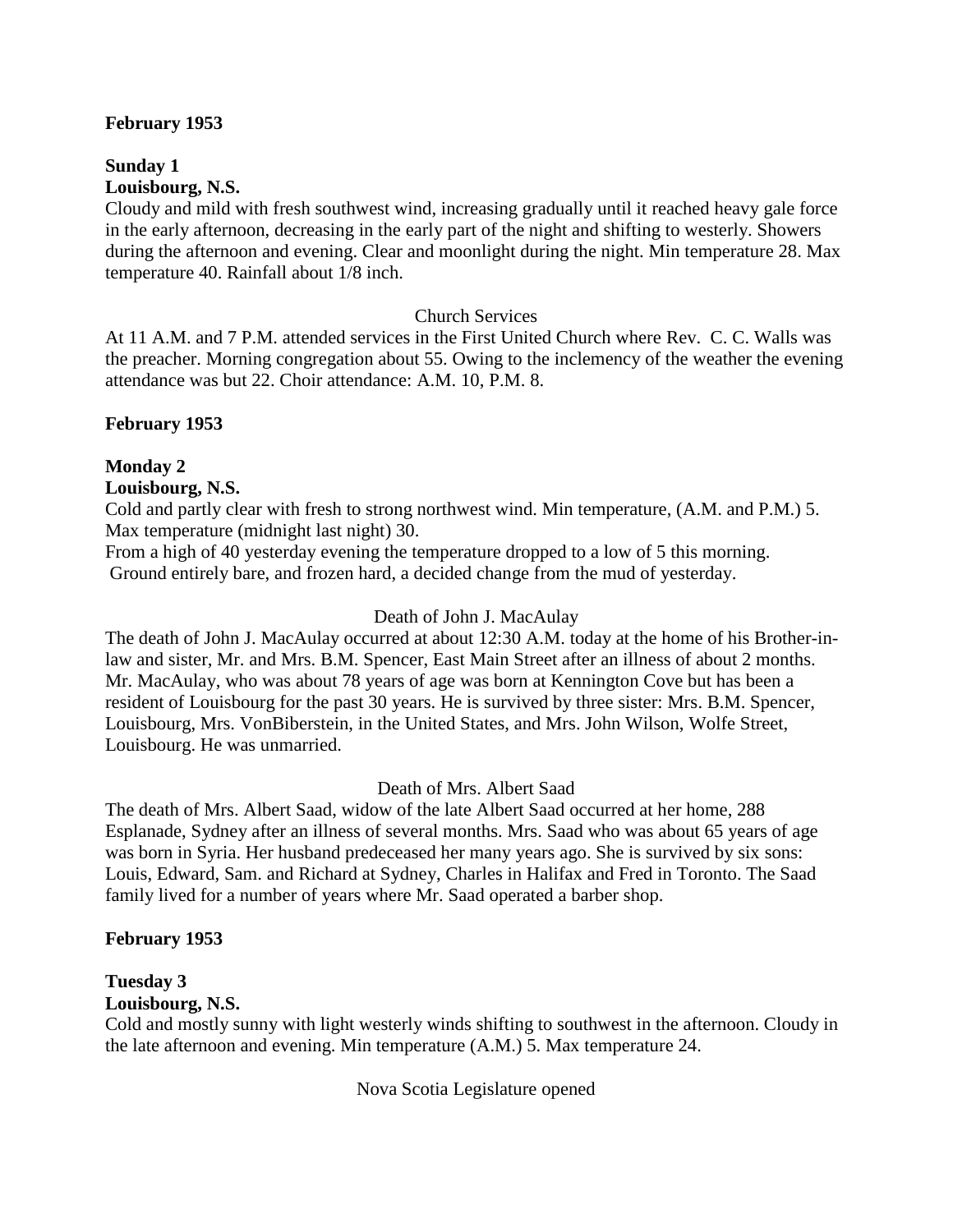**February 1953**

**Sunday 1**
**Louisbourg, N.S.**
Cloudy and mild with fresh southwest wind, increasing gradually until it reached heavy gale force in the early afternoon, decreasing in the early part of the night and shifting to westerly. Showers during the afternoon and evening. Clear and moonlight during the night. Min temperature 28. Max temperature 40. Rainfall about 1/8 inch.

Church Services

At 11 A.M. and 7 P.M. attended services in the First United Church where Rev. C. C. Walls was the preacher. Morning congregation about 55. Owing to the inclemency of the weather the evening attendance was but 22. Choir attendance: A.M. 10, P.M. 8.

**February 1953**

**Monday 2**
**Louisbourg, N.S.**
Cold and partly clear with fresh to strong northwest wind. Min temperature, (A.M. and P.M.) 5. Max temperature (midnight last night) 30.
From a high of 40 yesterday evening the temperature dropped to a low of 5 this morning.
Ground entirely bare, and frozen hard, a decided change from the mud of yesterday.

Death of John J. MacAulay

The death of John J. MacAulay occurred at about 12:30 A.M. today at the home of his Brother-in-law and sister, Mr. and Mrs. B.M. Spencer, East Main Street after an illness of about 2 months. Mr. MacAulay, who was about 78 years of age was born at Kennington Cove but has been a resident of Louisbourg for the past 30 years. He is survived by three sister: Mrs. B.M. Spencer, Louisbourg, Mrs. VonBiberstein, in the United States, and Mrs. John Wilson, Wolfe Street, Louisbourg. He was unmarried.

Death of Mrs. Albert Saad

The death of Mrs. Albert Saad, widow of the late Albert Saad occurred at her home, 288 Esplanade, Sydney after an illness of several months. Mrs. Saad who was about 65 years of age was born in Syria. Her husband predeceased her many years ago. She is survived by six sons: Louis, Edward, Sam. and Richard at Sydney, Charles in Halifax and Fred in Toronto. The Saad family lived for a number of years where Mr. Saad operated a barber shop.

**February 1953**

**Tuesday 3**
**Louisbourg, N.S.**
Cold and mostly sunny with light westerly winds shifting to southwest in the afternoon. Cloudy in the late afternoon and evening. Min temperature (A.M.) 5. Max temperature 24.

Nova Scotia Legislature opened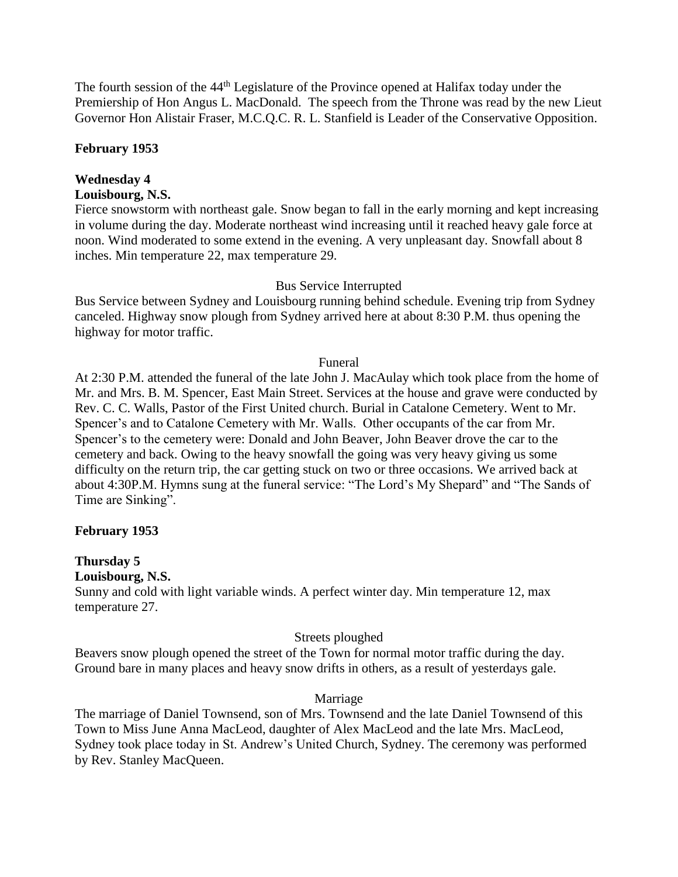The fourth session of the 44th Legislature of the Province opened at Halifax today under the Premiership of Hon Angus L. MacDonald. The speech from the Throne was read by the new Lieut Governor Hon Alistair Fraser, M.C.Q.C. R. L. Stanfield is Leader of the Conservative Opposition.

**February 1953**

**Wednesday 4**
**Louisbourg, N.S.**
Fierce snowstorm with northeast gale. Snow began to fall in the early morning and kept increasing in volume during the day. Moderate northeast wind increasing until it reached heavy gale force at noon. Wind moderated to some extend in the evening. A very unpleasant day. Snowfall about 8 inches. Min temperature 22, max temperature 29.

Bus Service Interrupted

Bus Service between Sydney and Louisbourg running behind schedule. Evening trip from Sydney canceled. Highway snow plough from Sydney arrived here at about 8:30 P.M. thus opening the highway for motor traffic.

Funeral

At 2:30 P.M. attended the funeral of the late John J. MacAulay which took place from the home of Mr. and Mrs. B. M. Spencer, East Main Street. Services at the house and grave were conducted by Rev. C. C. Walls, Pastor of the First United church. Burial in Catalone Cemetery. Went to Mr. Spencer's and to Catalone Cemetery with Mr. Walls. Other occupants of the car from Mr. Spencer's to the cemetery were: Donald and John Beaver, John Beaver drove the car to the cemetery and back. Owing to the heavy snowfall the going was very heavy giving us some difficulty on the return trip, the car getting stuck on two or three occasions. We arrived back at about 4:30P.M. Hymns sung at the funeral service: "The Lord's My Shepard" and "The Sands of Time are Sinking".

**February 1953**

**Thursday 5**
**Louisbourg, N.S.**
Sunny and cold with light variable winds. A perfect winter day. Min temperature 12, max temperature 27.

Streets ploughed

Beavers snow plough opened the street of the Town for normal motor traffic during the day. Ground bare in many places and heavy snow drifts in others, as a result of yesterdays gale.

Marriage

The marriage of Daniel Townsend, son of Mrs. Townsend and the late Daniel Townsend of this Town to Miss June Anna MacLeod, daughter of Alex MacLeod and the late Mrs. MacLeod, Sydney took place today in St. Andrew's United Church, Sydney. The ceremony was performed by Rev. Stanley MacQueen.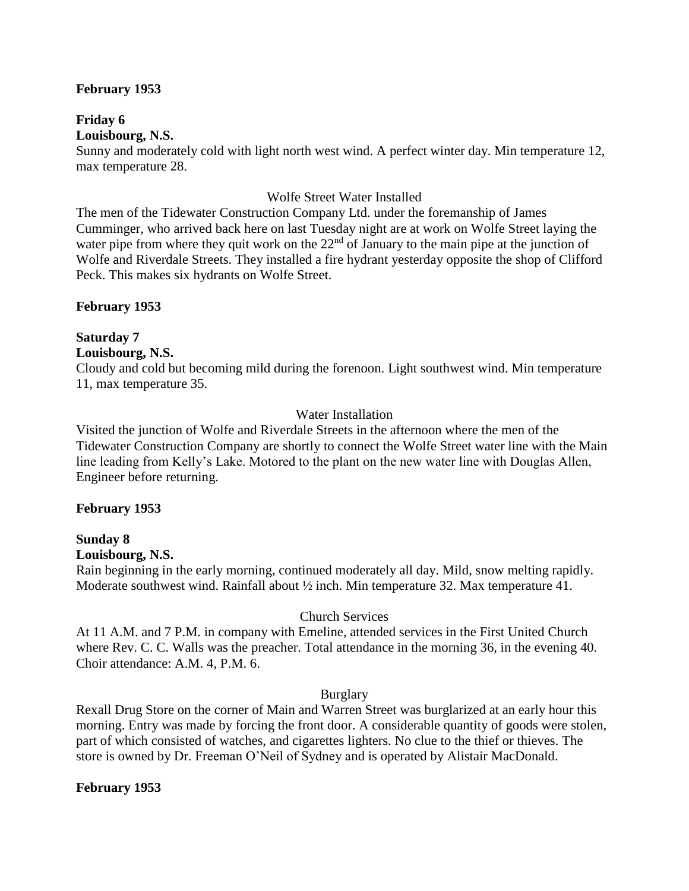**February 1953**

**Friday 6**
**Louisbourg, N.S.**
Sunny and moderately cold with light north west wind. A perfect winter day. Min temperature 12, max temperature 28.

Wolfe Street Water Installed

The men of the Tidewater Construction Company Ltd. under the foremanship of James Cumminger, who arrived back here on last Tuesday night are at work on Wolfe Street laying the water pipe from where they quit work on the 22nd of January to the main pipe at the junction of Wolfe and Riverdale Streets. They installed a fire hydrant yesterday opposite the shop of Clifford Peck. This makes six hydrants on Wolfe Street.

**February 1953**

**Saturday 7**
**Louisbourg, N.S.**
Cloudy and cold but becoming mild during the forenoon. Light southwest wind. Min temperature 11, max temperature 35.

Water Installation

Visited the junction of Wolfe and Riverdale Streets in the afternoon where the men of the Tidewater Construction Company are shortly to connect the Wolfe Street water line with the Main line leading from Kelly's Lake. Motored to the plant on the new water line with Douglas Allen, Engineer before returning.

**February 1953**

**Sunday 8**
**Louisbourg, N.S.**
Rain beginning in the early morning, continued moderately all day. Mild, snow melting rapidly. Moderate southwest wind. Rainfall about ½ inch. Min temperature 32. Max temperature 41.

Church Services

At 11 A.M. and 7 P.M. in company with Emeline, attended services in the First United Church where Rev. C. C. Walls was the preacher. Total attendance in the morning 36, in the evening 40. Choir attendance: A.M. 4, P.M. 6.

Burglary

Rexall Drug Store on the corner of Main and Warren Street was burglarized at an early hour this morning. Entry was made by forcing the front door. A considerable quantity of goods were stolen, part of which consisted of watches, and cigarettes lighters. No clue to the thief or thieves. The store is owned by Dr. Freeman O'Neil of Sydney and is operated by Alistair MacDonald.

**February 1953**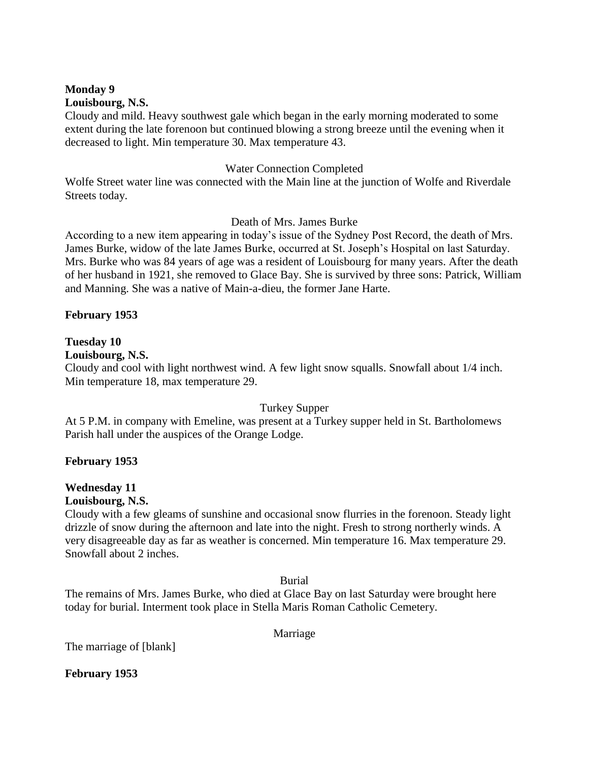**Monday 9**
**Louisbourg, N.S.**
Cloudy and mild. Heavy southwest gale which began in the early morning moderated to some extent during the late forenoon but continued blowing a strong breeze until the evening when it decreased to light. Min temperature 30. Max temperature 43.

Water Connection Completed

Wolfe Street water line was connected with the Main line at the junction of Wolfe and Riverdale Streets today.

Death of Mrs. James Burke

According to a new item appearing in today's issue of the Sydney Post Record, the death of Mrs. James Burke, widow of the late James Burke, occurred at St. Joseph's Hospital on last Saturday. Mrs. Burke who was 84 years of age was a resident of Louisbourg for many years. After the death of her husband in 1921, she removed to Glace Bay. She is survived by three sons: Patrick, William and Manning. She was a native of Main-a-dieu, the former Jane Harte.

**February 1953**

**Tuesday 10**
**Louisbourg, N.S.**
Cloudy and cool with light northwest wind. A few light snow squalls. Snowfall about 1/4 inch. Min temperature 18, max temperature 29.

Turkey Supper

At 5 P.M. in company with Emeline, was present at a Turkey supper held in St. Bartholomews Parish hall under the auspices of the Orange Lodge.

**February 1953**

**Wednesday 11**
**Louisbourg, N.S.**
Cloudy with a few gleams of sunshine and occasional snow flurries in the forenoon. Steady light drizzle of snow during the afternoon and late into the night. Fresh to strong northerly winds. A very disagreeable day as far as weather is concerned. Min temperature 16. Max temperature 29. Snowfall about 2 inches.

Burial

The remains of Mrs. James Burke, who died at Glace Bay on last Saturday were brought here today for burial. Interment took place in Stella Maris Roman Catholic Cemetery.

Marriage

The marriage of [blank]

**February 1953**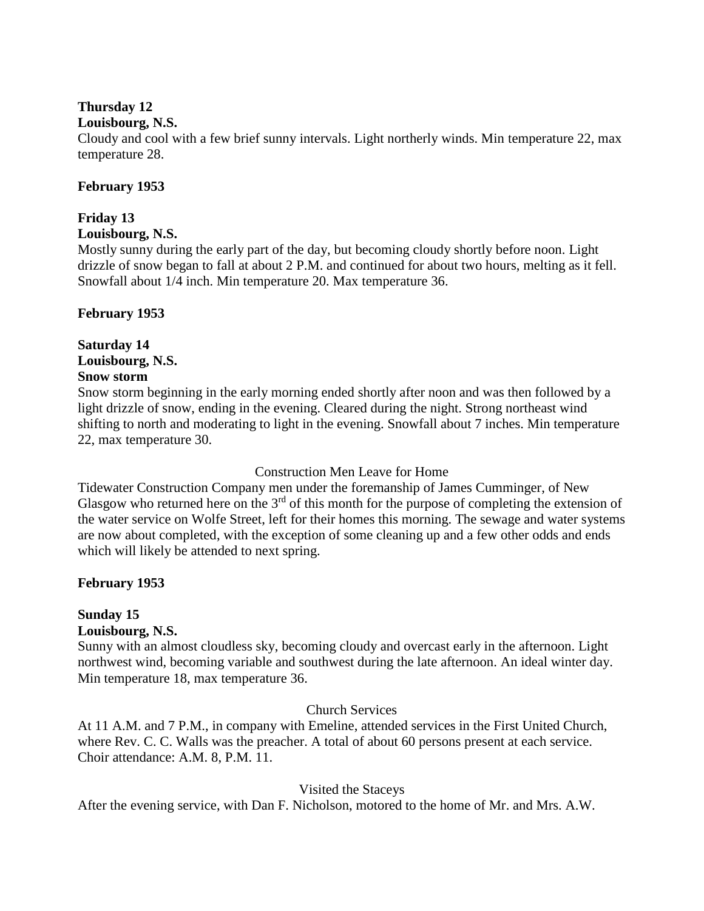**Thursday 12**
**Louisbourg, N.S.**
Cloudy and cool with a few brief sunny intervals. Light northerly winds. Min temperature 22, max temperature 28.

**February 1953**

**Friday 13**
**Louisbourg, N.S.**
Mostly sunny during the early part of the day, but becoming cloudy shortly before noon. Light drizzle of snow began to fall at about 2 P.M. and continued for about two hours, melting as it fell. Snowfall about 1/4 inch. Min temperature 20. Max temperature 36.

**February 1953**

**Saturday 14**
**Louisbourg, N.S.**
**Snow storm**
Snow storm beginning in the early morning ended shortly after noon and was then followed by a light drizzle of snow, ending in the evening. Cleared during the night. Strong northeast wind shifting to north and moderating to light in the evening. Snowfall about 7 inches. Min temperature 22, max temperature 30.

Construction Men Leave for Home

Tidewater Construction Company men under the foremanship of James Cumminger, of New Glasgow who returned here on the 3rd of this month for the purpose of completing the extension of the water service on Wolfe Street, left for their homes this morning. The sewage and water systems are now about completed, with the exception of some cleaning up and a few other odds and ends which will likely be attended to next spring.

**February 1953**

**Sunday 15**
**Louisbourg, N.S.**
Sunny with an almost cloudless sky, becoming cloudy and overcast early in the afternoon. Light northwest wind, becoming variable and southwest during the late afternoon. An ideal winter day. Min temperature 18, max temperature 36.

Church Services

At 11 A.M. and 7 P.M., in company with Emeline, attended services in the First United Church, where Rev. C. C. Walls was the preacher. A total of about 60 persons present at each service. Choir attendance: A.M. 8, P.M. 11.

Visited the Staceys

After the evening service, with Dan F. Nicholson, motored to the home of Mr. and Mrs. A.W.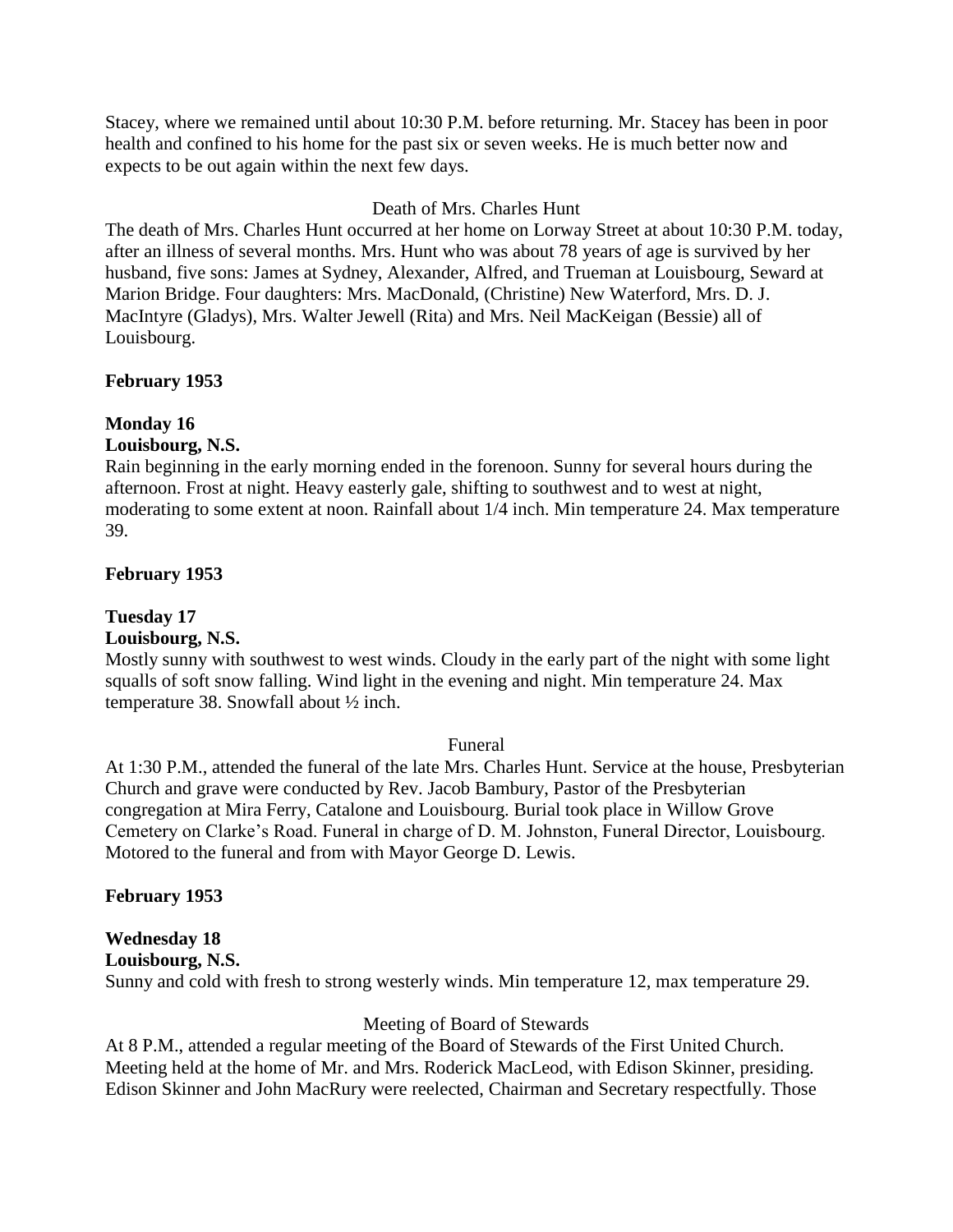Stacey, where we remained until about 10:30 P.M. before returning. Mr. Stacey has been in poor health and confined to his home for the past six or seven weeks. He is much better now and expects to be out again within the next few days.

Death of Mrs. Charles Hunt

The death of Mrs. Charles Hunt occurred at her home on Lorway Street at about 10:30 P.M. today, after an illness of several months. Mrs. Hunt who was about 78 years of age is survived by her husband, five sons: James at Sydney, Alexander, Alfred, and Trueman at Louisbourg, Seward at Marion Bridge. Four daughters: Mrs. MacDonald, (Christine) New Waterford, Mrs. D. J. MacIntyre (Gladys), Mrs. Walter Jewell (Rita) and Mrs. Neil MacKeigan (Bessie) all of Louisbourg.

**February 1953**

**Monday 16**
**Louisbourg, N.S.**

Rain beginning in the early morning ended in the forenoon. Sunny for several hours during the afternoon. Frost at night. Heavy easterly gale, shifting to southwest and to west at night, moderating to some extent at noon. Rainfall about 1/4 inch. Min temperature 24. Max temperature 39.

**February 1953**

**Tuesday 17**
**Louisbourg, N.S.**

Mostly sunny with southwest to west winds. Cloudy in the early part of the night with some light squalls of soft snow falling. Wind light in the evening and night. Min temperature 24. Max temperature 38. Snowfall about ½ inch.

Funeral

At 1:30 P.M., attended the funeral of the late Mrs. Charles Hunt. Service at the house, Presbyterian Church and grave were conducted by Rev. Jacob Bambury, Pastor of the Presbyterian congregation at Mira Ferry, Catalone and Louisbourg. Burial took place in Willow Grove Cemetery on Clarke's Road. Funeral in charge of D. M. Johnston, Funeral Director, Louisbourg. Motored to the funeral and from with Mayor George D. Lewis.

**February 1953**

**Wednesday 18**
**Louisbourg, N.S.**

Sunny and cold with fresh to strong westerly winds. Min temperature 12, max temperature 29.

Meeting of Board of Stewards

At 8 P.M., attended a regular meeting of the Board of Stewards of the First United Church. Meeting held at the home of Mr. and Mrs. Roderick MacLeod, with Edison Skinner, presiding. Edison Skinner and John MacRury were reelected, Chairman and Secretary respectfully. Those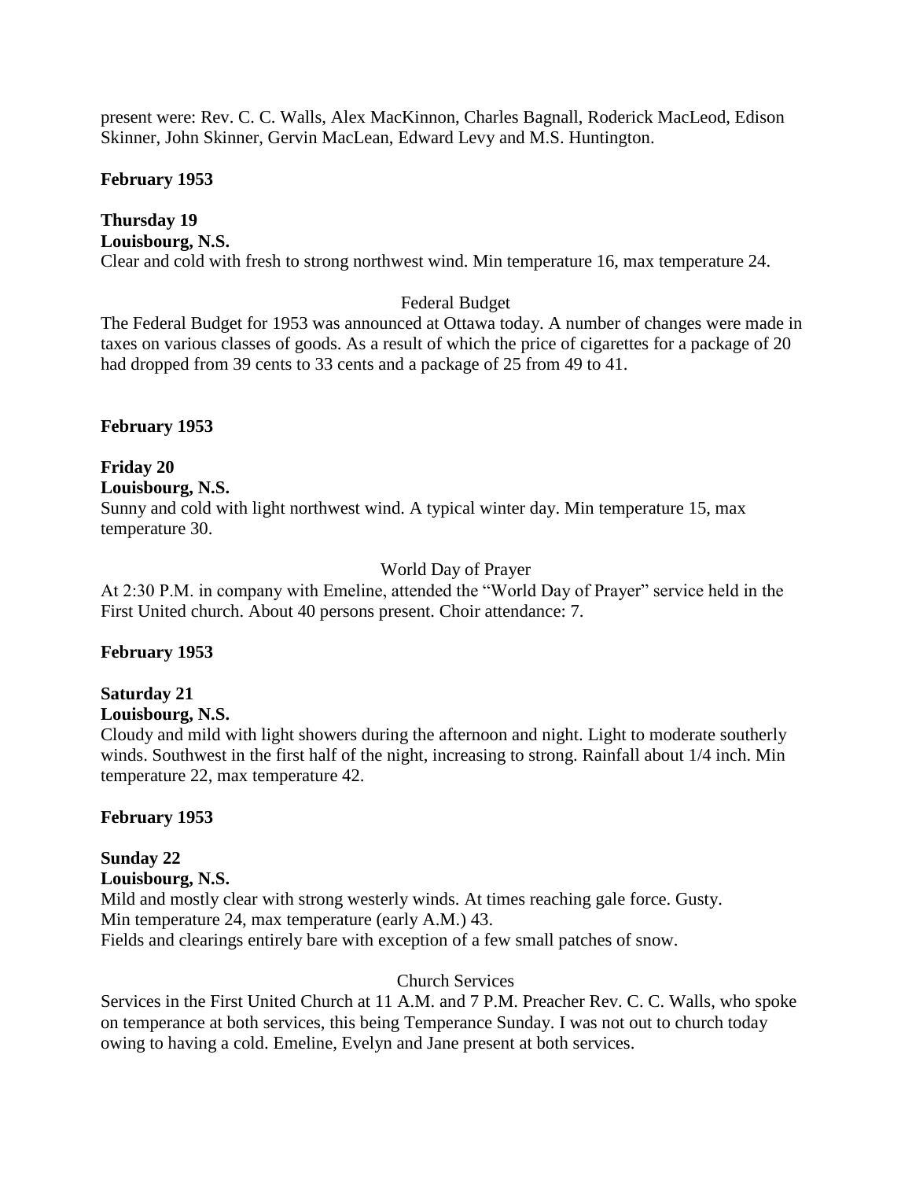present were: Rev. C. C. Walls, Alex MacKinnon, Charles Bagnall, Roderick MacLeod, Edison Skinner, John Skinner, Gervin MacLean, Edward Levy and M.S. Huntington.

**February 1953**

**Thursday 19**
**Louisbourg, N.S.**
Clear and cold with fresh to strong northwest wind. Min temperature 16, max temperature 24.

Federal Budget

The Federal Budget for 1953 was announced at Ottawa today. A number of changes were made in taxes on various classes of goods. As a result of which the price of cigarettes for a package of 20 had dropped from 39 cents to 33 cents and a package of 25 from 49 to 41.

**February 1953**

**Friday 20**
**Louisbourg, N.S.**
Sunny and cold with light northwest wind. A typical winter day. Min temperature 15, max temperature 30.

World Day of Prayer

At 2:30 P.M. in company with Emeline, attended the "World Day of Prayer" service held in the First United church. About 40 persons present. Choir attendance: 7.

**February 1953**

**Saturday 21**
**Louisbourg, N.S.**
Cloudy and mild with light showers during the afternoon and night. Light to moderate southerly winds. Southwest in the first half of the night, increasing to strong. Rainfall about 1/4 inch. Min temperature 22, max temperature 42.

**February 1953**

**Sunday 22**
**Louisbourg, N.S.**
Mild and mostly clear with strong westerly winds. At times reaching gale force. Gusty.
Min temperature 24, max temperature (early A.M.) 43.
Fields and clearings entirely bare with exception of a few small patches of snow.

Church Services

Services in the First United Church at 11 A.M. and 7 P.M. Preacher Rev. C. C. Walls, who spoke on temperance at both services, this being Temperance Sunday. I was not out to church today owing to having a cold. Emeline, Evelyn and Jane present at both services.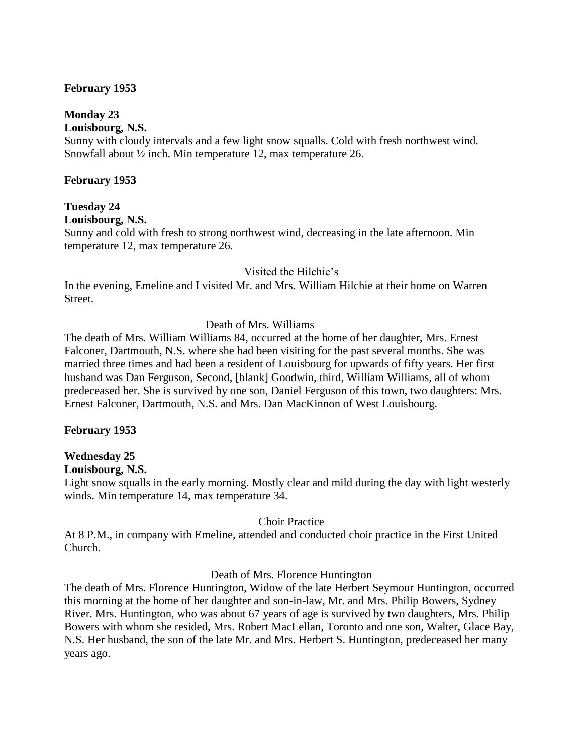**February 1953**

**Monday 23**
**Louisbourg, N.S.**
Sunny with cloudy intervals and a few light snow squalls. Cold with fresh northwest wind. Snowfall about ½ inch. Min temperature 12, max temperature 26.

**February 1953**

**Tuesday 24**
**Louisbourg, N.S.**
Sunny and cold with fresh to strong northwest wind, decreasing in the late afternoon. Min temperature 12, max temperature 26.

Visited the Hilchie's

In the evening, Emeline and I visited Mr. and Mrs. William Hilchie at their home on Warren Street.

Death of Mrs. Williams

The death of Mrs. William Williams 84, occurred at the home of her daughter, Mrs. Ernest Falconer, Dartmouth, N.S. where she had been visiting for the past several months. She was married three times and had been a resident of Louisbourg for upwards of fifty years. Her first husband was Dan Ferguson, Second, [blank] Goodwin, third, William Williams, all of whom predeceased her. She is survived by one son, Daniel Ferguson of this town, two daughters: Mrs. Ernest Falconer, Dartmouth, N.S. and Mrs. Dan MacKinnon of West Louisbourg.

**February 1953**

**Wednesday 25**
**Louisbourg, N.S.**
Light snow squalls in the early morning. Mostly clear and mild during the day with light westerly winds. Min temperature 14, max temperature 34.

Choir Practice

At 8 P.M., in company with Emeline, attended and conducted choir practice in the First United Church.

Death of Mrs. Florence Huntington

The death of Mrs. Florence Huntington, Widow of the late Herbert Seymour Huntington, occurred this morning at the home of her daughter and son-in-law, Mr. and Mrs. Philip Bowers, Sydney River. Mrs. Huntington, who was about 67 years of age is survived by two daughters, Mrs. Philip Bowers with whom she resided, Mrs. Robert MacLellan, Toronto and one son, Walter, Glace Bay, N.S. Her husband, the son of the late Mr. and Mrs. Herbert S. Huntington, predeceased her many years ago.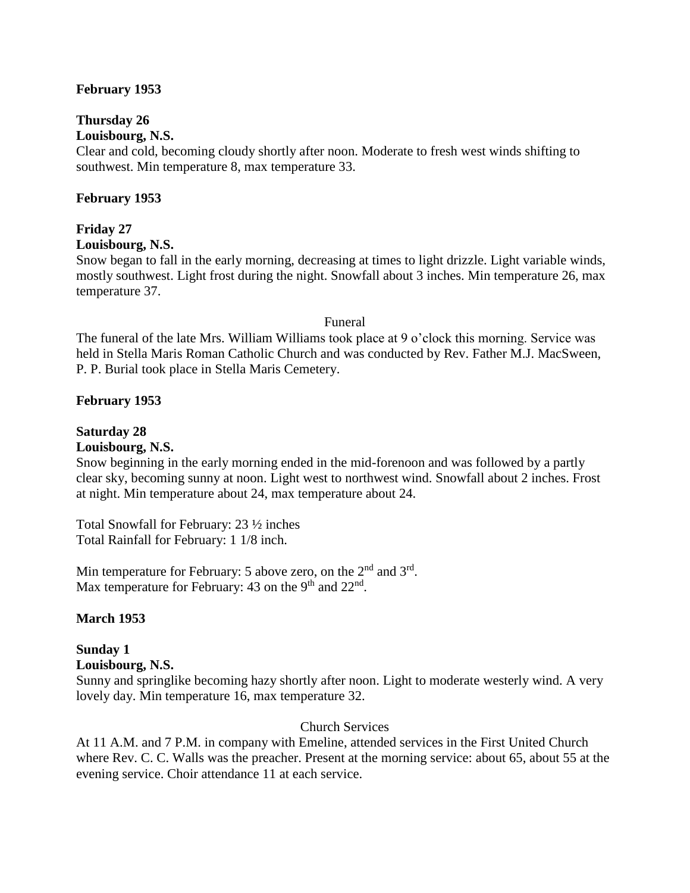**February 1953**

**Thursday 26**

**Louisbourg, N.S.**

Clear and cold, becoming cloudy shortly after noon. Moderate to fresh west winds shifting to southwest. Min temperature 8, max temperature 33.

**February 1953**

**Friday 27**

**Louisbourg, N.S.**

Snow began to fall in the early morning, decreasing at times to light drizzle. Light variable winds, mostly southwest. Light frost during the night. Snowfall about 3 inches. Min temperature 26, max temperature 37.

Funeral

The funeral of the late Mrs. William Williams took place at 9 o'clock this morning. Service was held in Stella Maris Roman Catholic Church and was conducted by Rev. Father M.J. MacSween, P. P. Burial took place in Stella Maris Cemetery.

**February 1953**

**Saturday 28**

**Louisbourg, N.S.**

Snow beginning in the early morning ended in the mid-forenoon and was followed by a partly clear sky, becoming sunny at noon. Light west to northwest wind. Snowfall about 2 inches. Frost at night. Min temperature about 24, max temperature about 24.

Total Snowfall for February: 23 ½ inches
Total Rainfall for February: 1 1/8 inch.

Min temperature for February: 5 above zero, on the 2nd and 3rd.
Max temperature for February: 43 on the 9th and 22nd.

**March 1953**

**Sunday 1**

**Louisbourg, N.S.**

Sunny and springlike becoming hazy shortly after noon. Light to moderate westerly wind. A very lovely day. Min temperature 16, max temperature 32.

Church Services

At 11 A.M. and 7 P.M. in company with Emeline, attended services in the First United Church where Rev. C. C. Walls was the preacher. Present at the morning service: about 65, about 55 at the evening service. Choir attendance 11 at each service.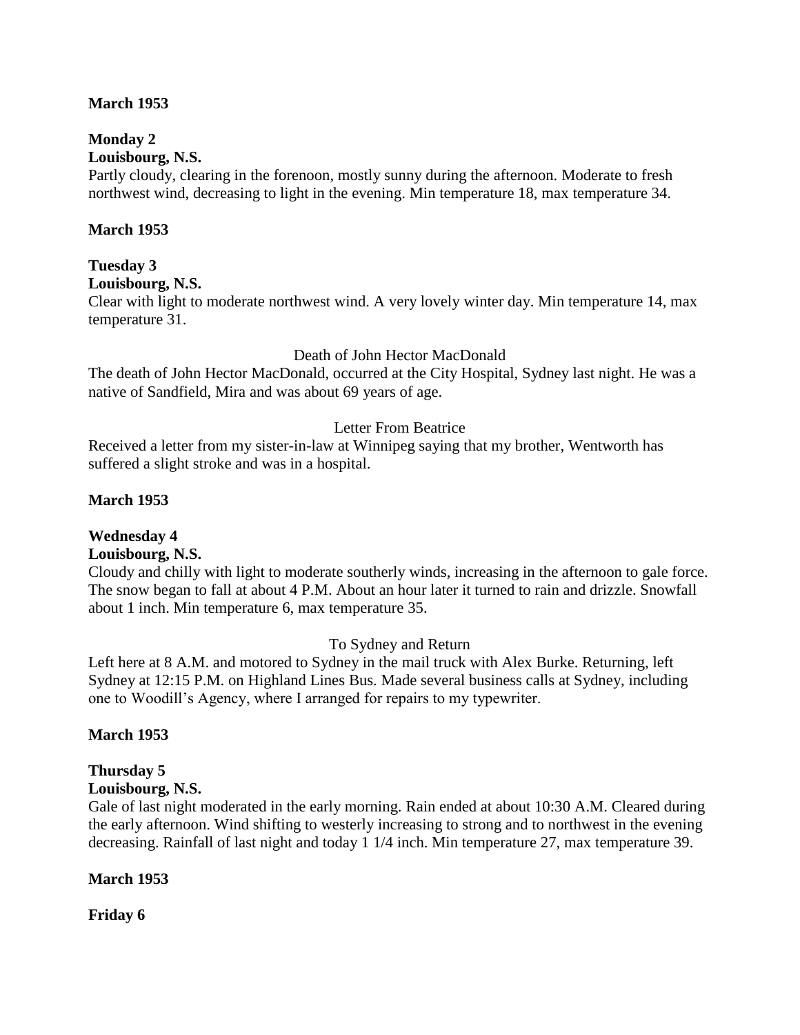**March 1953**

**Monday 2**

**Louisbourg, N.S.**

Partly cloudy, clearing in the forenoon, mostly sunny during the afternoon. Moderate to fresh northwest wind, decreasing to light in the evening. Min temperature 18, max temperature 34.

**March 1953**

**Tuesday 3**

**Louisbourg, N.S.**

Clear with light to moderate northwest wind. A very lovely winter day. Min temperature 14, max temperature 31.

Death of John Hector MacDonald

The death of John Hector MacDonald, occurred at the City Hospital, Sydney last night. He was a native of Sandfield, Mira and was about 69 years of age.

Letter From Beatrice

Received a letter from my sister-in-law at Winnipeg saying that my brother, Wentworth has suffered a slight stroke and was in a hospital.

**March 1953**

**Wednesday 4**

**Louisbourg, N.S.**

Cloudy and chilly with light to moderate southerly winds, increasing in the afternoon to gale force. The snow began to fall at about 4 P.M. About an hour later it turned to rain and drizzle. Snowfall about 1 inch. Min temperature 6, max temperature 35.

To Sydney and Return

Left here at 8 A.M. and motored to Sydney in the mail truck with Alex Burke. Returning, left Sydney at 12:15 P.M. on Highland Lines Bus. Made several business calls at Sydney, including one to Woodill's Agency, where I arranged for repairs to my typewriter.

**March 1953**

**Thursday 5**

**Louisbourg, N.S.**

Gale of last night moderated in the early morning. Rain ended at about 10:30 A.M. Cleared during the early afternoon. Wind shifting to westerly increasing to strong and to northwest in the evening decreasing. Rainfall of last night and today 1 1/4 inch. Min temperature 27, max temperature 39.

**March 1953**

**Friday 6**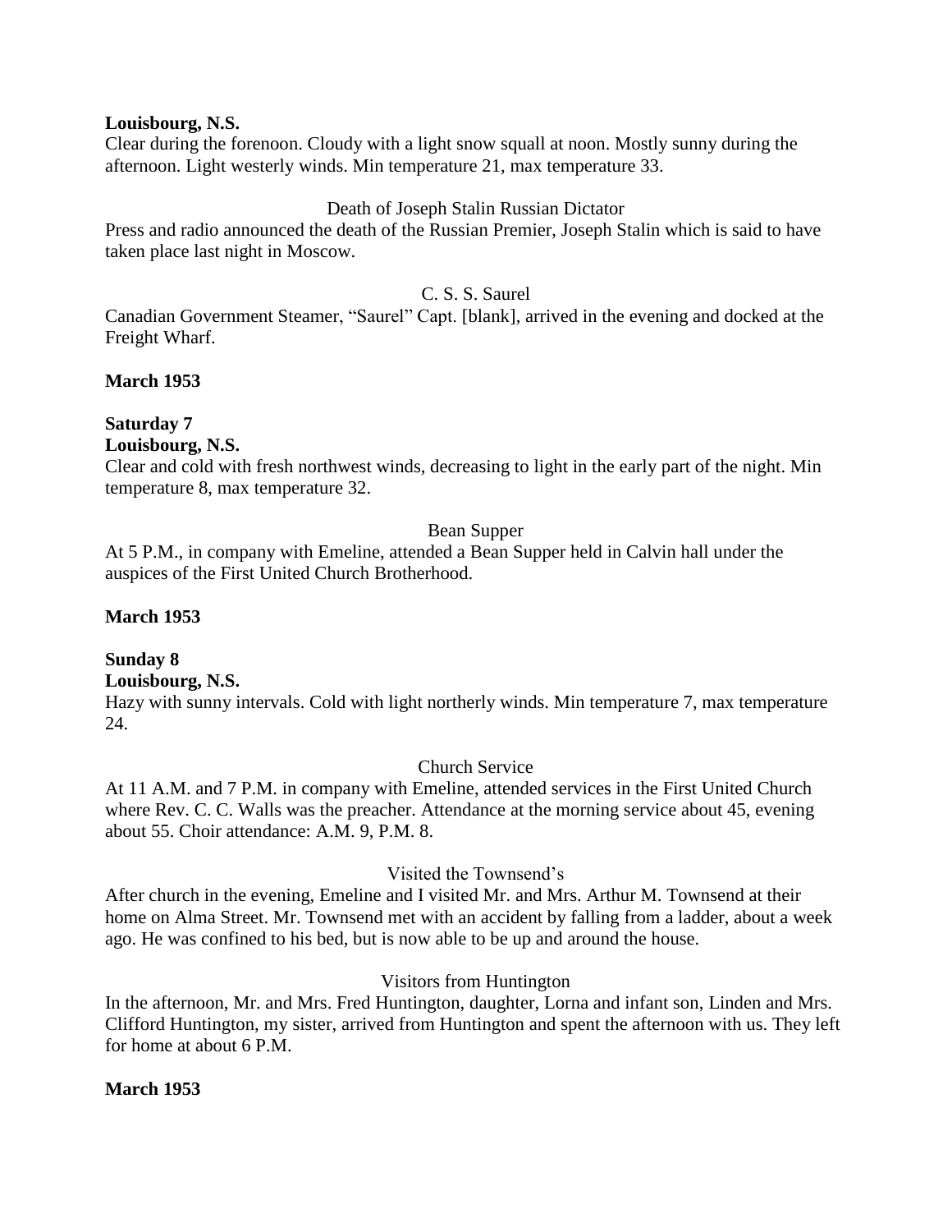**Louisbourg, N.S.**

Clear during the forenoon. Cloudy with a light snow squall at noon. Mostly sunny during the afternoon. Light westerly winds. Min temperature 21, max temperature 33.

Death of Joseph Stalin Russian Dictator

Press and radio announced the death of the Russian Premier, Joseph Stalin which is said to have taken place last night in Moscow.

C. S. S. Saurel

Canadian Government Steamer, "Saurel" Capt. [blank], arrived in the evening and docked at the Freight Wharf.

**March 1953**

**Saturday 7**

**Louisbourg, N.S.**

Clear and cold with fresh northwest winds, decreasing to light in the early part of the night. Min temperature 8, max temperature 32.

Bean Supper

At 5 P.M., in company with Emeline, attended a Bean Supper held in Calvin hall under the auspices of the First United Church Brotherhood.

**March 1953**

**Sunday 8**

**Louisbourg, N.S.**

Hazy with sunny intervals. Cold with light northerly winds. Min temperature 7, max temperature 24.

Church Service

At 11 A.M. and 7 P.M. in company with Emeline, attended services in the First United Church where Rev. C. C. Walls was the preacher. Attendance at the morning service about 45, evening about 55. Choir attendance: A.M. 9, P.M. 8.

Visited the Townsend's

After church in the evening, Emeline and I visited Mr. and Mrs. Arthur M. Townsend at their home on Alma Street. Mr. Townsend met with an accident by falling from a ladder, about a week ago. He was confined to his bed, but is now able to be up and around the house.

Visitors from Huntington

In the afternoon, Mr. and Mrs. Fred Huntington, daughter, Lorna and infant son, Linden and Mrs. Clifford Huntington, my sister, arrived from Huntington and spent the afternoon with us. They left for home at about 6 P.M.

**March 1953**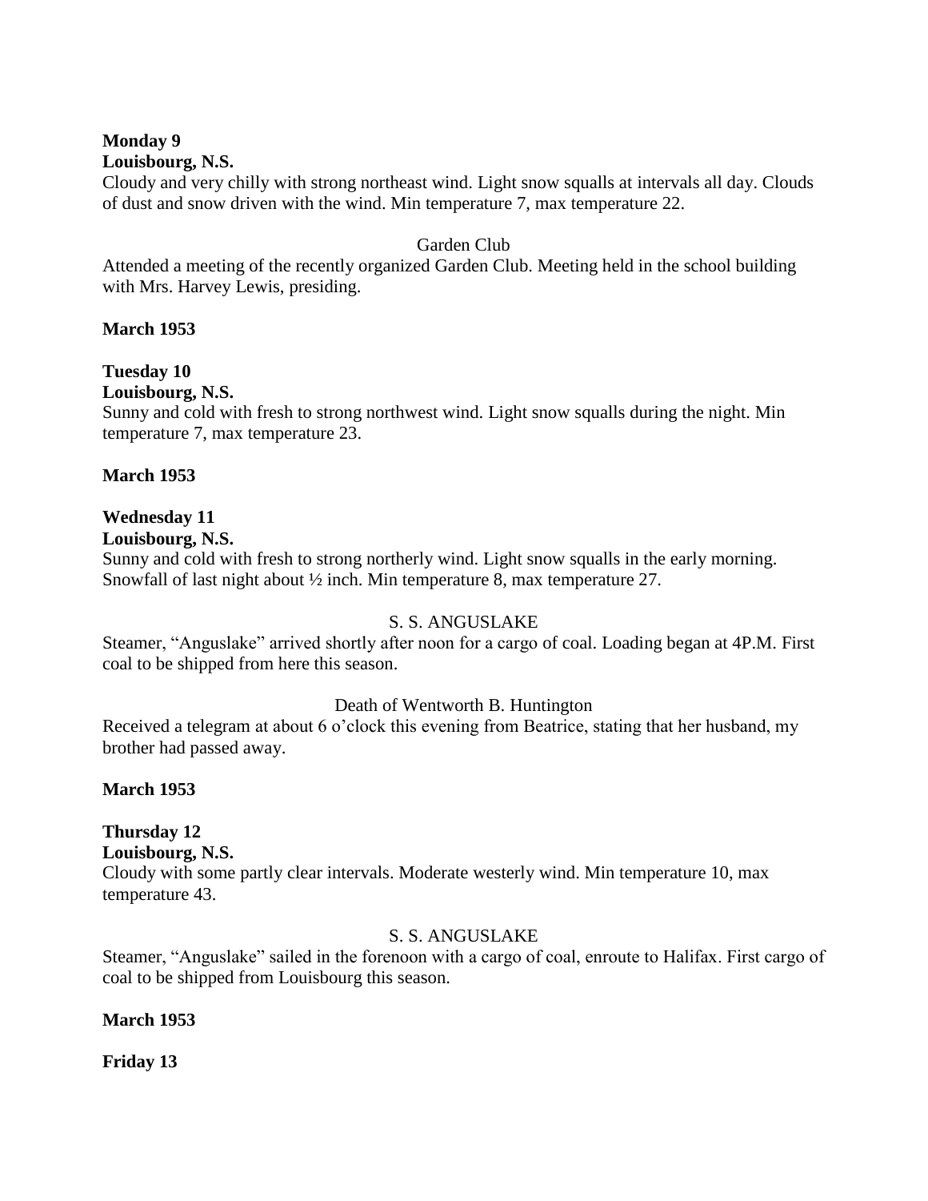**Monday 9**
**Louisbourg, N.S.**
Cloudy and very chilly with strong northeast wind. Light snow squalls at intervals all day. Clouds of dust and snow driven with the wind. Min temperature 7, max temperature 22.

Garden Club

Attended a meeting of the recently organized Garden Club. Meeting held in the school building with Mrs. Harvey Lewis, presiding.

**March 1953**

**Tuesday 10**
**Louisbourg, N.S.**
Sunny and cold with fresh to strong northwest wind. Light snow squalls during the night. Min temperature 7, max temperature 23.

**March 1953**

**Wednesday 11**
**Louisbourg, N.S.**
Sunny and cold with fresh to strong northerly wind. Light snow squalls in the early morning. Snowfall of last night about ½ inch. Min temperature 8, max temperature 27.

S. S. ANGUSLAKE

Steamer, "Anguslake" arrived shortly after noon for a cargo of coal. Loading began at 4P.M. First coal to be shipped from here this season.

Death of Wentworth B. Huntington

Received a telegram at about 6 o'clock this evening from Beatrice, stating that her husband, my brother had passed away.

**March 1953**

**Thursday 12**
**Louisbourg, N.S.**
Cloudy with some partly clear intervals. Moderate westerly wind. Min temperature 10, max temperature 43.

S. S. ANGUSLAKE

Steamer, "Anguslake" sailed in the forenoon with a cargo of coal, enroute to Halifax. First cargo of coal to be shipped from Louisbourg this season.

**March 1953**

**Friday 13**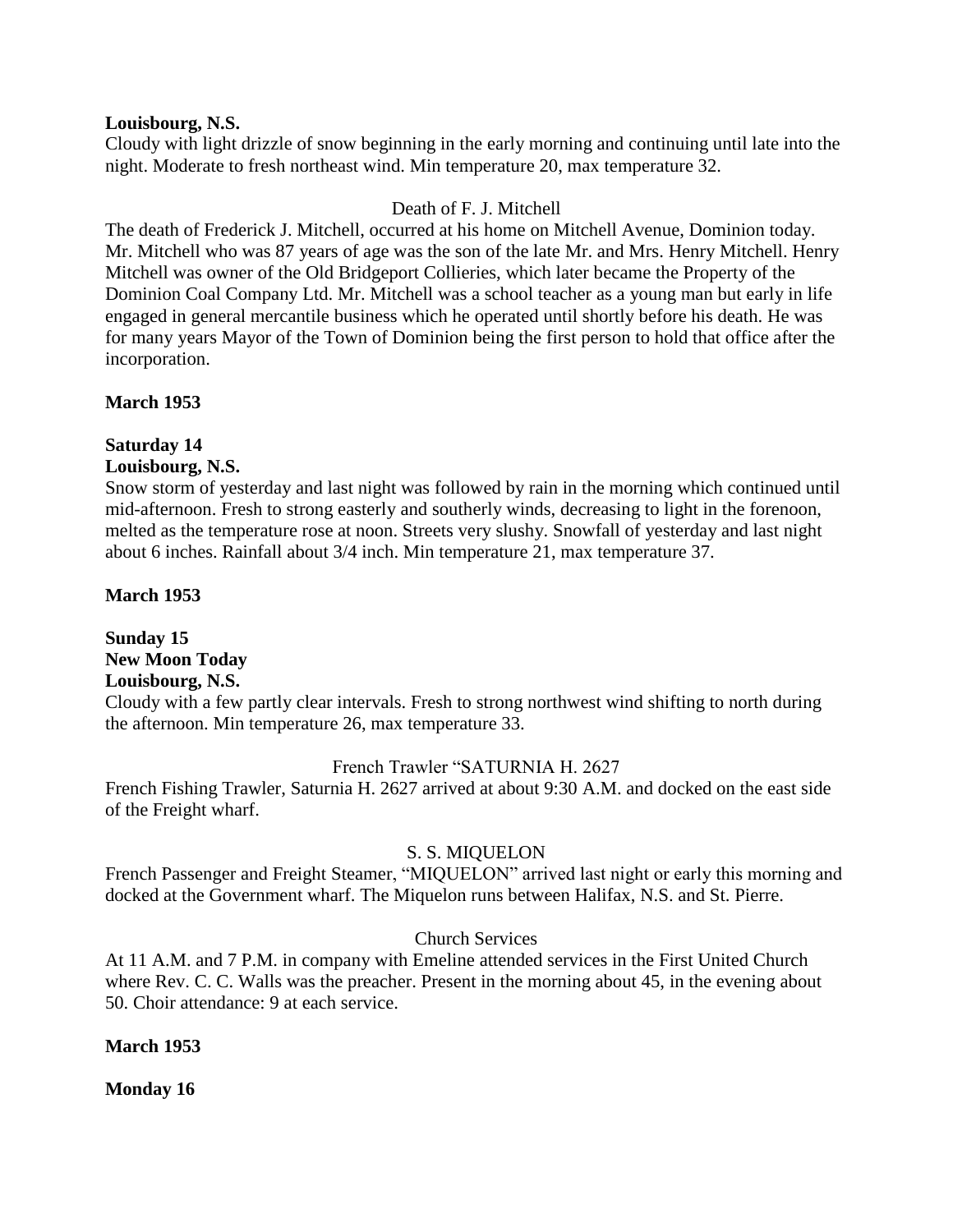**Louisbourg, N.S.**

Cloudy with light drizzle of snow beginning in the early morning and continuing until late into the night. Moderate to fresh northeast wind. Min temperature 20, max temperature 32.

Death of F. J. Mitchell

The death of Frederick J. Mitchell, occurred at his home on Mitchell Avenue, Dominion today. Mr. Mitchell who was 87 years of age was the son of the late Mr. and Mrs. Henry Mitchell. Henry Mitchell was owner of the Old Bridgeport Collieries, which later became the Property of the Dominion Coal Company Ltd. Mr. Mitchell was a school teacher as a young man but early in life engaged in general mercantile business which he operated until shortly before his death. He was for many years Mayor of the Town of Dominion being the first person to hold that office after the incorporation.

**March 1953**

**Saturday 14**

**Louisbourg, N.S.**

Snow storm of yesterday and last night was followed by rain in the morning which continued until mid-afternoon. Fresh to strong easterly and southerly winds, decreasing to light in the forenoon, melted as the temperature rose at noon. Streets very slushy. Snowfall of yesterday and last night about 6 inches. Rainfall about 3/4 inch. Min temperature 21, max temperature 37.

**March 1953**

**Sunday 15**

**New Moon Today**

**Louisbourg, N.S.**

Cloudy with a few partly clear intervals. Fresh to strong northwest wind shifting to north during the afternoon. Min temperature 26, max temperature 33.

French Trawler "SATURNIA H. 2627

French Fishing Trawler, Saturnia H. 2627 arrived at about 9:30 A.M. and docked on the east side of the Freight wharf.

S. S. MIQUELON

French Passenger and Freight Steamer, "MIQUELON" arrived last night or early this morning and docked at the Government wharf. The Miquelon runs between Halifax, N.S. and St. Pierre.

Church Services

At 11 A.M. and 7 P.M. in company with Emeline attended services in the First United Church where Rev. C. C. Walls was the preacher. Present in the morning about 45, in the evening about 50. Choir attendance: 9 at each service.

**March 1953**

**Monday 16**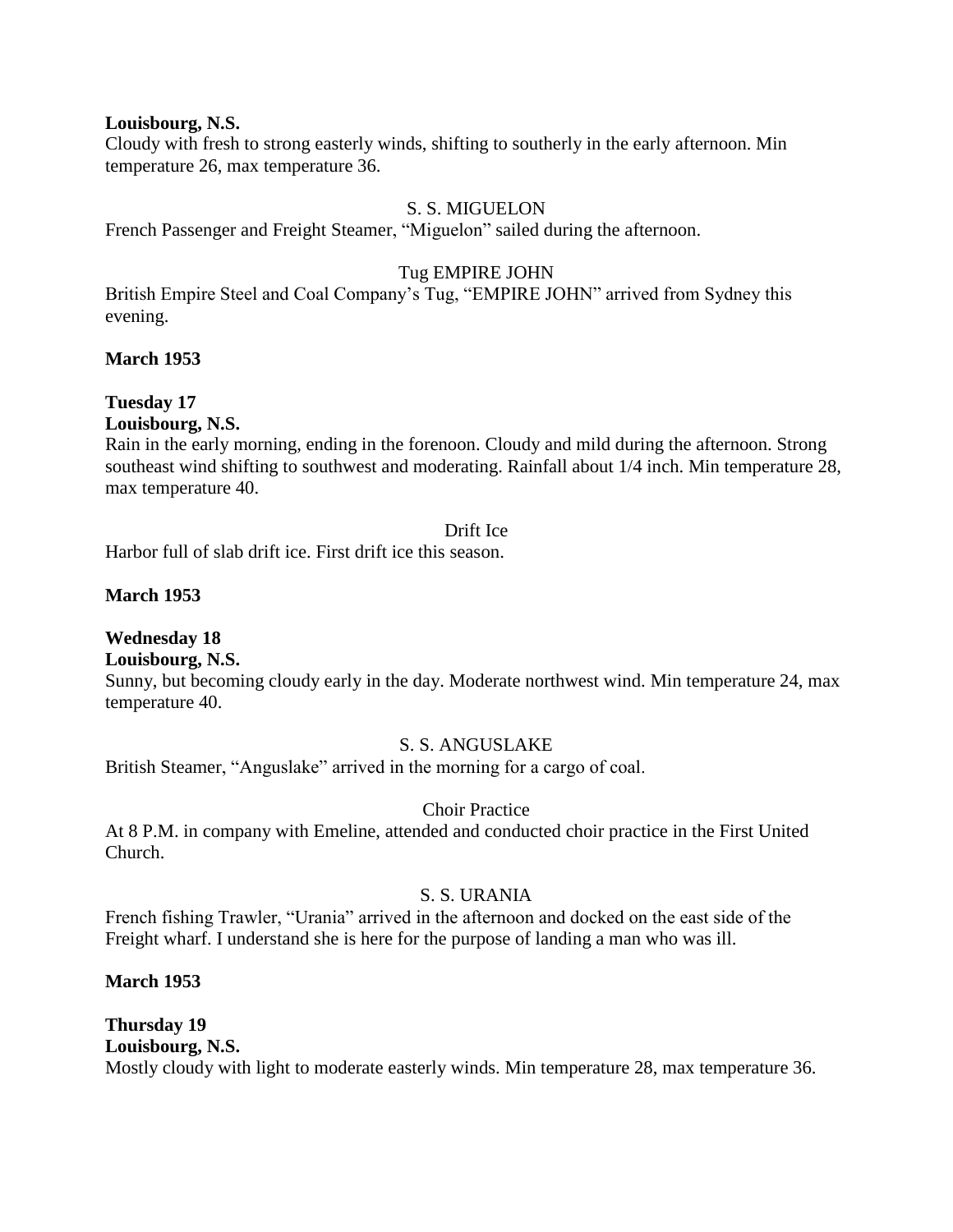**Louisbourg, N.S.**
Cloudy with fresh to strong easterly winds, shifting to southerly in the early afternoon. Min temperature 26, max temperature 36.

S. S. MIGUELON
French Passenger and Freight Steamer, "Miguelon" sailed during the afternoon.

Tug EMPIRE JOHN
British Empire Steel and Coal Company's Tug, "EMPIRE JOHN" arrived from Sydney this evening.

**March 1953**

**Tuesday 17**
**Louisbourg, N.S.**
Rain in the early morning, ending in the forenoon. Cloudy and mild during the afternoon. Strong southeast wind shifting to southwest and moderating. Rainfall about 1/4 inch. Min temperature 28, max temperature 40.

Drift Ice
Harbor full of slab drift ice. First drift ice this season.

**March 1953**

**Wednesday 18**
**Louisbourg, N.S.**
Sunny, but becoming cloudy early in the day. Moderate northwest wind. Min temperature 24, max temperature 40.

S. S. ANGUSLAKE
British Steamer, "Anguslake" arrived in the morning for a cargo of coal.

Choir Practice
At 8 P.M. in company with Emeline, attended and conducted choir practice in the First United Church.

S. S. URANIA
French fishing Trawler, "Urania" arrived in the afternoon and docked on the east side of the Freight wharf. I understand she is here for the purpose of landing a man who was ill.

**March 1953**

**Thursday 19**
**Louisbourg, N.S.**
Mostly cloudy with light to moderate easterly winds. Min temperature 28, max temperature 36.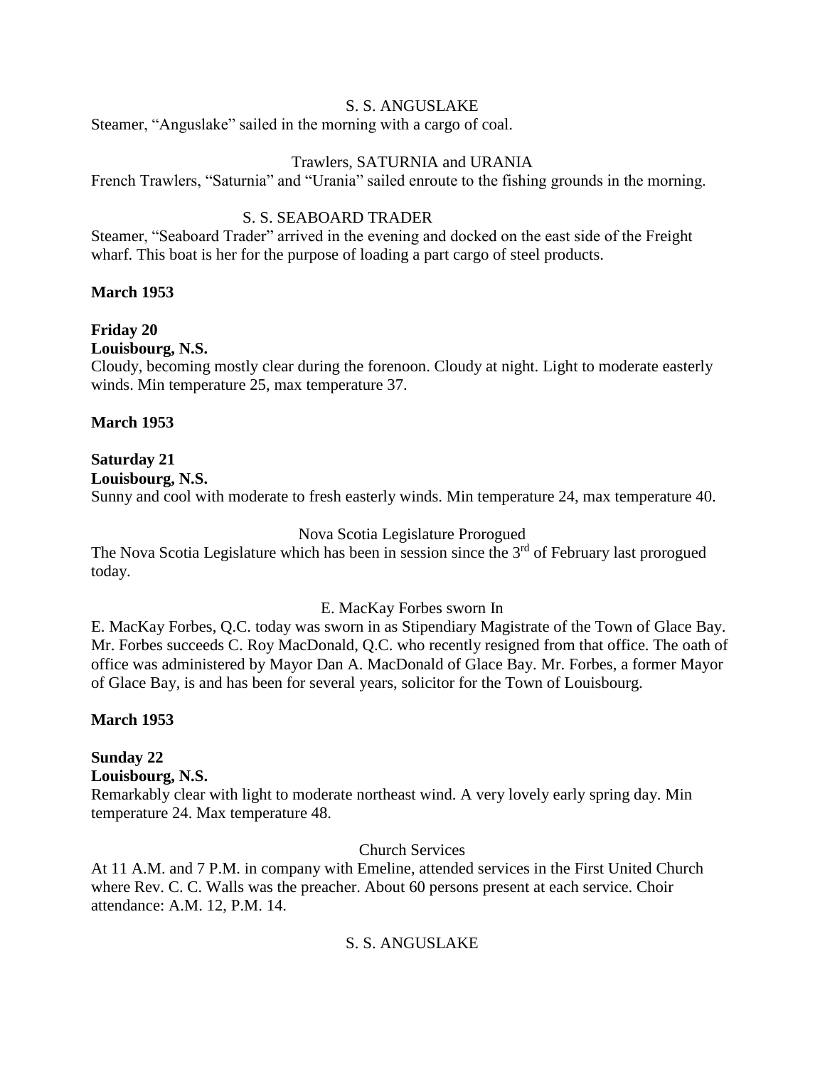S. S. ANGUSLAKE

Steamer, "Anguslake" sailed in the morning with a cargo of coal.

Trawlers, SATURNIA and URANIA

French Trawlers, "Saturnia" and "Urania" sailed enroute to the fishing grounds in the morning.

S. S. SEABOARD TRADER

Steamer, "Seaboard Trader" arrived in the evening and docked on the east side of the Freight wharf. This boat is her for the purpose of loading a part cargo of steel products.

**March 1953**

**Friday 20**
**Louisbourg, N.S.**

Cloudy, becoming mostly clear during the forenoon. Cloudy at night. Light to moderate easterly winds. Min temperature 25, max temperature 37.

**March 1953**

**Saturday 21**
**Louisbourg, N.S.**

Sunny and cool with moderate to fresh easterly winds. Min temperature 24, max temperature 40.

Nova Scotia Legislature Prorogued

The Nova Scotia Legislature which has been in session since the 3rd of February last prorogued today.

E. MacKay Forbes sworn In

E. MacKay Forbes, Q.C. today was sworn in as Stipendiary Magistrate of the Town of Glace Bay. Mr. Forbes succeeds C. Roy MacDonald, Q.C. who recently resigned from that office. The oath of office was administered by Mayor Dan A. MacDonald of Glace Bay. Mr. Forbes, a former Mayor of Glace Bay, is and has been for several years, solicitor for the Town of Louisbourg.

**March 1953**

**Sunday 22**
**Louisbourg, N.S.**

Remarkably clear with light to moderate northeast wind. A very lovely early spring day. Min temperature 24. Max temperature 48.

Church Services

At 11 A.M. and 7 P.M. in company with Emeline, attended services in the First United Church where Rev. C. C. Walls was the preacher. About 60 persons present at each service. Choir attendance: A.M. 12, P.M. 14.

S. S. ANGUSLAKE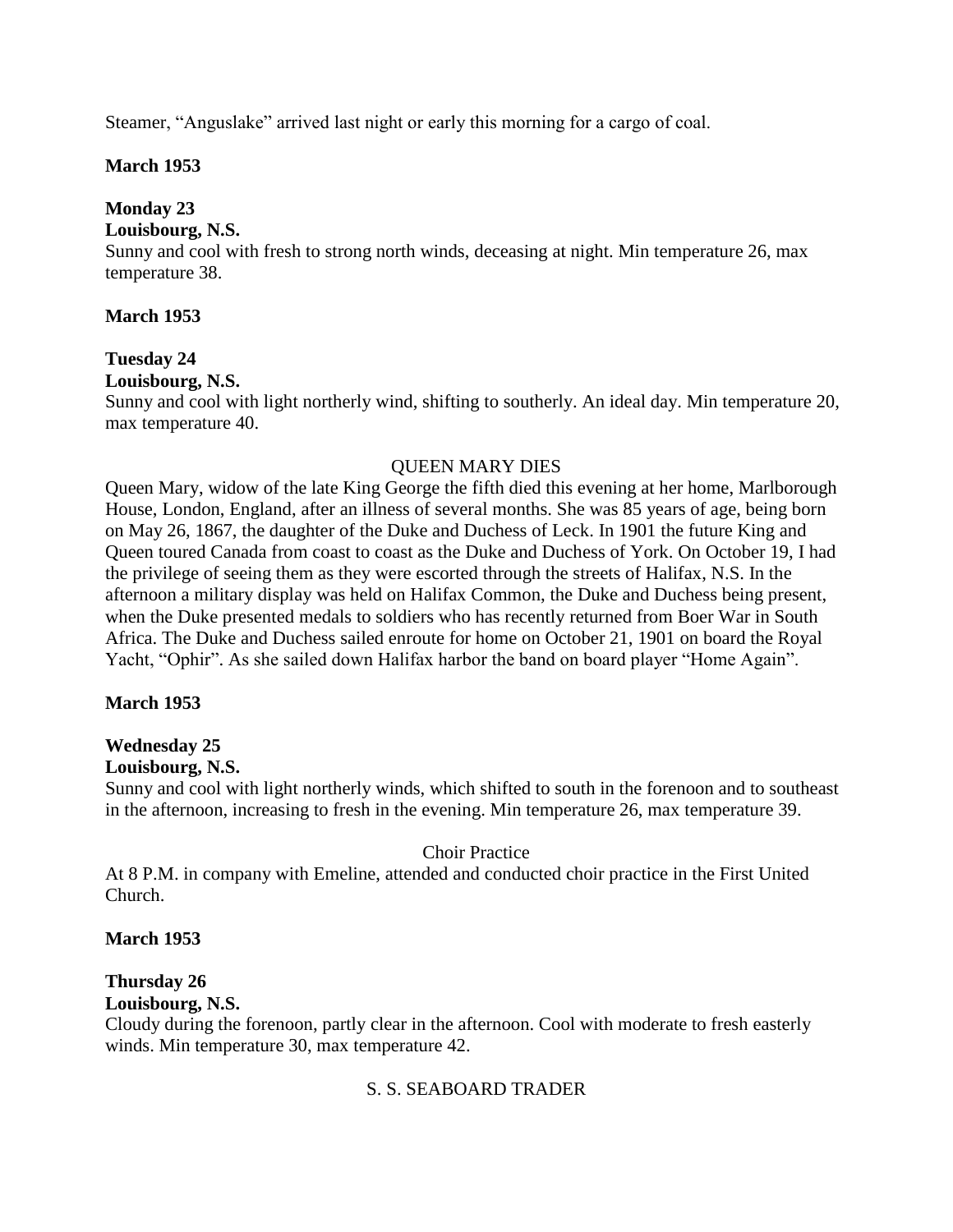Steamer, "Anguslake" arrived last night or early this morning for a cargo of coal.

**March 1953**

**Monday 23**
**Louisbourg, N.S.**
Sunny and cool with fresh to strong north winds, deceasing at night. Min temperature 26, max temperature 38.

**March 1953**

**Tuesday 24**
**Louisbourg, N.S.**
Sunny and cool with light northerly wind, shifting to southerly. An ideal day. Min temperature 20, max temperature 40.

QUEEN MARY DIES

Queen Mary, widow of the late King George the fifth died this evening at her home, Marlborough House, London, England, after an illness of several months. She was 85 years of age, being born on May 26, 1867, the daughter of the Duke and Duchess of Leck. In 1901 the future King and Queen toured Canada from coast to coast as the Duke and Duchess of York. On October 19, I had the privilege of seeing them as they were escorted through the streets of Halifax, N.S. In the afternoon a military display was held on Halifax Common, the Duke and Duchess being present, when the Duke presented medals to soldiers who has recently returned from Boer War in South Africa. The Duke and Duchess sailed enroute for home on October 21, 1901 on board the Royal Yacht, "Ophir". As she sailed down Halifax harbor the band on board player "Home Again".

**March 1953**

**Wednesday 25**
**Louisbourg, N.S.**
Sunny and cool with light northerly winds, which shifted to south in the forenoon and to southeast in the afternoon, increasing to fresh in the evening. Min temperature 26, max temperature 39.

Choir Practice

At 8 P.M. in company with Emeline, attended and conducted choir practice in the First United Church.

**March 1953**

**Thursday 26**
**Louisbourg, N.S.**
Cloudy during the forenoon, partly clear in the afternoon. Cool with moderate to fresh easterly winds. Min temperature 30, max temperature 42.

S. S. SEABOARD TRADER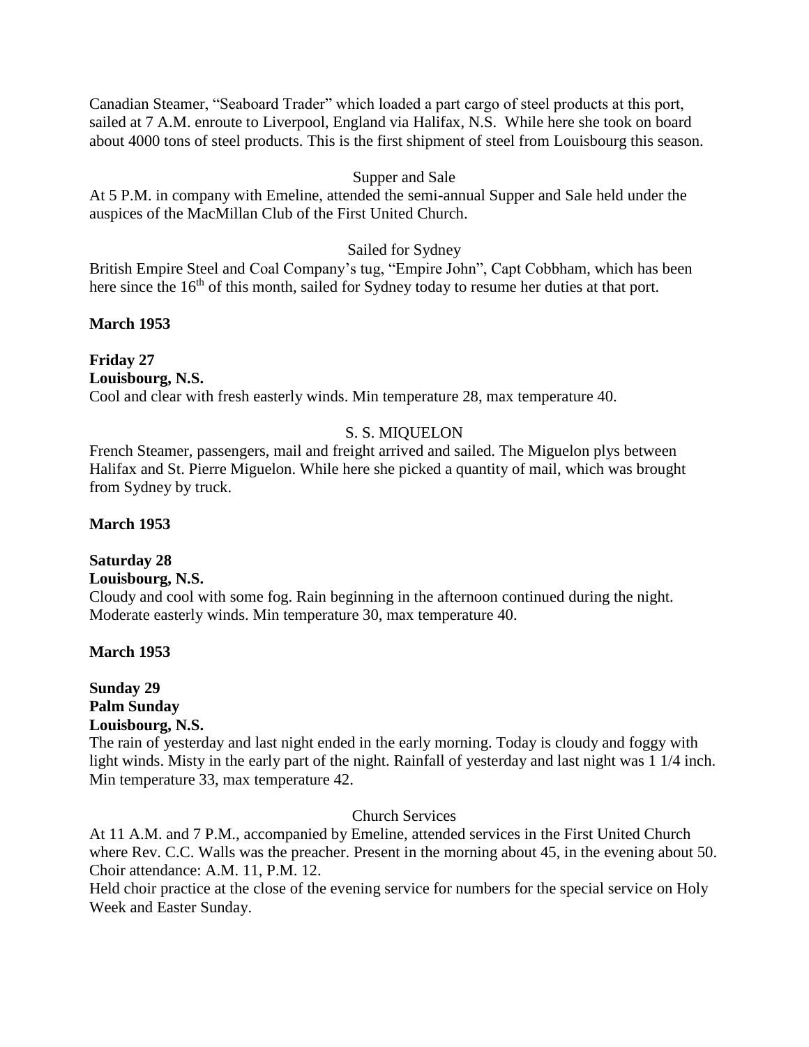Canadian Steamer, "Seaboard Trader" which loaded a part cargo of steel products at this port, sailed at 7 A.M. enroute to Liverpool, England via Halifax, N.S. While here she took on board about 4000 tons of steel products. This is the first shipment of steel from Louisbourg this season.

Supper and Sale

At 5 P.M. in company with Emeline, attended the semi-annual Supper and Sale held under the auspices of the MacMillan Club of the First United Church.

Sailed for Sydney

British Empire Steel and Coal Company's tug, "Empire John", Capt Cobbham, which has been here since the 16th of this month, sailed for Sydney today to resume her duties at that port.

**March 1953**

**Friday 27**
**Louisbourg, N.S.**

Cool and clear with fresh easterly winds. Min temperature 28, max temperature 40.

S. S. MIQUELON

French Steamer, passengers, mail and freight arrived and sailed. The Miguelon plys between Halifax and St. Pierre Miguelon. While here she picked a quantity of mail, which was brought from Sydney by truck.

**March 1953**

**Saturday 28**
**Louisbourg, N.S.**

Cloudy and cool with some fog. Rain beginning in the afternoon continued during the night. Moderate easterly winds. Min temperature 30, max temperature 40.

**March 1953**

**Sunday 29**
**Palm Sunday**
**Louisbourg, N.S.**

The rain of yesterday and last night ended in the early morning. Today is cloudy and foggy with light winds. Misty in the early part of the night. Rainfall of yesterday and last night was 1 1/4 inch. Min temperature 33, max temperature 42.

Church Services

At 11 A.M. and 7 P.M., accompanied by Emeline, attended services in the First United Church where Rev. C.C. Walls was the preacher. Present in the morning about 45, in the evening about 50. Choir attendance: A.M. 11, P.M. 12.

Held choir practice at the close of the evening service for numbers for the special service on Holy Week and Easter Sunday.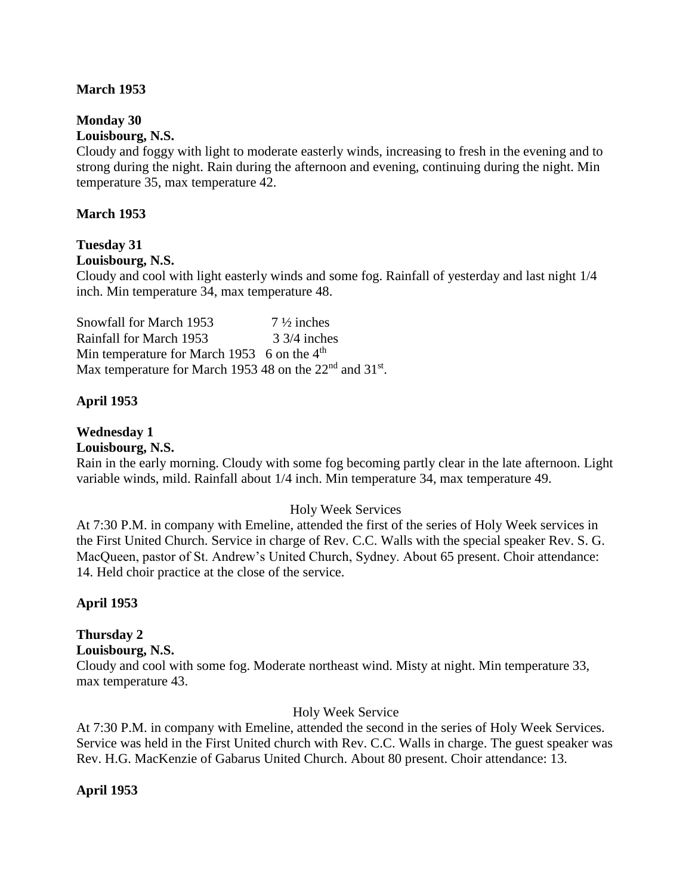**March 1953**

**Monday 30**
**Louisbourg, N.S.**
Cloudy and foggy with light to moderate easterly winds, increasing to fresh in the evening and to strong during the night. Rain during the afternoon and evening, continuing during the night. Min temperature 35, max temperature 42.

**March 1953**

**Tuesday 31**
**Louisbourg, N.S.**
Cloudy and cool with light easterly winds and some fog. Rainfall of yesterday and last night 1/4 inch. Min temperature 34, max temperature 48.

Snowfall for March 1953 7 ½ inches
Rainfall for March 1953 3 3/4 inches
Min temperature for March 1953 6 on the 4th
Max temperature for March 1953 48 on the 22nd and 31st.

**April 1953**

**Wednesday 1**
**Louisbourg, N.S.**
Rain in the early morning. Cloudy with some fog becoming partly clear in the late afternoon. Light variable winds, mild. Rainfall about 1/4 inch. Min temperature 34, max temperature 49.

Holy Week Services

At 7:30 P.M. in company with Emeline, attended the first of the series of Holy Week services in the First United Church. Service in charge of Rev. C.C. Walls with the special speaker Rev. S. G. MacQueen, pastor of St. Andrew's United Church, Sydney. About 65 present. Choir attendance: 14. Held choir practice at the close of the service.

**April 1953**

**Thursday 2**
**Louisbourg, N.S.**
Cloudy and cool with some fog. Moderate northeast wind. Misty at night. Min temperature 33, max temperature 43.

Holy Week Service

At 7:30 P.M. in company with Emeline, attended the second in the series of Holy Week Services. Service was held in the First United church with Rev. C.C. Walls in charge. The guest speaker was Rev. H.G. MacKenzie of Gabarus United Church. About 80 present. Choir attendance: 13.

**April 1953**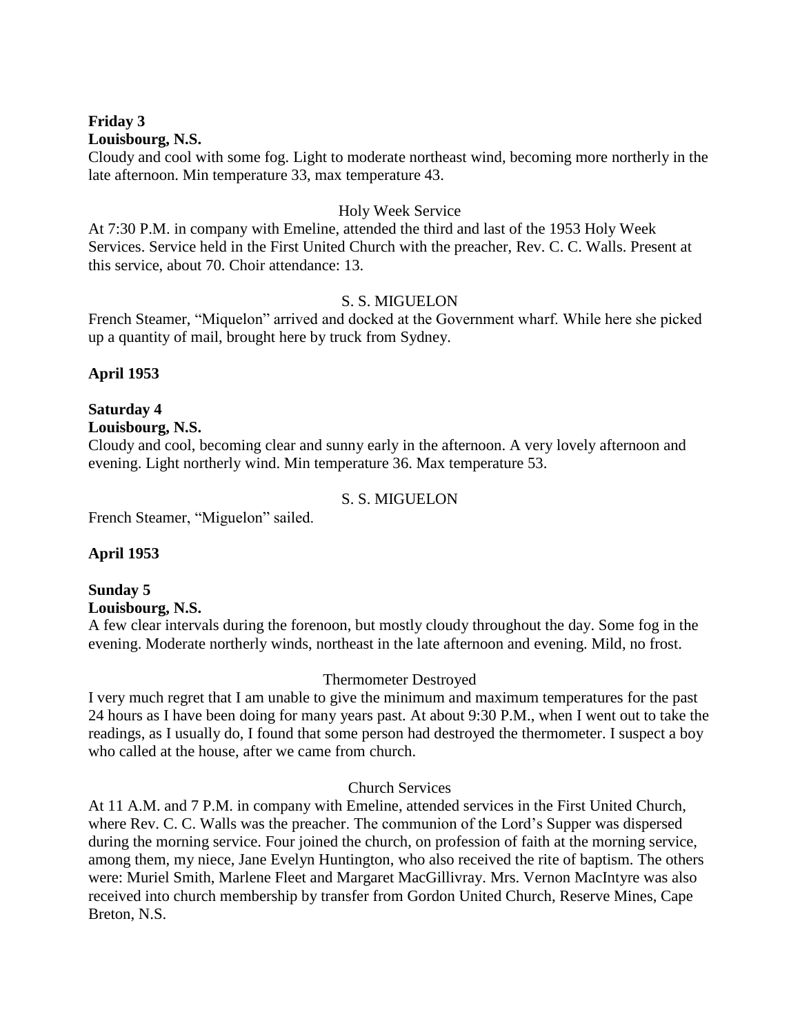**Friday 3**
**Louisbourg, N.S.**
Cloudy and cool with some fog. Light to moderate northeast wind, becoming more northerly in the late afternoon. Min temperature 33, max temperature 43.

Holy Week Service

At 7:30 P.M. in company with Emeline, attended the third and last of the 1953 Holy Week Services. Service held in the First United Church with the preacher, Rev. C. C. Walls. Present at this service, about 70. Choir attendance: 13.

S. S. MIGUELON

French Steamer, "Miquelon" arrived and docked at the Government wharf. While here she picked up a quantity of mail, brought here by truck from Sydney.

**April 1953**

**Saturday 4**
**Louisbourg, N.S.**
Cloudy and cool, becoming clear and sunny early in the afternoon. A very lovely afternoon and evening. Light northerly wind. Min temperature 36. Max temperature 53.

S. S. MIGUELON

French Steamer, "Miguelon" sailed.

**April 1953**

**Sunday 5**
**Louisbourg, N.S.**
A few clear intervals during the forenoon, but mostly cloudy throughout the day. Some fog in the evening. Moderate northerly winds, northeast in the late afternoon and evening. Mild, no frost.

Thermometer Destroyed

I very much regret that I am unable to give the minimum and maximum temperatures for the past 24 hours as I have been doing for many years past. At about 9:30 P.M., when I went out to take the readings, as I usually do, I found that some person had destroyed the thermometer. I suspect a boy who called at the house, after we came from church.

Church Services

At 11 A.M. and 7 P.M. in company with Emeline, attended services in the First United Church, where Rev. C. C. Walls was the preacher. The communion of the Lord's Supper was dispersed during the morning service. Four joined the church, on profession of faith at the morning service, among them, my niece, Jane Evelyn Huntington, who also received the rite of baptism. The others were: Muriel Smith, Marlene Fleet and Margaret MacGillivray. Mrs. Vernon MacIntyre was also received into church membership by transfer from Gordon United Church, Reserve Mines, Cape Breton, N.S.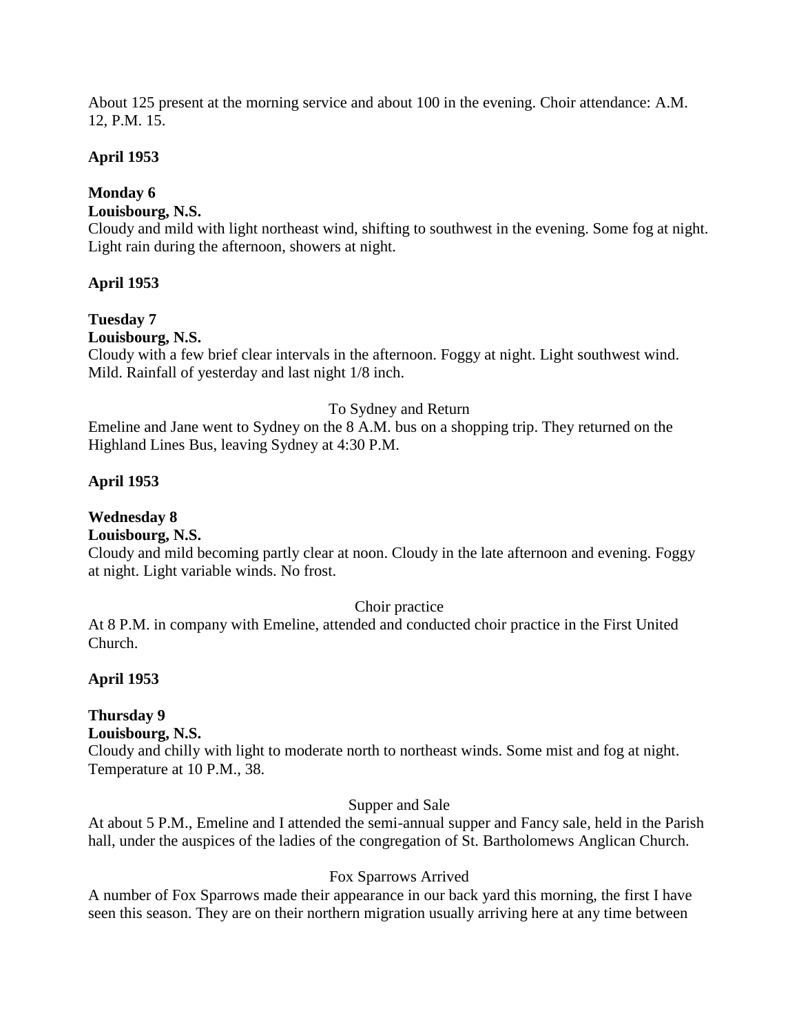About 125 present at the morning service and about 100 in the evening. Choir attendance: A.M. 12, P.M. 15.

**April 1953**

**Monday 6**
**Louisbourg, N.S.**
Cloudy and mild with light northeast wind, shifting to southwest in the evening. Some fog at night. Light rain during the afternoon, showers at night.

**April 1953**

**Tuesday 7**
**Louisbourg, N.S.**
Cloudy with a few brief clear intervals in the afternoon. Foggy at night. Light southwest wind. Mild. Rainfall of yesterday and last night 1/8 inch.

To Sydney and Return

Emeline and Jane went to Sydney on the 8 A.M. bus on a shopping trip. They returned on the Highland Lines Bus, leaving Sydney at 4:30 P.M.

**April 1953**

**Wednesday 8**
**Louisbourg, N.S.**
Cloudy and mild becoming partly clear at noon. Cloudy in the late afternoon and evening. Foggy at night. Light variable winds. No frost.

Choir practice

At 8 P.M. in company with Emeline, attended and conducted choir practice in the First United Church.

**April 1953**

**Thursday 9**
**Louisbourg, N.S.**
Cloudy and chilly with light to moderate north to northeast winds. Some mist and fog at night. Temperature at 10 P.M., 38.

Supper and Sale

At about 5 P.M., Emeline and I attended the semi-annual supper and Fancy sale, held in the Parish hall, under the auspices of the ladies of the congregation of St. Bartholomews Anglican Church.

Fox Sparrows Arrived

A number of Fox Sparrows made their appearance in our back yard this morning, the first I have seen this season. They are on their northern migration usually arriving here at any time between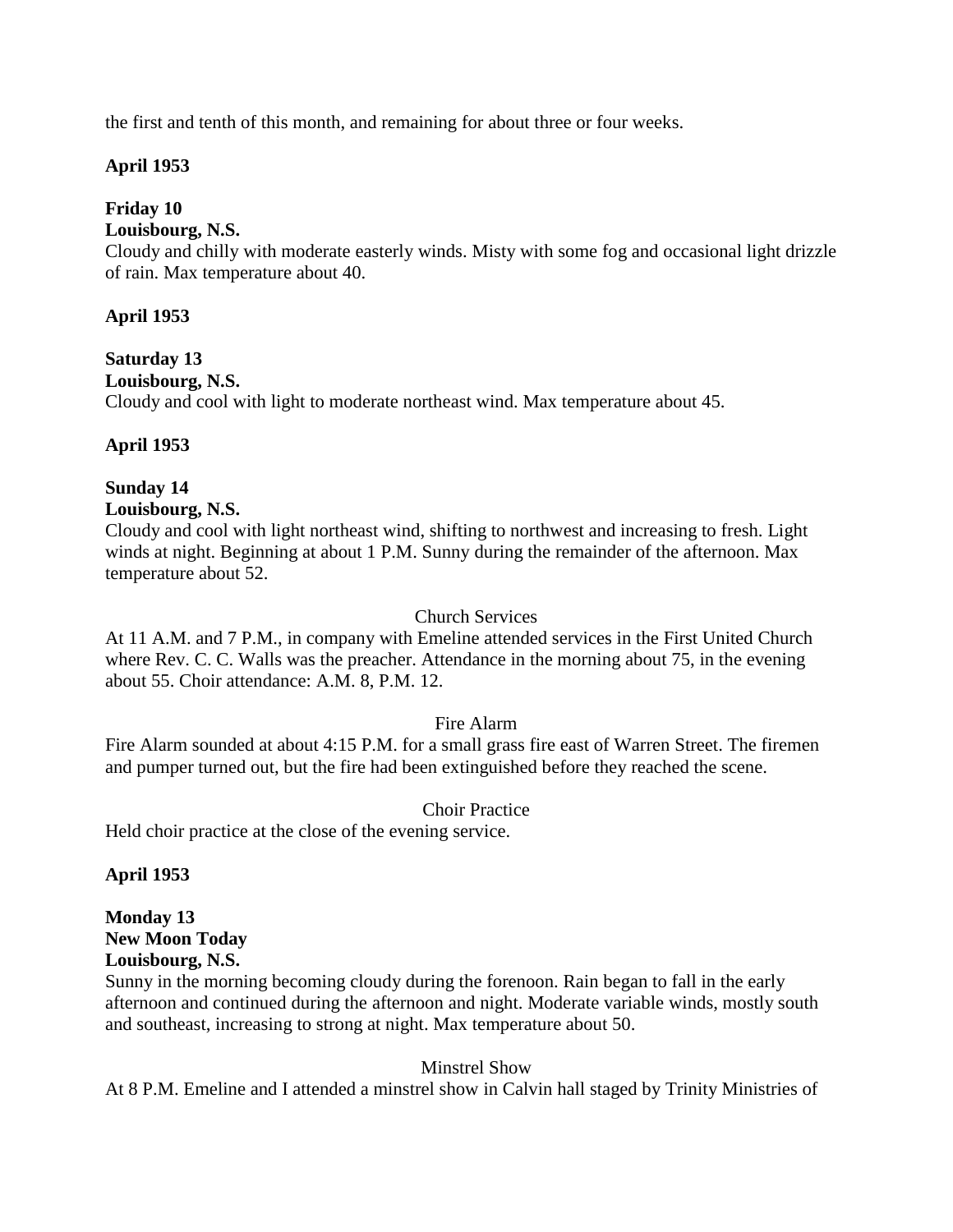the first and tenth of this month, and remaining for about three or four weeks.

**April 1953**

**Friday 10**
**Louisbourg, N.S.**
Cloudy and chilly with moderate easterly winds. Misty with some fog and occasional light drizzle of rain. Max temperature about 40.

**April 1953**

**Saturday 13**
**Louisbourg, N.S.**
Cloudy and cool with light to moderate northeast wind. Max temperature about 45.

**April 1953**

**Sunday 14**
**Louisbourg, N.S.**
Cloudy and cool with light northeast wind, shifting to northwest and increasing to fresh. Light winds at night. Beginning at about 1 P.M. Sunny during the remainder of the afternoon. Max temperature about 52.

Church Services

At 11 A.M. and 7 P.M., in company with Emeline attended services in the First United Church where Rev. C. C. Walls was the preacher. Attendance in the morning about 75, in the evening about 55. Choir attendance: A.M. 8, P.M. 12.

Fire Alarm

Fire Alarm sounded at about 4:15 P.M. for a small grass fire east of Warren Street. The firemen and pumper turned out, but the fire had been extinguished before they reached the scene.

Choir Practice

Held choir practice at the close of the evening service.

**April 1953**

**Monday 13**
**New Moon Today**
**Louisbourg, N.S.**
Sunny in the morning becoming cloudy during the forenoon. Rain began to fall in the early afternoon and continued during the afternoon and night. Moderate variable winds, mostly south and southeast, increasing to strong at night. Max temperature about 50.

Minstrel Show

At 8 P.M. Emeline and I attended a minstrel show in Calvin hall staged by Trinity Ministries of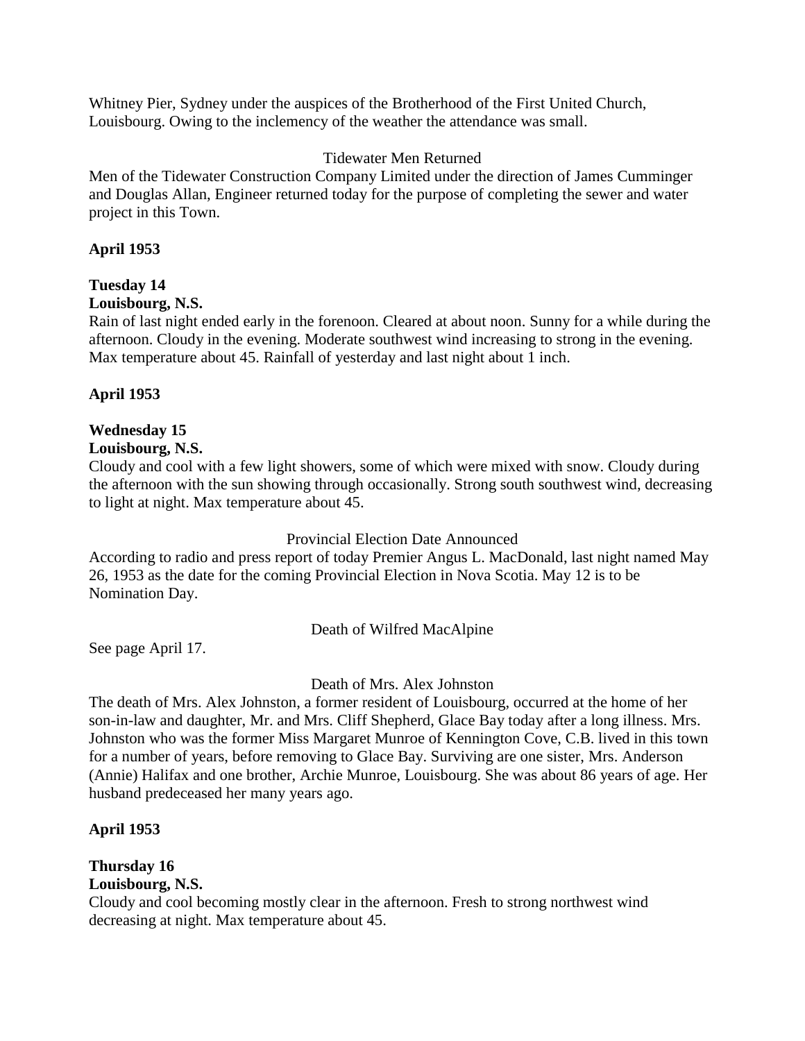Whitney Pier, Sydney under the auspices of the Brotherhood of the First United Church, Louisbourg. Owing to the inclemency of the weather the attendance was small.

Tidewater Men Returned

Men of the Tidewater Construction Company Limited under the direction of James Cumminger and Douglas Allan, Engineer returned today for the purpose of completing the sewer and water project in this Town.

**April 1953**

**Tuesday 14**
**Louisbourg, N.S.**

Rain of last night ended early in the forenoon. Cleared at about noon. Sunny for a while during the afternoon. Cloudy in the evening. Moderate southwest wind increasing to strong in the evening. Max temperature about 45. Rainfall of yesterday and last night about 1 inch.

**April 1953**

**Wednesday 15**
**Louisbourg, N.S.**

Cloudy and cool with a few light showers, some of which were mixed with snow. Cloudy during the afternoon with the sun showing through occasionally. Strong south southwest wind, decreasing to light at night. Max temperature about 45.

Provincial Election Date Announced

According to radio and press report of today Premier Angus L. MacDonald, last night named May 26, 1953 as the date for the coming Provincial Election in Nova Scotia. May 12 is to be Nomination Day.

Death of Wilfred MacAlpine

See page April 17.

Death of Mrs. Alex Johnston

The death of Mrs. Alex Johnston, a former resident of Louisbourg, occurred at the home of her son-in-law and daughter, Mr. and Mrs. Cliff Shepherd, Glace Bay today after a long illness. Mrs. Johnston who was the former Miss Margaret Munroe of Kennington Cove, C.B. lived in this town for a number of years, before removing to Glace Bay. Surviving are one sister, Mrs. Anderson (Annie) Halifax and one brother, Archie Munroe, Louisbourg. She was about 86 years of age. Her husband predeceased her many years ago.

**April 1953**

**Thursday 16**
**Louisbourg, N.S.**

Cloudy and cool becoming mostly clear in the afternoon. Fresh to strong northwest wind decreasing at night. Max temperature about 45.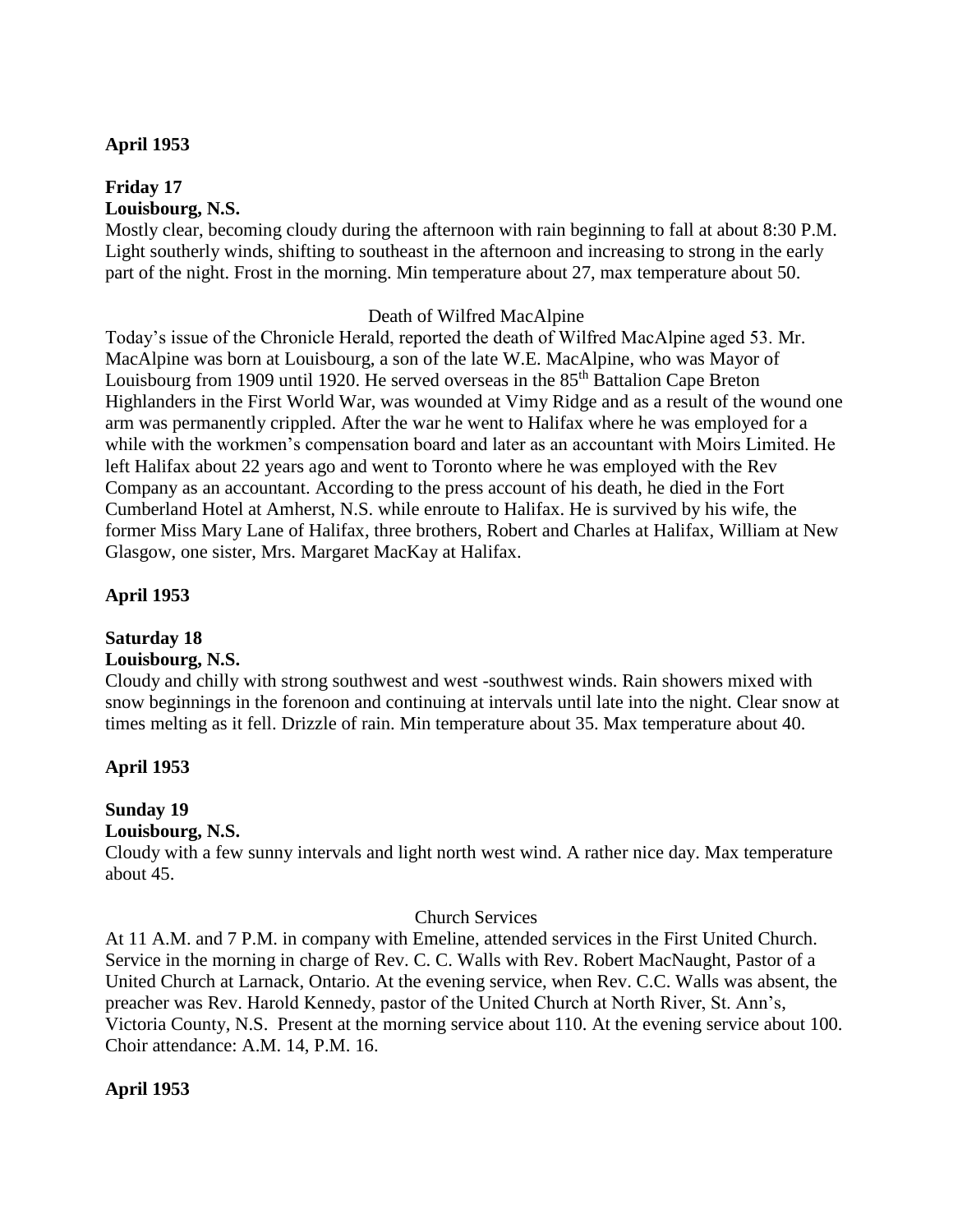**April 1953**

**Friday 17**
**Louisbourg, N.S.**

Mostly clear, becoming cloudy during the afternoon with rain beginning to fall at about 8:30 P.M. Light southerly winds, shifting to southeast in the afternoon and increasing to strong in the early part of the night. Frost in the morning. Min temperature about 27, max temperature about 50.

Death of Wilfred MacAlpine

Today's issue of the Chronicle Herald, reported the death of Wilfred MacAlpine aged 53. Mr. MacAlpine was born at Louisbourg, a son of the late W.E. MacAlpine, who was Mayor of Louisbourg from 1909 until 1920. He served overseas in the 85th Battalion Cape Breton Highlanders in the First World War, was wounded at Vimy Ridge and as a result of the wound one arm was permanently crippled. After the war he went to Halifax where he was employed for a while with the workmen's compensation board and later as an accountant with Moirs Limited. He left Halifax about 22 years ago and went to Toronto where he was employed with the Rev Company as an accountant. According to the press account of his death, he died in the Fort Cumberland Hotel at Amherst, N.S. while enroute to Halifax. He is survived by his wife, the former Miss Mary Lane of Halifax, three brothers, Robert and Charles at Halifax, William at New Glasgow, one sister, Mrs. Margaret MacKay at Halifax.

**April 1953**

**Saturday 18**
**Louisbourg, N.S.**

Cloudy and chilly with strong southwest and west -southwest winds. Rain showers mixed with snow beginnings in the forenoon and continuing at intervals until late into the night. Clear snow at times melting as it fell. Drizzle of rain. Min temperature about 35. Max temperature about 40.

**April 1953**

**Sunday 19**
**Louisbourg, N.S.**

Cloudy with a few sunny intervals and light north west wind. A rather nice day. Max temperature about 45.

Church Services

At 11 A.M. and 7 P.M. in company with Emeline, attended services in the First United Church. Service in the morning in charge of Rev. C. C. Walls with Rev. Robert MacNaught, Pastor of a United Church at Larnack, Ontario. At the evening service, when Rev. C.C. Walls was absent, the preacher was Rev. Harold Kennedy, pastor of the United Church at North River, St. Ann's, Victoria County, N.S. Present at the morning service about 110. At the evening service about 100. Choir attendance: A.M. 14, P.M. 16.

**April 1953**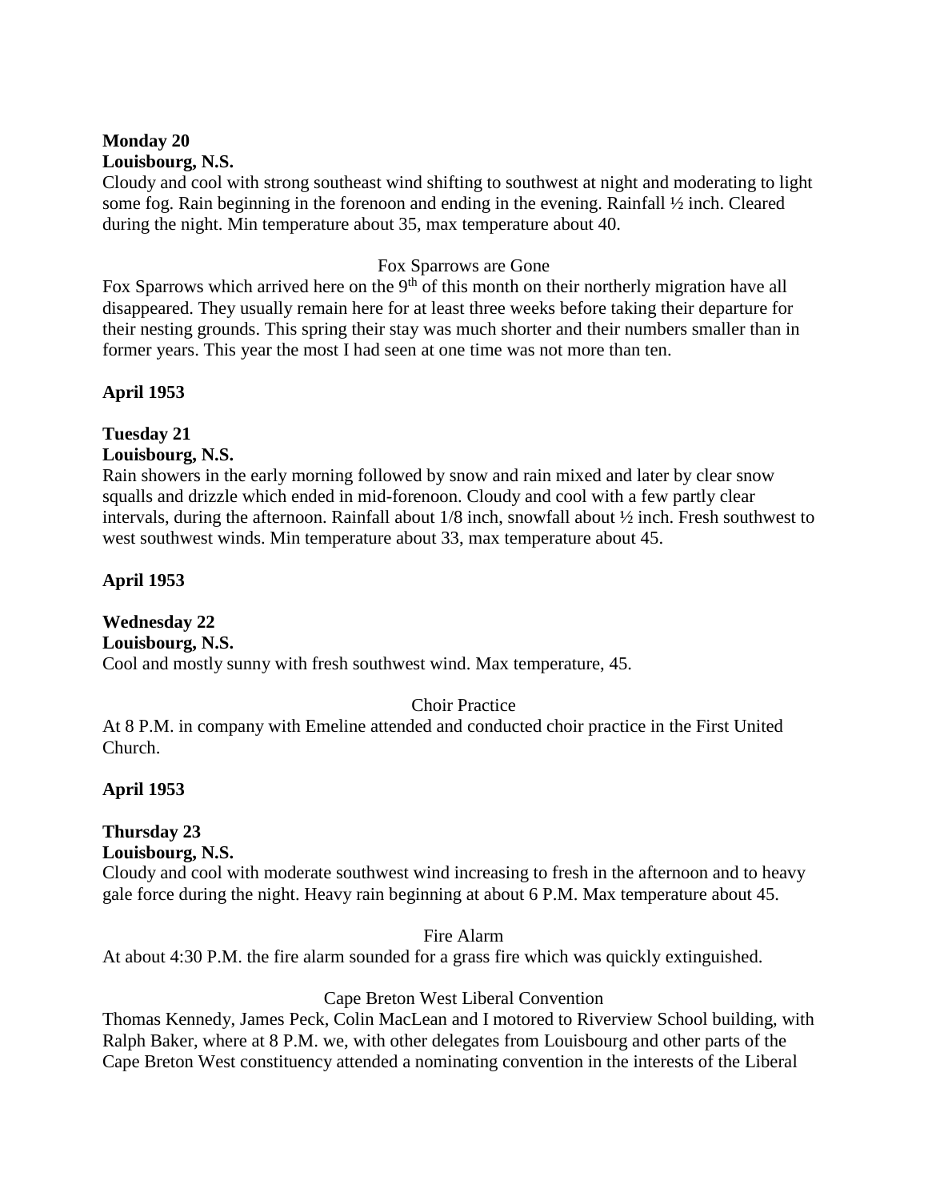**Monday 20**
**Louisbourg, N.S.**
Cloudy and cool with strong southeast wind shifting to southwest at night and moderating to light some fog. Rain beginning in the forenoon and ending in the evening. Rainfall ½ inch. Cleared during the night. Min temperature about 35, max temperature about 40.

Fox Sparrows are Gone

Fox Sparrows which arrived here on the 9th of this month on their northerly migration have all disappeared. They usually remain here for at least three weeks before taking their departure for their nesting grounds. This spring their stay was much shorter and their numbers smaller than in former years. This year the most I had seen at one time was not more than ten.

**April 1953**

**Tuesday 21**
**Louisbourg, N.S.**
Rain showers in the early morning followed by snow and rain mixed and later by clear snow squalls and drizzle which ended in mid-forenoon. Cloudy and cool with a few partly clear intervals, during the afternoon. Rainfall about 1/8 inch, snowfall about ½ inch. Fresh southwest to west southwest winds. Min temperature about 33, max temperature about 45.

**April 1953**

**Wednesday 22**
**Louisbourg, N.S.**
Cool and mostly sunny with fresh southwest wind. Max temperature, 45.

Choir Practice

At 8 P.M. in company with Emeline attended and conducted choir practice in the First United Church.

**April 1953**

**Thursday 23**
**Louisbourg, N.S.**
Cloudy and cool with moderate southwest wind increasing to fresh in the afternoon and to heavy gale force during the night. Heavy rain beginning at about 6 P.M. Max temperature about 45.

Fire Alarm

At about 4:30 P.M. the fire alarm sounded for a grass fire which was quickly extinguished.

Cape Breton West Liberal Convention

Thomas Kennedy, James Peck, Colin MacLean and I motored to Riverview School building, with Ralph Baker, where at 8 P.M. we, with other delegates from Louisbourg and other parts of the Cape Breton West constituency attended a nominating convention in the interests of the Liberal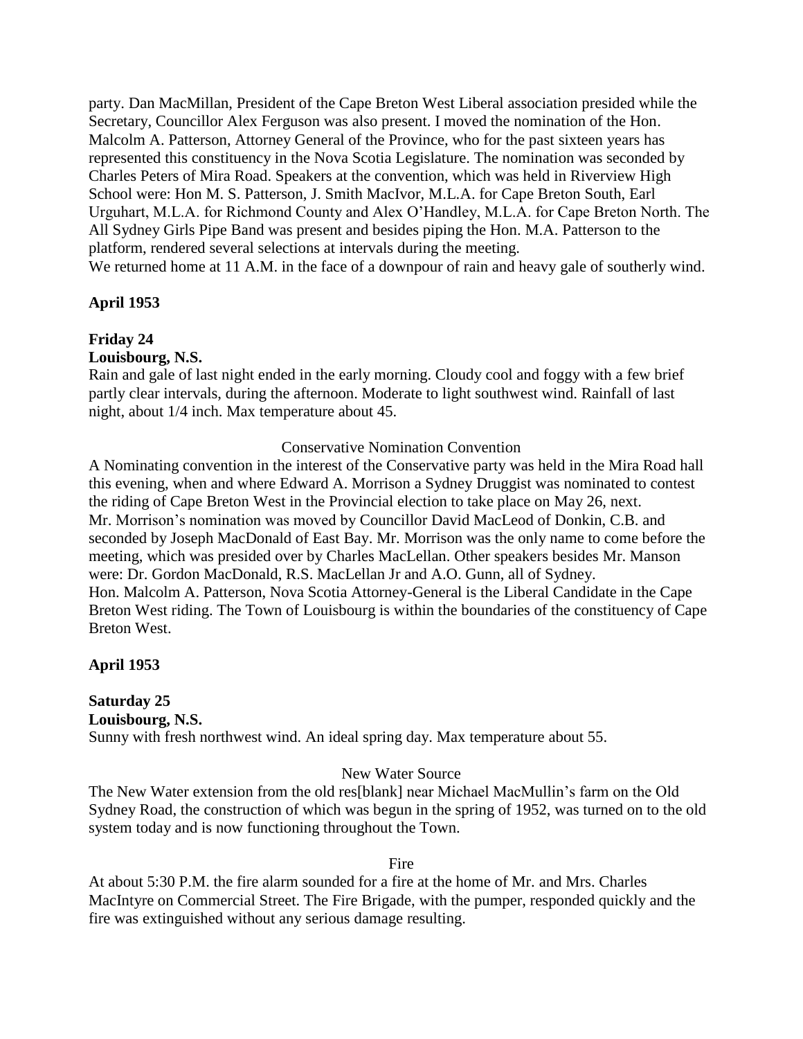party. Dan MacMillan, President of the Cape Breton West Liberal association presided while the Secretary, Councillor Alex Ferguson was also present. I moved the nomination of the Hon. Malcolm A. Patterson, Attorney General of the Province, who for the past sixteen years has represented this constituency in the Nova Scotia Legislature. The nomination was seconded by Charles Peters of Mira Road. Speakers at the convention, which was held in Riverview High School were: Hon M. S. Patterson, J. Smith MacIvor, M.L.A. for Cape Breton South, Earl Urguhart, M.L.A. for Richmond County and Alex O'Handley, M.L.A. for Cape Breton North. The All Sydney Girls Pipe Band was present and besides piping the Hon. M.A. Patterson to the platform, rendered several selections at intervals during the meeting.
We returned home at 11 A.M. in the face of a downpour of rain and heavy gale of southerly wind.

**April 1953**

**Friday 24**
**Louisbourg, N.S.**
Rain and gale of last night ended in the early morning. Cloudy cool and foggy with a few brief partly clear intervals, during the afternoon. Moderate to light southwest wind. Rainfall of last night, about 1/4 inch. Max temperature about 45.

Conservative Nomination Convention

A Nominating convention in the interest of the Conservative party was held in the Mira Road hall this evening, when and where Edward A. Morrison a Sydney Druggist was nominated to contest the riding of Cape Breton West in the Provincial election to take place on May 26, next.
Mr. Morrison's nomination was moved by Councillor David MacLeod of Donkin, C.B. and seconded by Joseph MacDonald of East Bay. Mr. Morrison was the only name to come before the meeting, which was presided over by Charles MacLellan. Other speakers besides Mr. Manson were: Dr. Gordon MacDonald, R.S. MacLellan Jr and A.O. Gunn, all of Sydney.
Hon. Malcolm A. Patterson, Nova Scotia Attorney-General is the Liberal Candidate in the Cape Breton West riding. The Town of Louisbourg is within the boundaries of the constituency of Cape Breton West.

**April 1953**

**Saturday 25**
**Louisbourg, N.S.**
Sunny with fresh northwest wind. An ideal spring day. Max temperature about 55.

New Water Source

The New Water extension from the old res[blank] near Michael MacMullin's farm on the Old Sydney Road, the construction of which was begun in the spring of 1952, was turned on to the old system today and is now functioning throughout the Town.

Fire

At about 5:30 P.M. the fire alarm sounded for a fire at the home of Mr. and Mrs. Charles MacIntyre on Commercial Street. The Fire Brigade, with the pumper, responded quickly and the fire was extinguished without any serious damage resulting.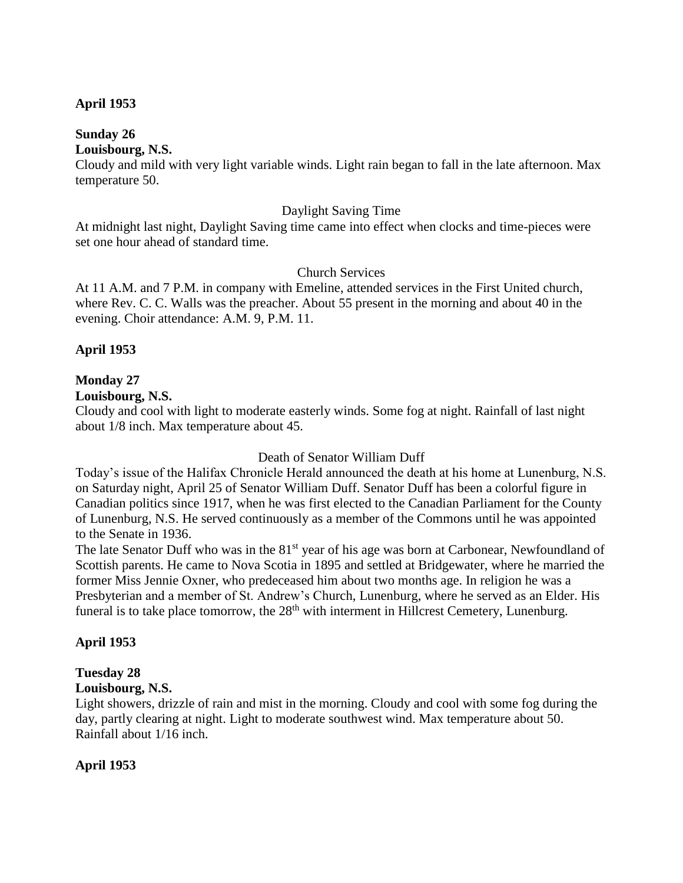**April 1953**

**Sunday 26**
**Louisbourg, N.S.**
Cloudy and mild with very light variable winds. Light rain began to fall in the late afternoon. Max temperature 50.

Daylight Saving Time

At midnight last night, Daylight Saving time came into effect when clocks and time-pieces were set one hour ahead of standard time.

Church Services

At 11 A.M. and 7 P.M. in company with Emeline, attended services in the First United church, where Rev. C. C. Walls was the preacher. About 55 present in the morning and about 40 in the evening. Choir attendance: A.M. 9, P.M. 11.

**April 1953**

**Monday 27**
**Louisbourg, N.S.**
Cloudy and cool with light to moderate easterly winds. Some fog at night. Rainfall of last night about 1/8 inch. Max temperature about 45.

Death of Senator William Duff

Today's issue of the Halifax Chronicle Herald announced the death at his home at Lunenburg, N.S. on Saturday night, April 25 of Senator William Duff. Senator Duff has been a colorful figure in Canadian politics since 1917, when he was first elected to the Canadian Parliament for the County of Lunenburg, N.S. He served continuously as a member of the Commons until he was appointed to the Senate in 1936.
The late Senator Duff who was in the 81st year of his age was born at Carbonear, Newfoundland of Scottish parents. He came to Nova Scotia in 1895 and settled at Bridgewater, where he married the former Miss Jennie Oxner, who predeceased him about two months age. In religion he was a Presbyterian and a member of St. Andrew's Church, Lunenburg, where he served as an Elder. His funeral is to take place tomorrow, the 28th with interment in Hillcrest Cemetery, Lunenburg.

**April 1953**

**Tuesday 28**
**Louisbourg, N.S.**
Light showers, drizzle of rain and mist in the morning. Cloudy and cool with some fog during the day, partly clearing at night. Light to moderate southwest wind. Max temperature about 50. Rainfall about 1/16 inch.

**April 1953**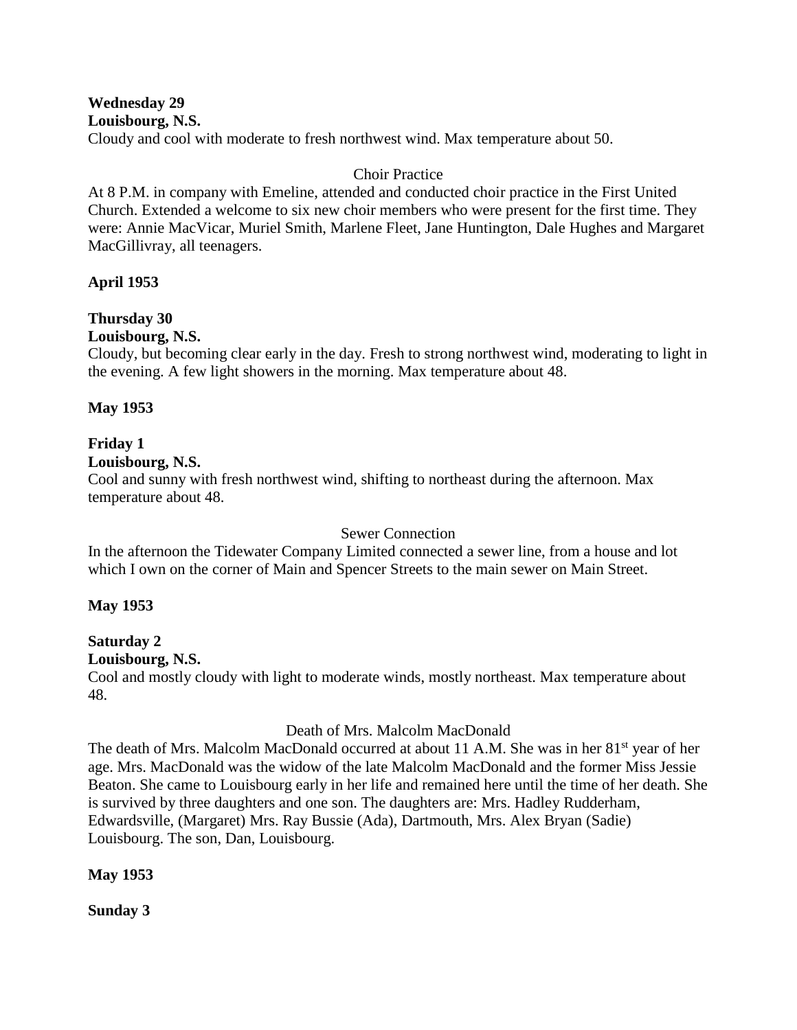**Wednesday 29**
**Louisbourg, N.S.**
Cloudy and cool with moderate to fresh northwest wind. Max temperature about 50.

Choir Practice

At 8 P.M. in company with Emeline, attended and conducted choir practice in the First United Church. Extended a welcome to six new choir members who were present for the first time. They were: Annie MacVicar, Muriel Smith, Marlene Fleet, Jane Huntington, Dale Hughes and Margaret MacGillivray, all teenagers.

**April 1953**

**Thursday 30**
**Louisbourg, N.S.**
Cloudy, but becoming clear early in the day. Fresh to strong northwest wind, moderating to light in the evening. A few light showers in the morning. Max temperature about 48.

**May 1953**

**Friday 1**
**Louisbourg, N.S.**
Cool and sunny with fresh northwest wind, shifting to northeast during the afternoon. Max temperature about 48.

Sewer Connection

In the afternoon the Tidewater Company Limited connected a sewer line, from a house and lot which I own on the corner of Main and Spencer Streets to the main sewer on Main Street.

**May 1953**

**Saturday 2**
**Louisbourg, N.S.**
Cool and mostly cloudy with light to moderate winds, mostly northeast. Max temperature about 48.

Death of Mrs. Malcolm MacDonald

The death of Mrs. Malcolm MacDonald occurred at about 11 A.M. She was in her 81st year of her age. Mrs. MacDonald was the widow of the late Malcolm MacDonald and the former Miss Jessie Beaton. She came to Louisbourg early in her life and remained here until the time of her death. She is survived by three daughters and one son. The daughters are: Mrs. Hadley Rudderham, Edwardsville, (Margaret) Mrs. Ray Bussie (Ada), Dartmouth, Mrs. Alex Bryan (Sadie) Louisbourg. The son, Dan, Louisbourg.

**May 1953**

**Sunday 3**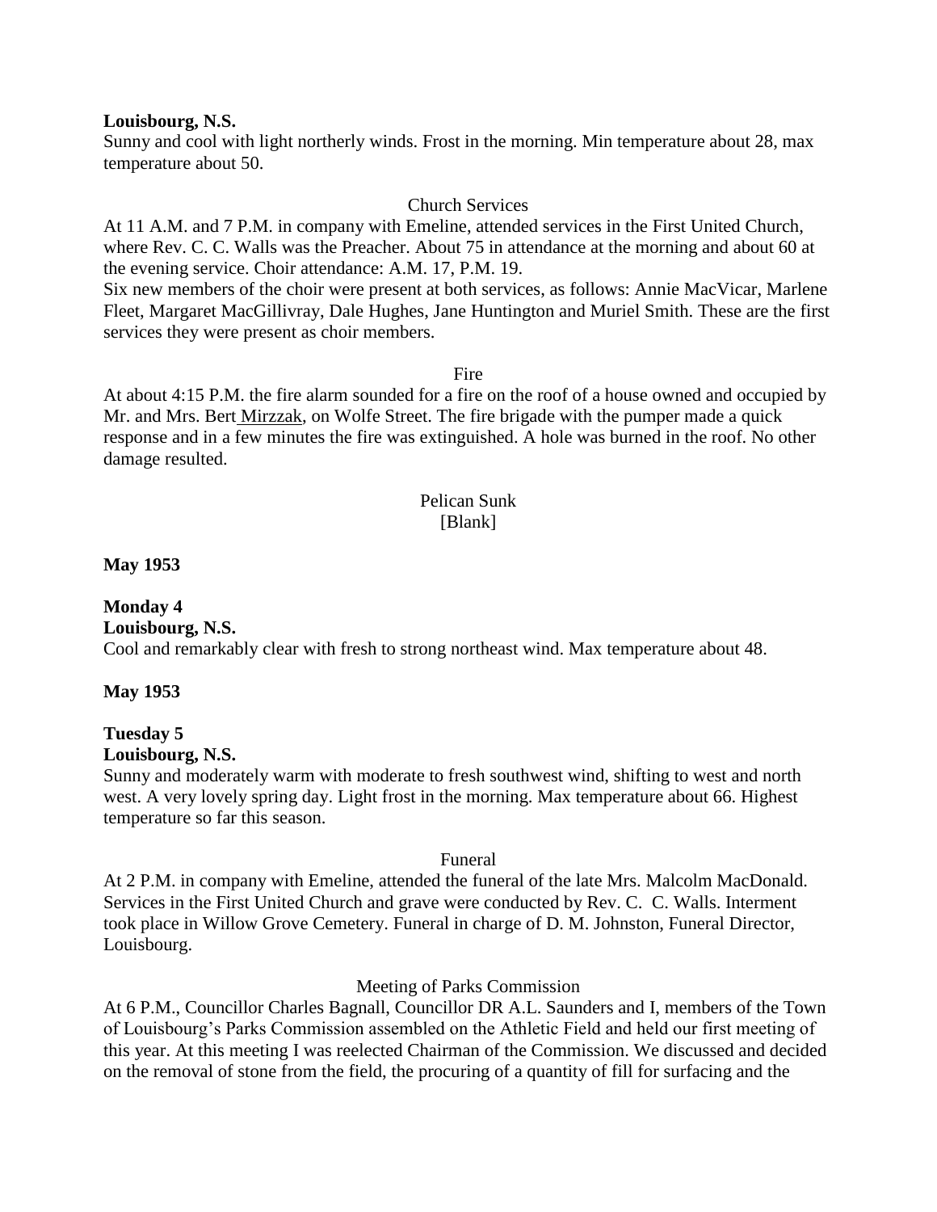**Louisbourg, N.S.**
Sunny and cool with light northerly winds. Frost in the morning. Min temperature about 28, max temperature about 50.

Church Services

At 11 A.M. and 7 P.M. in company with Emeline, attended services in the First United Church, where Rev. C. C. Walls was the Preacher. About 75 in attendance at the morning and about 60 at the evening service. Choir attendance: A.M. 17, P.M. 19.
Six new members of the choir were present at both services, as follows: Annie MacVicar, Marlene Fleet, Margaret MacGillivray, Dale Hughes, Jane Huntington and Muriel Smith. These are the first services they were present as choir members.

Fire

At about 4:15 P.M. the fire alarm sounded for a fire on the roof of a house owned and occupied by Mr. and Mrs. Bert Mirzzak, on Wolfe Street. The fire brigade with the pumper made a quick response and in a few minutes the fire was extinguished. A hole was burned in the roof. No other damage resulted.

Pelican Sunk
[Blank]

**May 1953**

**Monday 4**
**Louisbourg, N.S.**
Cool and remarkably clear with fresh to strong northeast wind. Max temperature about 48.

**May 1953**

**Tuesday 5**
**Louisbourg, N.S.**
Sunny and moderately warm with moderate to fresh southwest wind, shifting to west and north west. A very lovely spring day. Light frost in the morning. Max temperature about 66. Highest temperature so far this season.

Funeral

At 2 P.M. in company with Emeline, attended the funeral of the late Mrs. Malcolm MacDonald. Services in the First United Church and grave were conducted by Rev. C. C. Walls. Interment took place in Willow Grove Cemetery. Funeral in charge of D. M. Johnston, Funeral Director, Louisbourg.

Meeting of Parks Commission

At 6 P.M., Councillor Charles Bagnall, Councillor DR A.L. Saunders and I, members of the Town of Louisbourg's Parks Commission assembled on the Athletic Field and held our first meeting of this year. At this meeting I was reelected Chairman of the Commission. We discussed and decided on the removal of stone from the field, the procuring of a quantity of fill for surfacing and the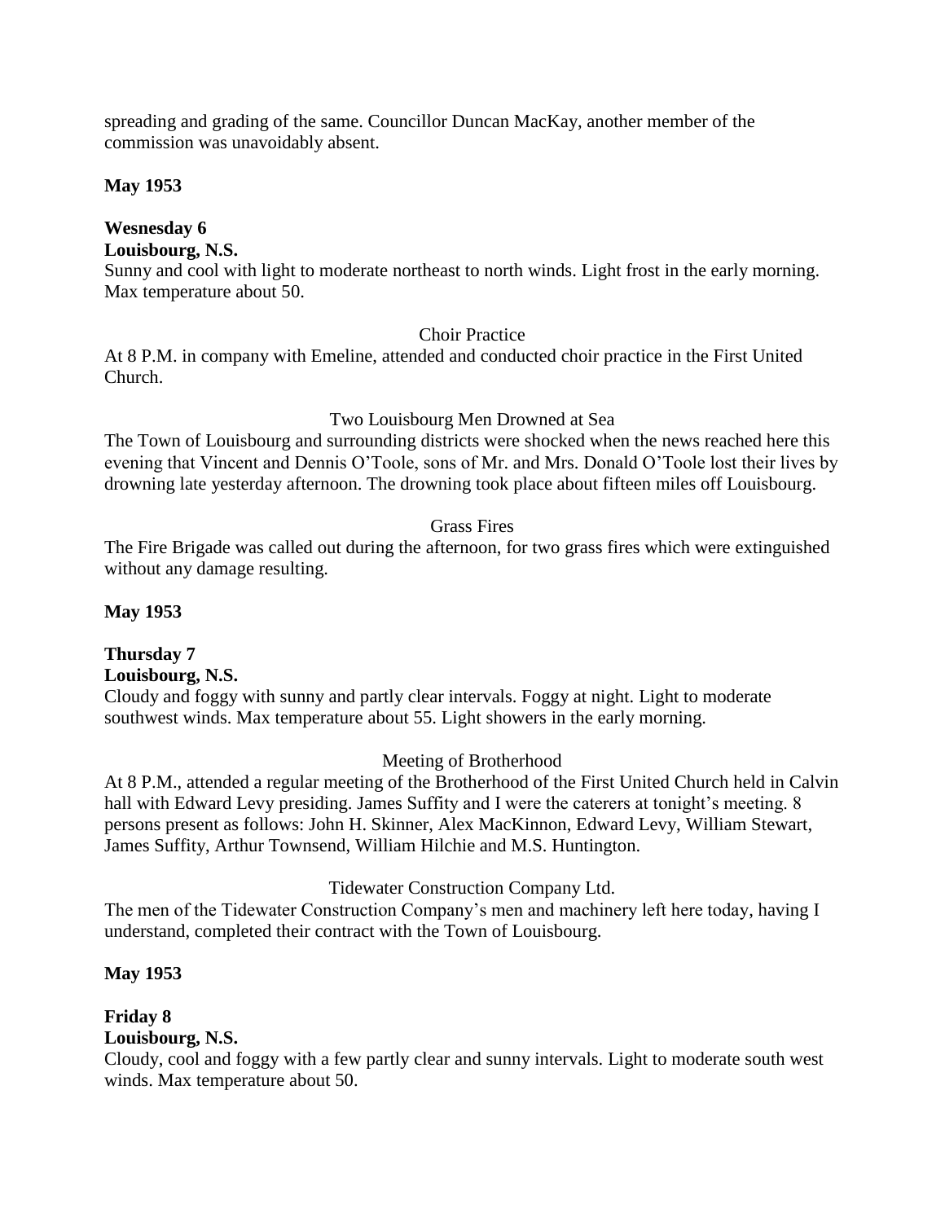spreading and grading of the same. Councillor Duncan MacKay, another member of the commission was unavoidably absent.

**May 1953**

**Wesnesday 6**
**Louisbourg, N.S.**
Sunny and cool with light to moderate northeast to north winds. Light frost in the early morning. Max temperature about 50.

Choir Practice

At 8 P.M. in company with Emeline, attended and conducted choir practice in the First United Church.

Two Louisbourg Men Drowned at Sea

The Town of Louisbourg and surrounding districts were shocked when the news reached here this evening that Vincent and Dennis O'Toole, sons of Mr. and Mrs. Donald O'Toole lost their lives by drowning late yesterday afternoon. The drowning took place about fifteen miles off Louisbourg.

Grass Fires

The Fire Brigade was called out during the afternoon, for two grass fires which were extinguished without any damage resulting.

**May 1953**

**Thursday 7**
**Louisbourg, N.S.**
Cloudy and foggy with sunny and partly clear intervals. Foggy at night. Light to moderate southwest winds. Max temperature about 55. Light showers in the early morning.

Meeting of Brotherhood

At 8 P.M., attended a regular meeting of the Brotherhood of the First United Church held in Calvin hall with Edward Levy presiding. James Suffity and I were the caterers at tonight's meeting. 8 persons present as follows: John H. Skinner, Alex MacKinnon, Edward Levy, William Stewart, James Suffity, Arthur Townsend, William Hilchie and M.S. Huntington.

Tidewater Construction Company Ltd.

The men of the Tidewater Construction Company's men and machinery left here today, having I understand, completed their contract with the Town of Louisbourg.

**May 1953**

**Friday 8**
**Louisbourg, N.S.**
Cloudy, cool and foggy with a few partly clear and sunny intervals. Light to moderate south west winds. Max temperature about 50.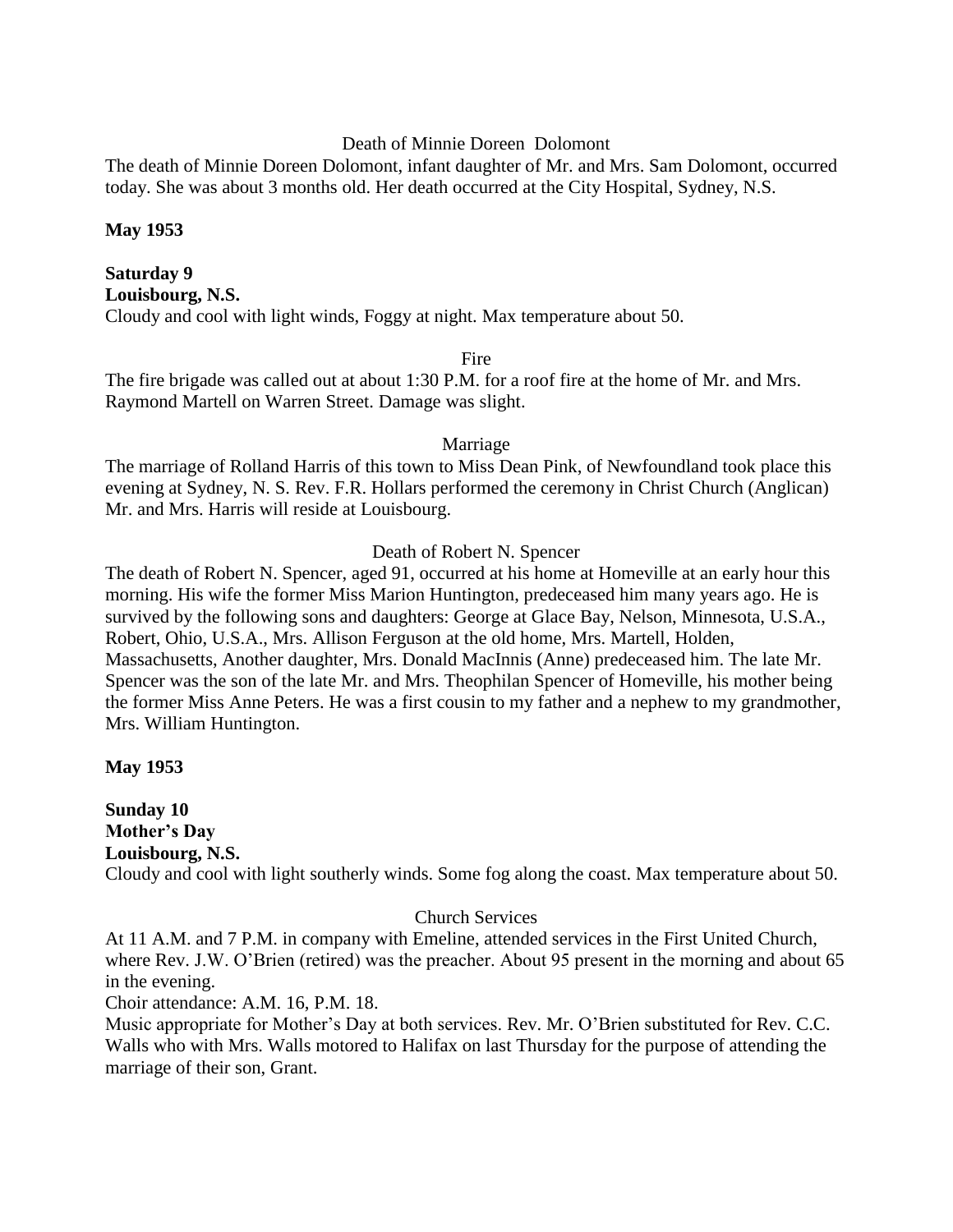Death of Minnie Doreen Dolomont

The death of Minnie Doreen Dolomont, infant daughter of Mr. and Mrs. Sam Dolomont, occurred today. She was about 3 months old. Her death occurred at the City Hospital, Sydney, N.S.

**May 1953**

**Saturday 9**
**Louisbourg, N.S.**
Cloudy and cool with light winds, Foggy at night. Max temperature about 50.

Fire

The fire brigade was called out at about 1:30 P.M. for a roof fire at the home of Mr. and Mrs. Raymond Martell on Warren Street. Damage was slight.

Marriage

The marriage of Rolland Harris of this town to Miss Dean Pink, of Newfoundland took place this evening at Sydney, N. S. Rev. F.R. Hollars performed the ceremony in Christ Church (Anglican) Mr. and Mrs. Harris will reside at Louisbourg.

Death of Robert N. Spencer

The death of Robert N. Spencer, aged 91, occurred at his home at Homeville at an early hour this morning. His wife the former Miss Marion Huntington, predeceased him many years ago. He is survived by the following sons and daughters: George at Glace Bay, Nelson, Minnesota, U.S.A., Robert, Ohio, U.S.A., Mrs. Allison Ferguson at the old home, Mrs. Martell, Holden, Massachusetts, Another daughter, Mrs. Donald MacInnis (Anne) predeceased him. The late Mr. Spencer was the son of the late Mr. and Mrs. Theophilan Spencer of Homeville, his mother being the former Miss Anne Peters. He was a first cousin to my father and a nephew to my grandmother, Mrs. William Huntington.

**May 1953**

**Sunday 10**
**Mother's Day**
**Louisbourg, N.S.**
Cloudy and cool with light southerly winds. Some fog along the coast. Max temperature about 50.

Church Services

At 11 A.M. and 7 P.M. in company with Emeline, attended services in the First United Church, where Rev. J.W. O'Brien (retired) was the preacher. About 95 present in the morning and about 65 in the evening.

Choir attendance: A.M. 16, P.M. 18.

Music appropriate for Mother's Day at both services. Rev. Mr. O'Brien substituted for Rev. C.C. Walls who with Mrs. Walls motored to Halifax on last Thursday for the purpose of attending the marriage of their son, Grant.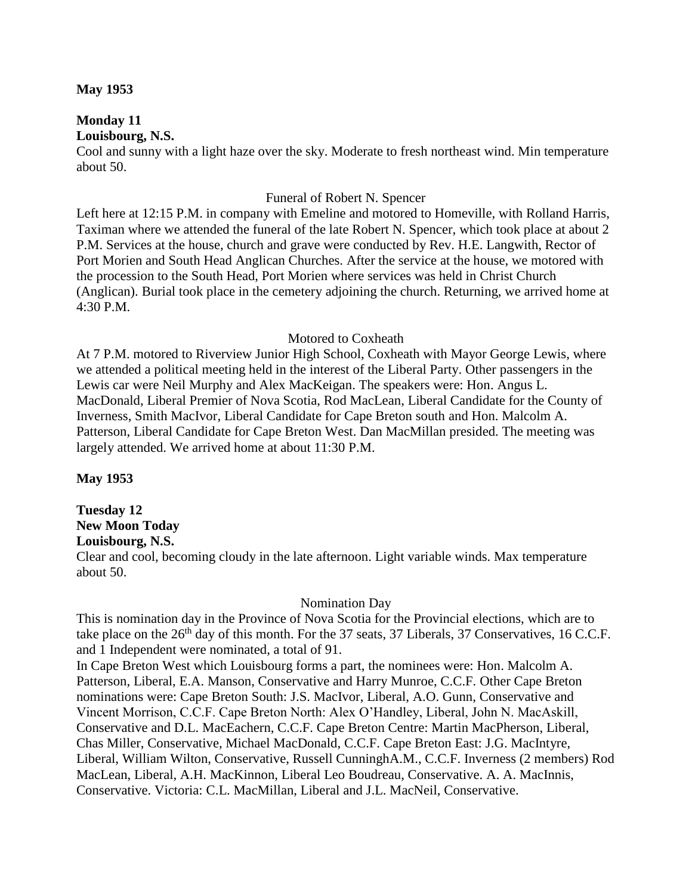**May 1953**

**Monday 11**
**Louisbourg, N.S.**

Cool and sunny with a light haze over the sky. Moderate to fresh northeast wind. Min temperature about 50.

Funeral of Robert N. Spencer

Left here at 12:15 P.M. in company with Emeline and motored to Homeville, with Rolland Harris, Taximan where we attended the funeral of the late Robert N. Spencer, which took place at about 2 P.M. Services at the house, church and grave were conducted by Rev. H.E. Langwith, Rector of Port Morien and South Head Anglican Churches. After the service at the house, we motored with the procession to the South Head, Port Morien where services was held in Christ Church (Anglican). Burial took place in the cemetery adjoining the church. Returning, we arrived home at 4:30 P.M.

Motored to Coxheath

At 7 P.M. motored to Riverview Junior High School, Coxheath with Mayor George Lewis, where we attended a political meeting held in the interest of the Liberal Party. Other passengers in the Lewis car were Neil Murphy and Alex MacKeigan. The speakers were: Hon. Angus L. MacDonald, Liberal Premier of Nova Scotia, Rod MacLean, Liberal Candidate for the County of Inverness, Smith MacIvor, Liberal Candidate for Cape Breton south and Hon. Malcolm A. Patterson, Liberal Candidate for Cape Breton West. Dan MacMillan presided. The meeting was largely attended. We arrived home at about 11:30 P.M.

**May 1953**

**Tuesday 12**
**New Moon Today**
**Louisbourg, N.S.**

Clear and cool, becoming cloudy in the late afternoon. Light variable winds. Max temperature about 50.

Nomination Day

This is nomination day in the Province of Nova Scotia for the Provincial elections, which are to take place on the 26th day of this month. For the 37 seats, 37 Liberals, 37 Conservatives, 16 C.C.F. and 1 Independent were nominated, a total of 91.

In Cape Breton West which Louisbourg forms a part, the nominees were: Hon. Malcolm A. Patterson, Liberal, E.A. Manson, Conservative and Harry Munroe, C.C.F. Other Cape Breton nominations were: Cape Breton South: J.S. MacIvor, Liberal, A.O. Gunn, Conservative and Vincent Morrison, C.C.F. Cape Breton North: Alex O'Handley, Liberal, John N. MacAskill, Conservative and D.L. MacEachern, C.C.F. Cape Breton Centre: Martin MacPherson, Liberal, Chas Miller, Conservative, Michael MacDonald, C.C.F. Cape Breton East: J.G. MacIntyre, Liberal, William Wilton, Conservative, Russell CunninghA.M., C.C.F. Inverness (2 members) Rod MacLean, Liberal, A.H. MacKinnon, Liberal Leo Boudreau, Conservative. A. A. MacInnis, Conservative. Victoria: C.L. MacMillan, Liberal and J.L. MacNeil, Conservative.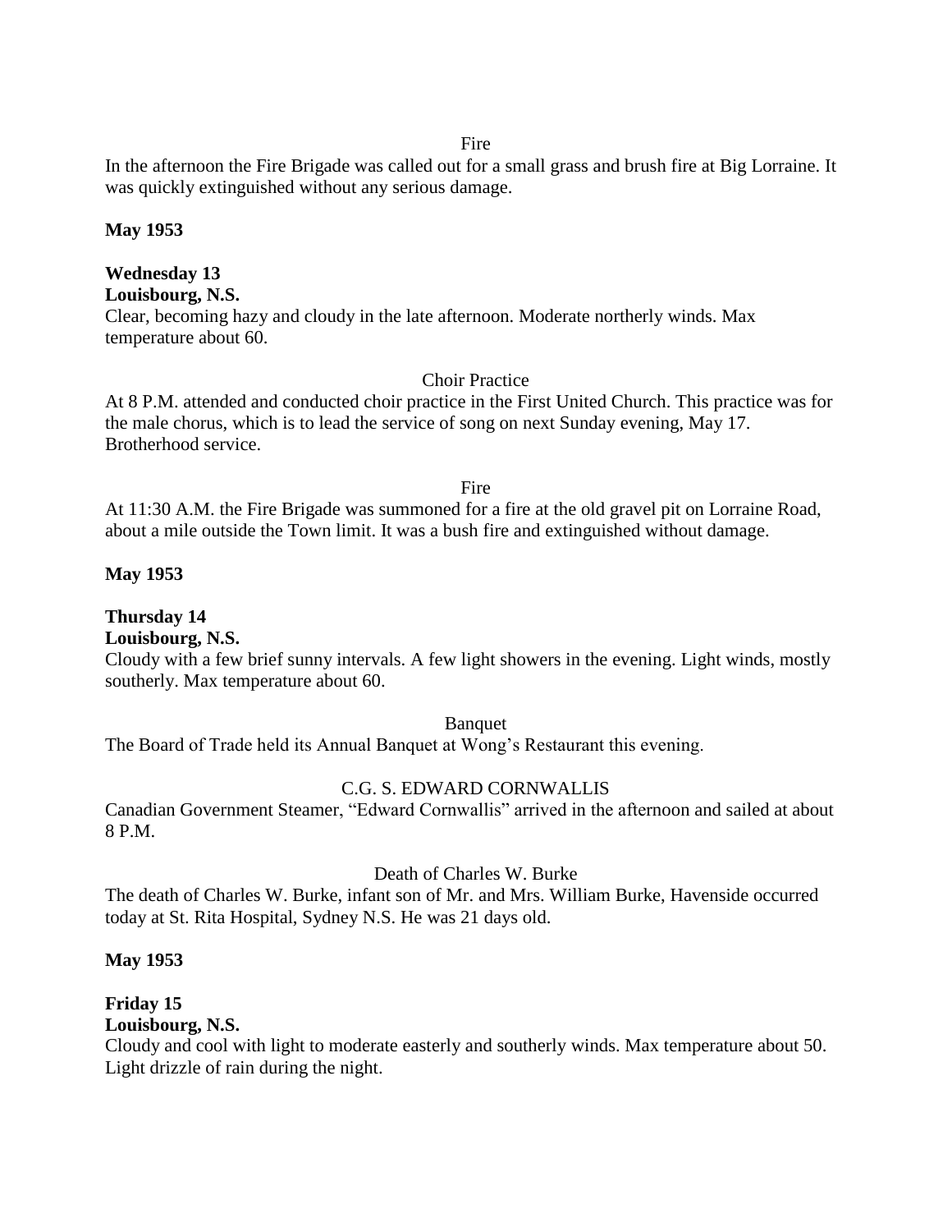Fire

In the afternoon the Fire Brigade was called out for a small grass and brush fire at Big Lorraine. It was quickly extinguished without any serious damage.

**May 1953**

**Wednesday 13**
**Louisbourg, N.S.**

Clear, becoming hazy and cloudy in the late afternoon. Moderate northerly winds. Max temperature about 60.

Choir Practice

At 8 P.M. attended and conducted choir practice in the First United Church. This practice was for the male chorus, which is to lead the service of song on next Sunday evening, May 17. Brotherhood service.

Fire

At 11:30 A.M. the Fire Brigade was summoned for a fire at the old gravel pit on Lorraine Road, about a mile outside the Town limit. It was a bush fire and extinguished without damage.

**May 1953**

**Thursday 14**
**Louisbourg, N.S.**

Cloudy with a few brief sunny intervals. A few light showers in the evening. Light winds, mostly southerly. Max temperature about 60.

Banquet

The Board of Trade held its Annual Banquet at Wong's Restaurant this evening.

C.G. S. EDWARD CORNWALLIS

Canadian Government Steamer, "Edward Cornwallis" arrived in the afternoon and sailed at about 8 P.M.

Death of Charles W. Burke

The death of Charles W. Burke, infant son of Mr. and Mrs. William Burke, Havenside occurred today at St. Rita Hospital, Sydney N.S. He was 21 days old.

**May 1953**

**Friday 15**
**Louisbourg, N.S.**

Cloudy and cool with light to moderate easterly and southerly winds. Max temperature about 50. Light drizzle of rain during the night.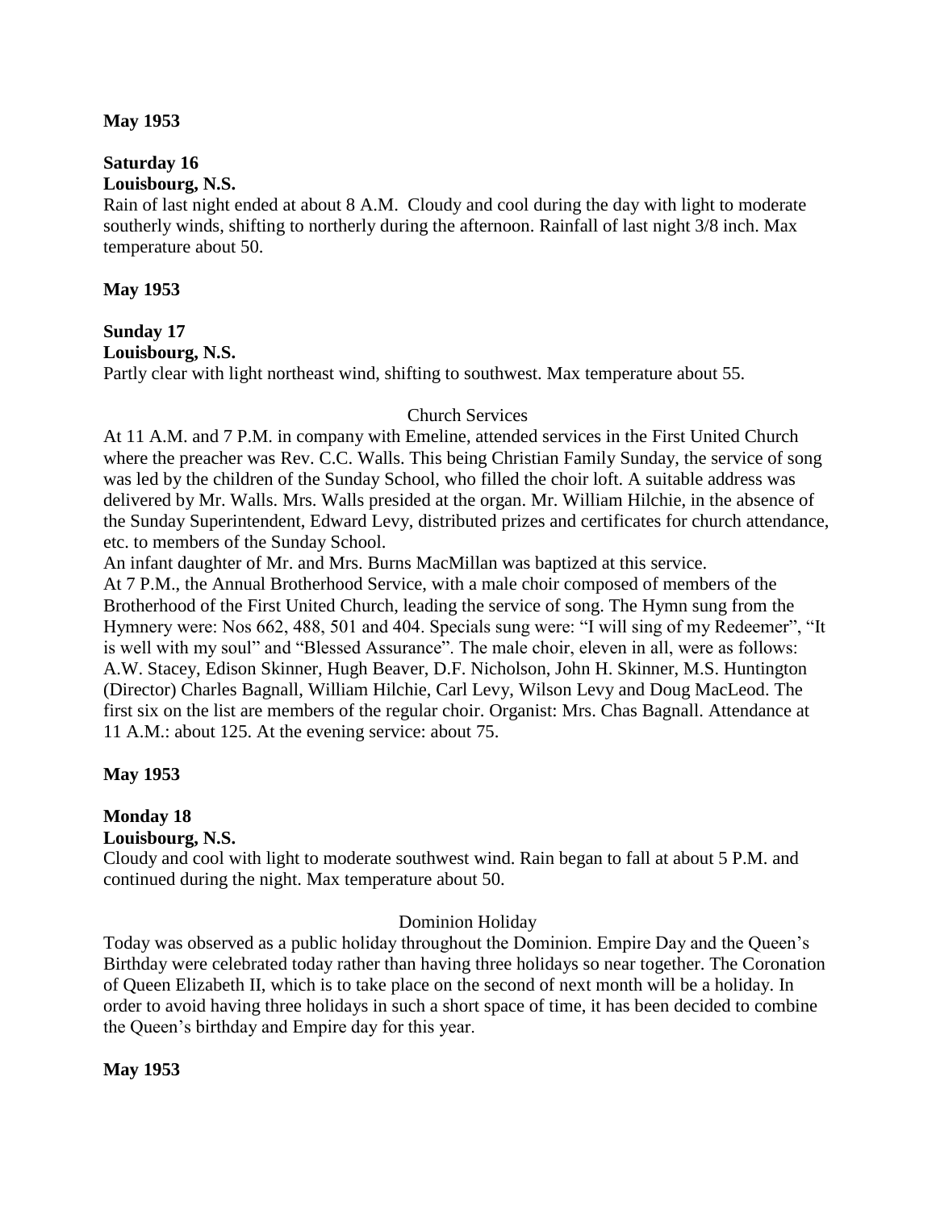**May 1953**

**Saturday 16**
**Louisbourg, N.S.**
Rain of last night ended at about 8 A.M. Cloudy and cool during the day with light to moderate southerly winds, shifting to northerly during the afternoon. Rainfall of last night 3/8 inch. Max temperature about 50.

**May 1953**

**Sunday 17**
**Louisbourg, N.S.**
Partly clear with light northeast wind, shifting to southwest. Max temperature about 55.

Church Services

At 11 A.M. and 7 P.M. in company with Emeline, attended services in the First United Church where the preacher was Rev. C.C. Walls. This being Christian Family Sunday, the service of song was led by the children of the Sunday School, who filled the choir loft. A suitable address was delivered by Mr. Walls. Mrs. Walls presided at the organ. Mr. William Hilchie, in the absence of the Sunday Superintendent, Edward Levy, distributed prizes and certificates for church attendance, etc. to members of the Sunday School.
An infant daughter of Mr. and Mrs. Burns MacMillan was baptized at this service.
At 7 P.M., the Annual Brotherhood Service, with a male choir composed of members of the Brotherhood of the First United Church, leading the service of song. The Hymn sung from the Hymnery were: Nos 662, 488, 501 and 404. Specials sung were: "I will sing of my Redeemer", "It is well with my soul" and "Blessed Assurance". The male choir, eleven in all, were as follows: A.W. Stacey, Edison Skinner, Hugh Beaver, D.F. Nicholson, John H. Skinner, M.S. Huntington (Director) Charles Bagnall, William Hilchie, Carl Levy, Wilson Levy and Doug MacLeod. The first six on the list are members of the regular choir. Organist: Mrs. Chas Bagnall. Attendance at 11 A.M.: about 125. At the evening service: about 75.

**May 1953**

**Monday 18**
**Louisbourg, N.S.**
Cloudy and cool with light to moderate southwest wind. Rain began to fall at about 5 P.M. and continued during the night. Max temperature about 50.

Dominion Holiday

Today was observed as a public holiday throughout the Dominion. Empire Day and the Queen's Birthday were celebrated today rather than having three holidays so near together. The Coronation of Queen Elizabeth II, which is to take place on the second of next month will be a holiday. In order to avoid having three holidays in such a short space of time, it has been decided to combine the Queen's birthday and Empire day for this year.

**May 1953**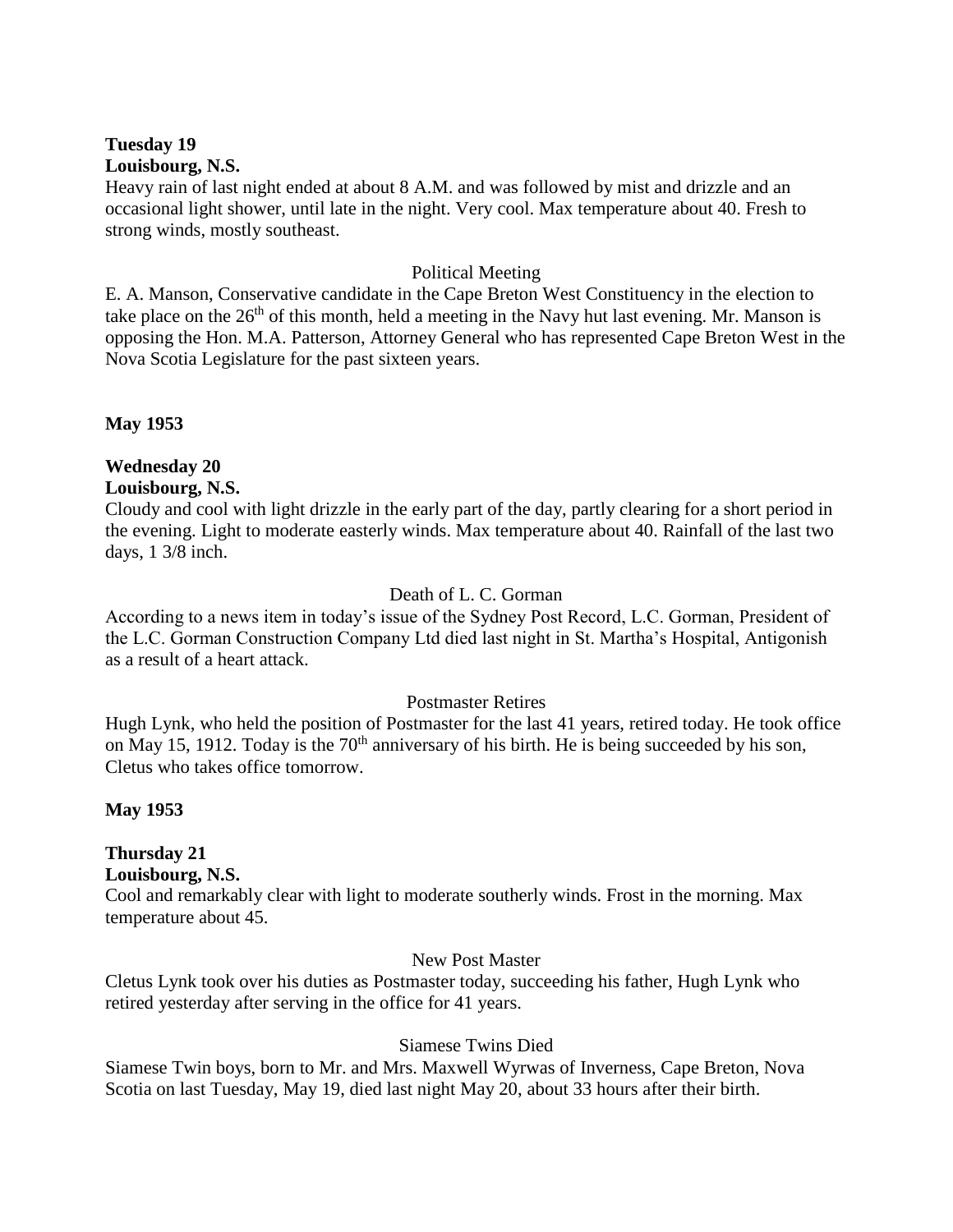**Tuesday 19**
**Louisbourg, N.S.**
Heavy rain of last night ended at about 8 A.M. and was followed by mist and drizzle and an occasional light shower, until late in the night. Very cool. Max temperature about 40. Fresh to strong winds, mostly southeast.

Political Meeting

E. A. Manson, Conservative candidate in the Cape Breton West Constituency in the election to take place on the 26th of this month, held a meeting in the Navy hut last evening. Mr. Manson is opposing the Hon. M.A. Patterson, Attorney General who has represented Cape Breton West in the Nova Scotia Legislature for the past sixteen years.

**May 1953**

**Wednesday 20**
**Louisbourg, N.S.**
Cloudy and cool with light drizzle in the early part of the day, partly clearing for a short period in the evening. Light to moderate easterly winds. Max temperature about 40. Rainfall of the last two days, 1 3/8 inch.

Death of L. C. Gorman

According to a news item in today's issue of the Sydney Post Record, L.C. Gorman, President of the L.C. Gorman Construction Company Ltd died last night in St. Martha's Hospital, Antigonish as a result of a heart attack.

Postmaster Retires

Hugh Lynk, who held the position of Postmaster for the last 41 years, retired today. He took office on May 15, 1912. Today is the 70th anniversary of his birth. He is being succeeded by his son, Cletus who takes office tomorrow.

**May 1953**

**Thursday 21**
**Louisbourg, N.S.**
Cool and remarkably clear with light to moderate southerly winds. Frost in the morning. Max temperature about 45.

New Post Master

Cletus Lynk took over his duties as Postmaster today, succeeding his father, Hugh Lynk who retired yesterday after serving in the office for 41 years.

Siamese Twins Died

Siamese Twin boys, born to Mr. and Mrs. Maxwell Wyrwas of Inverness, Cape Breton, Nova Scotia on last Tuesday, May 19, died last night May 20, about 33 hours after their birth.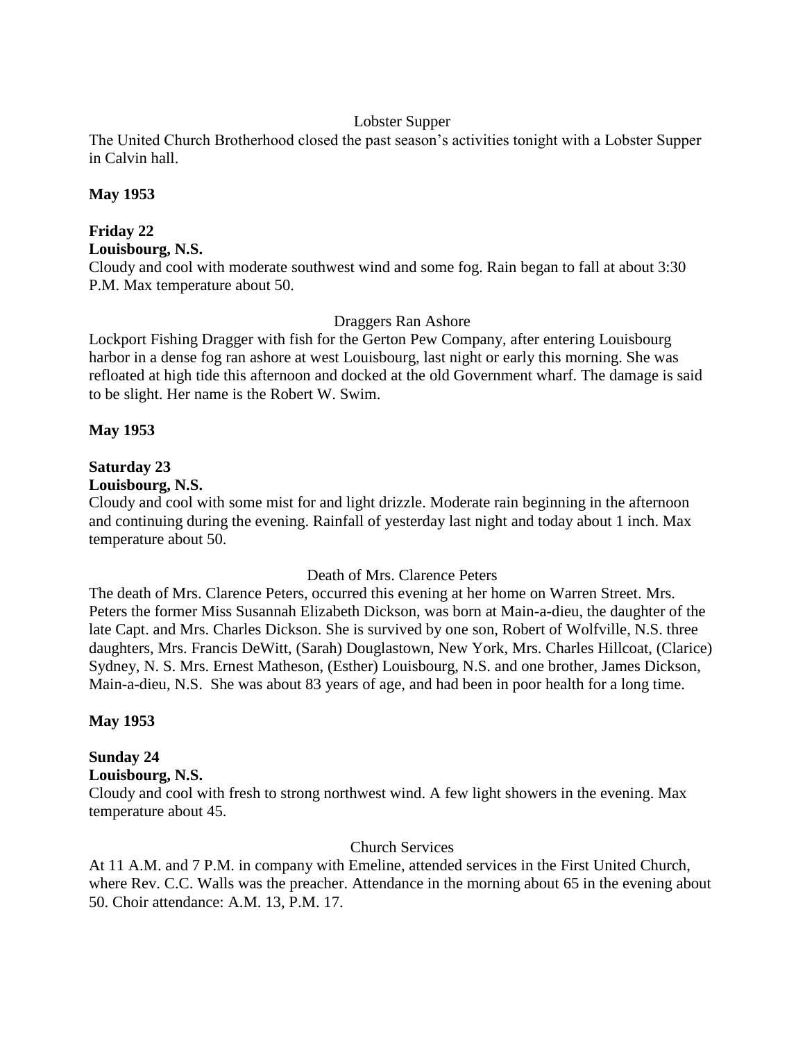Lobster Supper

The United Church Brotherhood closed the past season's activities tonight with a Lobster Supper in Calvin hall.

**May 1953**

**Friday 22**
**Louisbourg, N.S.**

Cloudy and cool with moderate southwest wind and some fog. Rain began to fall at about 3:30 P.M. Max temperature about 50.

Draggers Ran Ashore

Lockport Fishing Dragger with fish for the Gerton Pew Company, after entering Louisbourg harbor in a dense fog ran ashore at west Louisbourg, last night or early this morning. She was refloated at high tide this afternoon and docked at the old Government wharf. The damage is said to be slight. Her name is the Robert W. Swim.

**May 1953**

**Saturday 23**
**Louisbourg, N.S.**

Cloudy and cool with some mist for and light drizzle. Moderate rain beginning in the afternoon and continuing during the evening. Rainfall of yesterday last night and today about 1 inch. Max temperature about 50.

Death of Mrs. Clarence Peters

The death of Mrs. Clarence Peters, occurred this evening at her home on Warren Street. Mrs. Peters the former Miss Susannah Elizabeth Dickson, was born at Main-a-dieu, the daughter of the late Capt. and Mrs. Charles Dickson. She is survived by one son, Robert of Wolfville, N.S. three daughters, Mrs. Francis DeWitt, (Sarah) Douglastown, New York, Mrs. Charles Hillcoat, (Clarice) Sydney, N. S. Mrs. Ernest Matheson, (Esther) Louisbourg, N.S. and one brother, James Dickson, Main-a-dieu, N.S. She was about 83 years of age, and had been in poor health for a long time.

**May 1953**

**Sunday 24**
**Louisbourg, N.S.**

Cloudy and cool with fresh to strong northwest wind. A few light showers in the evening. Max temperature about 45.

Church Services

At 11 A.M. and 7 P.M. in company with Emeline, attended services in the First United Church, where Rev. C.C. Walls was the preacher. Attendance in the morning about 65 in the evening about 50. Choir attendance: A.M. 13, P.M. 17.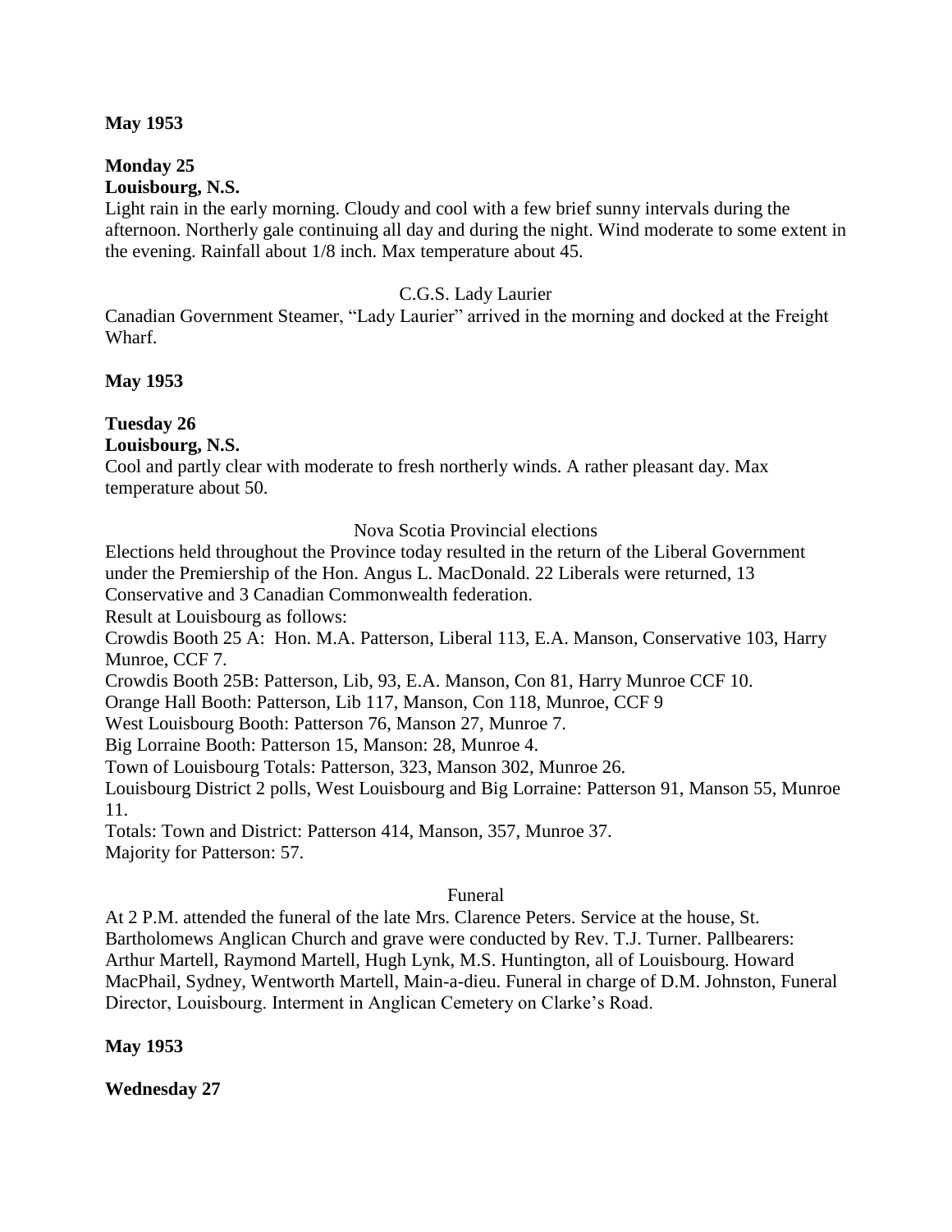**May 1953**

**Monday 25**
**Louisbourg, N.S.**
Light rain in the early morning. Cloudy and cool with a few brief sunny intervals during the afternoon. Northerly gale continuing all day and during the night. Wind moderate to some extent in the evening. Rainfall about 1/8 inch. Max temperature about 45.

C.G.S. Lady Laurier

Canadian Government Steamer, "Lady Laurier" arrived in the morning and docked at the Freight Wharf.

**May 1953**

**Tuesday 26**
**Louisbourg, N.S.**
Cool and partly clear with moderate to fresh northerly winds. A rather pleasant day. Max temperature about 50.

Nova Scotia Provincial elections

Elections held throughout the Province today resulted in the return of the Liberal Government under the Premiership of the Hon. Angus L. MacDonald. 22 Liberals were returned, 13 Conservative and 3 Canadian Commonwealth federation.
Result at Louisbourg as follows:
Crowdis Booth 25 A: Hon. M.A. Patterson, Liberal 113, E.A. Manson, Conservative 103, Harry Munroe, CCF 7.
Crowdis Booth 25B: Patterson, Lib, 93, E.A. Manson, Con 81, Harry Munroe CCF 10.
Orange Hall Booth: Patterson, Lib 117, Manson, Con 118, Munroe, CCF 9
West Louisbourg Booth: Patterson 76, Manson 27, Munroe 7.
Big Lorraine Booth: Patterson 15, Manson: 28, Munroe 4.
Town of Louisbourg Totals: Patterson, 323, Manson 302, Munroe 26.
Louisbourg District 2 polls, West Louisbourg and Big Lorraine: Patterson 91, Manson 55, Munroe 11.
Totals: Town and District: Patterson 414, Manson, 357, Munroe 37.
Majority for Patterson: 57.

Funeral

At 2 P.M. attended the funeral of the late Mrs. Clarence Peters. Service at the house, St. Bartholomews Anglican Church and grave were conducted by Rev. T.J. Turner. Pallbearers: Arthur Martell, Raymond Martell, Hugh Lynk, M.S. Huntington, all of Louisbourg. Howard MacPhail, Sydney, Wentworth Martell, Main-a-dieu. Funeral in charge of D.M. Johnston, Funeral Director, Louisbourg. Interment in Anglican Cemetery on Clarke's Road.

**May 1953**

**Wednesday 27**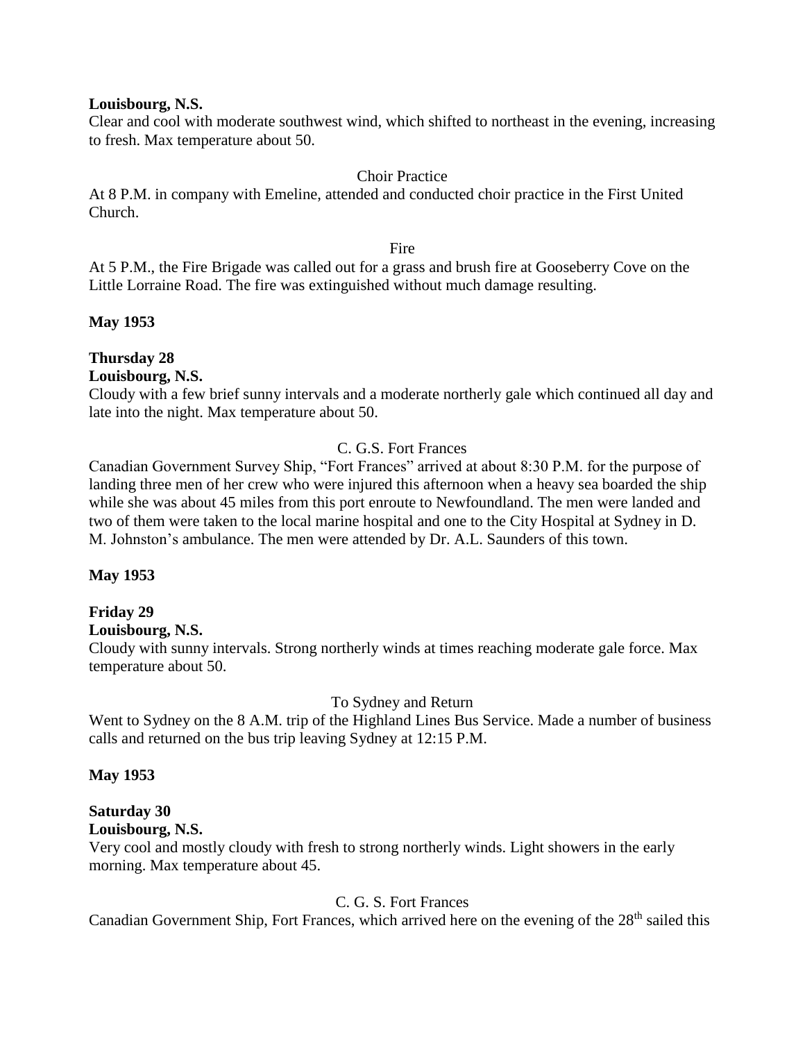**Louisbourg, N.S.**
Clear and cool with moderate southwest wind, which shifted to northeast in the evening, increasing to fresh. Max temperature about 50.

Choir Practice

At 8 P.M. in company with Emeline, attended and conducted choir practice in the First United Church.

Fire

At 5 P.M., the Fire Brigade was called out for a grass and brush fire at Gooseberry Cove on the Little Lorraine Road. The fire was extinguished without much damage resulting.

**May 1953**

**Thursday 28**
**Louisbourg, N.S.**
Cloudy with a few brief sunny intervals and a moderate northerly gale which continued all day and late into the night. Max temperature about 50.

C. G.S. Fort Frances

Canadian Government Survey Ship, "Fort Frances" arrived at about 8:30 P.M. for the purpose of landing three men of her crew who were injured this afternoon when a heavy sea boarded the ship while she was about 45 miles from this port enroute to Newfoundland. The men were landed and two of them were taken to the local marine hospital and one to the City Hospital at Sydney in D. M. Johnston's ambulance. The men were attended by Dr. A.L. Saunders of this town.

**May 1953**

**Friday 29**
**Louisbourg, N.S.**
Cloudy with sunny intervals. Strong northerly winds at times reaching moderate gale force. Max temperature about 50.

To Sydney and Return

Went to Sydney on the 8 A.M. trip of the Highland Lines Bus Service. Made a number of business calls and returned on the bus trip leaving Sydney at 12:15 P.M.

**May 1953**

**Saturday 30**
**Louisbourg, N.S.**
Very cool and mostly cloudy with fresh to strong northerly winds. Light showers in the early morning. Max temperature about 45.

C. G. S. Fort Frances

Canadian Government Ship, Fort Frances, which arrived here on the evening of the 28th sailed this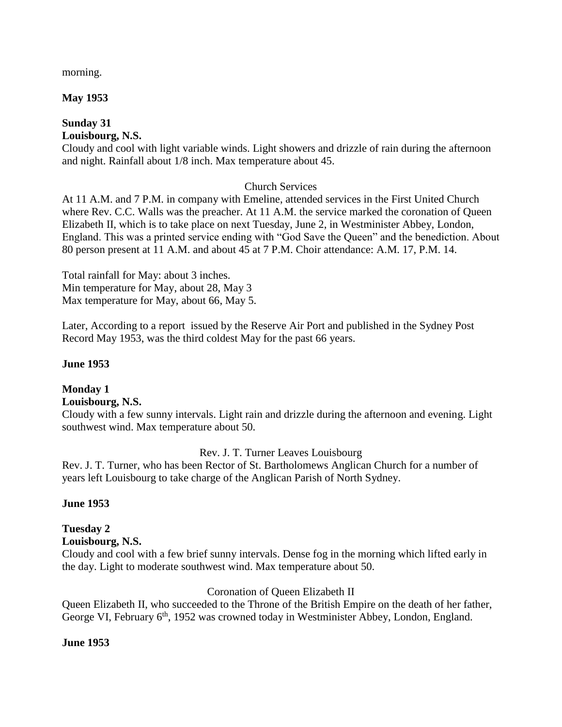morning.

**May 1953**

**Sunday 31**
**Louisbourg, N.S.**
Cloudy and cool with light variable winds. Light showers and drizzle of rain during the afternoon and night. Rainfall about 1/8 inch. Max temperature about 45.

Church Services

At 11 A.M. and 7 P.M. in company with Emeline, attended services in the First United Church where Rev. C.C. Walls was the preacher. At 11 A.M. the service marked the coronation of Queen Elizabeth II, which is to take place on next Tuesday, June 2, in Westminister Abbey, London, England. This was a printed service ending with "God Save the Queen" and the benediction. About 80 person present at 11 A.M. and about 45 at 7 P.M. Choir attendance: A.M. 17, P.M. 14.

Total rainfall for May: about 3 inches.
Min temperature for May, about 28, May 3
Max temperature for May, about 66, May 5.

Later, According to a report issued by the Reserve Air Port and published in the Sydney Post Record May 1953, was the third coldest May for the past 66 years.

**June 1953**

**Monday 1**
**Louisbourg, N.S.**
Cloudy with a few sunny intervals. Light rain and drizzle during the afternoon and evening. Light southwest wind. Max temperature about 50.

Rev. J. T. Turner Leaves Louisbourg

Rev. J. T. Turner, who has been Rector of St. Bartholomews Anglican Church for a number of years left Louisbourg to take charge of the Anglican Parish of North Sydney.

**June 1953**

**Tuesday 2**
**Louisbourg, N.S.**
Cloudy and cool with a few brief sunny intervals. Dense fog in the morning which lifted early in the day. Light to moderate southwest wind. Max temperature about 50.

Coronation of Queen Elizabeth II

Queen Elizabeth II, who succeeded to the Throne of the British Empire on the death of her father, George VI, February 6th, 1952 was crowned today in Westminister Abbey, London, England.

**June 1953**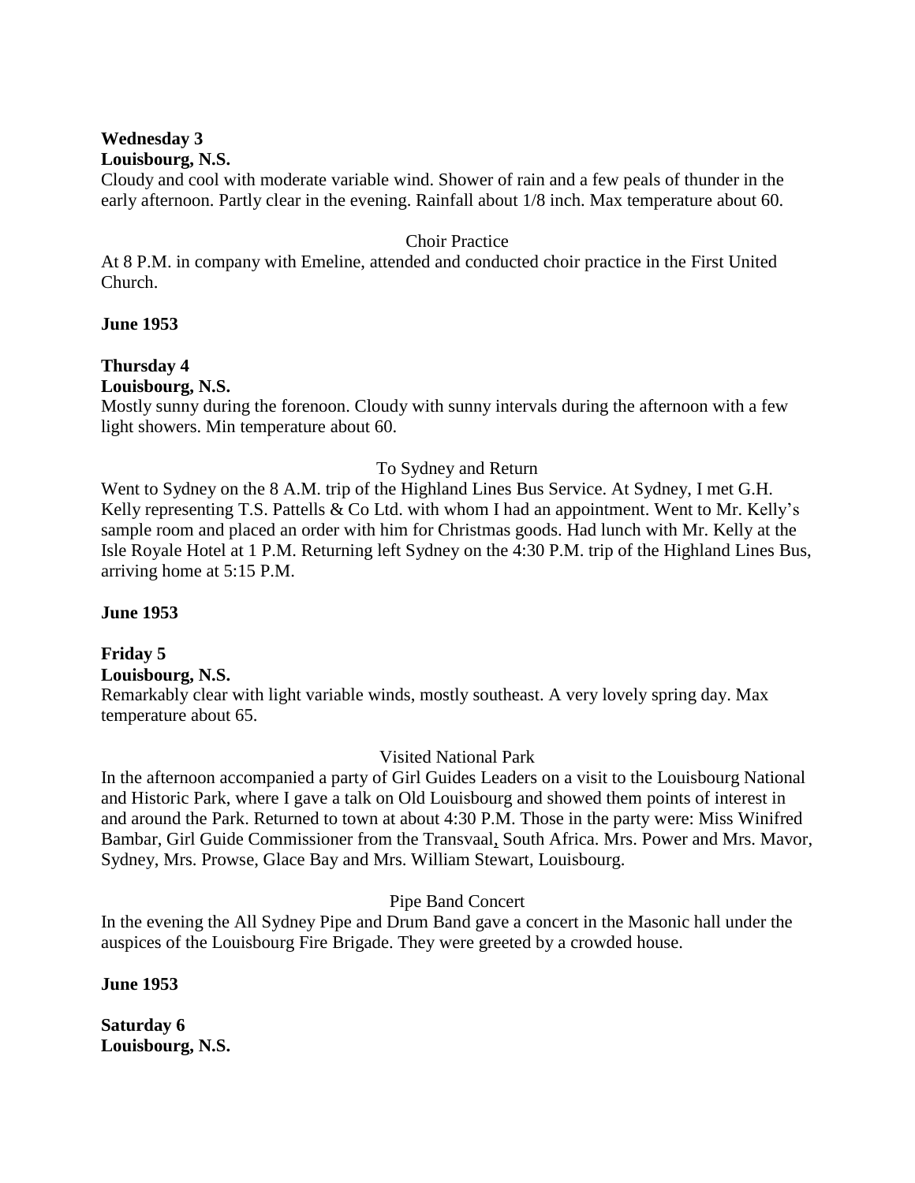**Wednesday 3**
**Louisbourg, N.S.**
Cloudy and cool with moderate variable wind. Shower of rain and a few peals of thunder in the early afternoon. Partly clear in the evening. Rainfall about 1/8 inch. Max temperature about 60.

Choir Practice
At 8 P.M. in company with Emeline, attended and conducted choir practice in the First United Church.

**June 1953**

**Thursday 4**
**Louisbourg, N.S.**
Mostly sunny during the forenoon. Cloudy with sunny intervals during the afternoon with a few light showers. Min temperature about 60.

To Sydney and Return
Went to Sydney on the 8 A.M. trip of the Highland Lines Bus Service. At Sydney, I met G.H. Kelly representing T.S. Pattells & Co Ltd. with whom I had an appointment. Went to Mr. Kelly's sample room and placed an order with him for Christmas goods. Had lunch with Mr. Kelly at the Isle Royale Hotel at 1 P.M. Returning left Sydney on the 4:30 P.M. trip of the Highland Lines Bus, arriving home at 5:15 P.M.

**June 1953**

**Friday 5**
**Louisbourg, N.S.**
Remarkably clear with light variable winds, mostly southeast. A very lovely spring day. Max temperature about 65.

Visited National Park
In the afternoon accompanied a party of Girl Guides Leaders on a visit to the Louisbourg National and Historic Park, where I gave a talk on Old Louisbourg and showed them points of interest in and around the Park. Returned to town at about 4:30 P.M. Those in the party were: Miss Winifred Bambar, Girl Guide Commissioner from the Transvaal, South Africa. Mrs. Power and Mrs. Mavor, Sydney, Mrs. Prowse, Glace Bay and Mrs. William Stewart, Louisbourg.

Pipe Band Concert
In the evening the All Sydney Pipe and Drum Band gave a concert in the Masonic hall under the auspices of the Louisbourg Fire Brigade. They were greeted by a crowded house.

**June 1953**

**Saturday 6**
**Louisbourg, N.S.**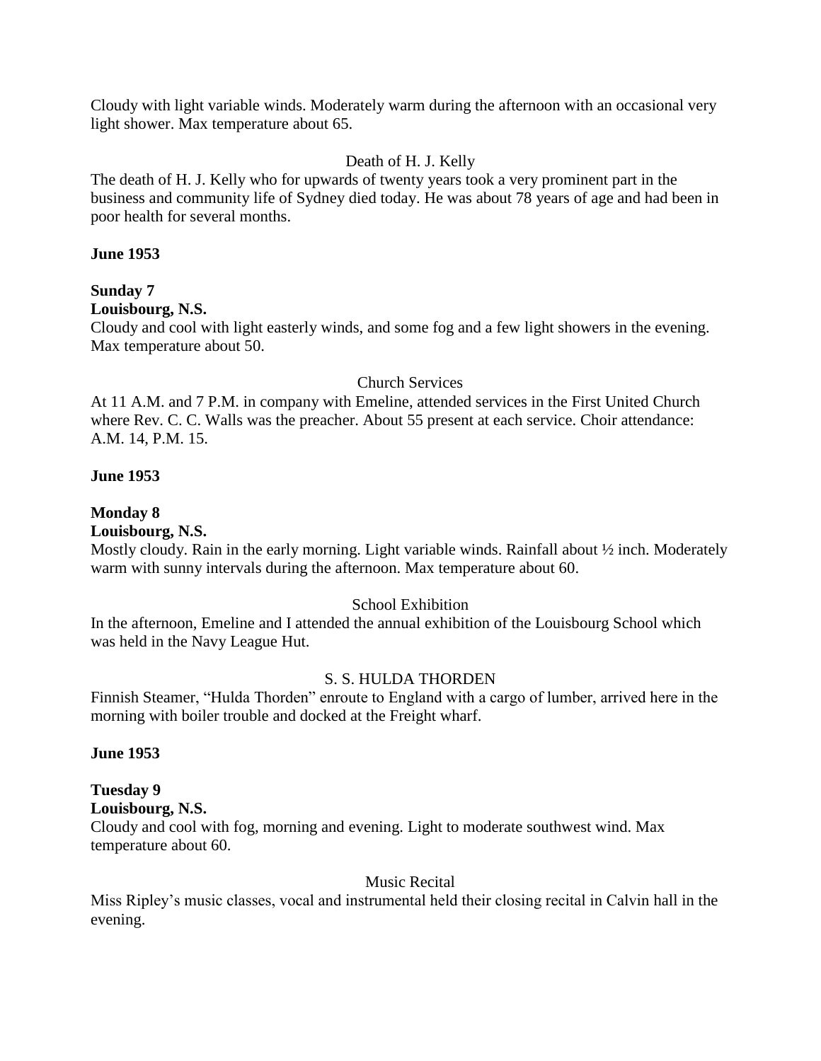Cloudy with light variable winds. Moderately warm during the afternoon with an occasional very light shower. Max temperature about 65.

Death of H. J. Kelly

The death of H. J. Kelly who for upwards of twenty years took a very prominent part in the business and community life of Sydney died today. He was about 78 years of age and had been in poor health for several months.

**June 1953**

**Sunday 7**

**Louisbourg, N.S.**

Cloudy and cool with light easterly winds, and some fog and a few light showers in the evening. Max temperature about 50.

Church Services

At 11 A.M. and 7 P.M. in company with Emeline, attended services in the First United Church where Rev. C. C. Walls was the preacher. About 55 present at each service. Choir attendance: A.M. 14, P.M. 15.

**June 1953**

**Monday 8**

**Louisbourg, N.S.**

Mostly cloudy. Rain in the early morning. Light variable winds. Rainfall about ½ inch. Moderately warm with sunny intervals during the afternoon. Max temperature about 60.

School Exhibition

In the afternoon, Emeline and I attended the annual exhibition of the Louisbourg School which was held in the Navy League Hut.

S. S. HULDA THORDEN

Finnish Steamer, "Hulda Thorden" enroute to England with a cargo of lumber, arrived here in the morning with boiler trouble and docked at the Freight wharf.

**June 1953**

**Tuesday 9**

**Louisbourg, N.S.**

Cloudy and cool with fog, morning and evening. Light to moderate southwest wind. Max temperature about 60.

Music Recital

Miss Ripley's music classes, vocal and instrumental held their closing recital in Calvin hall in the evening.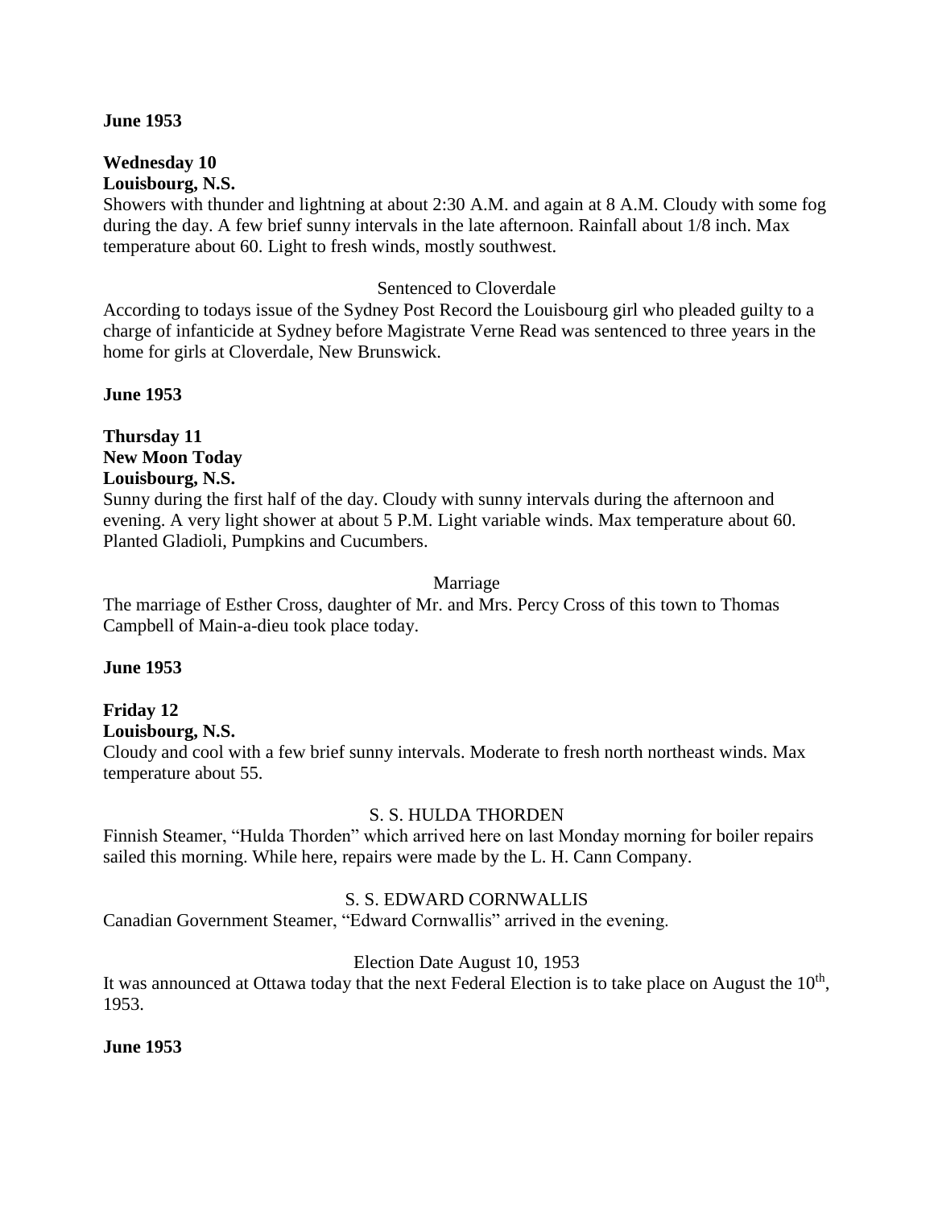**June 1953**

**Wednesday 10**
**Louisbourg, N.S.**
Showers with thunder and lightning at about 2:30 A.M. and again at 8 A.M. Cloudy with some fog during the day. A few brief sunny intervals in the late afternoon. Rainfall about 1/8 inch. Max temperature about 60. Light to fresh winds, mostly southwest.

Sentenced to Cloverdale

According to todays issue of the Sydney Post Record the Louisbourg girl who pleaded guilty to a charge of infanticide at Sydney before Magistrate Verne Read was sentenced to three years in the home for girls at Cloverdale, New Brunswick.

**June 1953**

**Thursday 11**
**New Moon Today**
**Louisbourg, N.S.**
Sunny during the first half of the day. Cloudy with sunny intervals during the afternoon and evening. A very light shower at about 5 P.M. Light variable winds. Max temperature about 60. Planted Gladioli, Pumpkins and Cucumbers.

Marriage

The marriage of Esther Cross, daughter of Mr. and Mrs. Percy Cross of this town to Thomas Campbell of Main-a-dieu took place today.

**June 1953**

**Friday 12**
**Louisbourg, N.S.**
Cloudy and cool with a few brief sunny intervals. Moderate to fresh north northeast winds. Max temperature about 55.

S. S. HULDA THORDEN

Finnish Steamer, "Hulda Thorden" which arrived here on last Monday morning for boiler repairs sailed this morning. While here, repairs were made by the L. H. Cann Company.

S. S. EDWARD CORNWALLIS

Canadian Government Steamer, "Edward Cornwallis" arrived in the evening.

Election Date August 10, 1953

It was announced at Ottawa today that the next Federal Election is to take place on August the 10th, 1953.

**June 1953**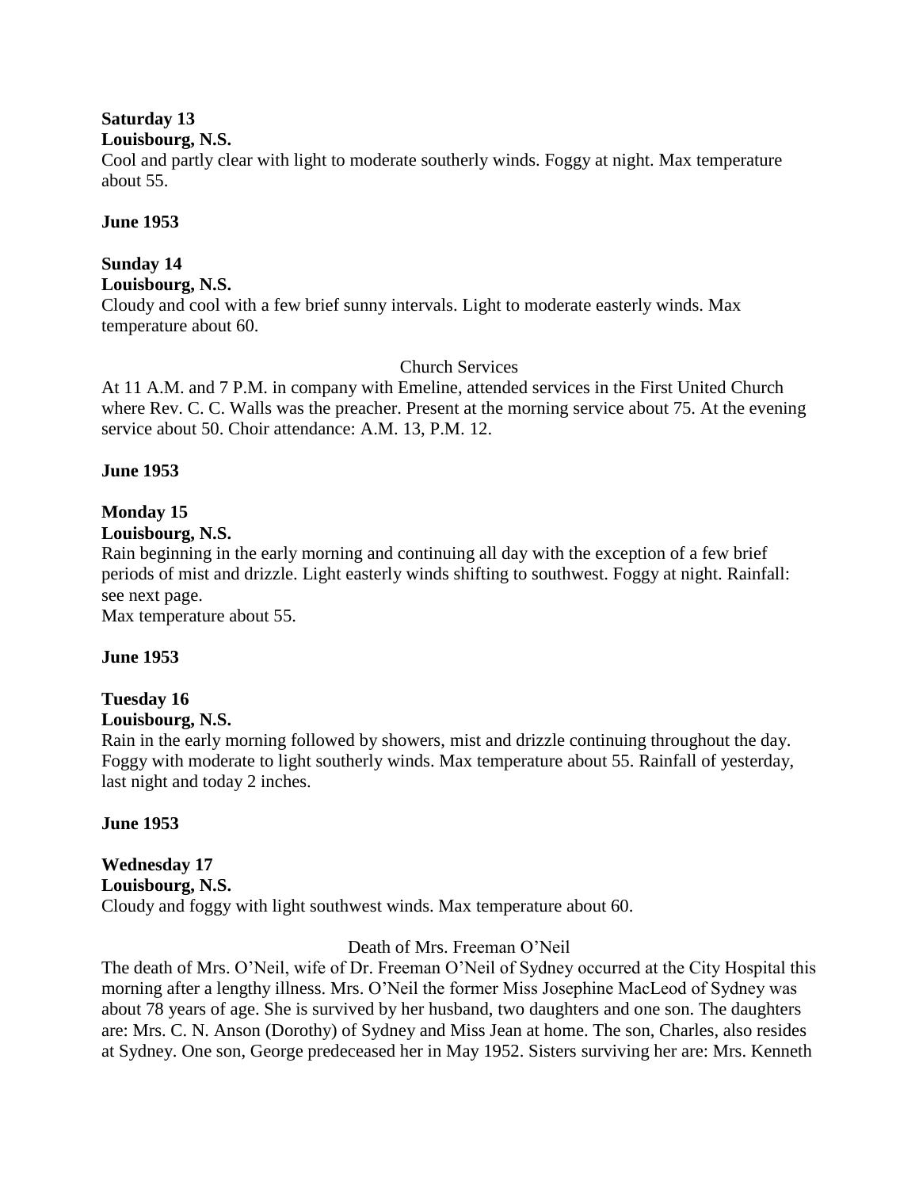**Saturday 13**
**Louisbourg, N.S.**
Cool and partly clear with light to moderate southerly winds. Foggy at night. Max temperature about 55.

**June 1953**

**Sunday 14**
**Louisbourg, N.S.**
Cloudy and cool with a few brief sunny intervals. Light to moderate easterly winds. Max temperature about 60.

Church Services

At 11 A.M. and 7 P.M. in company with Emeline, attended services in the First United Church where Rev. C. C. Walls was the preacher. Present at the morning service about 75. At the evening service about 50. Choir attendance: A.M. 13, P.M. 12.

**June 1953**

**Monday 15**
**Louisbourg, N.S.**
Rain beginning in the early morning and continuing all day with the exception of a few brief periods of mist and drizzle. Light easterly winds shifting to southwest. Foggy at night. Rainfall: see next page.
Max temperature about 55.

**June 1953**

**Tuesday 16**
**Louisbourg, N.S.**
Rain in the early morning followed by showers, mist and drizzle continuing throughout the day. Foggy with moderate to light southerly winds. Max temperature about 55. Rainfall of yesterday, last night and today 2 inches.

**June 1953**

**Wednesday 17**
**Louisbourg, N.S.**
Cloudy and foggy with light southwest winds. Max temperature about 60.

Death of Mrs. Freeman O'Neil

The death of Mrs. O'Neil, wife of Dr. Freeman O'Neil of Sydney occurred at the City Hospital this morning after a lengthy illness. Mrs. O'Neil the former Miss Josephine MacLeod of Sydney was about 78 years of age. She is survived by her husband, two daughters and one son. The daughters are: Mrs. C. N. Anson (Dorothy) of Sydney and Miss Jean at home. The son, Charles, also resides at Sydney. One son, George predeceased her in May 1952. Sisters surviving her are: Mrs. Kenneth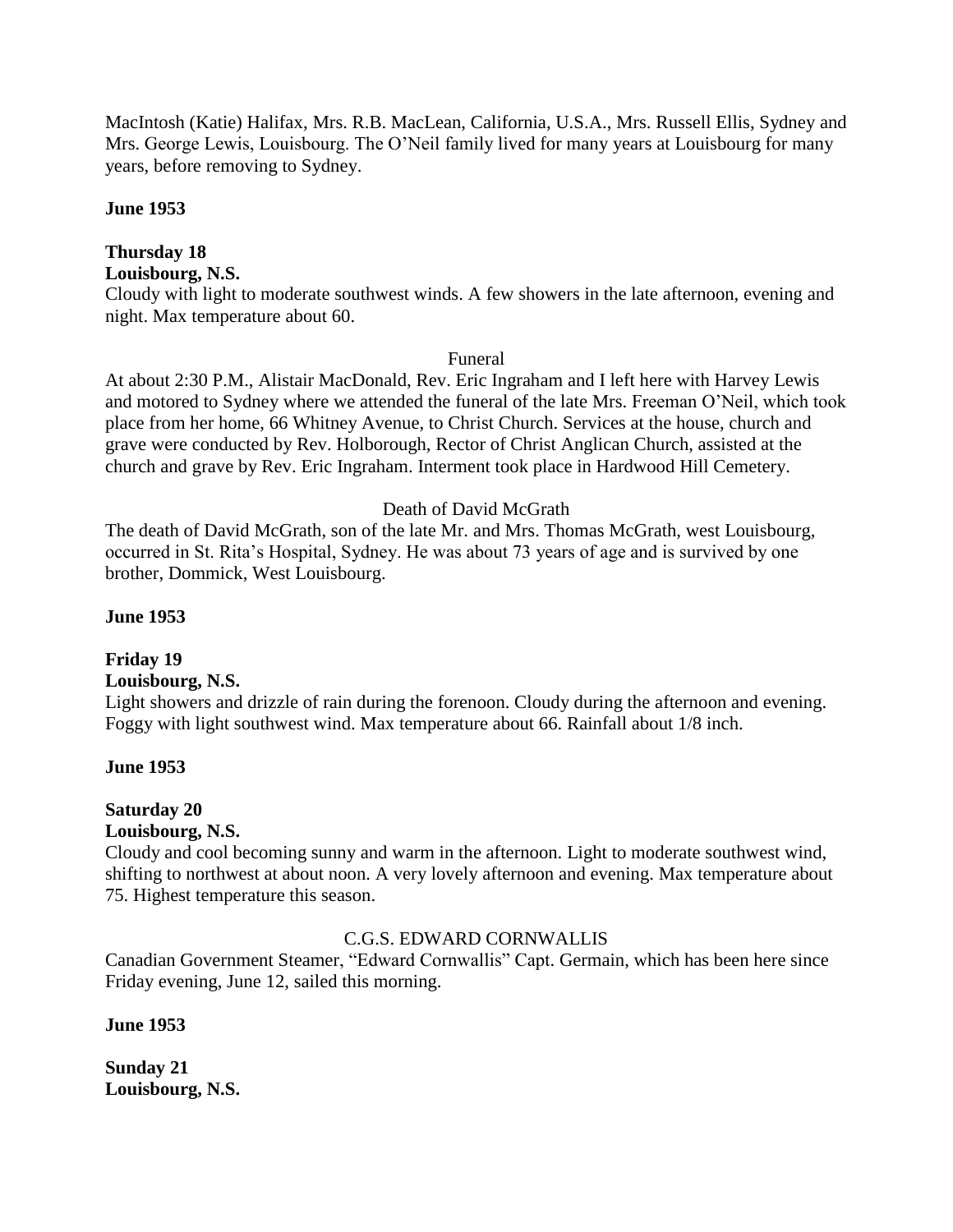MacIntosh (Katie) Halifax, Mrs. R.B. MacLean, California, U.S.A., Mrs. Russell Ellis, Sydney and Mrs. George Lewis, Louisbourg. The O'Neil family lived for many years at Louisbourg for many years, before removing to Sydney.

**June 1953**

**Thursday 18**
**Louisbourg, N.S.**

Cloudy with light to moderate southwest winds. A few showers in the late afternoon, evening and night. Max temperature about 60.

Funeral

At about 2:30 P.M., Alistair MacDonald, Rev. Eric Ingraham and I left here with Harvey Lewis and motored to Sydney where we attended the funeral of the late Mrs. Freeman O'Neil, which took place from her home, 66 Whitney Avenue, to Christ Church. Services at the house, church and grave were conducted by Rev. Holborough, Rector of Christ Anglican Church, assisted at the church and grave by Rev. Eric Ingraham. Interment took place in Hardwood Hill Cemetery.

Death of David McGrath

The death of David McGrath, son of the late Mr. and Mrs. Thomas McGrath, west Louisbourg, occurred in St. Rita's Hospital, Sydney. He was about 73 years of age and is survived by one brother, Dommick, West Louisbourg.

**June 1953**

**Friday 19**
**Louisbourg, N.S.**

Light showers and drizzle of rain during the forenoon. Cloudy during the afternoon and evening. Foggy with light southwest wind. Max temperature about 66. Rainfall about 1/8 inch.

**June 1953**

**Saturday 20**
**Louisbourg, N.S.**

Cloudy and cool becoming sunny and warm in the afternoon. Light to moderate southwest wind, shifting to northwest at about noon. A very lovely afternoon and evening. Max temperature about 75. Highest temperature this season.

C.G.S. EDWARD CORNWALLIS

Canadian Government Steamer, "Edward Cornwallis" Capt. Germain, which has been here since Friday evening, June 12, sailed this morning.

**June 1953**

**Sunday 21**
**Louisbourg, N.S.**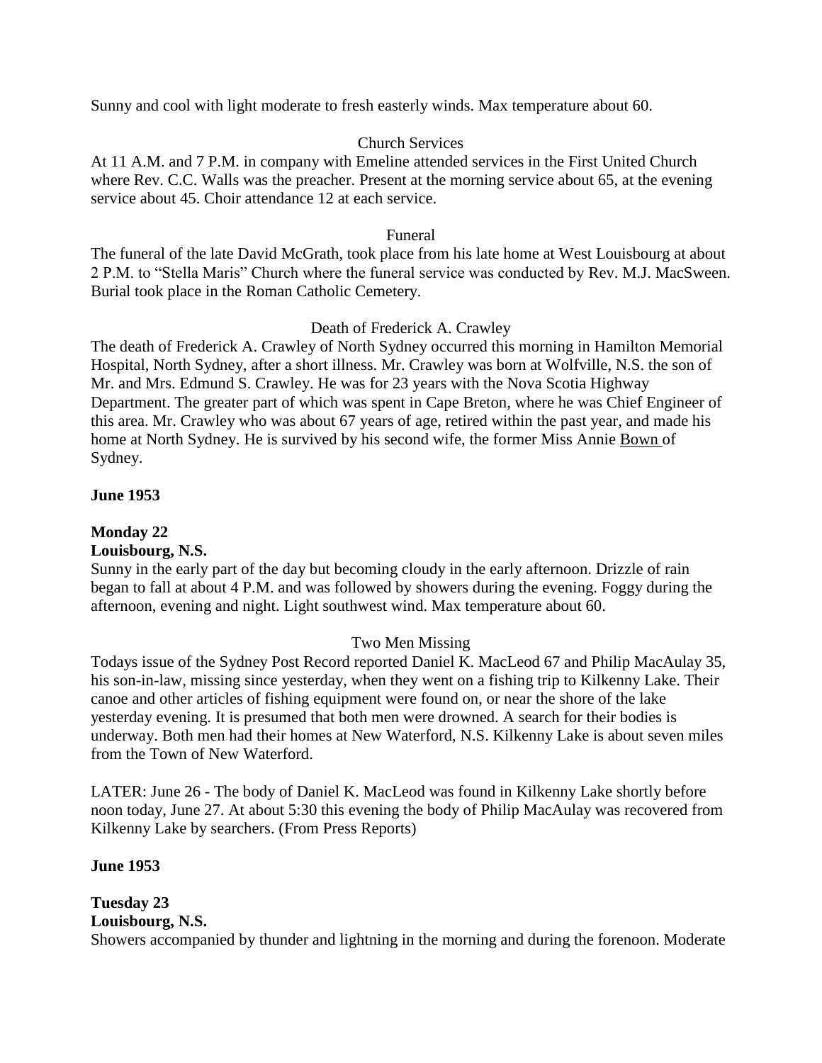Sunny and cool with light moderate to fresh easterly winds. Max temperature about 60.

Church Services

At 11 A.M. and 7 P.M. in company with Emeline attended services in the First United Church where Rev. C.C. Walls was the preacher. Present at the morning service about 65, at the evening service about 45. Choir attendance 12 at each service.

Funeral

The funeral of the late David McGrath, took place from his late home at West Louisbourg at about 2 P.M. to "Stella Maris" Church where the funeral service was conducted by Rev. M.J. MacSween. Burial took place in the Roman Catholic Cemetery.

Death of Frederick A. Crawley

The death of Frederick A. Crawley of North Sydney occurred this morning in Hamilton Memorial Hospital, North Sydney, after a short illness. Mr. Crawley was born at Wolfville, N.S. the son of Mr. and Mrs. Edmund S. Crawley. He was for 23 years with the Nova Scotia Highway Department. The greater part of which was spent in Cape Breton, where he was Chief Engineer of this area. Mr. Crawley who was about 67 years of age, retired within the past year, and made his home at North Sydney. He is survived by his second wife, the former Miss Annie Bown of Sydney.

**June 1953**

**Monday 22**
**Louisbourg, N.S.**

Sunny in the early part of the day but becoming cloudy in the early afternoon. Drizzle of rain began to fall at about 4 P.M. and was followed by showers during the evening. Foggy during the afternoon, evening and night. Light southwest wind. Max temperature about 60.

Two Men Missing

Todays issue of the Sydney Post Record reported Daniel K. MacLeod 67 and Philip MacAulay 35, his son-in-law, missing since yesterday, when they went on a fishing trip to Kilkenny Lake. Their canoe and other articles of fishing equipment were found on, or near the shore of the lake yesterday evening. It is presumed that both men were drowned. A search for their bodies is underway. Both men had their homes at New Waterford, N.S. Kilkenny Lake is about seven miles from the Town of New Waterford.

LATER: June 26 - The body of Daniel K. MacLeod was found in Kilkenny Lake shortly before noon today, June 27. At about 5:30 this evening the body of Philip MacAulay was recovered from Kilkenny Lake by searchers. (From Press Reports)

**June 1953**

**Tuesday 23**
**Louisbourg, N.S.**

Showers accompanied by thunder and lightning in the morning and during the forenoon. Moderate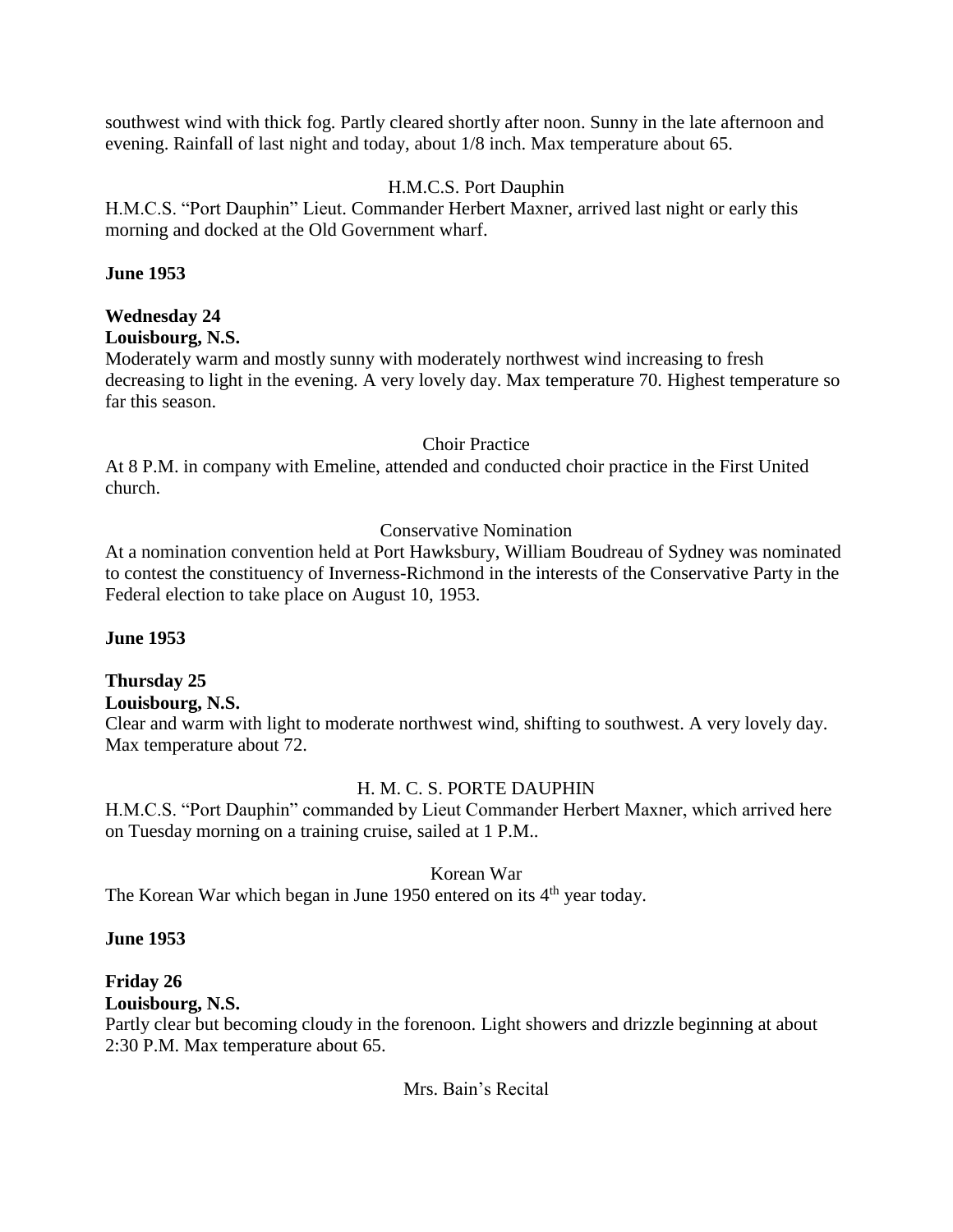southwest wind with thick fog. Partly cleared shortly after noon. Sunny in the late afternoon and evening. Rainfall of last night and today, about 1/8 inch. Max temperature about 65.

H.M.C.S. Port Dauphin

H.M.C.S. "Port Dauphin" Lieut. Commander Herbert Maxner, arrived last night or early this morning and docked at the Old Government wharf.

**June 1953**

**Wednesday 24**
**Louisbourg, N.S.**

Moderately warm and mostly sunny with moderately northwest wind increasing to fresh decreasing to light in the evening. A very lovely day. Max temperature 70. Highest temperature so far this season.

Choir Practice

At 8 P.M. in company with Emeline, attended and conducted choir practice in the First United church.

Conservative Nomination

At a nomination convention held at Port Hawksbury, William Boudreau of Sydney was nominated to contest the constituency of Inverness-Richmond in the interests of the Conservative Party in the Federal election to take place on August 10, 1953.

**June 1953**

**Thursday 25**
**Louisbourg, N.S.**

Clear and warm with light to moderate northwest wind, shifting to southwest. A very lovely day. Max temperature about 72.

H. M. C. S. PORTE DAUPHIN

H.M.C.S. "Port Dauphin" commanded by Lieut Commander Herbert Maxner, which arrived here on Tuesday morning on a training cruise, sailed at 1 P.M..

Korean War

The Korean War which began in June 1950 entered on its 4th year today.

**June 1953**

**Friday 26**
**Louisbourg, N.S.**

Partly clear but becoming cloudy in the forenoon. Light showers and drizzle beginning at about 2:30 P.M. Max temperature about 65.

Mrs. Bain's Recital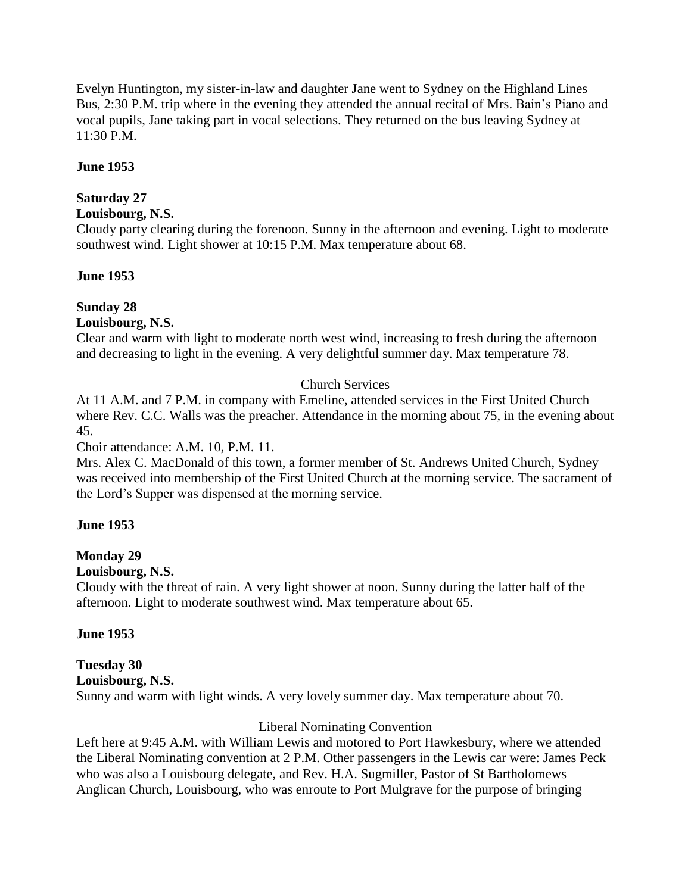Evelyn Huntington, my sister-in-law and daughter Jane went to Sydney on the Highland Lines Bus, 2:30 P.M. trip where in the evening they attended the annual recital of Mrs. Bain's Piano and vocal pupils, Jane taking part in vocal selections. They returned on the bus leaving Sydney at 11:30 P.M.

**June 1953**

**Saturday 27**
**Louisbourg, N.S.**
Cloudy party clearing during the forenoon. Sunny in the afternoon and evening. Light to moderate southwest wind. Light shower at 10:15 P.M. Max temperature about 68.

**June 1953**

**Sunday 28**
**Louisbourg, N.S.**
Clear and warm with light to moderate north west wind, increasing to fresh during the afternoon and decreasing to light in the evening. A very delightful summer day. Max temperature 78.

Church Services

At 11 A.M. and 7 P.M. in company with Emeline, attended services in the First United Church where Rev. C.C. Walls was the preacher. Attendance in the morning about 75, in the evening about 45.
Choir attendance: A.M. 10, P.M. 11.
Mrs. Alex C. MacDonald of this town, a former member of St. Andrews United Church, Sydney was received into membership of the First United Church at the morning service. The sacrament of the Lord's Supper was dispensed at the morning service.

**June 1953**

**Monday 29**
**Louisbourg, N.S.**
Cloudy with the threat of rain. A very light shower at noon. Sunny during the latter half of the afternoon. Light to moderate southwest wind. Max temperature about 65.

**June 1953**

**Tuesday 30**
**Louisbourg, N.S.**
Sunny and warm with light winds. A very lovely summer day. Max temperature about 70.

Liberal Nominating Convention

Left here at 9:45 A.M. with William Lewis and motored to Port Hawkesbury, where we attended the Liberal Nominating convention at 2 P.M. Other passengers in the Lewis car were: James Peck who was also a Louisbourg delegate, and Rev. H.A. Sugmiller, Pastor of St Bartholomews Anglican Church, Louisbourg, who was enroute to Port Mulgrave for the purpose of bringing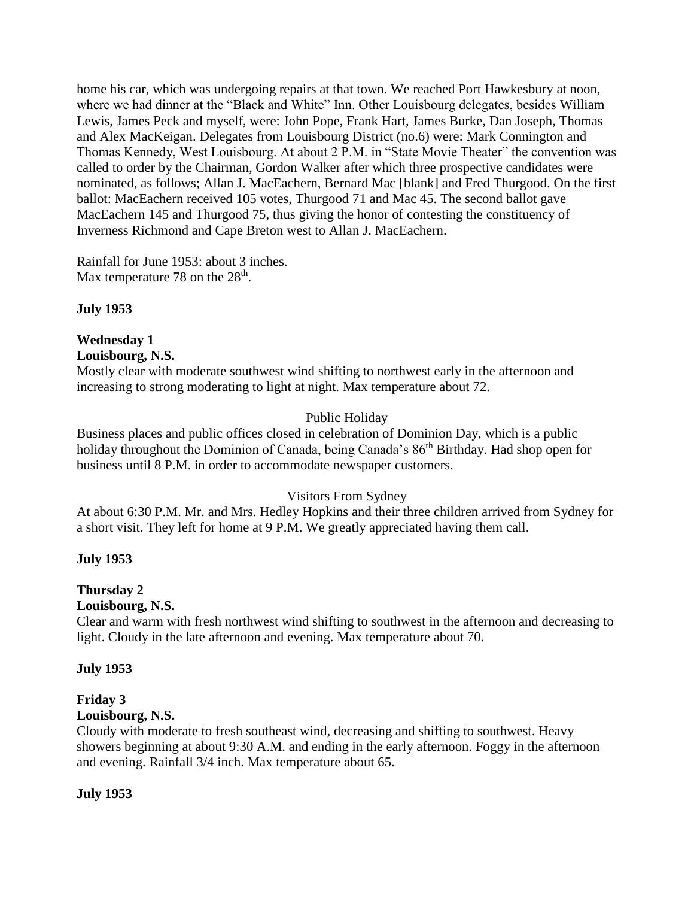home his car, which was undergoing repairs at that town. We reached Port Hawkesbury at noon, where we had dinner at the "Black and White" Inn. Other Louisbourg delegates, besides William Lewis, James Peck and myself, were: John Pope, Frank Hart, James Burke, Dan Joseph, Thomas and Alex MacKeigan. Delegates from Louisbourg District (no.6) were: Mark Connington and Thomas Kennedy, West Louisbourg. At about 2 P.M. in "State Movie Theater" the convention was called to order by the Chairman, Gordon Walker after which three prospective candidates were nominated, as follows; Allan J. MacEachern, Bernard Mac [blank] and Fred Thurgood. On the first ballot: MacEachern received 105 votes, Thurgood 71 and Mac 45. The second ballot gave MacEachern 145 and Thurgood 75, thus giving the honor of contesting the constituency of Inverness Richmond and Cape Breton west to Allan J. MacEachern.

Rainfall for June 1953: about 3 inches.
Max temperature 78 on the 28th.

**July 1953**

**Wednesday 1**
**Louisbourg, N.S.**
Mostly clear with moderate southwest wind shifting to northwest early in the afternoon and increasing to strong moderating to light at night. Max temperature about 72.

Public Holiday

Business places and public offices closed in celebration of Dominion Day, which is a public holiday throughout the Dominion of Canada, being Canada's 86th Birthday. Had shop open for business until 8 P.M. in order to accommodate newspaper customers.

Visitors From Sydney

At about 6:30 P.M. Mr. and Mrs. Hedley Hopkins and their three children arrived from Sydney for a short visit. They left for home at 9 P.M. We greatly appreciated having them call.

**July 1953**

**Thursday 2**
**Louisbourg, N.S.**
Clear and warm with fresh northwest wind shifting to southwest in the afternoon and decreasing to light. Cloudy in the late afternoon and evening. Max temperature about 70.

**July 1953**

**Friday 3**
**Louisbourg, N.S.**
Cloudy with moderate to fresh southeast wind, decreasing and shifting to southwest. Heavy showers beginning at about 9:30 A.M. and ending in the early afternoon. Foggy in the afternoon and evening. Rainfall 3/4 inch. Max temperature about 65.

**July 1953**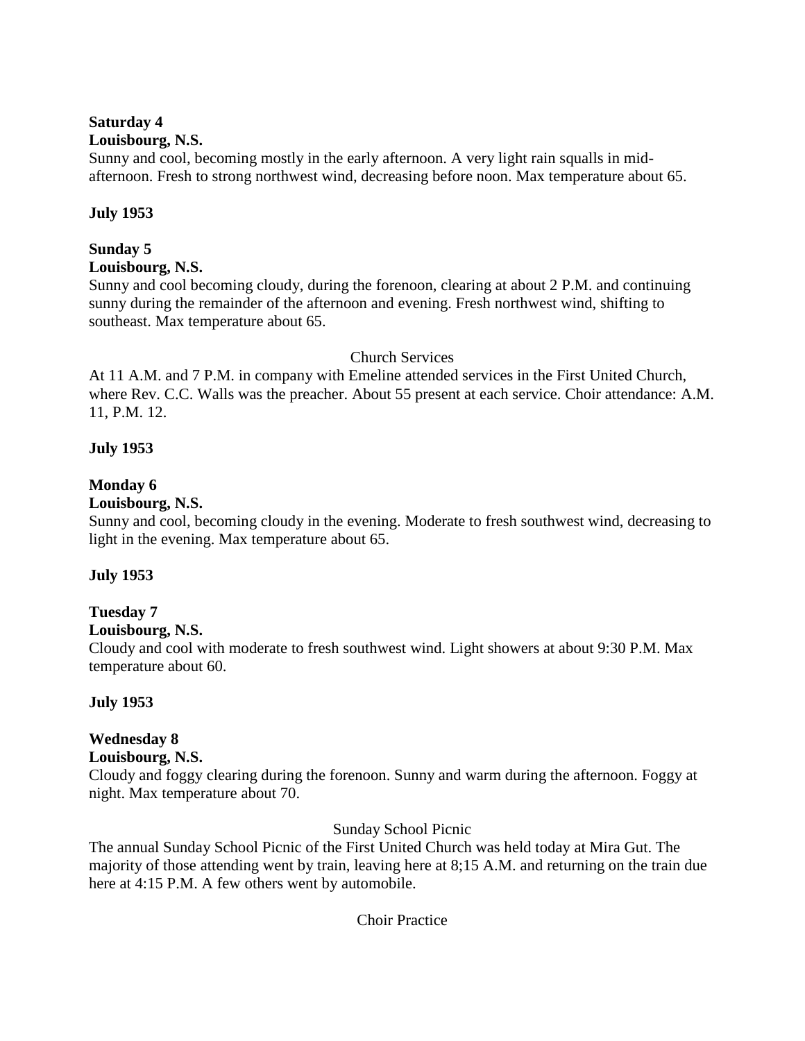**Saturday 4**
**Louisbourg, N.S.**
Sunny and cool, becoming mostly in the early afternoon. A very light rain squalls in mid-afternoon. Fresh to strong northwest wind, decreasing before noon. Max temperature about 65.

**July 1953**

**Sunday 5**
**Louisbourg, N.S.**
Sunny and cool becoming cloudy, during the forenoon, clearing at about 2 P.M. and continuing sunny during the remainder of the afternoon and evening. Fresh northwest wind, shifting to southeast. Max temperature about 65.

Church Services

At 11 A.M. and 7 P.M. in company with Emeline attended services in the First United Church, where Rev. C.C. Walls was the preacher. About 55 present at each service. Choir attendance: A.M. 11, P.M. 12.

**July 1953**

**Monday 6**
**Louisbourg, N.S.**
Sunny and cool, becoming cloudy in the evening. Moderate to fresh southwest wind, decreasing to light in the evening. Max temperature about 65.

**July 1953**

**Tuesday 7**
**Louisbourg, N.S.**
Cloudy and cool with moderate to fresh southwest wind. Light showers at about 9:30 P.M. Max temperature about 60.

**July 1953**

**Wednesday 8**
**Louisbourg, N.S.**
Cloudy and foggy clearing during the forenoon. Sunny and warm during the afternoon. Foggy at night. Max temperature about 70.

Sunday School Picnic

The annual Sunday School Picnic of the First United Church was held today at Mira Gut. The majority of those attending went by train, leaving here at 8;15 A.M. and returning on the train due here at 4:15 P.M. A few others went by automobile.

Choir Practice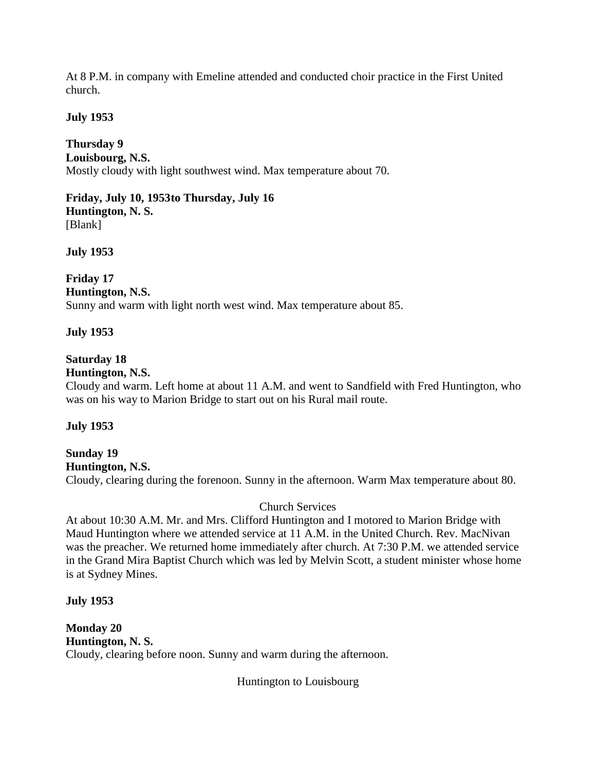At 8 P.M. in company with Emeline attended and conducted choir practice in the First United church.

**July 1953**

**Thursday 9**
**Louisbourg, N.S.**
Mostly cloudy with light southwest wind. Max temperature about 70.

**Friday, July 10, 1953to Thursday, July 16**
**Huntington, N. S.**
[Blank]

**July 1953**

**Friday 17**
**Huntington, N.S.**
Sunny and warm with light north west wind. Max temperature about 85.

**July 1953**

**Saturday 18**
**Huntington, N.S.**
Cloudy and warm. Left home at about 11 A.M. and went to Sandfield with Fred Huntington, who was on his way to Marion Bridge to start out on his Rural mail route.

**July 1953**

**Sunday 19**
**Huntington, N.S.**
Cloudy, clearing during the forenoon. Sunny in the afternoon. Warm Max temperature about 80.

Church Services

At about 10:30 A.M. Mr. and Mrs. Clifford Huntington and I motored to Marion Bridge with Maud Huntington where we attended service at 11 A.M. in the United Church. Rev. MacNivan was the preacher. We returned home immediately after church. At 7:30 P.M. we attended service in the Grand Mira Baptist Church which was led by Melvin Scott, a student minister whose home is at Sydney Mines.

**July 1953**

**Monday 20**
**Huntington, N. S.**
Cloudy, clearing before noon. Sunny and warm during the afternoon.

Huntington to Louisbourg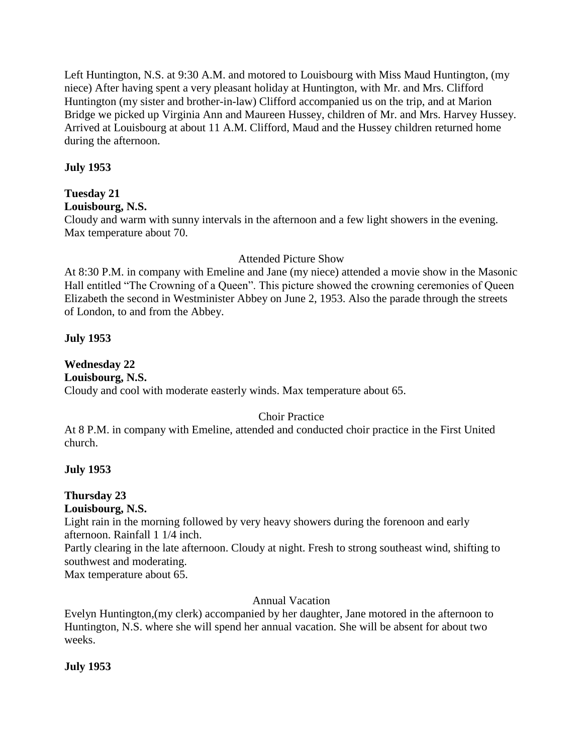Left Huntington, N.S. at 9:30 A.M. and motored to Louisbourg with Miss Maud Huntington, (my niece) After having spent a very pleasant holiday at Huntington, with Mr. and Mrs. Clifford Huntington (my sister and brother-in-law) Clifford accompanied us on the trip, and at Marion Bridge we picked up Virginia Ann and Maureen Hussey, children of Mr. and Mrs. Harvey Hussey. Arrived at Louisbourg at about 11 A.M. Clifford, Maud and the Hussey children returned home during the afternoon.

**July 1953**

**Tuesday 21**
**Louisbourg, N.S.**
Cloudy and warm with sunny intervals in the afternoon and a few light showers in the evening. Max temperature about 70.

Attended Picture Show

At 8:30 P.M. in company with Emeline and Jane (my niece) attended a movie show in the Masonic Hall entitled "The Crowning of a Queen". This picture showed the crowning ceremonies of Queen Elizabeth the second in Westminister Abbey on June 2, 1953. Also the parade through the streets of London, to and from the Abbey.

**July 1953**

**Wednesday 22**
**Louisbourg, N.S.**
Cloudy and cool with moderate easterly winds. Max temperature about 65.

Choir Practice

At 8 P.M. in company with Emeline, attended and conducted choir practice in the First United church.

**July 1953**

**Thursday 23**
**Louisbourg, N.S.**
Light rain in the morning followed by very heavy showers during the forenoon and early afternoon. Rainfall 1 1/4 inch.
Partly clearing in the late afternoon. Cloudy at night. Fresh to strong southeast wind, shifting to southwest and moderating.
Max temperature about 65.

Annual Vacation

Evelyn Huntington,(my clerk) accompanied by her daughter, Jane motored in the afternoon to Huntington, N.S. where she will spend her annual vacation. She will be absent for about two weeks.

**July 1953**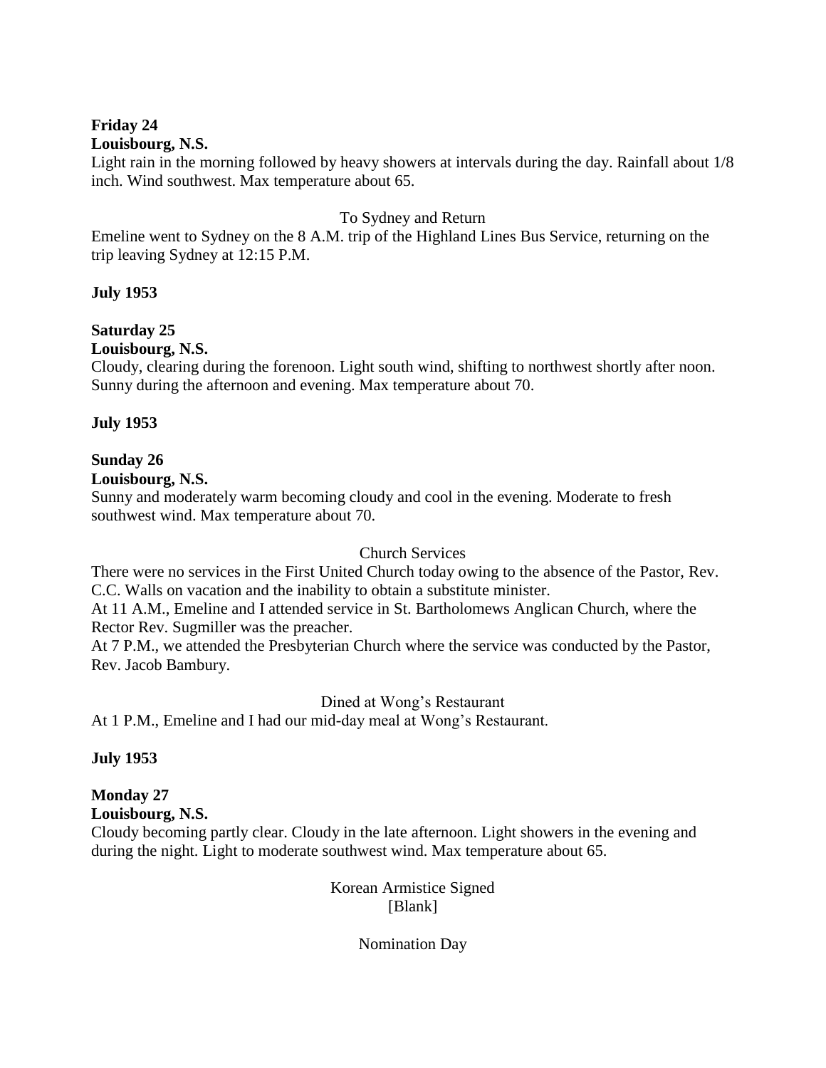**Friday 24**
**Louisbourg, N.S.**
Light rain in the morning followed by heavy showers at intervals during the day. Rainfall about 1/8 inch. Wind southwest. Max temperature about 65.

To Sydney and Return

Emeline went to Sydney on the 8 A.M. trip of the Highland Lines Bus Service, returning on the trip leaving Sydney at 12:15 P.M.

**July 1953**

**Saturday 25**
**Louisbourg, N.S.**
Cloudy, clearing during the forenoon. Light south wind, shifting to northwest shortly after noon. Sunny during the afternoon and evening. Max temperature about 70.

**July 1953**

**Sunday 26**
**Louisbourg, N.S.**
Sunny and moderately warm becoming cloudy and cool in the evening. Moderate to fresh southwest wind. Max temperature about 70.

Church Services

There were no services in the First United Church today owing to the absence of the Pastor, Rev. C.C. Walls on vacation and the inability to obtain a substitute minister.
At 11 A.M., Emeline and I attended service in St. Bartholomews Anglican Church, where the Rector Rev. Sugmiller was the preacher.
At 7 P.M., we attended the Presbyterian Church where the service was conducted by the Pastor, Rev. Jacob Bambury.

Dined at Wong's Restaurant

At 1 P.M., Emeline and I had our mid-day meal at Wong's Restaurant.

**July 1953**

**Monday 27**
**Louisbourg, N.S.**
Cloudy becoming partly clear. Cloudy in the late afternoon. Light showers in the evening and during the night. Light to moderate southwest wind. Max temperature about 65.

Korean Armistice Signed
[Blank]

Nomination Day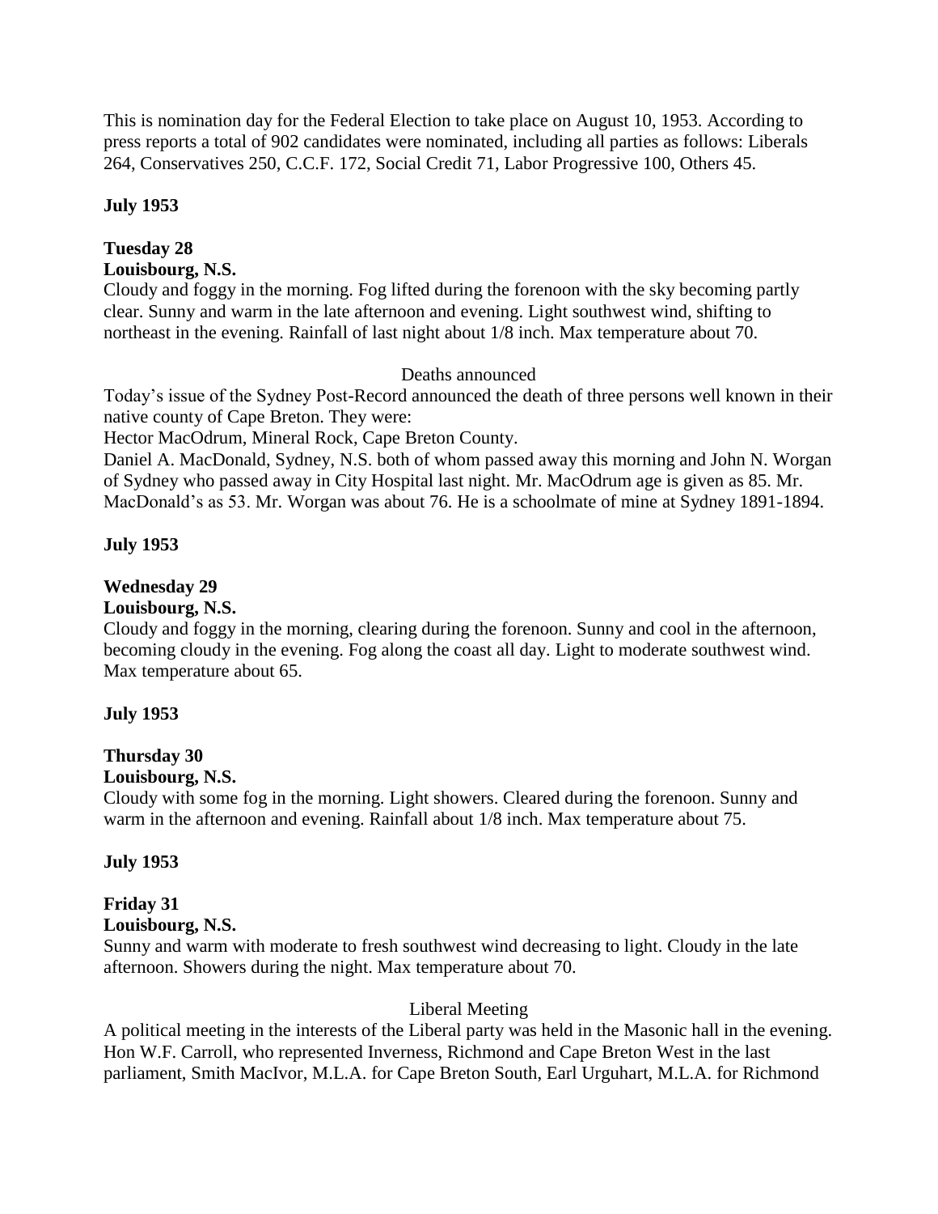This is nomination day for the Federal Election to take place on August 10, 1953. According to press reports a total of 902 candidates were nominated, including all parties as follows: Liberals 264, Conservatives 250, C.C.F. 172, Social Credit 71, Labor Progressive 100, Others 45.

**July 1953**

**Tuesday 28**
**Louisbourg, N.S.**
Cloudy and foggy in the morning. Fog lifted during the forenoon with the sky becoming partly clear. Sunny and warm in the late afternoon and evening. Light southwest wind, shifting to northeast in the evening. Rainfall of last night about 1/8 inch. Max temperature about 70.

Deaths announced

Today's issue of the Sydney Post-Record announced the death of three persons well known in their native county of Cape Breton. They were:

Hector MacOdrum, Mineral Rock, Cape Breton County.

Daniel A. MacDonald, Sydney, N.S. both of whom passed away this morning and John N. Worgan of Sydney who passed away in City Hospital last night. Mr. MacOdrum age is given as 85. Mr. MacDonald's as 53. Mr. Worgan was about 76. He is a schoolmate of mine at Sydney 1891-1894.

**July 1953**

**Wednesday 29**
**Louisbourg, N.S.**
Cloudy and foggy in the morning, clearing during the forenoon. Sunny and cool in the afternoon, becoming cloudy in the evening. Fog along the coast all day. Light to moderate southwest wind. Max temperature about 65.

**July 1953**

**Thursday 30**
**Louisbourg, N.S.**
Cloudy with some fog in the morning. Light showers. Cleared during the forenoon. Sunny and warm in the afternoon and evening. Rainfall about 1/8 inch. Max temperature about 75.

**July 1953**

**Friday 31**
**Louisbourg, N.S.**
Sunny and warm with moderate to fresh southwest wind decreasing to light. Cloudy in the late afternoon. Showers during the night. Max temperature about 70.

Liberal Meeting

A political meeting in the interests of the Liberal party was held in the Masonic hall in the evening. Hon W.F. Carroll, who represented Inverness, Richmond and Cape Breton West in the last parliament, Smith MacIvor, M.L.A. for Cape Breton South, Earl Urguhart, M.L.A. for Richmond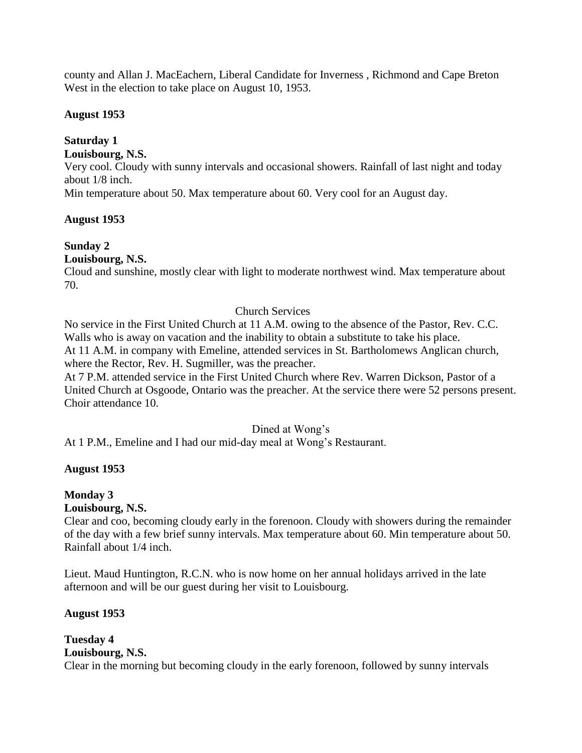county and Allan J. MacEachern, Liberal Candidate for Inverness , Richmond and Cape Breton West in the election to take place on August 10, 1953.

**August 1953**

**Saturday 1**
**Louisbourg, N.S.**
Very cool. Cloudy with sunny intervals and occasional showers. Rainfall of last night and today about 1/8 inch.
Min temperature about 50. Max temperature about 60. Very cool for an August day.

**August 1953**

**Sunday 2**
**Louisbourg, N.S.**
Cloud and sunshine, mostly clear with light to moderate northwest wind. Max temperature about 70.

Church Services

No service in the First United Church at 11 A.M. owing to the absence of the Pastor, Rev. C.C. Walls who is away on vacation and the inability to obtain a substitute to take his place.
At 11 A.M. in company with Emeline, attended services in St. Bartholomews Anglican church, where the Rector, Rev. H. Sugmiller, was the preacher.
At 7 P.M. attended service in the First United Church where Rev. Warren Dickson, Pastor of a United Church at Osgoode, Ontario was the preacher. At the service there were 52 persons present. Choir attendance 10.

Dined at Wong's

At 1 P.M., Emeline and I had our mid-day meal at Wong's Restaurant.

**August 1953**

**Monday 3**
**Louisbourg, N.S.**
Clear and coo, becoming cloudy early in the forenoon. Cloudy with showers during the remainder of the day with a few brief sunny intervals. Max temperature about 60. Min temperature about 50. Rainfall about 1/4 inch.

Lieut. Maud Huntington, R.C.N. who is now home on her annual holidays arrived in the late afternoon and will be our guest during her visit to Louisbourg.

**August 1953**

**Tuesday 4**
**Louisbourg, N.S.**
Clear in the morning but becoming cloudy in the early forenoon, followed by sunny intervals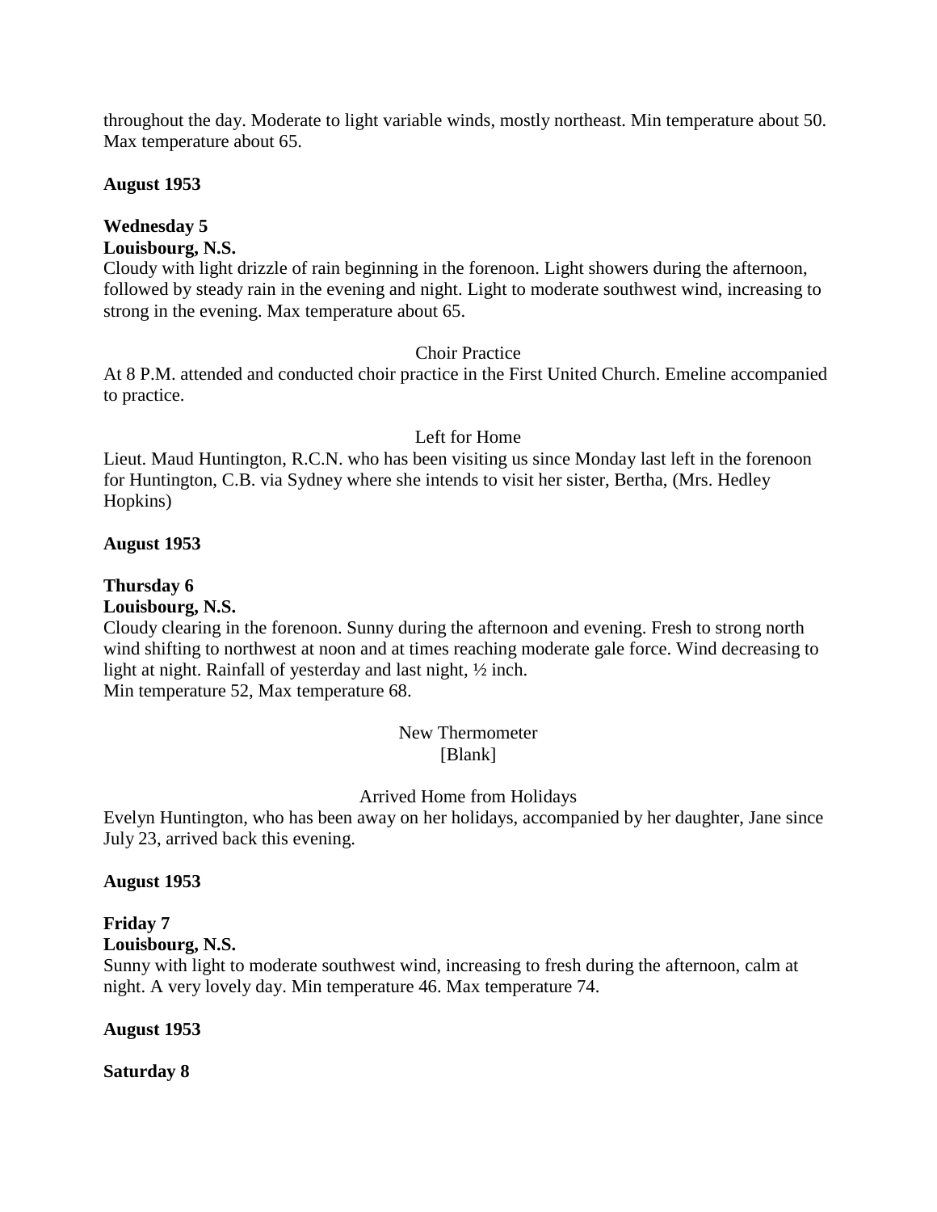throughout the day. Moderate to light variable winds, mostly northeast. Min temperature about 50. Max temperature about 65.

**August 1953**

**Wednesday 5**
**Louisbourg, N.S.**
Cloudy with light drizzle of rain beginning in the forenoon. Light showers during the afternoon, followed by steady rain in the evening and night. Light to moderate southwest wind, increasing to strong in the evening. Max temperature about 65.

Choir Practice

At 8 P.M. attended and conducted choir practice in the First United Church. Emeline accompanied to practice.

Left for Home

Lieut. Maud Huntington, R.C.N. who has been visiting us since Monday last left in the forenoon for Huntington, C.B. via Sydney where she intends to visit her sister, Bertha, (Mrs. Hedley Hopkins)

**August 1953**

**Thursday 6**
**Louisbourg, N.S.**
Cloudy clearing in the forenoon. Sunny during the afternoon and evening. Fresh to strong north wind shifting to northwest at noon and at times reaching moderate gale force. Wind decreasing to light at night. Rainfall of yesterday and last night, ½ inch.
Min temperature 52, Max temperature 68.

New Thermometer
[Blank]

Arrived Home from Holidays

Evelyn Huntington, who has been away on her holidays, accompanied by her daughter, Jane since July 23, arrived back this evening.

**August 1953**

**Friday 7**
**Louisbourg, N.S.**
Sunny with light to moderate southwest wind, increasing to fresh during the afternoon, calm at night. A very lovely day. Min temperature 46. Max temperature 74.

**August 1953**

**Saturday 8**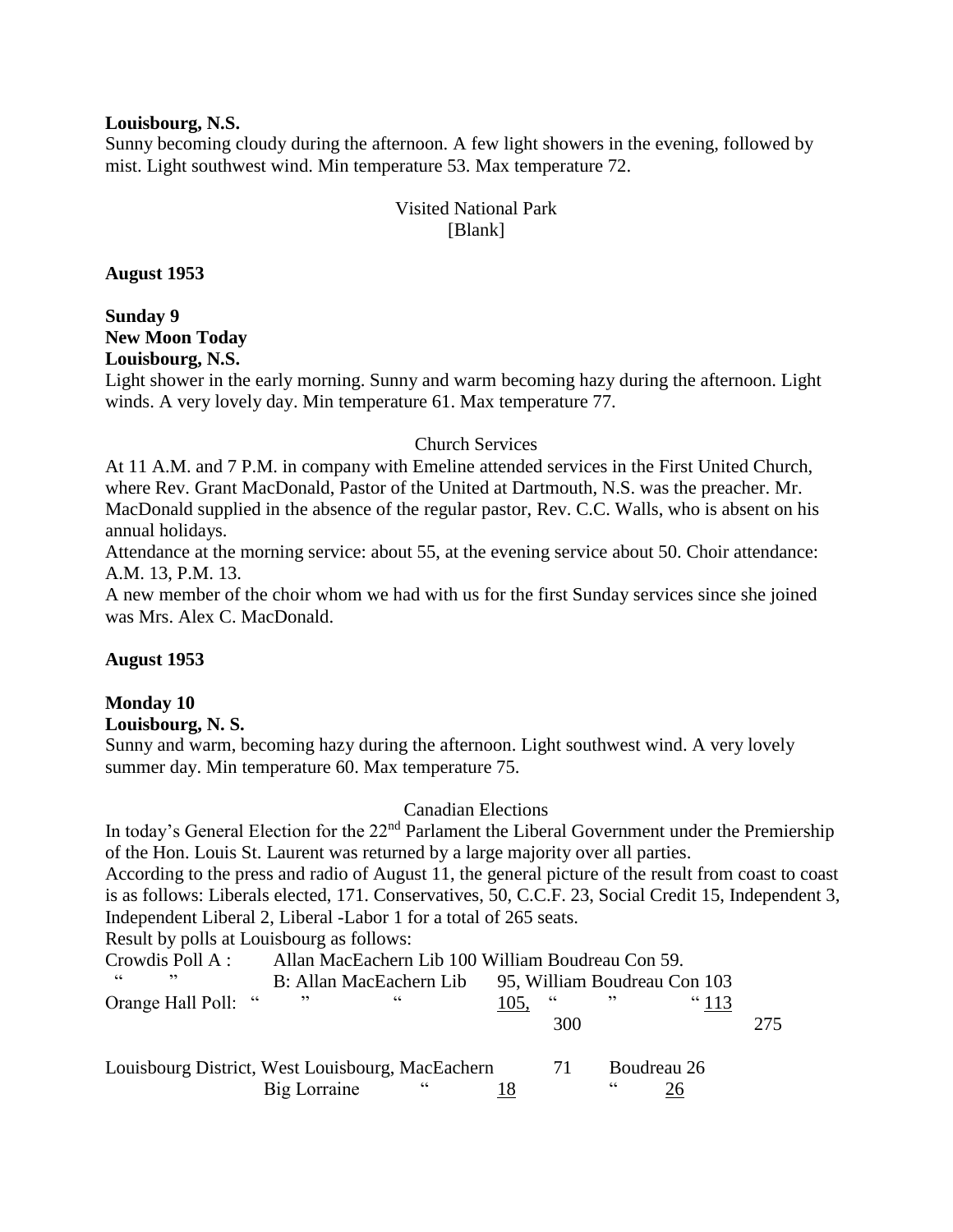**Louisbourg, N.S.**
Sunny becoming cloudy during the afternoon. A few light showers in the evening, followed by mist. Light southwest wind. Min temperature 53. Max temperature 72.

Visited National Park
[Blank]

**August 1953**

**Sunday 9**
**New Moon Today**
**Louisbourg, N.S.**
Light shower in the early morning. Sunny and warm becoming hazy during the afternoon. Light winds. A very lovely day. Min temperature 61. Max temperature 77.

Church Services
At 11 A.M. and 7 P.M. in company with Emeline attended services in the First United Church, where Rev. Grant MacDonald, Pastor of the United at Dartmouth, N.S. was the preacher. Mr. MacDonald supplied in the absence of the regular pastor, Rev. C.C. Walls, who is absent on his annual holidays.
Attendance at the morning service: about 55, at the evening service about 50. Choir attendance: A.M. 13, P.M. 13.
A new member of the choir whom we had with us for the first Sunday services since she joined was Mrs. Alex C. MacDonald.

**August 1953**

**Monday 10**
**Louisbourg, N. S.**
Sunny and warm, becoming hazy during the afternoon. Light southwest wind. A very lovely summer day. Min temperature 60. Max temperature 75.

Canadian Elections
In today's General Election for the 22nd Parlament the Liberal Government under the Premiership of the Hon. Louis St. Laurent was returned by a large majority over all parties.
According to the press and radio of August 11, the general picture of the result from coast to coast is as follows: Liberals elected, 171. Conservatives, 50, C.C.F. 23, Social Credit 15, Independent 3, Independent Liberal 2, Liberal -Labor 1 for a total of 265 seats.
Result by polls at Louisbourg as follows:

| | | | | |
|---|---|---|---|---|
| Crowdis Poll A : | Allan MacEachern Lib 100 | | William Boudreau Con 59. | |
| " " | B: Allan MacEachern Lib | 95, | William Boudreau Con 103 | |
| Orange Hall Poll: " | " " | 105, | " " " | 113 |
| | | 300 | | 275 |

| | | | |
|---|---|---|---|
| Louisbourg District, West Louisbourg, MacEachern | 71 | Boudreau | 26 |
| Big Lorraine " | 18 | " | 26 |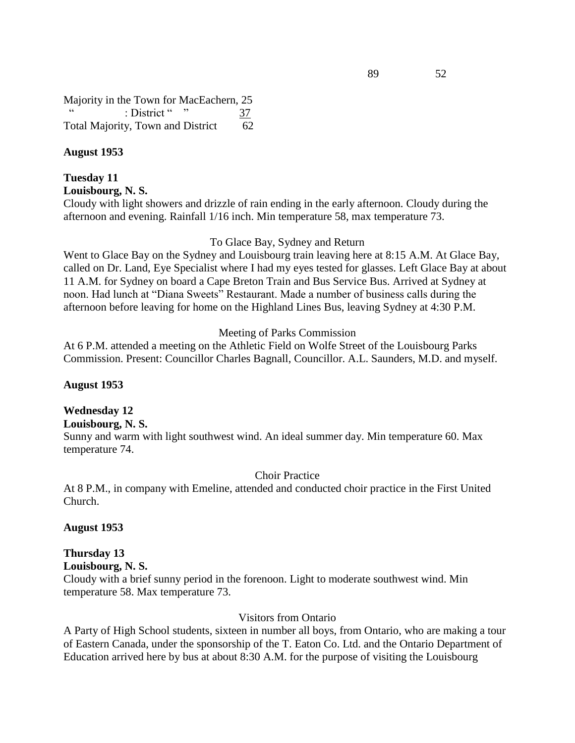89 52

Majority in the Town for MacEachern, 25
" : District " " 37
Total Majority, Town and District 62

**August 1953**

**Tuesday 11**
**Louisbourg, N. S.**
Cloudy with light showers and drizzle of rain ending in the early afternoon. Cloudy during the afternoon and evening. Rainfall 1/16 inch. Min temperature 58, max temperature 73.

To Glace Bay, Sydney and Return

Went to Glace Bay on the Sydney and Louisbourg train leaving here at 8:15 A.M. At Glace Bay, called on Dr. Land, Eye Specialist where I had my eyes tested for glasses. Left Glace Bay at about 11 A.M. for Sydney on board a Cape Breton Train and Bus Service Bus. Arrived at Sydney at noon. Had lunch at "Diana Sweets" Restaurant. Made a number of business calls during the afternoon before leaving for home on the Highland Lines Bus, leaving Sydney at 4:30 P.M.

Meeting of Parks Commission

At 6 P.M. attended a meeting on the Athletic Field on Wolfe Street of the Louisbourg Parks Commission. Present: Councillor Charles Bagnall, Councillor. A.L. Saunders, M.D. and myself.

**August 1953**

**Wednesday 12**
**Louisbourg, N. S.**
Sunny and warm with light southwest wind. An ideal summer day. Min temperature 60. Max temperature 74.

Choir Practice

At 8 P.M., in company with Emeline, attended and conducted choir practice in the First United Church.

**August 1953**

**Thursday 13**
**Louisbourg, N. S.**
Cloudy with a brief sunny period in the forenoon. Light to moderate southwest wind. Min temperature 58. Max temperature 73.

Visitors from Ontario

A Party of High School students, sixteen in number all boys, from Ontario, who are making a tour of Eastern Canada, under the sponsorship of the T. Eaton Co. Ltd. and the Ontario Department of Education arrived here by bus at about 8:30 A.M. for the purpose of visiting the Louisbourg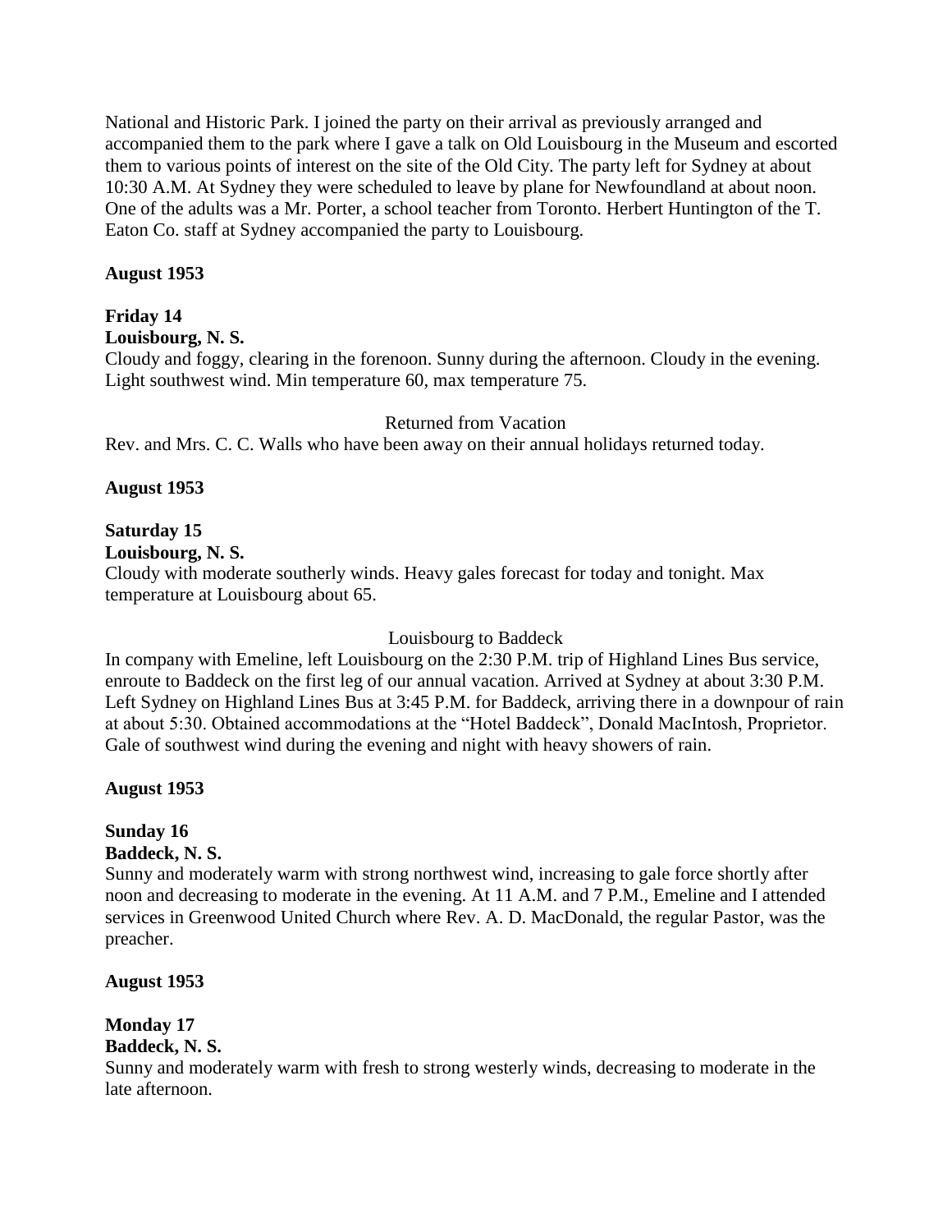National and Historic Park. I joined the party on their arrival as previously arranged and accompanied them to the park where I gave a talk on Old Louisbourg in the Museum and escorted them to various points of interest on the site of the Old City. The party left for Sydney at about 10:30 A.M. At Sydney they were scheduled to leave by plane for Newfoundland at about noon. One of the adults was a Mr. Porter, a school teacher from Toronto. Herbert Huntington of the T. Eaton Co. staff at Sydney accompanied the party to Louisbourg.

**August 1953**

**Friday 14**
**Louisbourg, N. S.**
Cloudy and foggy, clearing in the forenoon. Sunny during the afternoon. Cloudy in the evening. Light southwest wind. Min temperature 60, max temperature 75.

Returned from Vacation

Rev. and Mrs. C. C. Walls who have been away on their annual holidays returned today.

**August 1953**

**Saturday 15**
**Louisbourg, N. S.**
Cloudy with moderate southerly winds. Heavy gales forecast for today and tonight. Max temperature at Louisbourg about 65.

Louisbourg to Baddeck

In company with Emeline, left Louisbourg on the 2:30 P.M. trip of Highland Lines Bus service, enroute to Baddeck on the first leg of our annual vacation. Arrived at Sydney at about 3:30 P.M. Left Sydney on Highland Lines Bus at 3:45 P.M. for Baddeck, arriving there in a downpour of rain at about 5:30. Obtained accommodations at the "Hotel Baddeck", Donald MacIntosh, Proprietor. Gale of southwest wind during the evening and night with heavy showers of rain.

**August 1953**

**Sunday 16**
**Baddeck, N. S.**
Sunny and moderately warm with strong northwest wind, increasing to gale force shortly after noon and decreasing to moderate in the evening. At 11 A.M. and 7 P.M., Emeline and I attended services in Greenwood United Church where Rev. A. D. MacDonald, the regular Pastor, was the preacher.

**August 1953**

**Monday 17**
**Baddeck, N. S.**
Sunny and moderately warm with fresh to strong westerly winds, decreasing to moderate in the late afternoon.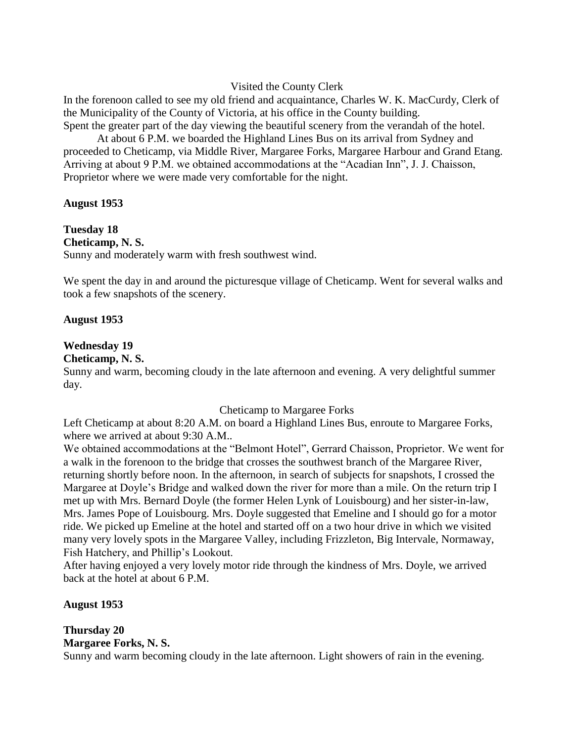Visited the County Clerk

In the forenoon called to see my old friend and acquaintance, Charles W. K. MacCurdy, Clerk of the Municipality of the County of Victoria, at his office in the County building.
Spent the greater part of the day viewing the beautiful scenery from the verandah of the hotel.

At about 6 P.M. we boarded the Highland Lines Bus on its arrival from Sydney and proceeded to Cheticamp, via Middle River, Margaree Forks, Margaree Harbour and Grand Etang. Arriving at about 9 P.M. we obtained accommodations at the "Acadian Inn", J. J. Chaisson, Proprietor where we were made very comfortable for the night.

**August 1953**

**Tuesday 18**
**Cheticamp, N. S.**
Sunny and moderately warm with fresh southwest wind.

We spent the day in and around the picturesque village of Cheticamp. Went for several walks and took a few snapshots of the scenery.

**August 1953**

**Wednesday 19**
**Cheticamp, N. S.**
Sunny and warm, becoming cloudy in the late afternoon and evening. A very delightful summer day.

Cheticamp to Margaree Forks

Left Cheticamp at about 8:20 A.M. on board a Highland Lines Bus, enroute to Margaree Forks, where we arrived at about 9:30 A.M..
We obtained accommodations at the "Belmont Hotel", Gerrard Chaisson, Proprietor. We went for a walk in the forenoon to the bridge that crosses the southwest branch of the Margaree River, returning shortly before noon. In the afternoon, in search of subjects for snapshots, I crossed the Margaree at Doyle's Bridge and walked down the river for more than a mile. On the return trip I met up with Mrs. Bernard Doyle (the former Helen Lynk of Louisbourg) and her sister-in-law, Mrs. James Pope of Louisbourg. Mrs. Doyle suggested that Emeline and I should go for a motor ride. We picked up Emeline at the hotel and started off on a two hour drive in which we visited many very lovely spots in the Margaree Valley, including Frizzleton, Big Intervale, Normaway, Fish Hatchery, and Phillip's Lookout.
After having enjoyed a very lovely motor ride through the kindness of Mrs. Doyle, we arrived back at the hotel at about 6 P.M.

**August 1953**

**Thursday 20**
**Margaree Forks, N. S.**
Sunny and warm becoming cloudy in the late afternoon. Light showers of rain in the evening.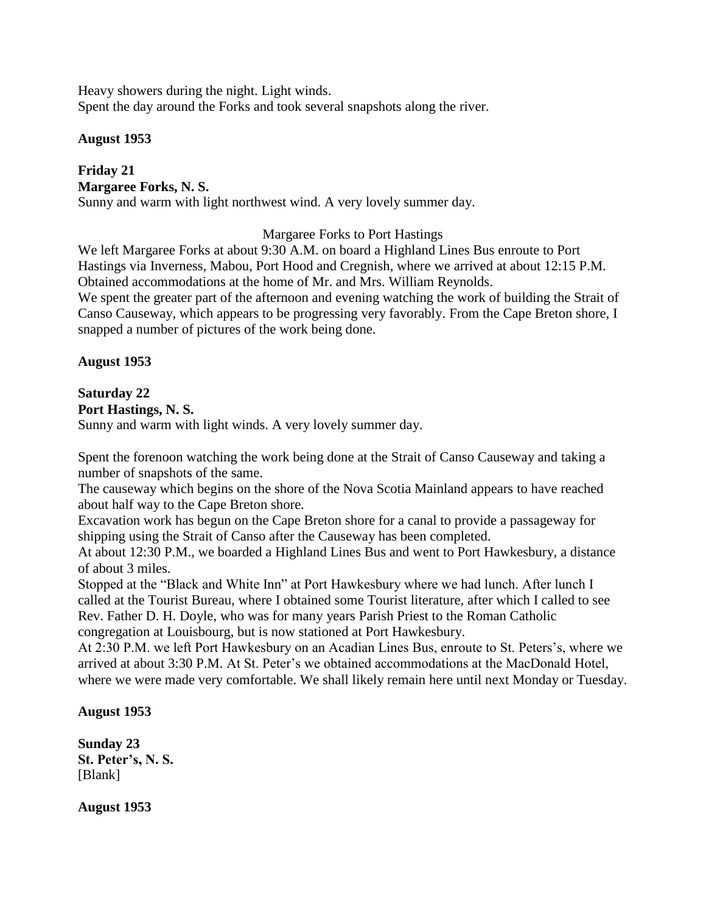Heavy showers during the night. Light winds.
Spent the day around the Forks and took several snapshots along the river.

**August 1953**

**Friday 21**
**Margaree Forks, N. S.**
Sunny and warm with light northwest wind. A very lovely summer day.

Margaree Forks to Port Hastings

We left Margaree Forks at about 9:30 A.M. on board a Highland Lines Bus enroute to Port Hastings via Inverness, Mabou, Port Hood and Cregnish, where we arrived at about 12:15 P.M. Obtained accommodations at the home of Mr. and Mrs. William Reynolds.
We spent the greater part of the afternoon and evening watching the work of building the Strait of Canso Causeway, which appears to be progressing very favorably. From the Cape Breton shore, I snapped a number of pictures of the work being done.

**August 1953**

**Saturday 22**
**Port Hastings, N. S.**
Sunny and warm with light winds. A very lovely summer day.

Spent the forenoon watching the work being done at the Strait of Canso Causeway and taking a number of snapshots of the same.
The causeway which begins on the shore of the Nova Scotia Mainland appears to have reached about half way to the Cape Breton shore.
Excavation work has begun on the Cape Breton shore for a canal to provide a passageway for shipping using the Strait of Canso after the Causeway has been completed.
At about 12:30 P.M., we boarded a Highland Lines Bus and went to Port Hawkesbury, a distance of about 3 miles.
Stopped at the "Black and White Inn" at Port Hawkesbury where we had lunch. After lunch I called at the Tourist Bureau, where I obtained some Tourist literature, after which I called to see Rev. Father D. H. Doyle, who was for many years Parish Priest to the Roman Catholic congregation at Louisbourg, but is now stationed at Port Hawkesbury.
At 2:30 P.M. we left Port Hawkesbury on an Acadian Lines Bus, enroute to St. Peters's, where we arrived at about 3:30 P.M. At St. Peter's we obtained accommodations at the MacDonald Hotel, where we were made very comfortable. We shall likely remain here until next Monday or Tuesday.

**August 1953**

**Sunday 23**
**St. Peter's, N. S.**
[Blank]

**August 1953**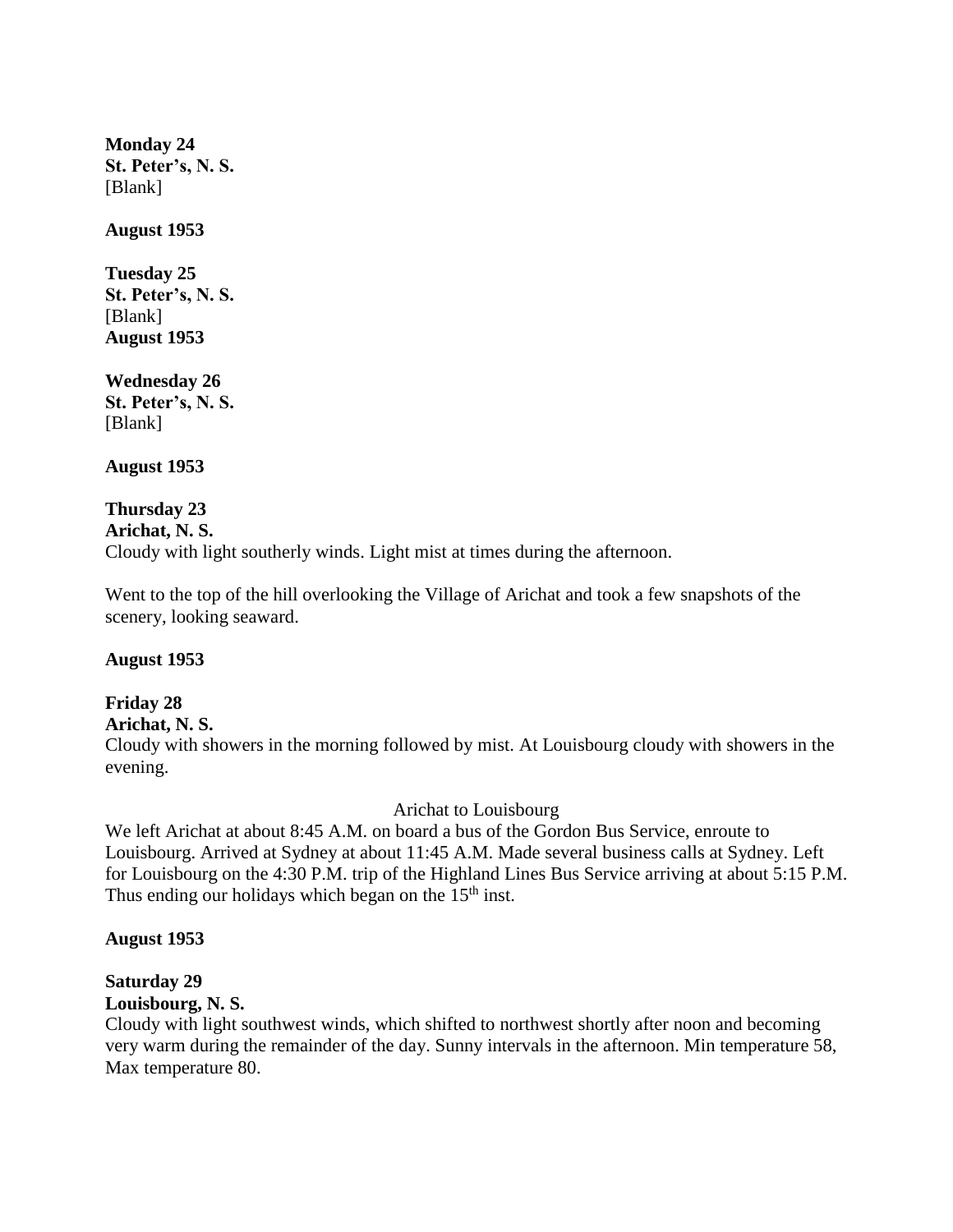**Monday 24**
**St. Peter's, N. S.**
[Blank]

**August 1953**

**Tuesday 25**
**St. Peter's, N. S.**
[Blank]
**August 1953**

**Wednesday 26**
**St. Peter's, N. S.**
[Blank]

**August 1953**

**Thursday 23**
**Arichat, N. S.**
Cloudy with light southerly winds. Light mist at times during the afternoon.

Went to the top of the hill overlooking the Village of Arichat and took a few snapshots of the scenery, looking seaward.

**August 1953**

**Friday 28**
**Arichat, N. S.**
Cloudy with showers in the morning followed by mist. At Louisbourg cloudy with showers in the evening.

Arichat to Louisbourg

We left Arichat at about 8:45 A.M. on board a bus of the Gordon Bus Service, enroute to Louisbourg. Arrived at Sydney at about 11:45 A.M. Made several business calls at Sydney. Left for Louisbourg on the 4:30 P.M. trip of the Highland Lines Bus Service arriving at about 5:15 P.M. Thus ending our holidays which began on the 15th inst.

**August 1953**

**Saturday 29**
**Louisbourg, N. S.**
Cloudy with light southwest winds, which shifted to northwest shortly after noon and becoming very warm during the remainder of the day. Sunny intervals in the afternoon. Min temperature 58, Max temperature 80.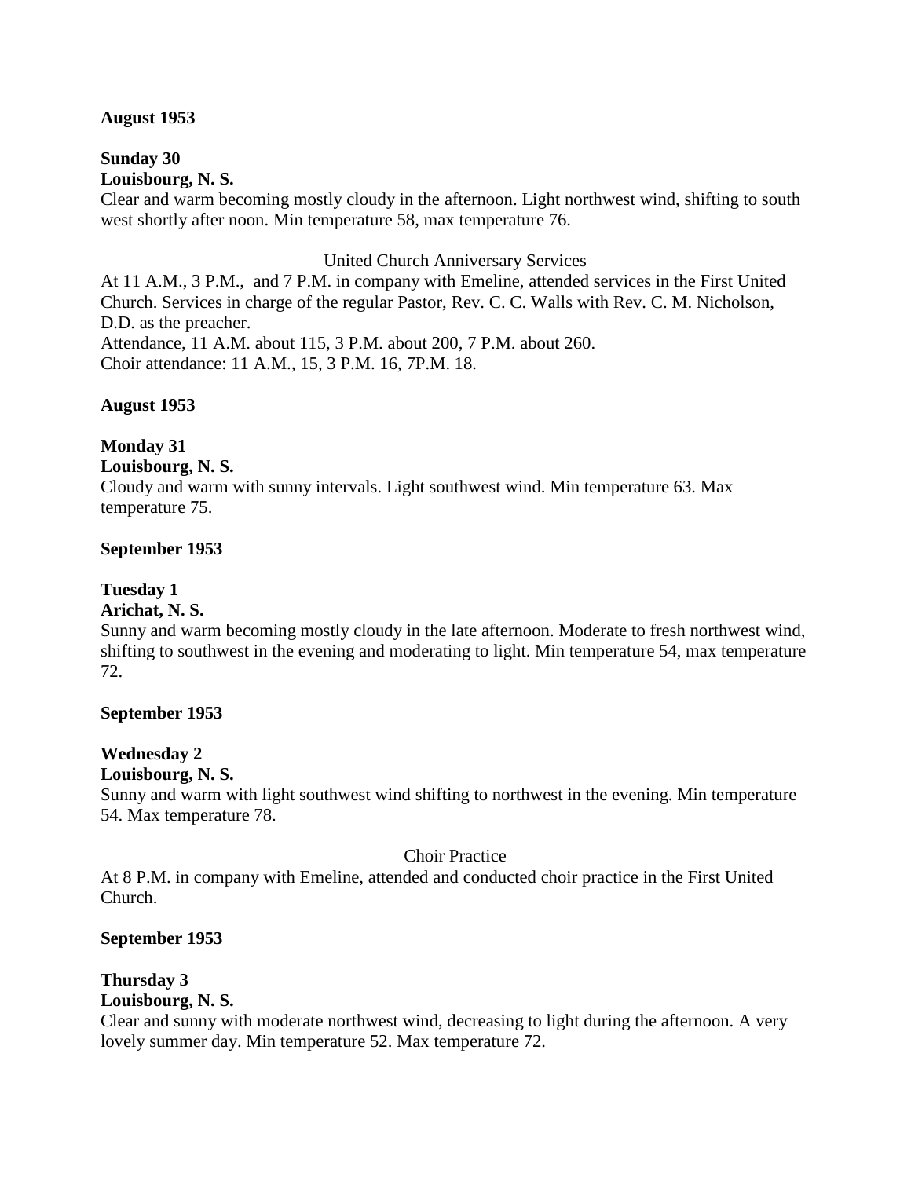**August 1953**

**Sunday 30**
**Louisbourg, N. S.**
Clear and warm becoming mostly cloudy in the afternoon. Light northwest wind, shifting to south west shortly after noon. Min temperature 58, max temperature 76.

United Church Anniversary Services

At 11 A.M., 3 P.M., and 7 P.M. in company with Emeline, attended services in the First United Church. Services in charge of the regular Pastor, Rev. C. C. Walls with Rev. C. M. Nicholson, D.D. as the preacher.
Attendance, 11 A.M. about 115, 3 P.M. about 200, 7 P.M. about 260.
Choir attendance: 11 A.M., 15, 3 P.M. 16, 7P.M. 18.

**August 1953**

**Monday 31**
**Louisbourg, N. S.**
Cloudy and warm with sunny intervals. Light southwest wind. Min temperature 63. Max temperature 75.

**September 1953**

**Tuesday 1**
**Arichat, N. S.**
Sunny and warm becoming mostly cloudy in the late afternoon. Moderate to fresh northwest wind, shifting to southwest in the evening and moderating to light. Min temperature 54, max temperature 72.

**September 1953**

**Wednesday 2**
**Louisbourg, N. S.**
Sunny and warm with light southwest wind shifting to northwest in the evening. Min temperature 54. Max temperature 78.

Choir Practice

At 8 P.M. in company with Emeline, attended and conducted choir practice in the First United Church.

**September 1953**

**Thursday 3**
**Louisbourg, N. S.**
Clear and sunny with moderate northwest wind, decreasing to light during the afternoon. A very lovely summer day. Min temperature 52. Max temperature 72.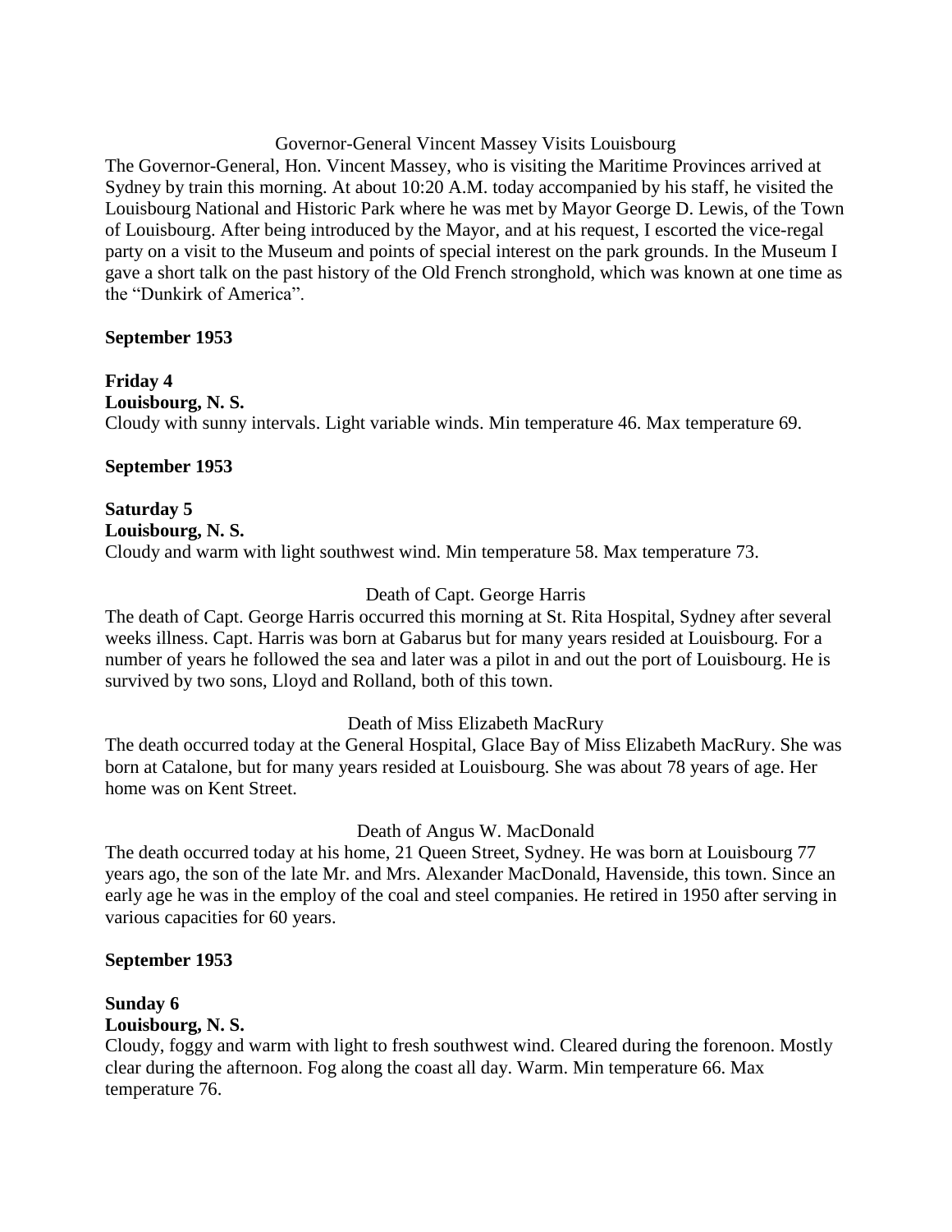Governor-General Vincent Massey Visits Louisbourg

The Governor-General, Hon. Vincent Massey, who is visiting the Maritime Provinces arrived at Sydney by train this morning. At about 10:20 A.M. today accompanied by his staff, he visited the Louisbourg National and Historic Park where he was met by Mayor George D. Lewis, of the Town of Louisbourg. After being introduced by the Mayor, and at his request, I escorted the vice-regal party on a visit to the Museum and points of special interest on the park grounds. In the Museum I gave a short talk on the past history of the Old French stronghold, which was known at one time as the "Dunkirk of America".

**September 1953**

**Friday 4**
**Louisbourg, N. S.**
Cloudy with sunny intervals. Light variable winds. Min temperature 46. Max temperature 69.

**September 1953**

**Saturday 5**
**Louisbourg, N. S.**
Cloudy and warm with light southwest wind. Min temperature 58. Max temperature 73.

Death of Capt. George Harris

The death of Capt. George Harris occurred this morning at St. Rita Hospital, Sydney after several weeks illness. Capt. Harris was born at Gabarus but for many years resided at Louisbourg. For a number of years he followed the sea and later was a pilot in and out the port of Louisbourg. He is survived by two sons, Lloyd and Rolland, both of this town.

Death of Miss Elizabeth MacRury

The death occurred today at the General Hospital, Glace Bay of Miss Elizabeth MacRury. She was born at Catalone, but for many years resided at Louisbourg. She was about 78 years of age. Her home was on Kent Street.

Death of Angus W. MacDonald

The death occurred today at his home, 21 Queen Street, Sydney. He was born at Louisbourg 77 years ago, the son of the late Mr. and Mrs. Alexander MacDonald, Havenside, this town. Since an early age he was in the employ of the coal and steel companies. He retired in 1950 after serving in various capacities for 60 years.

**September 1953**

**Sunday 6**
**Louisbourg, N. S.**
Cloudy, foggy and warm with light to fresh southwest wind. Cleared during the forenoon. Mostly clear during the afternoon. Fog along the coast all day. Warm. Min temperature 66. Max temperature 76.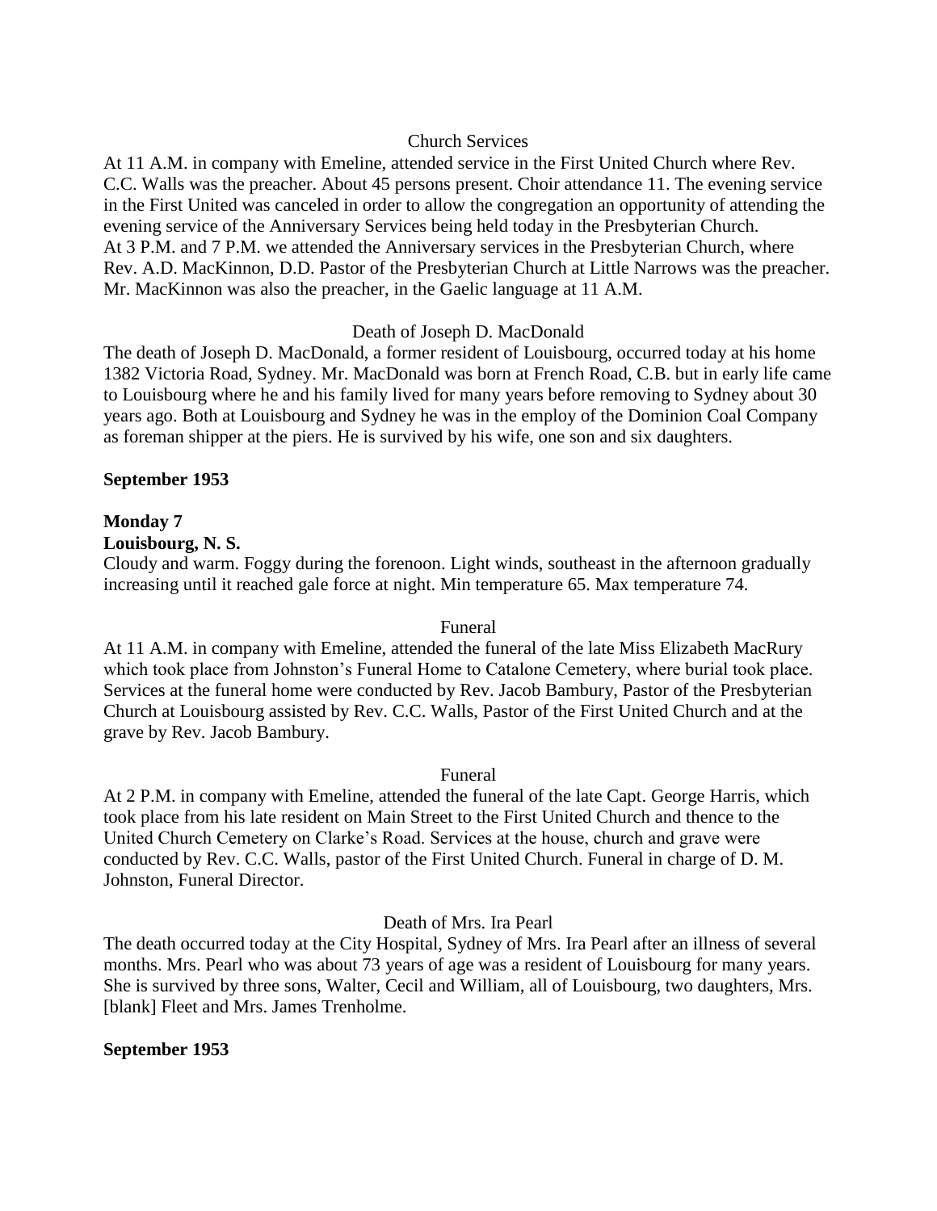Church Services

At 11 A.M. in company with Emeline, attended service in the First United Church where Rev. C.C. Walls was the preacher. About 45 persons present. Choir attendance 11. The evening service in the First United was canceled in order to allow the congregation an opportunity of attending the evening service of the Anniversary Services being held today in the Presbyterian Church.

At 3 P.M. and 7 P.M. we attended the Anniversary services in the Presbyterian Church, where Rev. A.D. MacKinnon, D.D. Pastor of the Presbyterian Church at Little Narrows was the preacher. Mr. MacKinnon was also the preacher, in the Gaelic language at 11 A.M.

Death of Joseph D. MacDonald

The death of Joseph D. MacDonald, a former resident of Louisbourg, occurred today at his home 1382 Victoria Road, Sydney. Mr. MacDonald was born at French Road, C.B. but in early life came to Louisbourg where he and his family lived for many years before removing to Sydney about 30 years ago. Both at Louisbourg and Sydney he was in the employ of the Dominion Coal Company as foreman shipper at the piers. He is survived by his wife, one son and six daughters.

**September 1953**

**Monday 7**

**Louisbourg, N. S.**

Cloudy and warm. Foggy during the forenoon. Light winds, southeast in the afternoon gradually increasing until it reached gale force at night. Min temperature 65. Max temperature 74.

Funeral

At 11 A.M. in company with Emeline, attended the funeral of the late Miss Elizabeth MacRury which took place from Johnston's Funeral Home to Catalone Cemetery, where burial took place. Services at the funeral home were conducted by Rev. Jacob Bambury, Pastor of the Presbyterian Church at Louisbourg assisted by Rev. C.C. Walls, Pastor of the First United Church and at the grave by Rev. Jacob Bambury.

Funeral

At 2 P.M. in company with Emeline, attended the funeral of the late Capt. George Harris, which took place from his late resident on Main Street to the First United Church and thence to the United Church Cemetery on Clarke's Road. Services at the house, church and grave were conducted by Rev. C.C. Walls, pastor of the First United Church. Funeral in charge of D. M. Johnston, Funeral Director.

Death of Mrs. Ira Pearl

The death occurred today at the City Hospital, Sydney of Mrs. Ira Pearl after an illness of several months. Mrs. Pearl who was about 73 years of age was a resident of Louisbourg for many years. She is survived by three sons, Walter, Cecil and William, all of Louisbourg, two daughters, Mrs. [blank] Fleet and Mrs. James Trenholme.

**September 1953**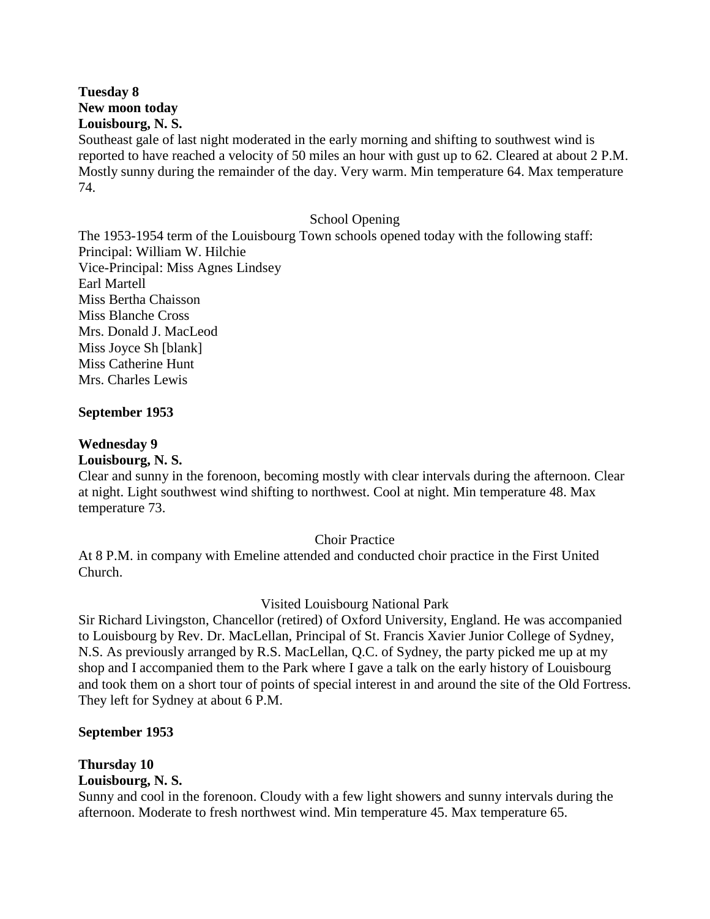**Tuesday 8**
**New moon today**
**Louisbourg, N. S.**

Southeast gale of last night moderated in the early morning and shifting to southwest wind is reported to have reached a velocity of 50 miles an hour with gust up to 62. Cleared at about 2 P.M. Mostly sunny during the remainder of the day. Very warm. Min temperature 64. Max temperature 74.

School Opening

The 1953-1954 term of the Louisbourg Town schools opened today with the following staff:
Principal: William W. Hilchie
Vice-Principal: Miss Agnes Lindsey
Earl Martell
Miss Bertha Chaisson
Miss Blanche Cross
Mrs. Donald J. MacLeod
Miss Joyce Sh [blank]
Miss Catherine Hunt
Mrs. Charles Lewis

**September 1953**

**Wednesday 9**
**Louisbourg, N. S.**

Clear and sunny in the forenoon, becoming mostly with clear intervals during the afternoon. Clear at night. Light southwest wind shifting to northwest. Cool at night. Min temperature 48. Max temperature 73.

Choir Practice

At 8 P.M. in company with Emeline attended and conducted choir practice in the First United Church.

Visited Louisbourg National Park

Sir Richard Livingston, Chancellor (retired) of Oxford University, England. He was accompanied to Louisbourg by Rev. Dr. MacLellan, Principal of St. Francis Xavier Junior College of Sydney, N.S. As previously arranged by R.S. MacLellan, Q.C. of Sydney, the party picked me up at my shop and I accompanied them to the Park where I gave a talk on the early history of Louisbourg and took them on a short tour of points of special interest in and around the site of the Old Fortress. They left for Sydney at about 6 P.M.

**September 1953**

**Thursday 10**
**Louisbourg, N. S.**

Sunny and cool in the forenoon. Cloudy with a few light showers and sunny intervals during the afternoon. Moderate to fresh northwest wind. Min temperature 45. Max temperature 65.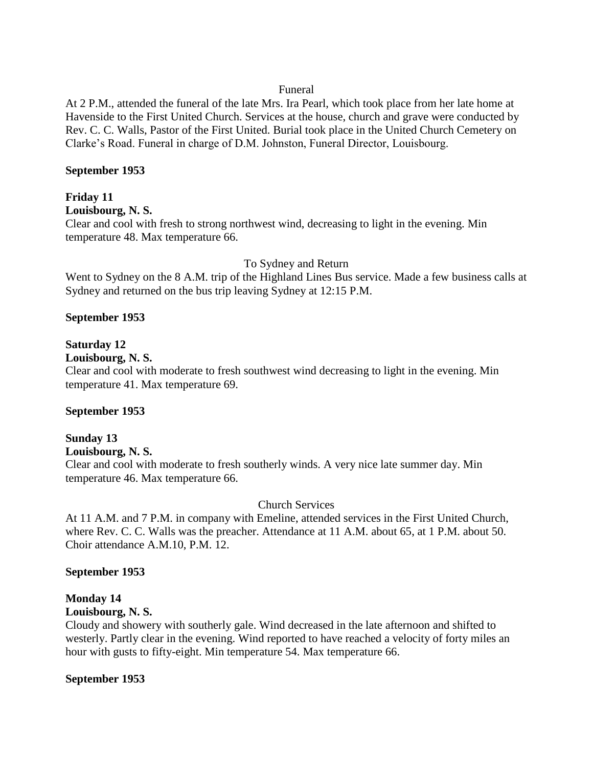Funeral

At 2 P.M., attended the funeral of the late Mrs. Ira Pearl, which took place from her late home at Havenside to the First United Church. Services at the house, church and grave were conducted by Rev. C. C. Walls, Pastor of the First United. Burial took place in the United Church Cemetery on Clarke's Road. Funeral in charge of D.M. Johnston, Funeral Director, Louisbourg.

**September 1953**

**Friday 11**
**Louisbourg, N. S.**
Clear and cool with fresh to strong northwest wind, decreasing to light in the evening. Min temperature 48. Max temperature 66.

To Sydney and Return

Went to Sydney on the 8 A.M. trip of the Highland Lines Bus service. Made a few business calls at Sydney and returned on the bus trip leaving Sydney at 12:15 P.M.

**September 1953**

**Saturday 12**
**Louisbourg, N. S.**
Clear and cool with moderate to fresh southwest wind decreasing to light in the evening. Min temperature 41. Max temperature 69.

**September 1953**

**Sunday 13**
**Louisbourg, N. S.**
Clear and cool with moderate to fresh southerly winds. A very nice late summer day. Min temperature 46. Max temperature 66.

Church Services

At 11 A.M. and 7 P.M. in company with Emeline, attended services in the First United Church, where Rev. C. C. Walls was the preacher. Attendance at 11 A.M. about 65, at 1 P.M. about 50. Choir attendance A.M.10, P.M. 12.

**September 1953**

**Monday 14**
**Louisbourg, N. S.**
Cloudy and showery with southerly gale. Wind decreased in the late afternoon and shifted to westerly. Partly clear in the evening. Wind reported to have reached a velocity of forty miles an hour with gusts to fifty-eight. Min temperature 54. Max temperature 66.

**September 1953**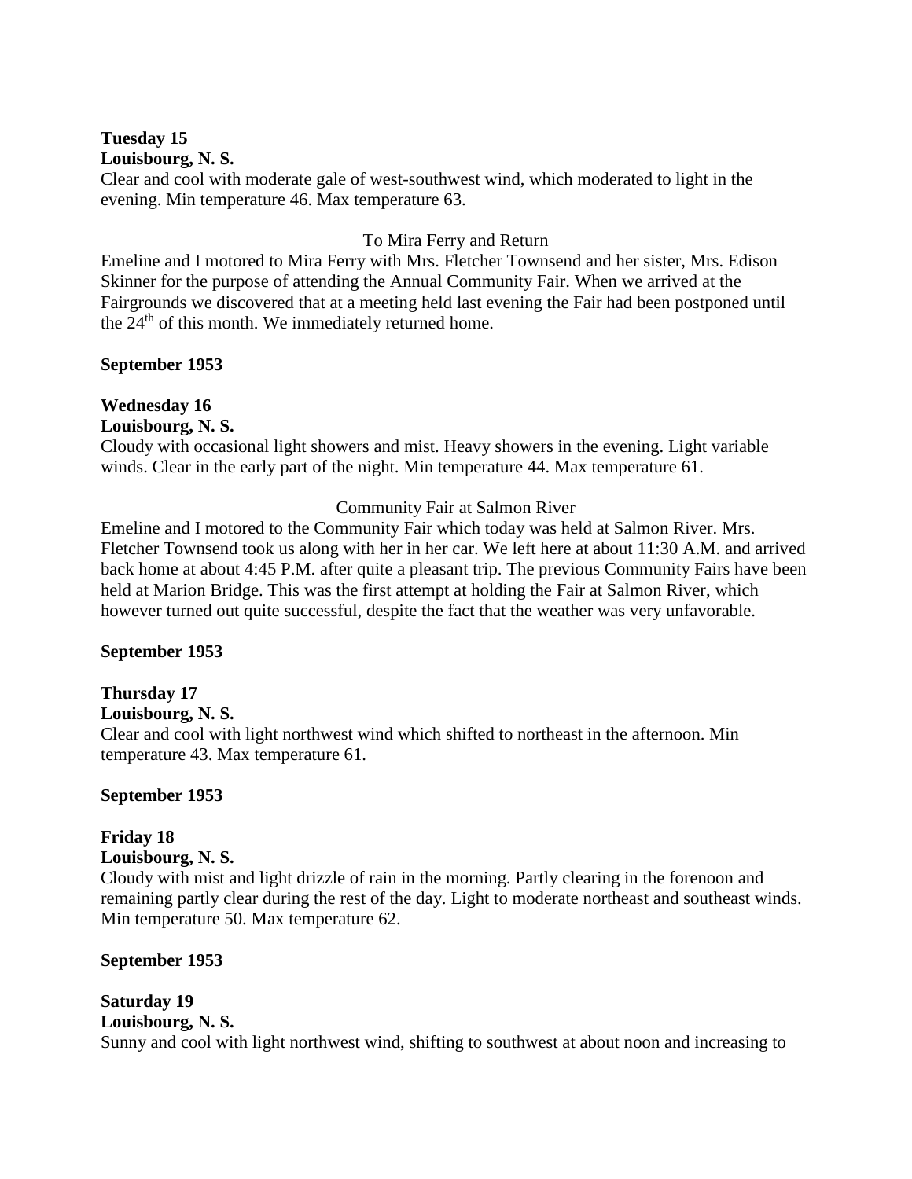**Tuesday 15**
**Louisbourg, N. S.**
Clear and cool with moderate gale of west-southwest wind, which moderated to light in the evening. Min temperature 46. Max temperature 63.

To Mira Ferry and Return

Emeline and I motored to Mira Ferry with Mrs. Fletcher Townsend and her sister, Mrs. Edison Skinner for the purpose of attending the Annual Community Fair. When we arrived at the Fairgrounds we discovered that at a meeting held last evening the Fair had been postponed until the 24th of this month. We immediately returned home.

**September 1953**

**Wednesday 16**
**Louisbourg, N. S.**
Cloudy with occasional light showers and mist. Heavy showers in the evening. Light variable winds. Clear in the early part of the night. Min temperature 44. Max temperature 61.

Community Fair at Salmon River

Emeline and I motored to the Community Fair which today was held at Salmon River. Mrs. Fletcher Townsend took us along with her in her car. We left here at about 11:30 A.M. and arrived back home at about 4:45 P.M. after quite a pleasant trip. The previous Community Fairs have been held at Marion Bridge. This was the first attempt at holding the Fair at Salmon River, which however turned out quite successful, despite the fact that the weather was very unfavorable.

**September 1953**

**Thursday 17**
**Louisbourg, N. S.**
Clear and cool with light northwest wind which shifted to northeast in the afternoon. Min temperature 43. Max temperature 61.

**September 1953**

**Friday 18**
**Louisbourg, N. S.**
Cloudy with mist and light drizzle of rain in the morning. Partly clearing in the forenoon and remaining partly clear during the rest of the day. Light to moderate northeast and southeast winds. Min temperature 50. Max temperature 62.

**September 1953**

**Saturday 19**
**Louisbourg, N. S.**
Sunny and cool with light northwest wind, shifting to southwest at about noon and increasing to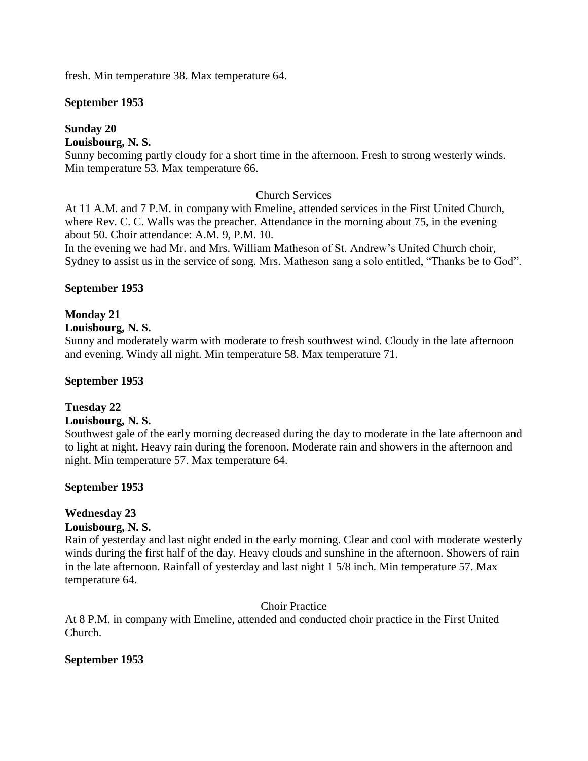fresh. Min temperature 38. Max temperature 64.

**September 1953**

**Sunday 20**
**Louisbourg, N. S.**
Sunny becoming partly cloudy for a short time in the afternoon. Fresh to strong westerly winds. Min temperature 53. Max temperature 66.

Church Services

At 11 A.M. and 7 P.M. in company with Emeline, attended services in the First United Church, where Rev. C. C. Walls was the preacher. Attendance in the morning about 75, in the evening about 50. Choir attendance: A.M. 9, P.M. 10.
In the evening we had Mr. and Mrs. William Matheson of St. Andrew's United Church choir, Sydney to assist us in the service of song. Mrs. Matheson sang a solo entitled, "Thanks be to God".

**September 1953**

**Monday 21**
**Louisbourg, N. S.**
Sunny and moderately warm with moderate to fresh southwest wind. Cloudy in the late afternoon and evening. Windy all night. Min temperature 58. Max temperature 71.

**September 1953**

**Tuesday 22**
**Louisbourg, N. S.**
Southwest gale of the early morning decreased during the day to moderate in the late afternoon and to light at night. Heavy rain during the forenoon. Moderate rain and showers in the afternoon and night. Min temperature 57. Max temperature 64.

**September 1953**

**Wednesday 23**
**Louisbourg, N. S.**
Rain of yesterday and last night ended in the early morning. Clear and cool with moderate westerly winds during the first half of the day. Heavy clouds and sunshine in the afternoon. Showers of rain in the late afternoon. Rainfall of yesterday and last night 1 5/8 inch. Min temperature 57. Max temperature 64.

Choir Practice

At 8 P.M. in company with Emeline, attended and conducted choir practice in the First United Church.

**September 1953**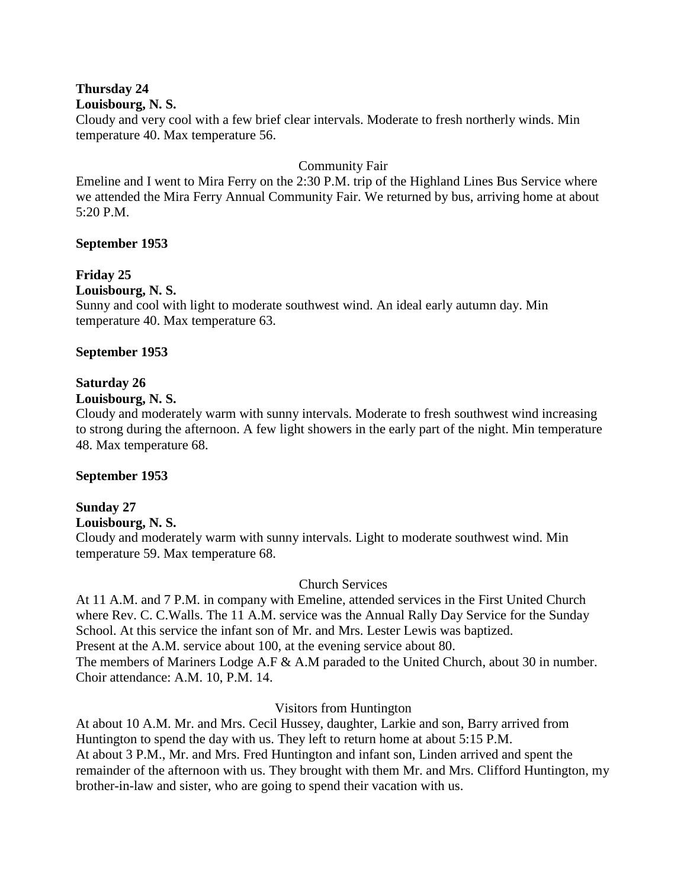**Thursday 24**
**Louisbourg, N. S.**
Cloudy and very cool with a few brief clear intervals. Moderate to fresh northerly winds. Min temperature 40. Max temperature 56.

Community Fair

Emeline and I went to Mira Ferry on the 2:30 P.M. trip of the Highland Lines Bus Service where we attended the Mira Ferry Annual Community Fair. We returned by bus, arriving home at about 5:20 P.M.

**September 1953**

**Friday 25**
**Louisbourg, N. S.**
Sunny and cool with light to moderate southwest wind. An ideal early autumn day. Min temperature 40. Max temperature 63.

**September 1953**

**Saturday 26**
**Louisbourg, N. S.**
Cloudy and moderately warm with sunny intervals. Moderate to fresh southwest wind increasing to strong during the afternoon. A few light showers in the early part of the night. Min temperature 48. Max temperature 68.

**September 1953**

**Sunday 27**
**Louisbourg, N. S.**
Cloudy and moderately warm with sunny intervals. Light to moderate southwest wind. Min temperature 59. Max temperature 68.

Church Services

At 11 A.M. and 7 P.M. in company with Emeline, attended services in the First United Church where Rev. C. C.Walls. The 11 A.M. service was the Annual Rally Day Service for the Sunday School. At this service the infant son of Mr. and Mrs. Lester Lewis was baptized.
Present at the A.M. service about 100, at the evening service about 80.
The members of Mariners Lodge A.F & A.M paraded to the United Church, about 30 in number.
Choir attendance: A.M. 10, P.M. 14.

Visitors from Huntington

At about 10 A.M. Mr. and Mrs. Cecil Hussey, daughter, Larkie and son, Barry arrived from Huntington to spend the day with us. They left to return home at about 5:15 P.M.
At about 3 P.M., Mr. and Mrs. Fred Huntington and infant son, Linden arrived and spent the remainder of the afternoon with us. They brought with them Mr. and Mrs. Clifford Huntington, my brother-in-law and sister, who are going to spend their vacation with us.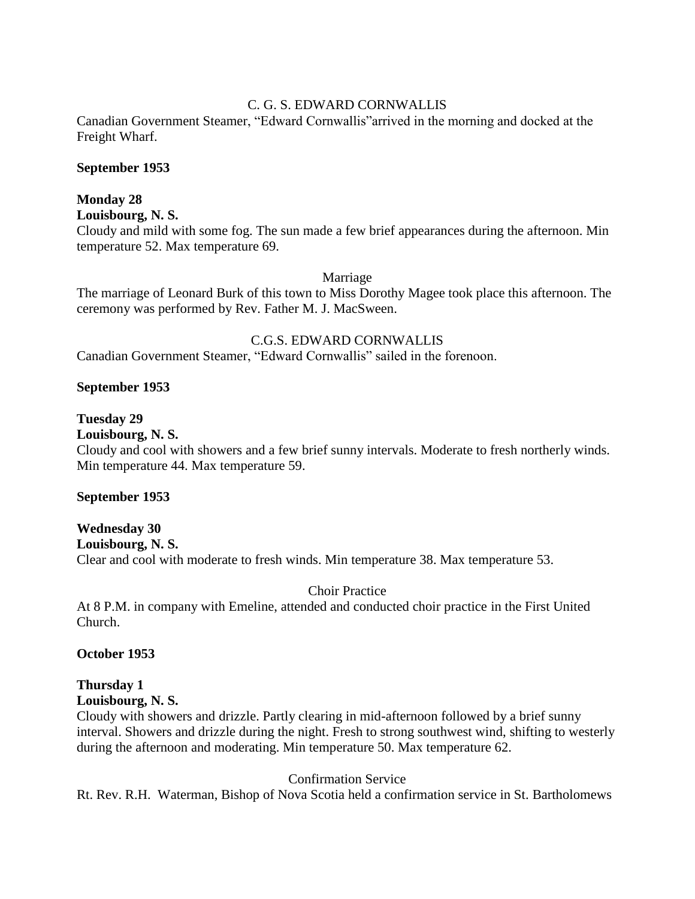C. G. S. EDWARD CORNWALLIS

Canadian Government Steamer, “Edward Cornwallis”arrived in the morning and docked at the Freight Wharf.

**September 1953**

**Monday 28**
**Louisbourg, N. S.**
Cloudy and mild with some fog. The sun made a few brief appearances during the afternoon. Min temperature 52. Max temperature 69.

Marriage

The marriage of Leonard Burk of this town to Miss Dorothy Magee took place this afternoon. The ceremony was performed by Rev. Father M. J. MacSween.

C.G.S. EDWARD CORNWALLIS

Canadian Government Steamer, “Edward Cornwallis” sailed in the forenoon.

**September 1953**

**Tuesday 29**
**Louisbourg, N. S.**
Cloudy and cool with showers and a few brief sunny intervals. Moderate to fresh northerly winds. Min temperature 44. Max temperature 59.

**September 1953**

**Wednesday 30**
**Louisbourg, N. S.**
Clear and cool with moderate to fresh winds. Min temperature 38. Max temperature 53.

Choir Practice

At 8 P.M. in company with Emeline, attended and conducted choir practice in the First United Church.

**October 1953**

**Thursday 1**
**Louisbourg, N. S.**
Cloudy with showers and drizzle. Partly clearing in mid-afternoon followed by a brief sunny interval. Showers and drizzle during the night. Fresh to strong southwest wind, shifting to westerly during the afternoon and moderating. Min temperature 50. Max temperature 62.

Confirmation Service

Rt. Rev. R.H. Waterman, Bishop of Nova Scotia held a confirmation service in St. Bartholomews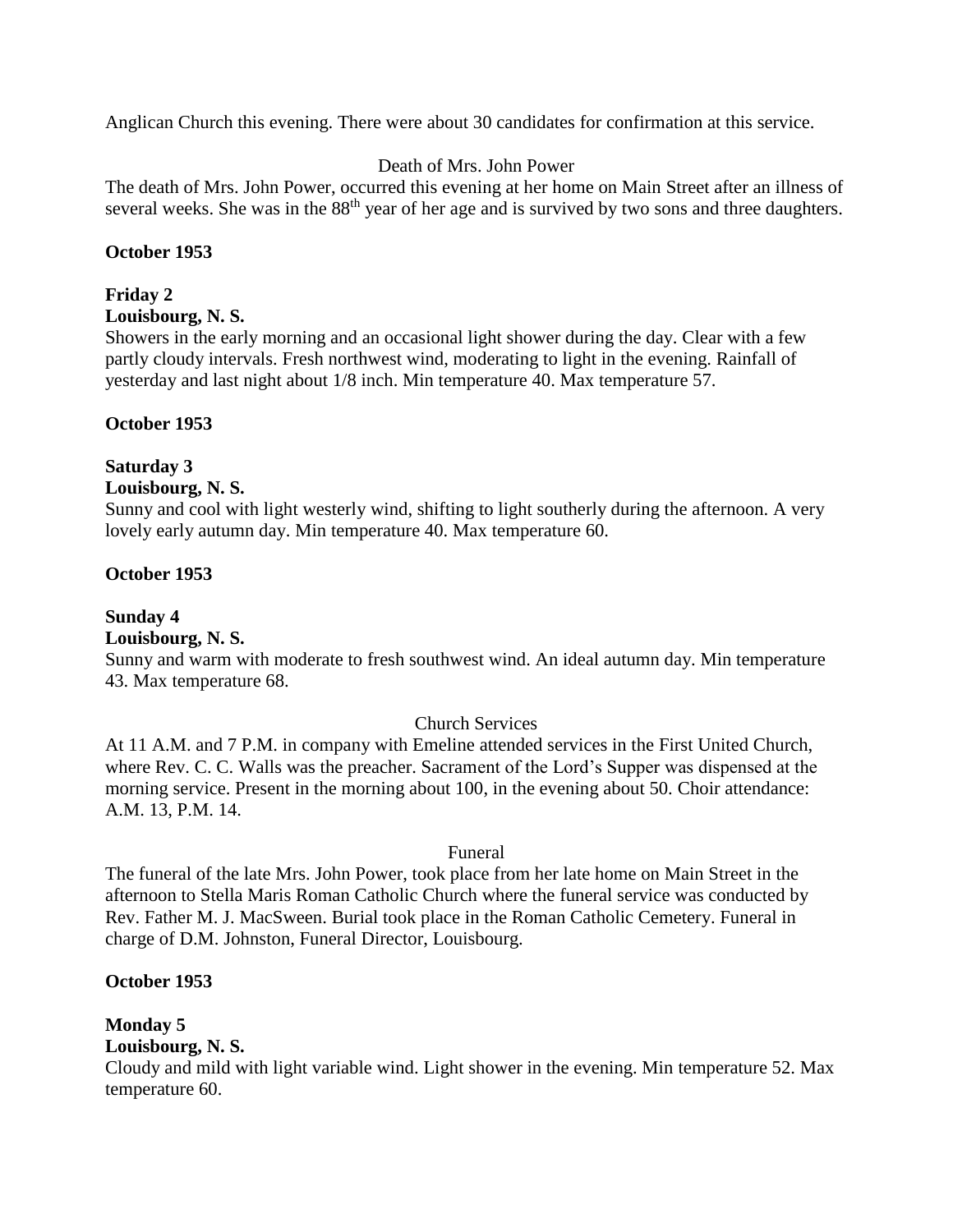Anglican Church this evening. There were about 30 candidates for confirmation at this service.

Death of Mrs. John Power

The death of Mrs. John Power, occurred this evening at her home on Main Street after an illness of several weeks. She was in the 88th year of her age and is survived by two sons and three daughters.

**October 1953**

**Friday 2**
**Louisbourg, N. S.**

Showers in the early morning and an occasional light shower during the day. Clear with a few partly cloudy intervals. Fresh northwest wind, moderating to light in the evening. Rainfall of yesterday and last night about 1/8 inch. Min temperature 40. Max temperature 57.

**October 1953**

**Saturday 3**
**Louisbourg, N. S.**

Sunny and cool with light westerly wind, shifting to light southerly during the afternoon. A very lovely early autumn day. Min temperature 40. Max temperature 60.

**October 1953**

**Sunday 4**
**Louisbourg, N. S.**

Sunny and warm with moderate to fresh southwest wind. An ideal autumn day. Min temperature 43. Max temperature 68.

Church Services

At 11 A.M. and 7 P.M. in company with Emeline attended services in the First United Church, where Rev. C. C. Walls was the preacher. Sacrament of the Lord's Supper was dispensed at the morning service. Present in the morning about 100, in the evening about 50. Choir attendance: A.M. 13, P.M. 14.

Funeral

The funeral of the late Mrs. John Power, took place from her late home on Main Street in the afternoon to Stella Maris Roman Catholic Church where the funeral service was conducted by Rev. Father M. J. MacSween. Burial took place in the Roman Catholic Cemetery. Funeral in charge of D.M. Johnston, Funeral Director, Louisbourg.

**October 1953**

**Monday 5**
**Louisbourg, N. S.**

Cloudy and mild with light variable wind. Light shower in the evening. Min temperature 52. Max temperature 60.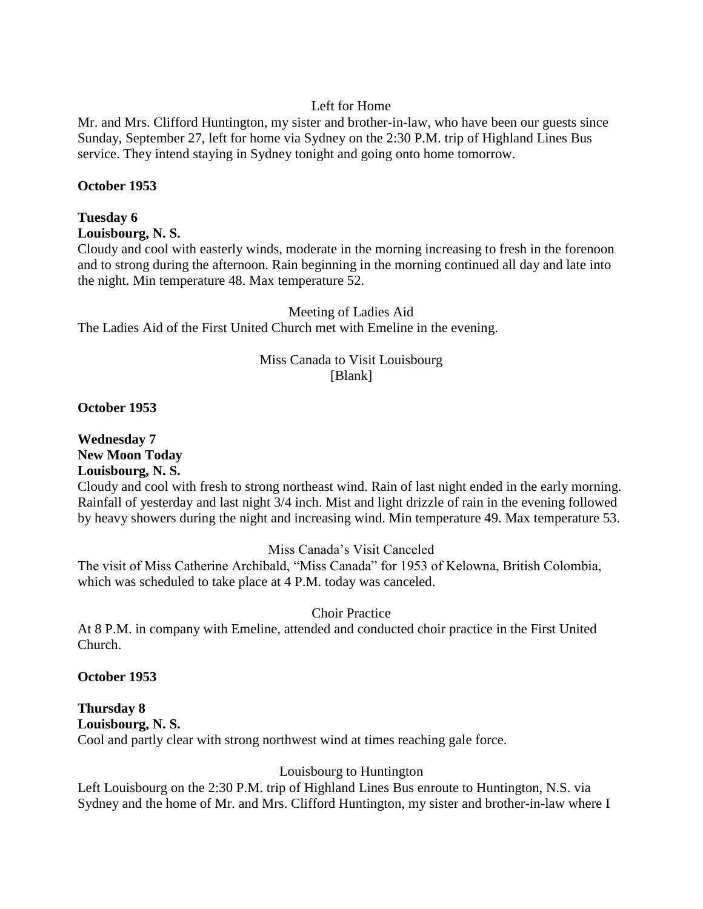Left for Home

Mr. and Mrs. Clifford Huntington, my sister and brother-in-law, who have been our guests since Sunday, September 27, left for home via Sydney on the 2:30 P.M. trip of Highland Lines Bus service. They intend staying in Sydney tonight and going onto home tomorrow.

**October 1953**

**Tuesday 6**
**Louisbourg, N. S.**

Cloudy and cool with easterly winds, moderate in the morning increasing to fresh in the forenoon and to strong during the afternoon. Rain beginning in the morning continued all day and late into the night. Min temperature 48. Max temperature 52.

Meeting of Ladies Aid

The Ladies Aid of the First United Church met with Emeline in the evening.

Miss Canada to Visit Louisbourg
[Blank]

**October 1953**

**Wednesday 7**
**New Moon Today**
**Louisbourg, N. S.**

Cloudy and cool with fresh to strong northeast wind. Rain of last night ended in the early morning. Rainfall of yesterday and last night 3/4 inch. Mist and light drizzle of rain in the evening followed by heavy showers during the night and increasing wind. Min temperature 49. Max temperature 53.

Miss Canada's Visit Canceled

The visit of Miss Catherine Archibald, "Miss Canada" for 1953 of Kelowna, British Colombia, which was scheduled to take place at 4 P.M. today was canceled.

Choir Practice

At 8 P.M. in company with Emeline, attended and conducted choir practice in the First United Church.

**October 1953**

**Thursday 8**
**Louisbourg, N. S.**

Cool and partly clear with strong northwest wind at times reaching gale force.

Louisbourg to Huntington

Left Louisbourg on the 2:30 P.M. trip of Highland Lines Bus enroute to Huntington, N.S. via Sydney and the home of Mr. and Mrs. Clifford Huntington, my sister and brother-in-law where I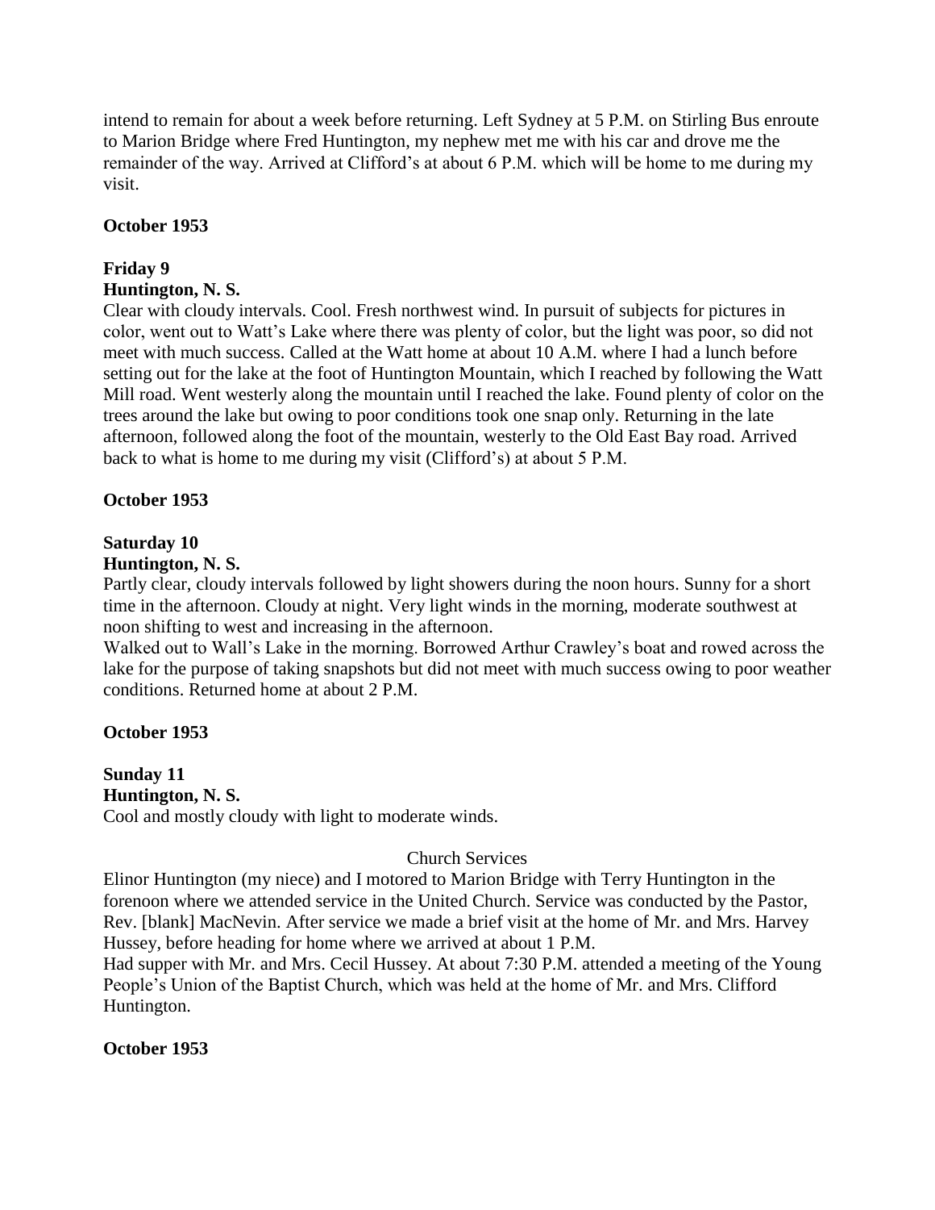intend to remain for about a week before returning. Left Sydney at 5 P.M. on Stirling Bus enroute to Marion Bridge where Fred Huntington, my nephew met me with his car and drove me the remainder of the way. Arrived at Clifford's at about 6 P.M. which will be home to me during my visit.

**October 1953**

**Friday 9**
**Huntington, N. S.**
Clear with cloudy intervals. Cool. Fresh northwest wind. In pursuit of subjects for pictures in color, went out to Watt's Lake where there was plenty of color, but the light was poor, so did not meet with much success. Called at the Watt home at about 10 A.M. where I had a lunch before setting out for the lake at the foot of Huntington Mountain, which I reached by following the Watt Mill road. Went westerly along the mountain until I reached the lake. Found plenty of color on the trees around the lake but owing to poor conditions took one snap only. Returning in the late afternoon, followed along the foot of the mountain, westerly to the Old East Bay road. Arrived back to what is home to me during my visit (Clifford's) at about 5 P.M.

**October 1953**

**Saturday 10**
**Huntington, N. S.**
Partly clear, cloudy intervals followed by light showers during the noon hours. Sunny for a short time in the afternoon. Cloudy at night. Very light winds in the morning, moderate southwest at noon shifting to west and increasing in the afternoon.
Walked out to Wall's Lake in the morning. Borrowed Arthur Crawley's boat and rowed across the lake for the purpose of taking snapshots but did not meet with much success owing to poor weather conditions. Returned home at about 2 P.M.

**October 1953**

**Sunday 11**
**Huntington, N. S.**
Cool and mostly cloudy with light to moderate winds.

Church Services

Elinor Huntington (my niece) and I motored to Marion Bridge with Terry Huntington in the forenoon where we attended service in the United Church. Service was conducted by the Pastor, Rev. [blank] MacNevin. After service we made a brief visit at the home of Mr. and Mrs. Harvey Hussey, before heading for home where we arrived at about 1 P.M.
Had supper with Mr. and Mrs. Cecil Hussey. At about 7:30 P.M. attended a meeting of the Young People's Union of the Baptist Church, which was held at the home of Mr. and Mrs. Clifford Huntington.

**October 1953**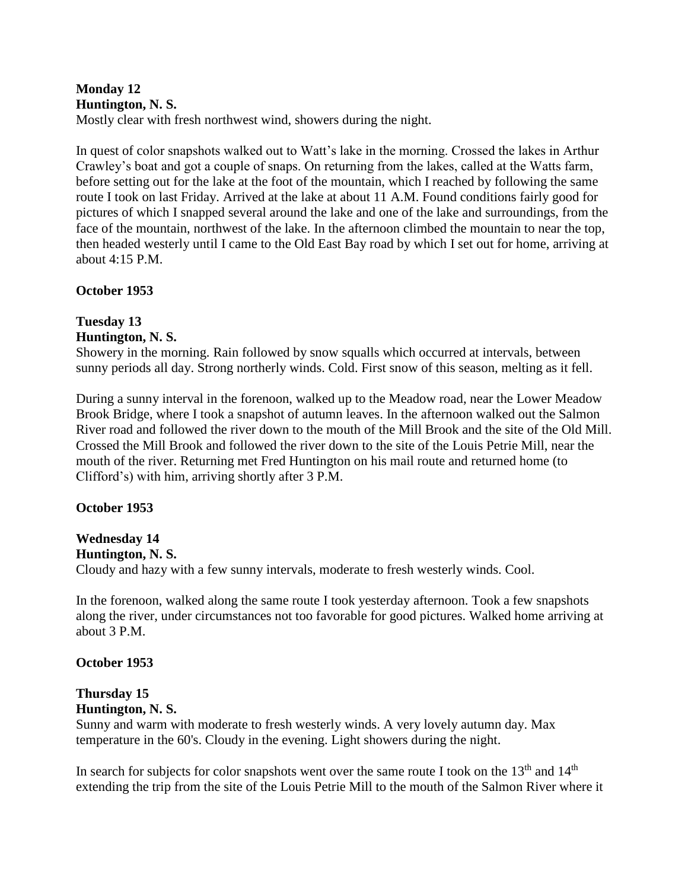**Monday 12**
**Huntington, N. S.**
Mostly clear with fresh northwest wind, showers during the night.

In quest of color snapshots walked out to Watt's lake in the morning. Crossed the lakes in Arthur Crawley's boat and got a couple of snaps. On returning from the lakes, called at the Watts farm, before setting out for the lake at the foot of the mountain, which I reached by following the same route I took on last Friday. Arrived at the lake at about 11 A.M. Found conditions fairly good for pictures of which I snapped several around the lake and one of the lake and surroundings, from the face of the mountain, northwest of the lake. In the afternoon climbed the mountain to near the top, then headed westerly until I came to the Old East Bay road by which I set out for home, arriving at about 4:15 P.M.

**October 1953**

**Tuesday 13**
**Huntington, N. S.**
Showery in the morning. Rain followed by snow squalls which occurred at intervals, between sunny periods all day. Strong northerly winds. Cold. First snow of this season, melting as it fell.

During a sunny interval in the forenoon, walked up to the Meadow road, near the Lower Meadow Brook Bridge, where I took a snapshot of autumn leaves. In the afternoon walked out the Salmon River road and followed the river down to the mouth of the Mill Brook and the site of the Old Mill. Crossed the Mill Brook and followed the river down to the site of the Louis Petrie Mill, near the mouth of the river. Returning met Fred Huntington on his mail route and returned home (to Clifford's) with him, arriving shortly after 3 P.M.

**October 1953**

**Wednesday 14**
**Huntington, N. S.**
Cloudy and hazy with a few sunny intervals, moderate to fresh westerly winds. Cool.

In the forenoon, walked along the same route I took yesterday afternoon. Took a few snapshots along the river, under circumstances not too favorable for good pictures. Walked home arriving at about 3 P.M.

**October 1953**

**Thursday 15**
**Huntington, N. S.**
Sunny and warm with moderate to fresh westerly winds. A very lovely autumn day. Max temperature in the 60's. Cloudy in the evening. Light showers during the night.

In search for subjects for color snapshots went over the same route I took on the 13th and 14th extending the trip from the site of the Louis Petrie Mill to the mouth of the Salmon River where it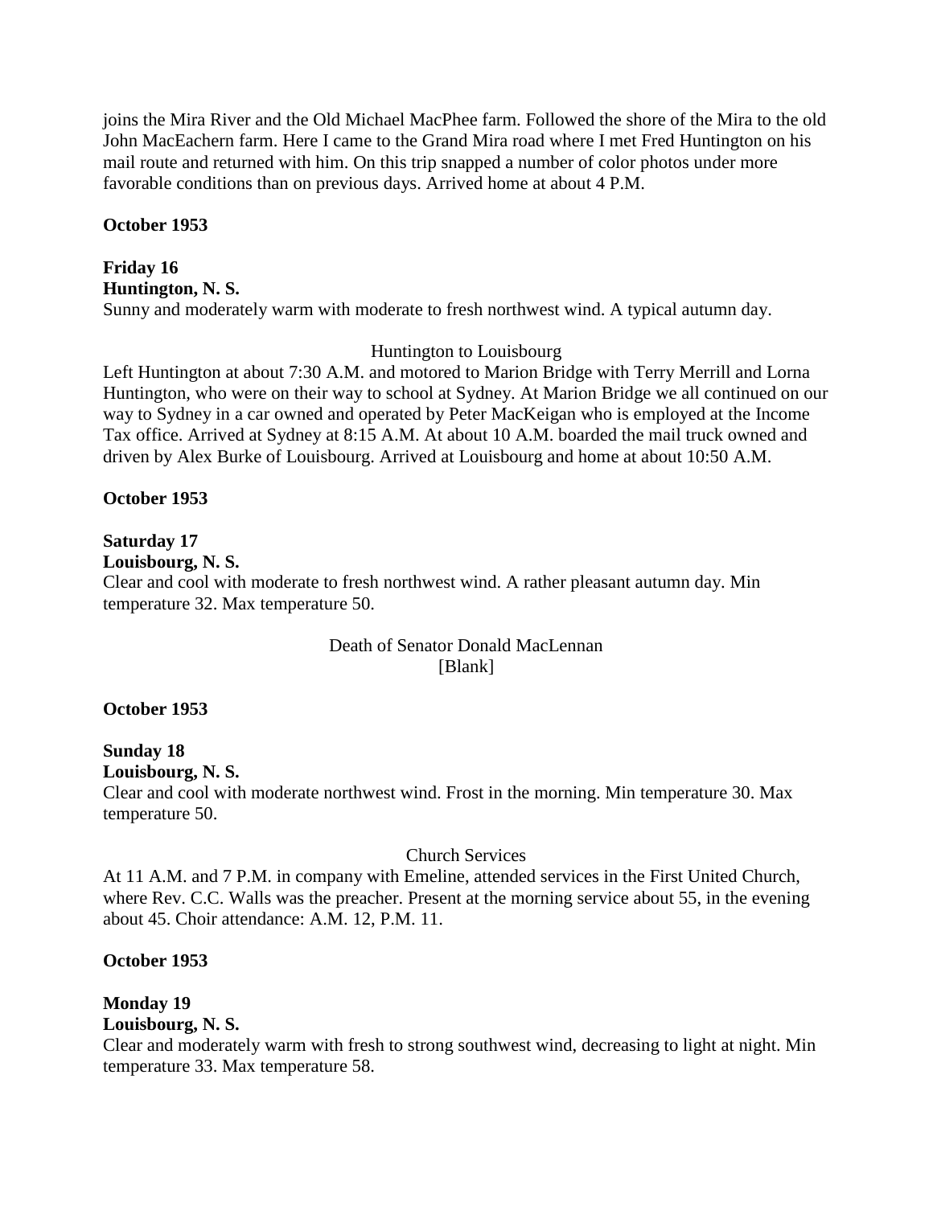joins the Mira River and the Old Michael MacPhee farm. Followed the shore of the Mira to the old John MacEachern farm. Here I came to the Grand Mira road where I met Fred Huntington on his mail route and returned with him. On this trip snapped a number of color photos under more favorable conditions than on previous days. Arrived home at about 4 P.M.

**October 1953**

**Friday 16**
**Huntington, N. S.**
Sunny and moderately warm with moderate to fresh northwest wind. A typical autumn day.

Huntington to Louisbourg

Left Huntington at about 7:30 A.M. and motored to Marion Bridge with Terry Merrill and Lorna Huntington, who were on their way to school at Sydney. At Marion Bridge we all continued on our way to Sydney in a car owned and operated by Peter MacKeigan who is employed at the Income Tax office. Arrived at Sydney at 8:15 A.M. At about 10 A.M. boarded the mail truck owned and driven by Alex Burke of Louisbourg. Arrived at Louisbourg and home at about 10:50 A.M.

**October 1953**

**Saturday 17**
**Louisbourg, N. S.**
Clear and cool with moderate to fresh northwest wind. A rather pleasant autumn day. Min temperature 32. Max temperature 50.

Death of Senator Donald MacLennan
[Blank]

**October 1953**

**Sunday 18**
**Louisbourg, N. S.**
Clear and cool with moderate northwest wind. Frost in the morning. Min temperature 30. Max temperature 50.

Church Services

At 11 A.M. and 7 P.M. in company with Emeline, attended services in the First United Church, where Rev. C.C. Walls was the preacher. Present at the morning service about 55, in the evening about 45. Choir attendance: A.M. 12, P.M. 11.

**October 1953**

**Monday 19**
**Louisbourg, N. S.**
Clear and moderately warm with fresh to strong southwest wind, decreasing to light at night. Min temperature 33. Max temperature 58.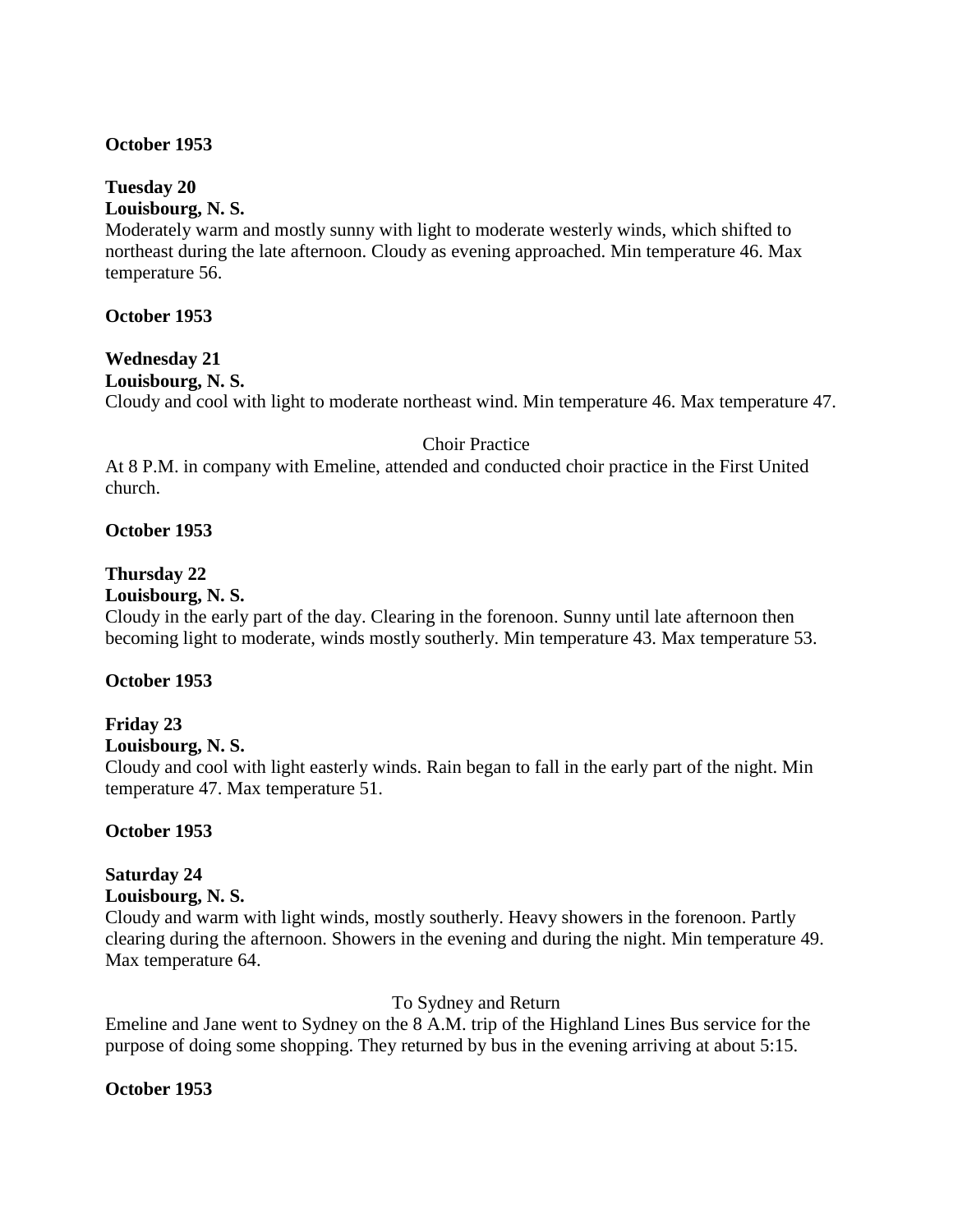**October 1953**

**Tuesday 20**
**Louisbourg, N. S.**
Moderately warm and mostly sunny with light to moderate westerly winds, which shifted to northeast during the late afternoon. Cloudy as evening approached. Min temperature 46. Max temperature 56.

**October 1953**

**Wednesday 21**
**Louisbourg, N. S.**
Cloudy and cool with light to moderate northeast wind. Min temperature 46. Max temperature 47.

Choir Practice

At 8 P.M. in company with Emeline, attended and conducted choir practice in the First United church.

**October 1953**

**Thursday 22**
**Louisbourg, N. S.**
Cloudy in the early part of the day. Clearing in the forenoon. Sunny until late afternoon then becoming light to moderate, winds mostly southerly. Min temperature 43. Max temperature 53.

**October 1953**

**Friday 23**
**Louisbourg, N. S.**
Cloudy and cool with light easterly winds. Rain began to fall in the early part of the night. Min temperature 47. Max temperature 51.

**October 1953**

**Saturday 24**
**Louisbourg, N. S.**
Cloudy and warm with light winds, mostly southerly. Heavy showers in the forenoon. Partly clearing during the afternoon. Showers in the evening and during the night. Min temperature 49. Max temperature 64.

To Sydney and Return

Emeline and Jane went to Sydney on the 8 A.M. trip of the Highland Lines Bus service for the purpose of doing some shopping. They returned by bus in the evening arriving at about 5:15.

**October 1953**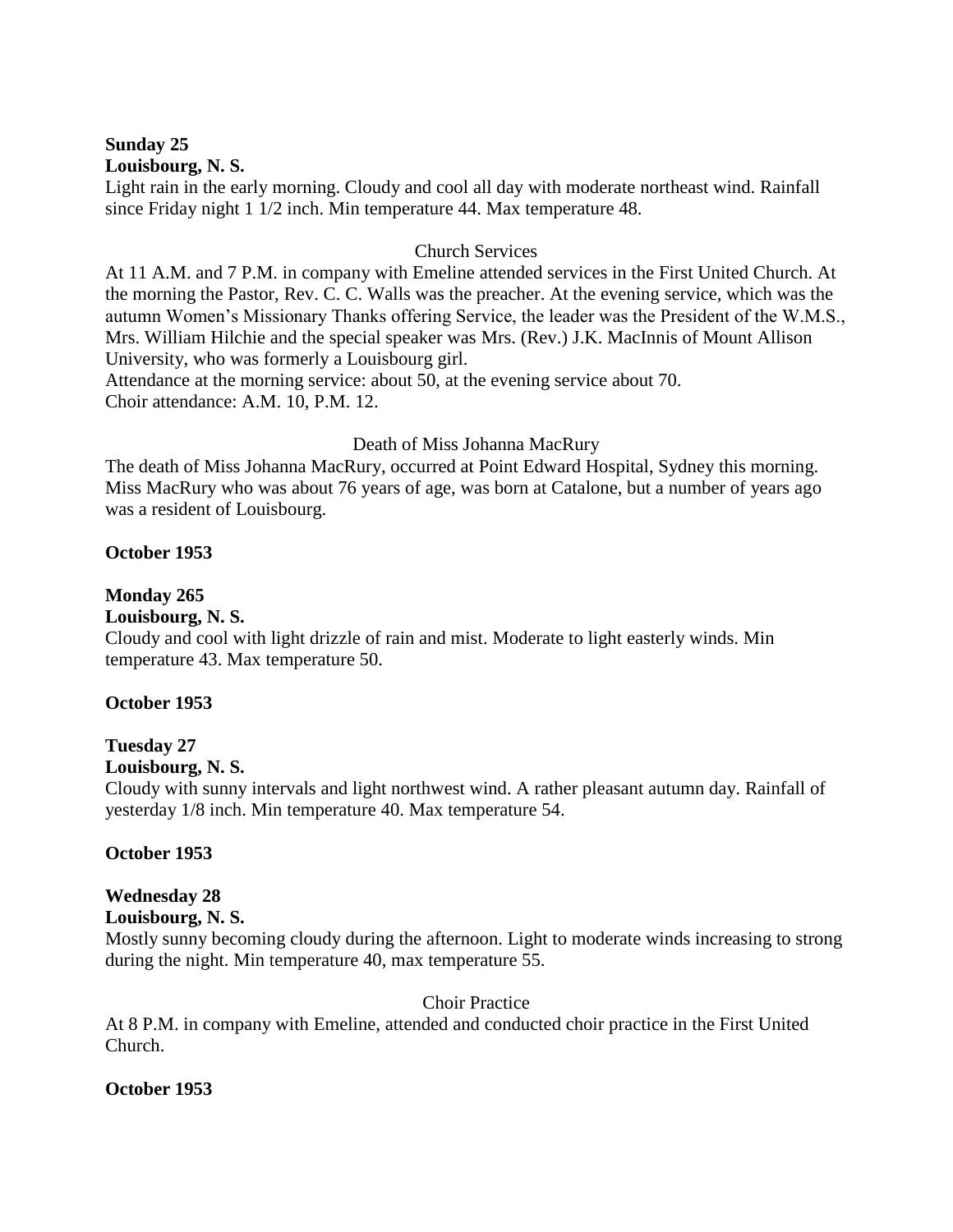**Sunday 25**
**Louisbourg, N. S.**
Light rain in the early morning. Cloudy and cool all day with moderate northeast wind. Rainfall since Friday night 1 1/2 inch. Min temperature 44. Max temperature 48.

Church Services

At 11 A.M. and 7 P.M. in company with Emeline attended services in the First United Church. At the morning the Pastor, Rev. C. C. Walls was the preacher. At the evening service, which was the autumn Women's Missionary Thanks offering Service, the leader was the President of the W.M.S., Mrs. William Hilchie and the special speaker was Mrs. (Rev.) J.K. MacInnis of Mount Allison University, who was formerly a Louisbourg girl.
Attendance at the morning service: about 50, at the evening service about 70.
Choir attendance: A.M. 10, P.M. 12.

Death of Miss Johanna MacRury

The death of Miss Johanna MacRury, occurred at Point Edward Hospital, Sydney this morning. Miss MacRury who was about 76 years of age, was born at Catalone, but a number of years ago was a resident of Louisbourg.

**October 1953**

**Monday 265**
**Louisbourg, N. S.**
Cloudy and cool with light drizzle of rain and mist. Moderate to light easterly winds. Min temperature 43. Max temperature 50.

**October 1953**

**Tuesday 27**
**Louisbourg, N. S.**
Cloudy with sunny intervals and light northwest wind. A rather pleasant autumn day. Rainfall of yesterday 1/8 inch. Min temperature 40. Max temperature 54.

**October 1953**

**Wednesday 28**
**Louisbourg, N. S.**
Mostly sunny becoming cloudy during the afternoon. Light to moderate winds increasing to strong during the night. Min temperature 40, max temperature 55.

Choir Practice

At 8 P.M. in company with Emeline, attended and conducted choir practice in the First United Church.

**October 1953**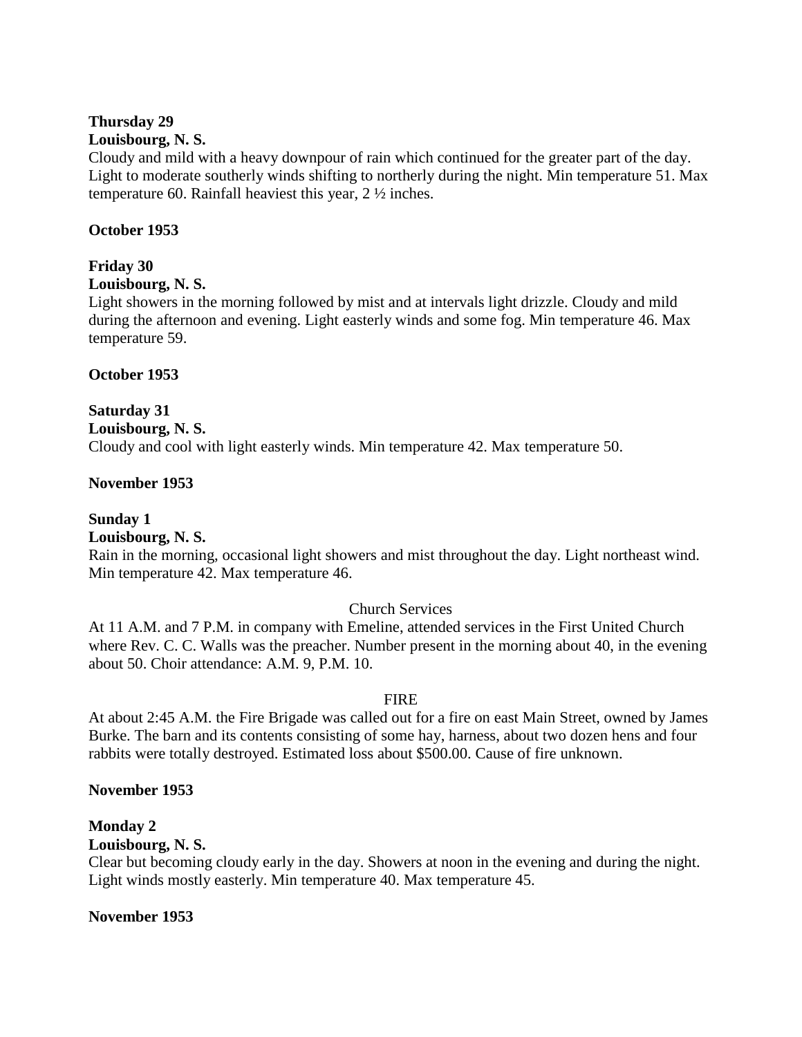**Thursday 29**
**Louisbourg, N. S.**
Cloudy and mild with a heavy downpour of rain which continued for the greater part of the day. Light to moderate southerly winds shifting to northerly during the night. Min temperature 51. Max temperature 60. Rainfall heaviest this year, 2 ½ inches.

**October 1953**

**Friday 30**
**Louisbourg, N. S.**
Light showers in the morning followed by mist and at intervals light drizzle. Cloudy and mild during the afternoon and evening. Light easterly winds and some fog. Min temperature 46. Max temperature 59.

**October 1953**

**Saturday 31**
**Louisbourg, N. S.**
Cloudy and cool with light easterly winds. Min temperature 42. Max temperature 50.

**November 1953**

**Sunday 1**
**Louisbourg, N. S.**
Rain in the morning, occasional light showers and mist throughout the day. Light northeast wind. Min temperature 42. Max temperature 46.

Church Services

At 11 A.M. and 7 P.M. in company with Emeline, attended services in the First United Church where Rev. C. C. Walls was the preacher. Number present in the morning about 40, in the evening about 50. Choir attendance: A.M. 9, P.M. 10.

FIRE

At about 2:45 A.M. the Fire Brigade was called out for a fire on east Main Street, owned by James Burke. The barn and its contents consisting of some hay, harness, about two dozen hens and four rabbits were totally destroyed. Estimated loss about $500.00. Cause of fire unknown.

**November 1953**

**Monday 2**
**Louisbourg, N. S.**
Clear but becoming cloudy early in the day. Showers at noon in the evening and during the night. Light winds mostly easterly. Min temperature 40. Max temperature 45.

**November 1953**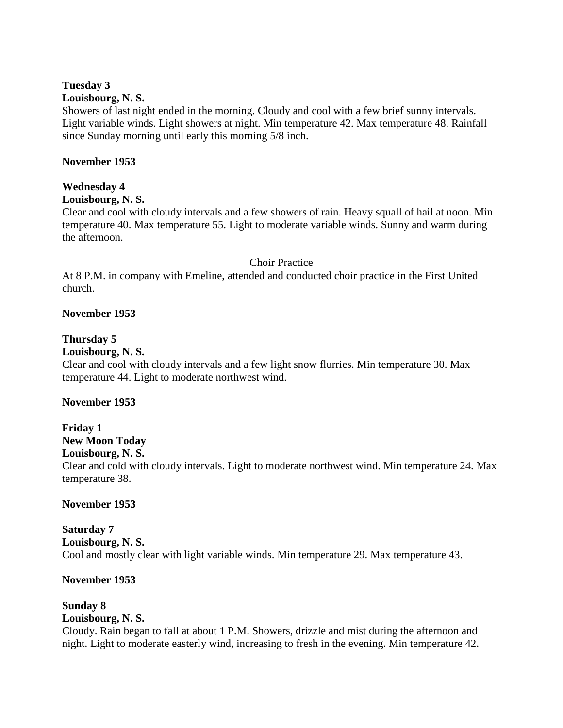**Tuesday 3**
**Louisbourg, N. S.**
Showers of last night ended in the morning. Cloudy and cool with a few brief sunny intervals. Light variable winds. Light showers at night. Min temperature 42. Max temperature 48. Rainfall since Sunday morning until early this morning 5/8 inch.

**November 1953**

**Wednesday 4**
**Louisbourg, N. S.**
Clear and cool with cloudy intervals and a few showers of rain. Heavy squall of hail at noon. Min temperature 40. Max temperature 55. Light to moderate variable winds. Sunny and warm during the afternoon.

Choir Practice

At 8 P.M. in company with Emeline, attended and conducted choir practice in the First United church.

**November 1953**

**Thursday 5**
**Louisbourg, N. S.**
Clear and cool with cloudy intervals and a few light snow flurries. Min temperature 30. Max temperature 44. Light to moderate northwest wind.

**November 1953**

**Friday 1**
**New Moon Today**
**Louisbourg, N. S.**
Clear and cold with cloudy intervals. Light to moderate northwest wind. Min temperature 24. Max temperature 38.

**November 1953**

**Saturday 7**
**Louisbourg, N. S.**
Cool and mostly clear with light variable winds. Min temperature 29. Max temperature 43.

**November 1953**

**Sunday 8**
**Louisbourg, N. S.**
Cloudy. Rain began to fall at about 1 P.M. Showers, drizzle and mist during the afternoon and night. Light to moderate easterly wind, increasing to fresh in the evening. Min temperature 42.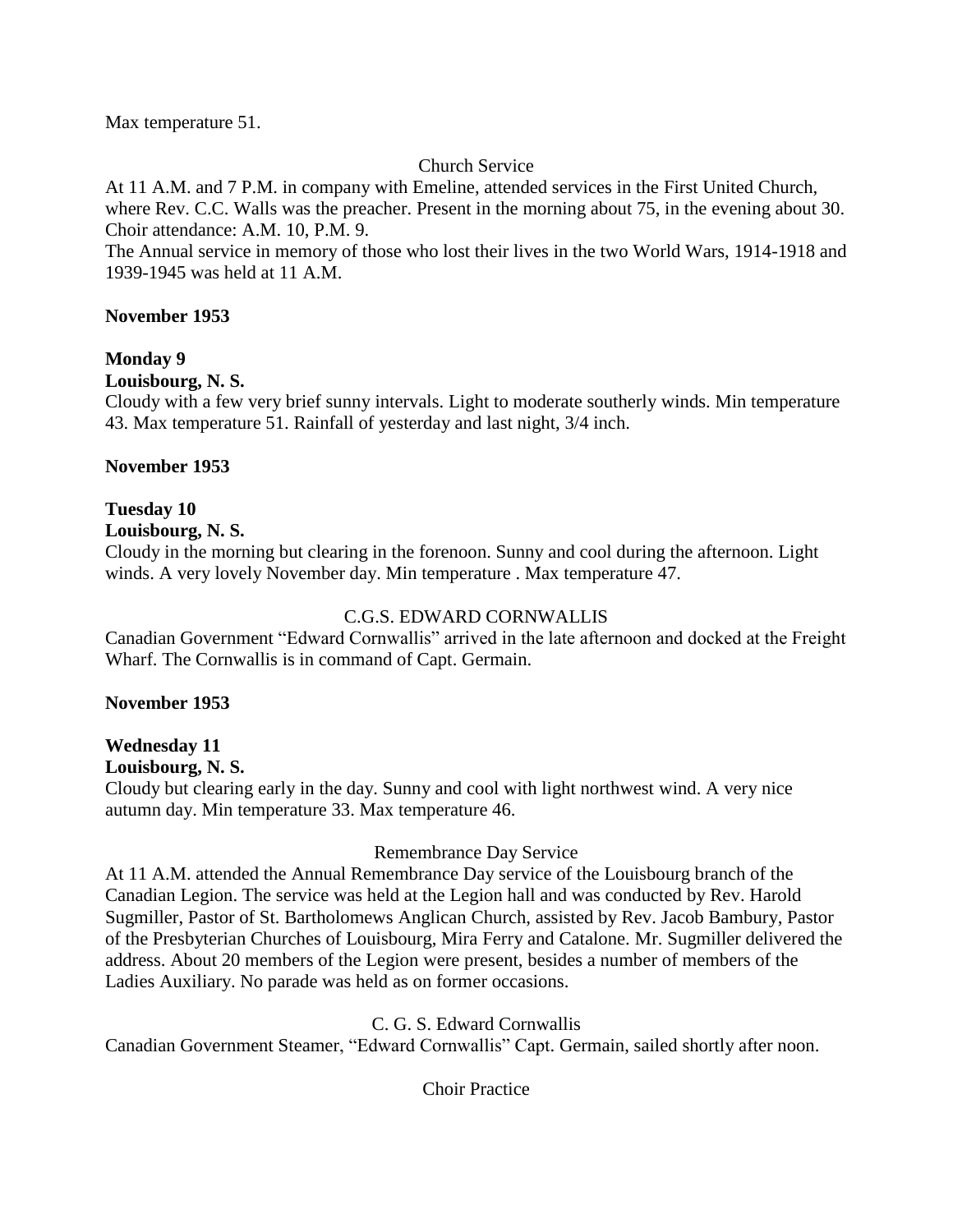Max temperature 51.

Church Service

At 11 A.M. and 7 P.M. in company with Emeline, attended services in the First United Church, where Rev. C.C. Walls was the preacher. Present in the morning about 75, in the evening about 30. Choir attendance: A.M. 10, P.M. 9.

The Annual service in memory of those who lost their lives in the two World Wars, 1914-1918 and 1939-1945 was held at 11 A.M.

**November 1953**

**Monday 9**

**Louisbourg, N. S.**

Cloudy with a few very brief sunny intervals. Light to moderate southerly winds. Min temperature 43. Max temperature 51. Rainfall of yesterday and last night, 3/4 inch.

**November 1953**

**Tuesday 10**

**Louisbourg, N. S.**

Cloudy in the morning but clearing in the forenoon. Sunny and cool during the afternoon. Light winds. A very lovely November day. Min temperature . Max temperature 47.

C.G.S. EDWARD CORNWALLIS

Canadian Government "Edward Cornwallis" arrived in the late afternoon and docked at the Freight Wharf. The Cornwallis is in command of Capt. Germain.

**November 1953**

**Wednesday 11**

**Louisbourg, N. S.**

Cloudy but clearing early in the day. Sunny and cool with light northwest wind. A very nice autumn day. Min temperature 33. Max temperature 46.

Remembrance Day Service

At 11 A.M. attended the Annual Remembrance Day service of the Louisbourg branch of the Canadian Legion. The service was held at the Legion hall and was conducted by Rev. Harold Sugmiller, Pastor of St. Bartholomews Anglican Church, assisted by Rev. Jacob Bambury, Pastor of the Presbyterian Churches of Louisbourg, Mira Ferry and Catalone. Mr. Sugmiller delivered the address. About 20 members of the Legion were present, besides a number of members of the Ladies Auxiliary. No parade was held as on former occasions.

C. G. S. Edward Cornwallis

Canadian Government Steamer, "Edward Cornwallis" Capt. Germain, sailed shortly after noon.

Choir Practice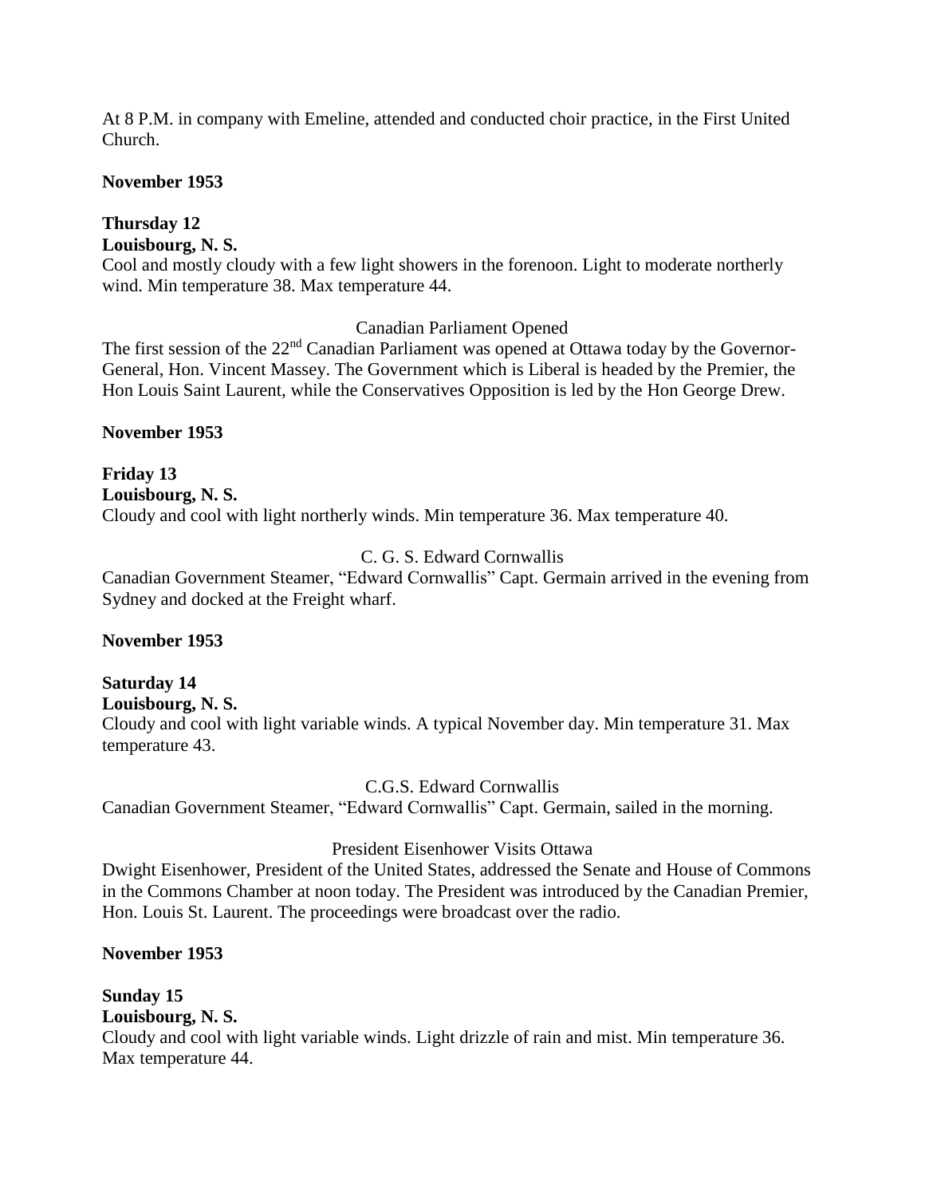At 8 P.M. in company with Emeline, attended and conducted choir practice, in the First United Church.

**November 1953**

**Thursday 12**
**Louisbourg, N. S.**
Cool and mostly cloudy with a few light showers in the forenoon. Light to moderate northerly wind. Min temperature 38. Max temperature 44.

Canadian Parliament Opened

The first session of the 22nd Canadian Parliament was opened at Ottawa today by the Governor-General, Hon. Vincent Massey. The Government which is Liberal is headed by the Premier, the Hon Louis Saint Laurent, while the Conservatives Opposition is led by the Hon George Drew.

**November 1953**

**Friday 13**
**Louisbourg, N. S.**
Cloudy and cool with light northerly winds. Min temperature 36. Max temperature 40.

C. G. S. Edward Cornwallis

Canadian Government Steamer, "Edward Cornwallis" Capt. Germain arrived in the evening from Sydney and docked at the Freight wharf.

**November 1953**

**Saturday 14**
**Louisbourg, N. S.**
Cloudy and cool with light variable winds. A typical November day. Min temperature 31. Max temperature 43.

C.G.S. Edward Cornwallis

Canadian Government Steamer, "Edward Cornwallis" Capt. Germain, sailed in the morning.

President Eisenhower Visits Ottawa

Dwight Eisenhower, President of the United States, addressed the Senate and House of Commons in the Commons Chamber at noon today. The President was introduced by the Canadian Premier, Hon. Louis St. Laurent. The proceedings were broadcast over the radio.

**November 1953**

**Sunday 15**
**Louisbourg, N. S.**
Cloudy and cool with light variable winds. Light drizzle of rain and mist. Min temperature 36. Max temperature 44.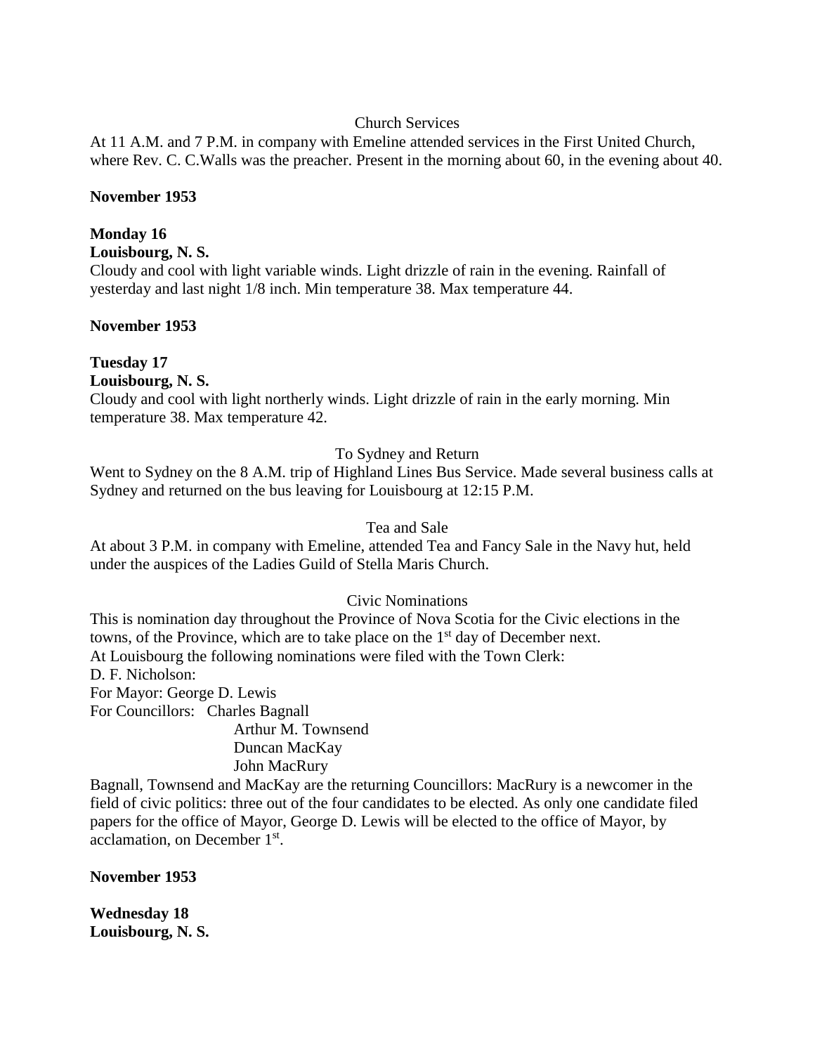Church Services

At 11 A.M. and 7 P.M. in company with Emeline attended services in the First United Church, where Rev. C. C.Walls was the preacher. Present in the morning about 60, in the evening about 40.

**November 1953**

**Monday 16**
**Louisbourg, N. S.**

Cloudy and cool with light variable winds. Light drizzle of rain in the evening. Rainfall of yesterday and last night 1/8 inch. Min temperature 38. Max temperature 44.

**November 1953**

**Tuesday 17**
**Louisbourg, N. S.**

Cloudy and cool with light northerly winds. Light drizzle of rain in the early morning. Min temperature 38. Max temperature 42.

To Sydney and Return

Went to Sydney on the 8 A.M. trip of Highland Lines Bus Service. Made several business calls at Sydney and returned on the bus leaving for Louisbourg at 12:15 P.M.

Tea and Sale

At about 3 P.M. in company with Emeline, attended Tea and Fancy Sale in the Navy hut, held under the auspices of the Ladies Guild of Stella Maris Church.

Civic Nominations

This is nomination day throughout the Province of Nova Scotia for the Civic elections in the towns, of the Province, which are to take place on the 1st day of December next.
At Louisbourg the following nominations were filed with the Town Clerk:
D. F. Nicholson:
For Mayor: George D. Lewis
For Councillors: Charles Bagnall
Arthur M. Townsend
Duncan MacKay
John MacRury

Bagnall, Townsend and MacKay are the returning Councillors: MacRury is a newcomer in the field of civic politics: three out of the four candidates to be elected. As only one candidate filed papers for the office of Mayor, George D. Lewis will be elected to the office of Mayor, by acclamation, on December 1st.

**November 1953**

**Wednesday 18**
**Louisbourg, N. S.**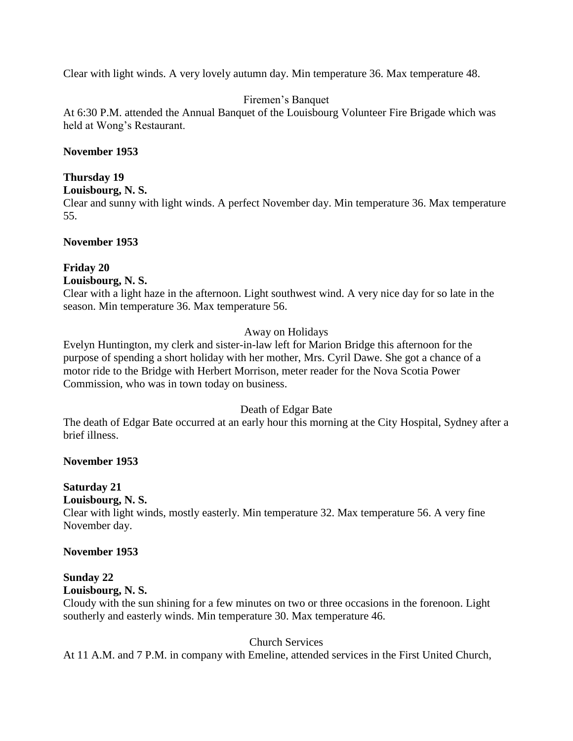Clear with light winds. A very lovely autumn day. Min temperature 36. Max temperature 48.

Firemen's Banquet

At 6:30 P.M. attended the Annual Banquet of the Louisbourg Volunteer Fire Brigade which was held at Wong's Restaurant.

**November 1953**

**Thursday 19**
**Louisbourg, N. S.**

Clear and sunny with light winds. A perfect November day. Min temperature 36. Max temperature 55.

**November 1953**

**Friday 20**
**Louisbourg, N. S.**

Clear with a light haze in the afternoon. Light southwest wind. A very nice day for so late in the season. Min temperature 36. Max temperature 56.

Away on Holidays

Evelyn Huntington, my clerk and sister-in-law left for Marion Bridge this afternoon for the purpose of spending a short holiday with her mother, Mrs. Cyril Dawe. She got a chance of a motor ride to the Bridge with Herbert Morrison, meter reader for the Nova Scotia Power Commission, who was in town today on business.

Death of Edgar Bate

The death of Edgar Bate occurred at an early hour this morning at the City Hospital, Sydney after a brief illness.

**November 1953**

**Saturday 21**
**Louisbourg, N. S.**

Clear with light winds, mostly easterly. Min temperature 32. Max temperature 56. A very fine November day.

**November 1953**

**Sunday 22**
**Louisbourg, N. S.**

Cloudy with the sun shining for a few minutes on two or three occasions in the forenoon. Light southerly and easterly winds. Min temperature 30. Max temperature 46.

Church Services

At 11 A.M. and 7 P.M. in company with Emeline, attended services in the First United Church,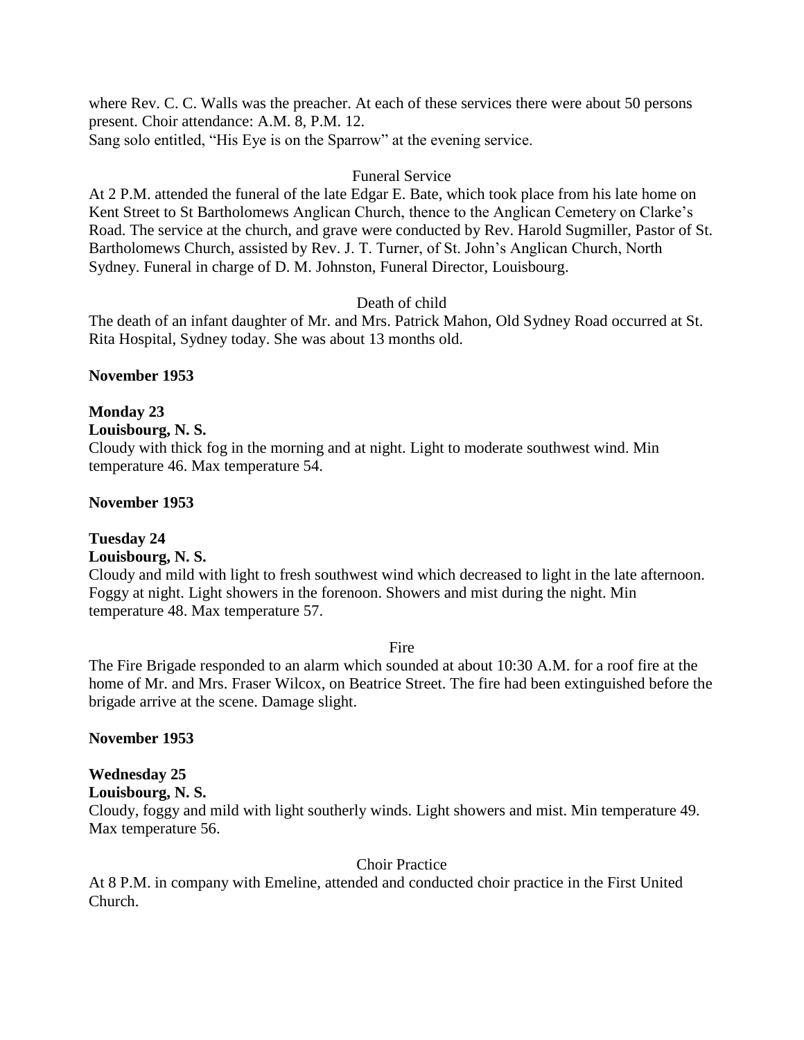where Rev. C. C. Walls was the preacher. At each of these services there were about 50 persons present. Choir attendance: A.M. 8, P.M. 12.
Sang solo entitled, "His Eye is on the Sparrow" at the evening service.

Funeral Service

At 2 P.M. attended the funeral of the late Edgar E. Bate, which took place from his late home on Kent Street to St Bartholomews Anglican Church, thence to the Anglican Cemetery on Clarke's Road. The service at the church, and grave were conducted by Rev. Harold Sugmiller, Pastor of St. Bartholomews Church, assisted by Rev. J. T. Turner, of St. John's Anglican Church, North Sydney. Funeral in charge of D. M. Johnston, Funeral Director, Louisbourg.

Death of child

The death of an infant daughter of Mr. and Mrs. Patrick Mahon, Old Sydney Road occurred at St. Rita Hospital, Sydney today. She was about 13 months old.

**November 1953**

**Monday 23**
**Louisbourg, N. S.**
Cloudy with thick fog in the morning and at night. Light to moderate southwest wind. Min temperature 46. Max temperature 54.

**November 1953**

**Tuesday 24**
**Louisbourg, N. S.**
Cloudy and mild with light to fresh southwest wind which decreased to light in the late afternoon. Foggy at night. Light showers in the forenoon. Showers and mist during the night. Min temperature 48. Max temperature 57.

Fire

The Fire Brigade responded to an alarm which sounded at about 10:30 A.M. for a roof fire at the home of Mr. and Mrs. Fraser Wilcox, on Beatrice Street. The fire had been extinguished before the brigade arrive at the scene. Damage slight.

**November 1953**

**Wednesday 25**
**Louisbourg, N. S.**
Cloudy, foggy and mild with light southerly winds. Light showers and mist. Min temperature 49. Max temperature 56.

Choir Practice

At 8 P.M. in company with Emeline, attended and conducted choir practice in the First United Church.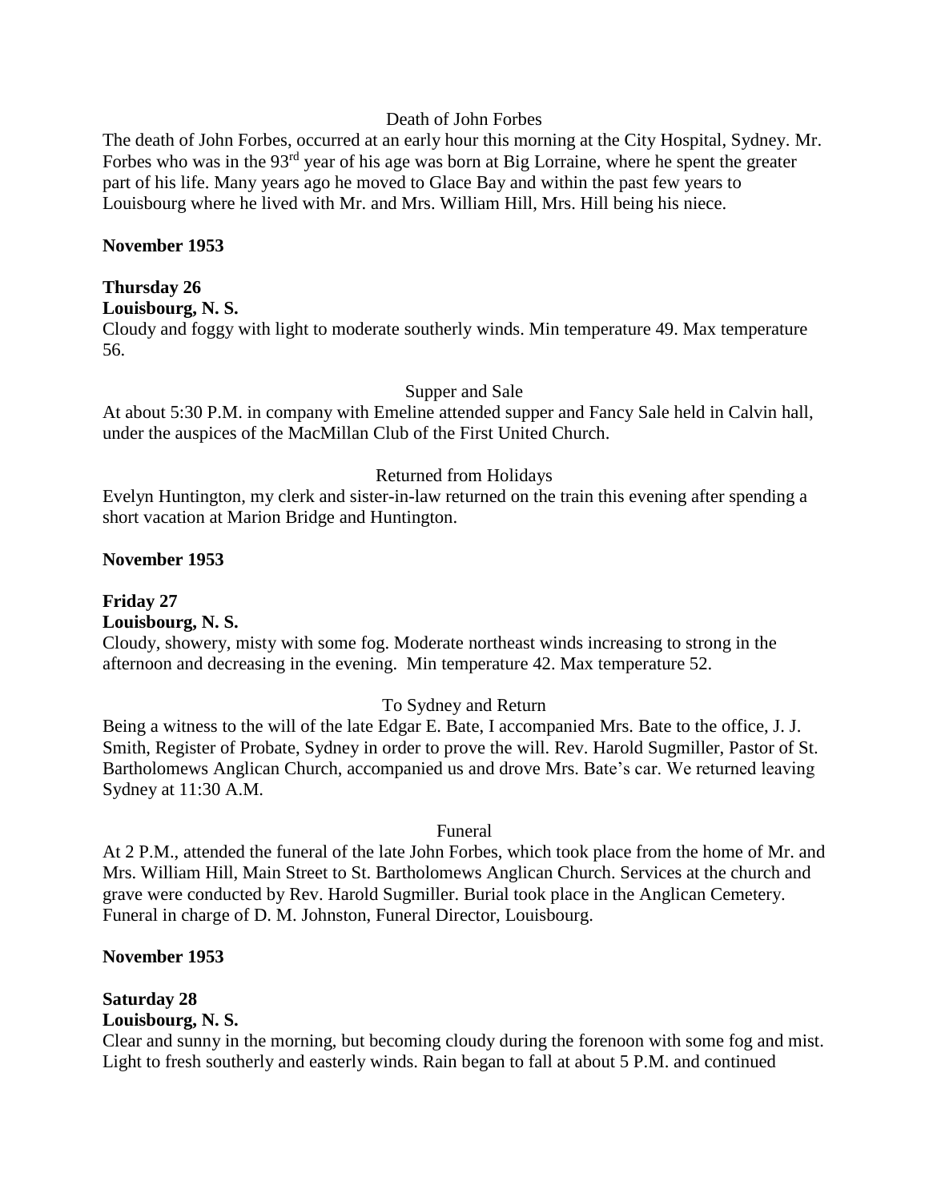Death of John Forbes

The death of John Forbes, occurred at an early hour this morning at the City Hospital, Sydney. Mr. Forbes who was in the 93rd year of his age was born at Big Lorraine, where he spent the greater part of his life. Many years ago he moved to Glace Bay and within the past few years to Louisbourg where he lived with Mr. and Mrs. William Hill, Mrs. Hill being his niece.

**November 1953**

**Thursday 26**
**Louisbourg, N. S.**

Cloudy and foggy with light to moderate southerly winds. Min temperature 49. Max temperature 56.

Supper and Sale

At about 5:30 P.M. in company with Emeline attended supper and Fancy Sale held in Calvin hall, under the auspices of the MacMillan Club of the First United Church.

Returned from Holidays

Evelyn Huntington, my clerk and sister-in-law returned on the train this evening after spending a short vacation at Marion Bridge and Huntington.

**November 1953**

**Friday 27**
**Louisbourg, N. S.**

Cloudy, showery, misty with some fog. Moderate northeast winds increasing to strong in the afternoon and decreasing in the evening. Min temperature 42. Max temperature 52.

To Sydney and Return

Being a witness to the will of the late Edgar E. Bate, I accompanied Mrs. Bate to the office, J. J. Smith, Register of Probate, Sydney in order to prove the will. Rev. Harold Sugmiller, Pastor of St. Bartholomews Anglican Church, accompanied us and drove Mrs. Bate's car. We returned leaving Sydney at 11:30 A.M.

Funeral

At 2 P.M., attended the funeral of the late John Forbes, which took place from the home of Mr. and Mrs. William Hill, Main Street to St. Bartholomews Anglican Church. Services at the church and grave were conducted by Rev. Harold Sugmiller. Burial took place in the Anglican Cemetery. Funeral in charge of D. M. Johnston, Funeral Director, Louisbourg.

**November 1953**

**Saturday 28**
**Louisbourg, N. S.**

Clear and sunny in the morning, but becoming cloudy during the forenoon with some fog and mist. Light to fresh southerly and easterly winds. Rain began to fall at about 5 P.M. and continued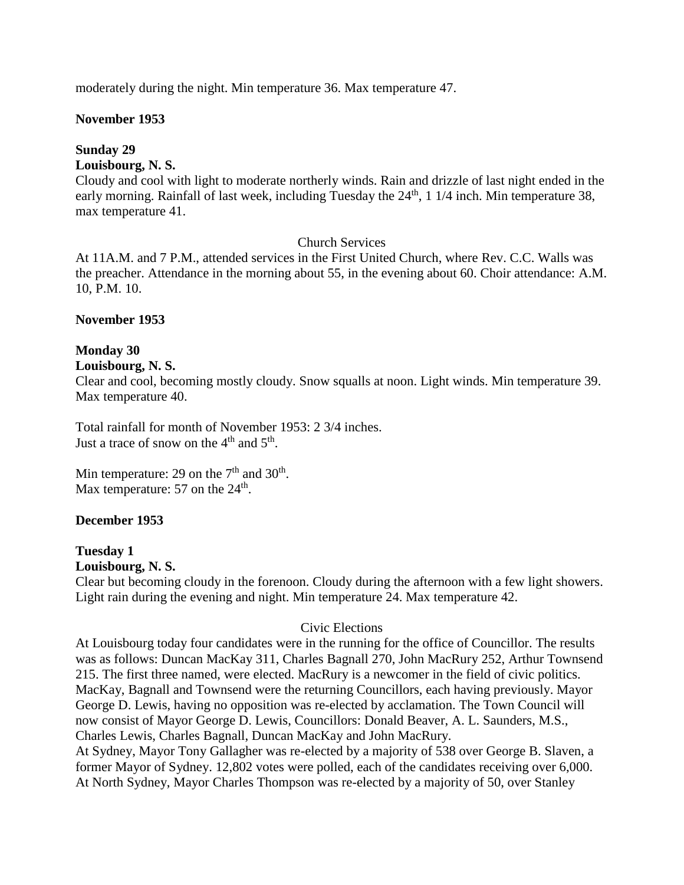moderately during the night. Min temperature 36. Max temperature 47.

**November 1953**

**Sunday 29**
**Louisbourg, N. S.**
Cloudy and cool with light to moderate northerly winds. Rain and drizzle of last night ended in the early morning. Rainfall of last week, including Tuesday the 24th, 1 1/4 inch. Min temperature 38, max temperature 41.

Church Services
At 11A.M. and 7 P.M., attended services in the First United Church, where Rev. C.C. Walls was the preacher. Attendance in the morning about 55, in the evening about 60. Choir attendance: A.M. 10, P.M. 10.

**November 1953**

**Monday 30**
**Louisbourg, N. S.**
Clear and cool, becoming mostly cloudy. Snow squalls at noon. Light winds. Min temperature 39. Max temperature 40.

Total rainfall for month of November 1953: 2 3/4 inches.
Just a trace of snow on the 4th and 5th.

Min temperature: 29 on the 7th and 30th.
Max temperature: 57 on the 24th.

**December 1953**

**Tuesday 1**
**Louisbourg, N. S.**
Clear but becoming cloudy in the forenoon. Cloudy during the afternoon with a few light showers. Light rain during the evening and night. Min temperature 24. Max temperature 42.

Civic Elections
At Louisbourg today four candidates were in the running for the office of Councillor. The results was as follows: Duncan MacKay 311, Charles Bagnall 270, John MacRury 252, Arthur Townsend 215. The first three named, were elected. MacRury is a newcomer in the field of civic politics. MacKay, Bagnall and Townsend were the returning Councillors, each having previously. Mayor George D. Lewis, having no opposition was re-elected by acclamation. The Town Council will now consist of Mayor George D. Lewis, Councillors: Donald Beaver, A. L. Saunders, M.S., Charles Lewis, Charles Bagnall, Duncan MacKay and John MacRury.
At Sydney, Mayor Tony Gallagher was re-elected by a majority of 538 over George B. Slaven, a former Mayor of Sydney. 12,802 votes were polled, each of the candidates receiving over 6,000. At North Sydney, Mayor Charles Thompson was re-elected by a majority of 50, over Stanley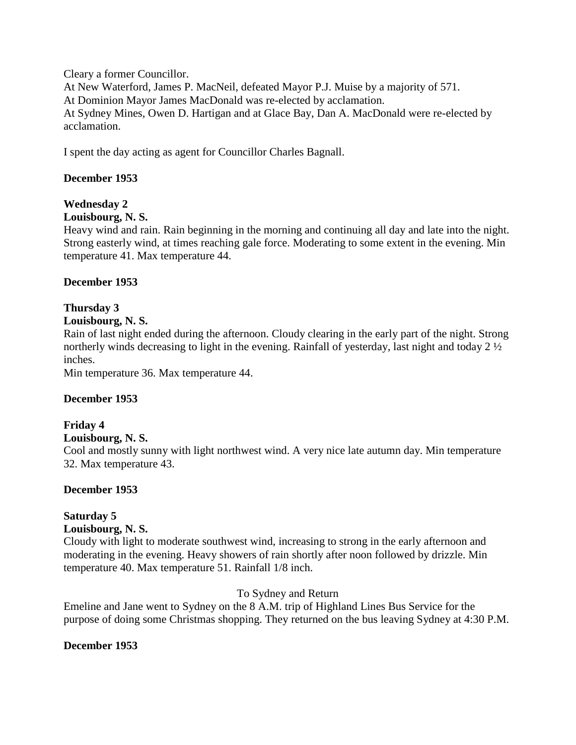Cleary a former Councillor.
At New Waterford, James P. MacNeil, defeated Mayor P.J. Muise by a majority of 571.
At Dominion Mayor James MacDonald was re-elected by acclamation.
At Sydney Mines, Owen D. Hartigan and at Glace Bay, Dan A. MacDonald were re-elected by acclamation.

I spent the day acting as agent for Councillor Charles Bagnall.

**December 1953**

**Wednesday 2**
**Louisbourg, N. S.**
Heavy wind and rain. Rain beginning in the morning and continuing all day and late into the night. Strong easterly wind, at times reaching gale force. Moderating to some extent in the evening. Min temperature 41. Max temperature 44.

**December 1953**

**Thursday 3**
**Louisbourg, N. S.**
Rain of last night ended during the afternoon. Cloudy clearing in the early part of the night. Strong northerly winds decreasing to light in the evening. Rainfall of yesterday, last night and today 2 ½ inches.
Min temperature 36. Max temperature 44.

**December 1953**

**Friday 4**
**Louisbourg, N. S.**
Cool and mostly sunny with light northwest wind. A very nice late autumn day. Min temperature 32. Max temperature 43.

**December 1953**

**Saturday 5**
**Louisbourg, N. S.**
Cloudy with light to moderate southwest wind, increasing to strong in the early afternoon and moderating in the evening. Heavy showers of rain shortly after noon followed by drizzle. Min temperature 40. Max temperature 51. Rainfall 1/8 inch.

To Sydney and Return

Emeline and Jane went to Sydney on the 8 A.M. trip of Highland Lines Bus Service for the purpose of doing some Christmas shopping. They returned on the bus leaving Sydney at 4:30 P.M.

**December 1953**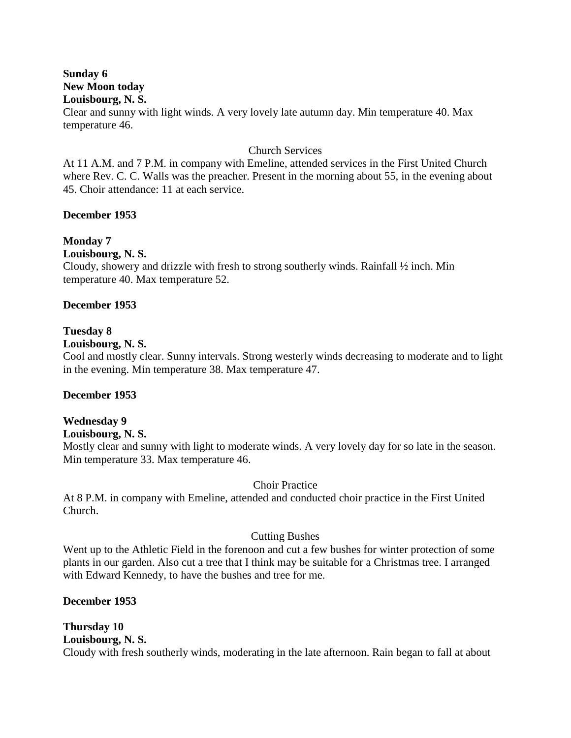**Sunday 6**
**New Moon today**
**Louisbourg, N. S.**
Clear and sunny with light winds. A very lovely late autumn day. Min temperature 40. Max temperature 46.

Church Services

At 11 A.M. and 7 P.M. in company with Emeline, attended services in the First United Church where Rev. C. C. Walls was the preacher. Present in the morning about 55, in the evening about 45. Choir attendance: 11 at each service.

**December 1953**

**Monday 7**
**Louisbourg, N. S.**
Cloudy, showery and drizzle with fresh to strong southerly winds. Rainfall ½ inch. Min temperature 40. Max temperature 52.

**December 1953**

**Tuesday 8**
**Louisbourg, N. S.**
Cool and mostly clear. Sunny intervals. Strong westerly winds decreasing to moderate and to light in the evening. Min temperature 38. Max temperature 47.

**December 1953**

**Wednesday 9**
**Louisbourg, N. S.**
Mostly clear and sunny with light to moderate winds. A very lovely day for so late in the season. Min temperature 33. Max temperature 46.

Choir Practice

At 8 P.M. in company with Emeline, attended and conducted choir practice in the First United Church.

Cutting Bushes

Went up to the Athletic Field in the forenoon and cut a few bushes for winter protection of some plants in our garden. Also cut a tree that I think may be suitable for a Christmas tree. I arranged with Edward Kennedy, to have the bushes and tree for me.

**December 1953**

**Thursday 10**
**Louisbourg, N. S.**
Cloudy with fresh southerly winds, moderating in the late afternoon. Rain began to fall at about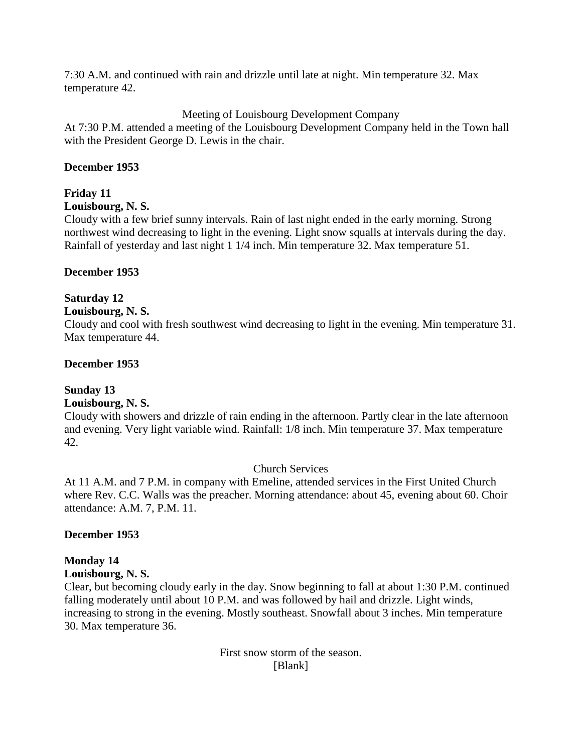7:30 A.M. and continued with rain and drizzle until late at night. Min temperature 32. Max temperature 42.

Meeting of Louisbourg Development Company

At 7:30 P.M. attended a meeting of the Louisbourg Development Company held in the Town hall with the President George D. Lewis in the chair.

**December 1953**

**Friday 11**
**Louisbourg, N. S.**

Cloudy with a few brief sunny intervals. Rain of last night ended in the early morning. Strong northwest wind decreasing to light in the evening. Light snow squalls at intervals during the day. Rainfall of yesterday and last night 1 1/4 inch. Min temperature 32. Max temperature 51.

**December 1953**

**Saturday 12**
**Louisbourg, N. S.**

Cloudy and cool with fresh southwest wind decreasing to light in the evening. Min temperature 31. Max temperature 44.

**December 1953**

**Sunday 13**
**Louisbourg, N. S.**

Cloudy with showers and drizzle of rain ending in the afternoon. Partly clear in the late afternoon and evening. Very light variable wind. Rainfall: 1/8 inch. Min temperature 37. Max temperature 42.

Church Services

At 11 A.M. and 7 P.M. in company with Emeline, attended services in the First United Church where Rev. C.C. Walls was the preacher. Morning attendance: about 45, evening about 60. Choir attendance: A.M. 7, P.M. 11.

**December 1953**

**Monday 14**
**Louisbourg, N. S.**

Clear, but becoming cloudy early in the day. Snow beginning to fall at about 1:30 P.M. continued falling moderately until about 10 P.M. and was followed by hail and drizzle. Light winds, increasing to strong in the evening. Mostly southeast. Snowfall about 3 inches. Min temperature 30. Max temperature 36.

First snow storm of the season.

[Blank]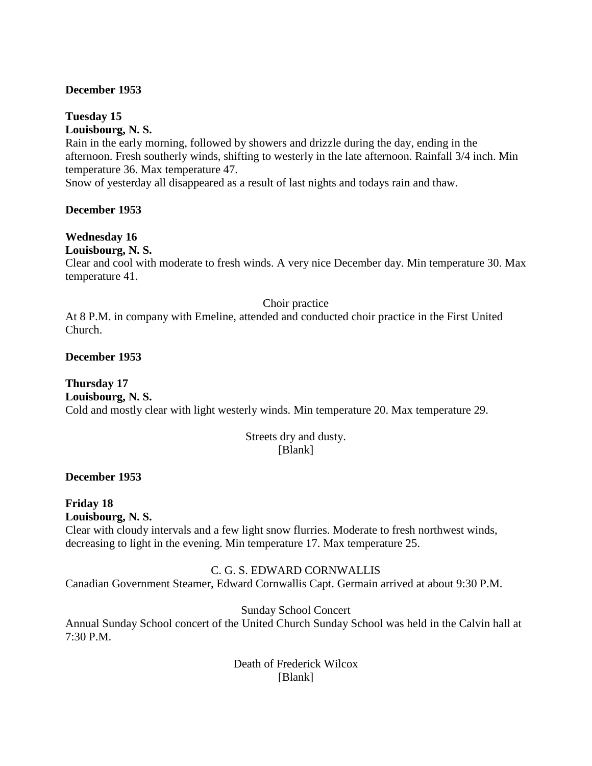**December 1953**

**Tuesday 15**
**Louisbourg, N. S.**
Rain in the early morning, followed by showers and drizzle during the day, ending in the afternoon. Fresh southerly winds, shifting to westerly in the late afternoon. Rainfall 3/4 inch. Min temperature 36. Max temperature 47.
Snow of yesterday all disappeared as a result of last nights and todays rain and thaw.

**December 1953**

**Wednesday 16**
**Louisbourg, N. S.**
Clear and cool with moderate to fresh winds. A very nice December day. Min temperature 30. Max temperature 41.

Choir practice

At 8 P.M. in company with Emeline, attended and conducted choir practice in the First United Church.

**December 1953**

**Thursday 17**
**Louisbourg, N. S.**
Cold and mostly clear with light westerly winds. Min temperature 20. Max temperature 29.

Streets dry and dusty.
[Blank]

**December 1953**

**Friday 18**
**Louisbourg, N. S.**
Clear with cloudy intervals and a few light snow flurries. Moderate to fresh northwest winds, decreasing to light in the evening. Min temperature 17. Max temperature 25.

C. G. S. EDWARD CORNWALLIS

Canadian Government Steamer, Edward Cornwallis Capt. Germain arrived at about 9:30 P.M.

Sunday School Concert

Annual Sunday School concert of the United Church Sunday School was held in the Calvin hall at 7:30 P.M.

Death of Frederick Wilcox
[Blank]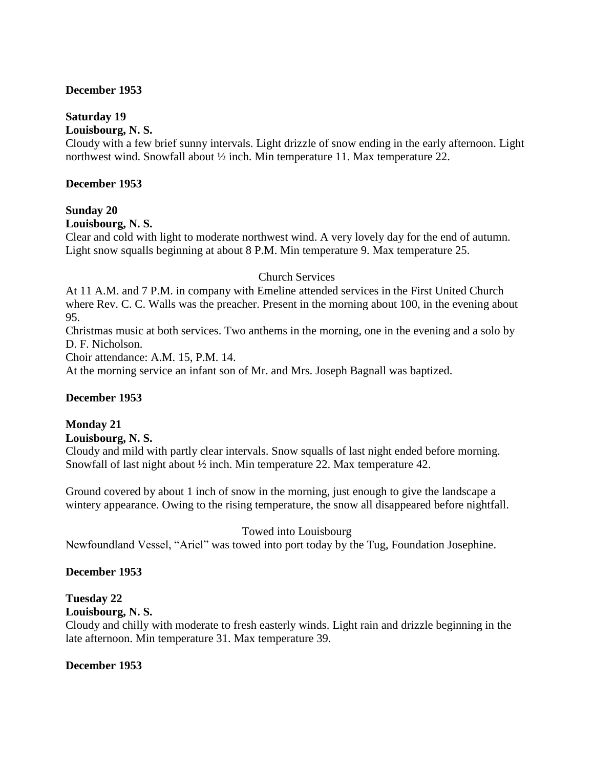**December 1953**

**Saturday 19**
**Louisbourg, N. S.**
Cloudy with a few brief sunny intervals. Light drizzle of snow ending in the early afternoon. Light northwest wind. Snowfall about ½ inch. Min temperature 11. Max temperature 22.

**December 1953**

**Sunday 20**
**Louisbourg, N. S.**
Clear and cold with light to moderate northwest wind. A very lovely day for the end of autumn. Light snow squalls beginning at about 8 P.M. Min temperature 9. Max temperature 25.

Church Services

At 11 A.M. and 7 P.M. in company with Emeline attended services in the First United Church where Rev. C. C. Walls was the preacher. Present in the morning about 100, in the evening about 95.
Christmas music at both services. Two anthems in the morning, one in the evening and a solo by D. F. Nicholson.
Choir attendance: A.M. 15, P.M. 14.
At the morning service an infant son of Mr. and Mrs. Joseph Bagnall was baptized.

**December 1953**

**Monday 21**
**Louisbourg, N. S.**
Cloudy and mild with partly clear intervals. Snow squalls of last night ended before morning. Snowfall of last night about ½ inch. Min temperature 22. Max temperature 42.

Ground covered by about 1 inch of snow in the morning, just enough to give the landscape a wintery appearance. Owing to the rising temperature, the snow all disappeared before nightfall.

Towed into Louisbourg

Newfoundland Vessel, "Ariel" was towed into port today by the Tug, Foundation Josephine.

**December 1953**

**Tuesday 22**
**Louisbourg, N. S.**
Cloudy and chilly with moderate to fresh easterly winds. Light rain and drizzle beginning in the late afternoon. Min temperature 31. Max temperature 39.

**December 1953**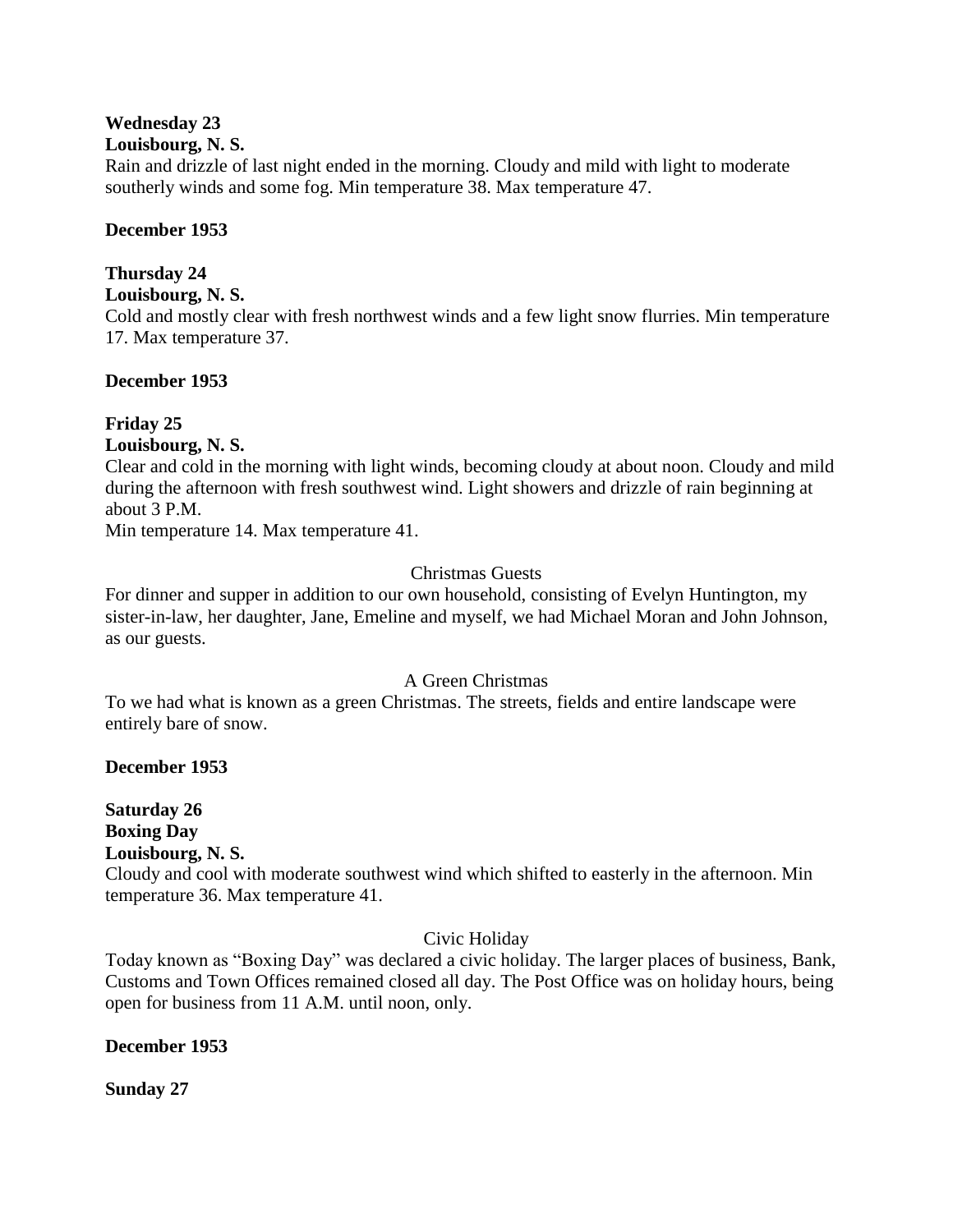**Wednesday 23**
**Louisbourg, N. S.**
Rain and drizzle of last night ended in the morning. Cloudy and mild with light to moderate southerly winds and some fog. Min temperature 38. Max temperature 47.

**December 1953**

**Thursday 24**
**Louisbourg, N. S.**
Cold and mostly clear with fresh northwest winds and a few light snow flurries. Min temperature 17. Max temperature 37.

**December 1953**

**Friday 25**
**Louisbourg, N. S.**
Clear and cold in the morning with light winds, becoming cloudy at about noon. Cloudy and mild during the afternoon with fresh southwest wind. Light showers and drizzle of rain beginning at about 3 P.M.
Min temperature 14. Max temperature 41.

Christmas Guests

For dinner and supper in addition to our own household, consisting of Evelyn Huntington, my sister-in-law, her daughter, Jane, Emeline and myself, we had Michael Moran and John Johnson, as our guests.

A Green Christmas

To we had what is known as a green Christmas. The streets, fields and entire landscape were entirely bare of snow.

**December 1953**

**Saturday 26**
**Boxing Day**
**Louisbourg, N. S.**
Cloudy and cool with moderate southwest wind which shifted to easterly in the afternoon. Min temperature 36. Max temperature 41.

Civic Holiday

Today known as "Boxing Day" was declared a civic holiday. The larger places of business, Bank, Customs and Town Offices remained closed all day. The Post Office was on holiday hours, being open for business from 11 A.M. until noon, only.

**December 1953**

**Sunday 27**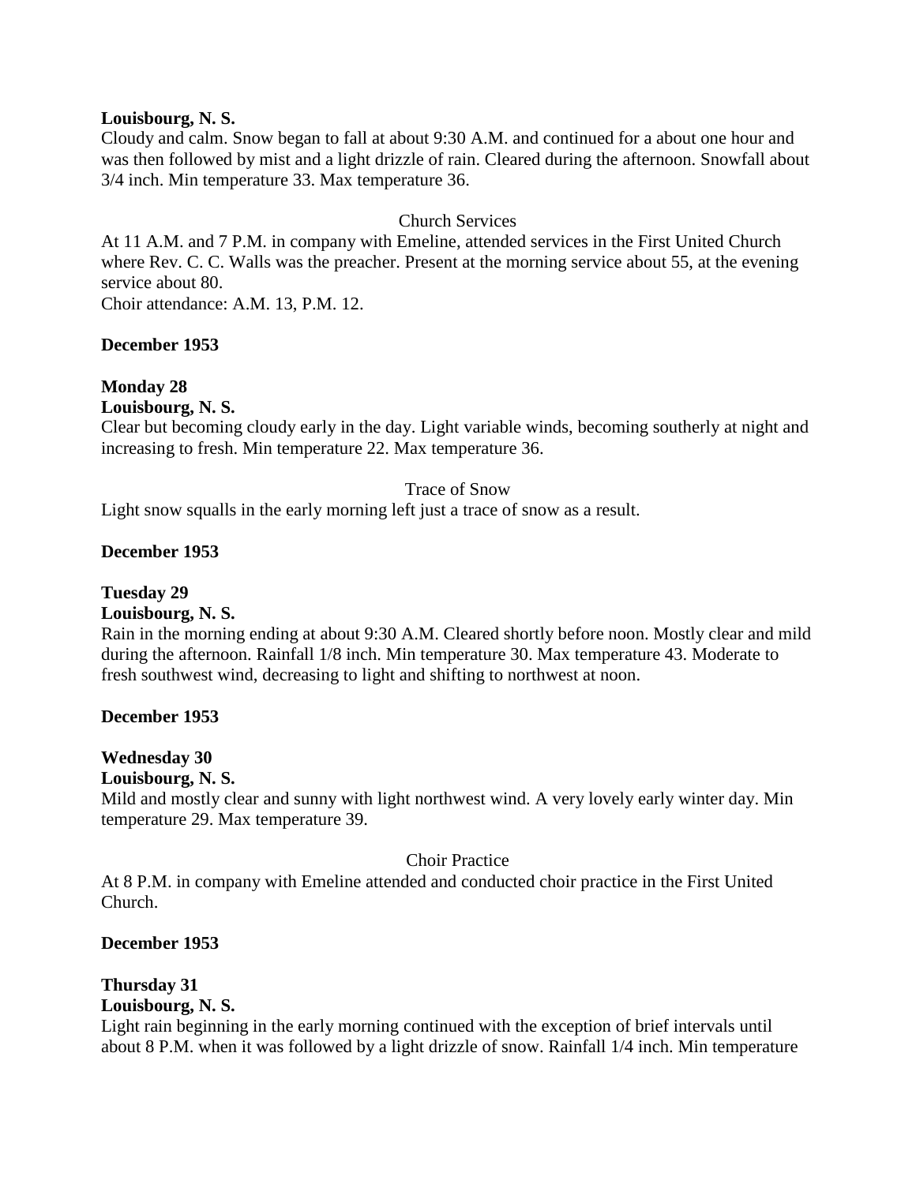**Louisbourg, N. S.**
Cloudy and calm. Snow began to fall at about 9:30 A.M. and continued for a about one hour and was then followed by mist and a light drizzle of rain. Cleared during the afternoon. Snowfall about 3/4 inch. Min temperature 33. Max temperature 36.

Church Services

At 11 A.M. and 7 P.M. in company with Emeline, attended services in the First United Church where Rev. C. C. Walls was the preacher. Present at the morning service about 55, at the evening service about 80.
Choir attendance: A.M. 13, P.M. 12.

**December 1953**

**Monday 28**
**Louisbourg, N. S.**
Clear but becoming cloudy early in the day. Light variable winds, becoming southerly at night and increasing to fresh. Min temperature 22. Max temperature 36.

Trace of Snow

Light snow squalls in the early morning left just a trace of snow as a result.

**December 1953**

**Tuesday 29**
**Louisbourg, N. S.**
Rain in the morning ending at about 9:30 A.M. Cleared shortly before noon. Mostly clear and mild during the afternoon. Rainfall 1/8 inch. Min temperature 30. Max temperature 43. Moderate to fresh southwest wind, decreasing to light and shifting to northwest at noon.

**December 1953**

**Wednesday 30**
**Louisbourg, N. S.**
Mild and mostly clear and sunny with light northwest wind. A very lovely early winter day. Min temperature 29. Max temperature 39.

Choir Practice

At 8 P.M. in company with Emeline attended and conducted choir practice in the First United Church.

**December 1953**

**Thursday 31**
**Louisbourg, N. S.**
Light rain beginning in the early morning continued with the exception of brief intervals until about 8 P.M. when it was followed by a light drizzle of snow. Rainfall 1/4 inch. Min temperature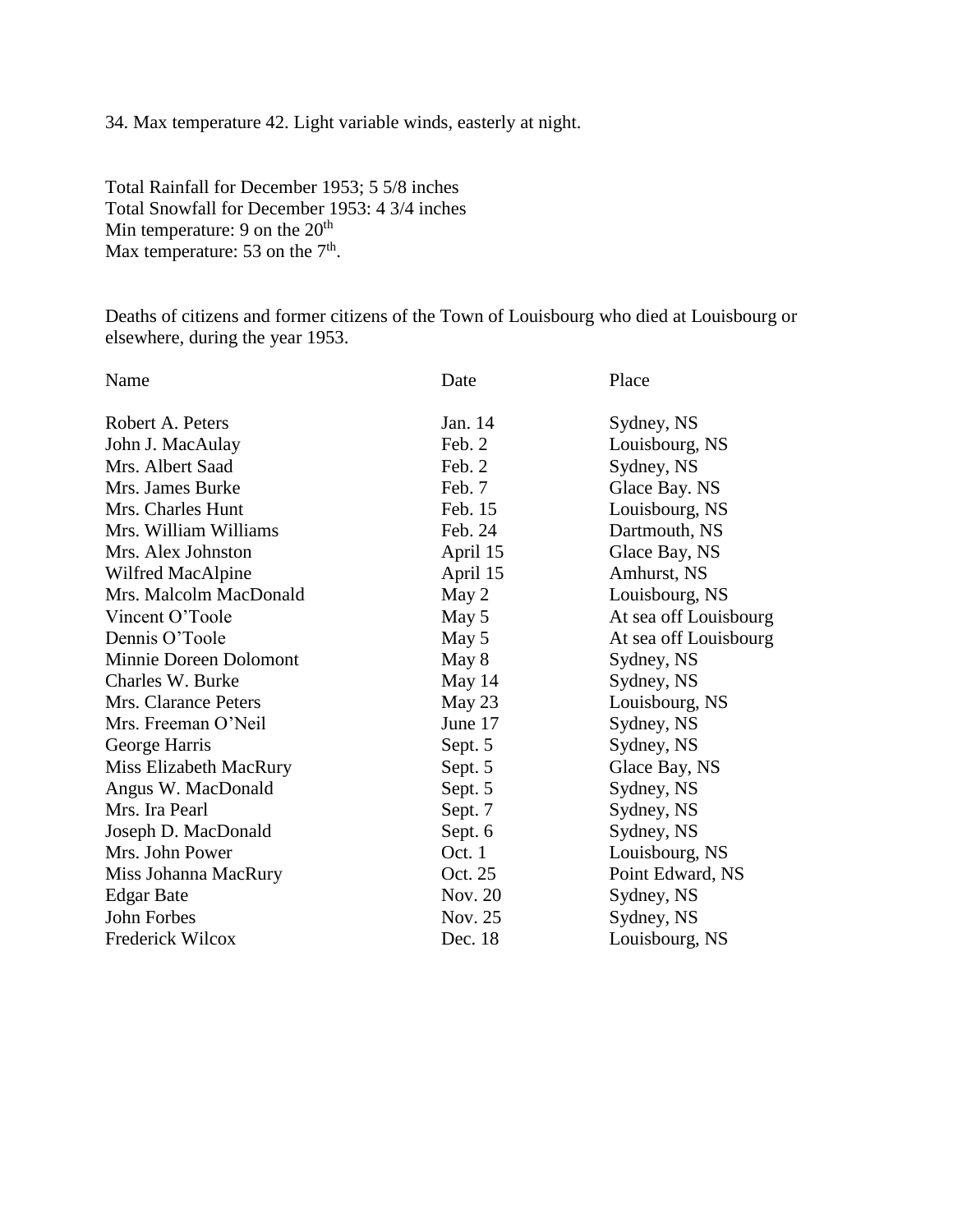34. Max temperature 42. Light variable winds, easterly at night.

Total Rainfall for December 1953; 5 5/8 inches
Total Snowfall for December 1953: 4 3/4 inches
Min temperature: 9 on the 20th
Max temperature: 53 on the 7th.

Deaths of citizens and former citizens of the Town of Louisbourg who died at Louisbourg or elsewhere, during the year 1953.

| Name | Date | Place |
|---|---|---|
| Robert A. Peters | Jan. 14 | Sydney, NS |
| John J. MacAulay | Feb. 2 | Louisbourg, NS |
| Mrs. Albert Saad | Feb. 2 | Sydney, NS |
| Mrs. James Burke | Feb. 7 | Glace Bay. NS |
| Mrs. Charles Hunt | Feb. 15 | Louisbourg, NS |
| Mrs. William Williams | Feb. 24 | Dartmouth, NS |
| Mrs. Alex Johnston | April 15 | Glace Bay, NS |
| Wilfred MacAlpine | April 15 | Amhurst, NS |
| Mrs. Malcolm MacDonald | May 2 | Louisbourg, NS |
| Vincent O'Toole | May 5 | At sea off Louisbourg |
| Dennis O'Toole | May 5 | At sea off Louisbourg |
| Minnie Doreen Dolomont | May 8 | Sydney, NS |
| Charles W. Burke | May 14 | Sydney, NS |
| Mrs. Clarance Peters | May 23 | Louisbourg, NS |
| Mrs. Freeman O'Neil | June 17 | Sydney, NS |
| George Harris | Sept. 5 | Sydney, NS |
| Miss Elizabeth MacRury | Sept. 5 | Glace Bay, NS |
| Angus W. MacDonald | Sept. 5 | Sydney, NS |
| Mrs. Ira Pearl | Sept. 7 | Sydney, NS |
| Joseph D. MacDonald | Sept. 6 | Sydney, NS |
| Mrs. John Power | Oct. 1 | Louisbourg, NS |
| Miss Johanna MacRury | Oct. 25 | Point Edward, NS |
| Edgar Bate | Nov. 20 | Sydney, NS |
| John Forbes | Nov. 25 | Sydney, NS |
| Frederick Wilcox | Dec. 18 | Louisbourg, NS |